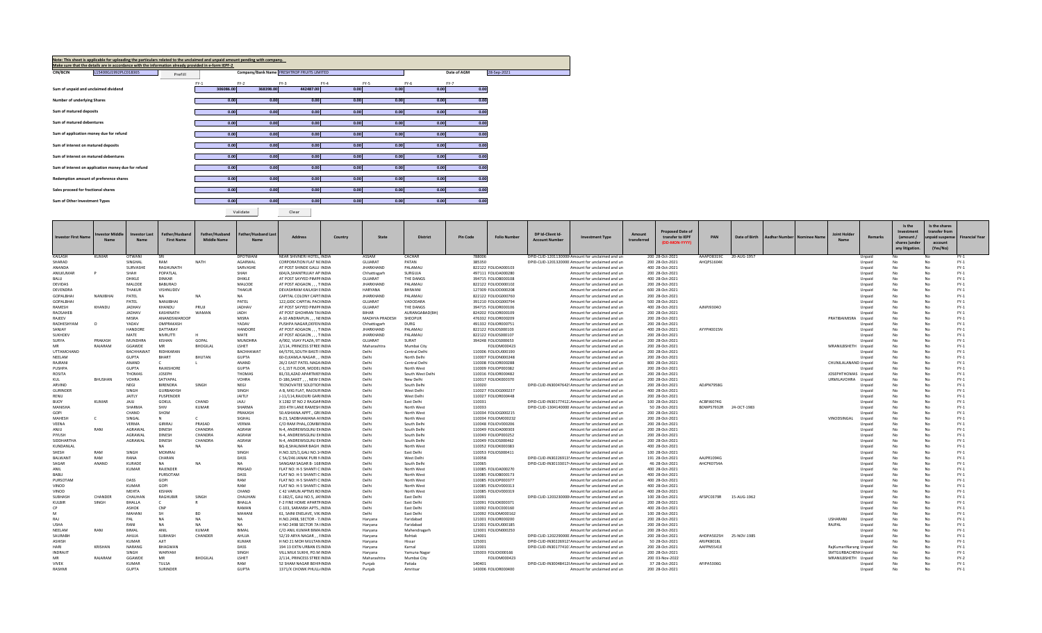**Note: This sheet is applicable for uploading the particulars related to the unclaimed and unpaid amount pending with company.**
**Make sure that the details are in accordance with the information already provided in e-form IEPF-2.**

| CIN/BCIN | L15400GJ1992PLC018365 | Prefill | Company/Bank Name | FRESHTROP FRUITS LIMITED | Date of AGM | 28-Sep-2021 |
|---|---|---|---|---|---|---|

| | FY-1 | FY-2 | FY-3 | FY-4 | FY-5 | FY-6 | FY-7 |
|---|---|---|---|---|---|---|---|
| Sum of unpaid and unclaimed dividend | 306086.00 | 368398.00 | 442487.00 | 0.00 | 0.00 | 0.00 | 0.00 |
| Number of underlying Shares | 0.00 | 0.00 | 0.00 | 0.00 | 0.00 | 0.00 | 0.00 |
| Sum of matured deposits | 0.00 | 0.00 | 0.00 | 0.00 | 0.00 | 0.00 | 0.00 |
| Sum of matured debentures | 0.00 | 0.00 | 0.00 | 0.00 | 0.00 | 0.00 | 0.00 |
| Sum of application money due for refund | 0.00 | 0.00 | 0.00 | 0.00 | 0.00 | 0.00 | 0.00 |
| Sum of interest on matured deposits | 0.00 | 0.00 | 0.00 | 0.00 | 0.00 | 0.00 | 0.00 |
| Sum of interest on matured debentures | 0.00 | 0.00 | 0.00 | 0.00 | 0.00 | 0.00 | 0.00 |
| Sum of interest on application money due for refund | 0.00 | 0.00 | 0.00 | 0.00 | 0.00 | 0.00 | 0.00 |
| Redemption amount of preference shares | 0.00 | 0.00 | 0.00 | 0.00 | 0.00 | 0.00 | 0.00 |
| Sales proceed for fractional shares | 0.00 | 0.00 | 0.00 | 0.00 | 0.00 | 0.00 | 0.00 |
| Sum of Other Investment Types | 0.00 | 0.00 | 0.00 | 0.00 | 0.00 | 0.00 | 0.00 |

Validate Clear

| Investor First Name | Investor Middle Name | Investor Last Name | Father/Husband First Name | Father/Husband Middle Name | Father/Husband Last Name | Address | Country | State | District | Pin Code | Folio Number | DP Id-Client Id-Account Number | Investment Type | Amount transferred | Proposed Date of transfer to IEPF (DD-MON-YYYY) | PAN | Date of Birth | Aadhar Number | Nominee Name | Joint Holder Name | Remarks | Is the Investment (amount / shares )under any litigation. | Is the shares transfer from unpaid suspense account (Yes/No) | Financial Year |
|---|---|---|---|---|---|---|---|---|---|---|---|---|---|---|---|---|---|---|---|---|---|---|---|---|
| KAILASH | KUMAR | OTWANI | SRI | | OPOTWANI | NEAR SHIVNERI HOTEL, INDIA | | ASSAM | CACHAR | 788006 | | DPID-CLID-1201330000 | Amount for unclaimed and un | 200 | 28-Oct-2021 | AAAPO8353C | 20-AUG-1957 | | | | Unpaid | No | No | FY-1 |
| SHARAD | | SINGHAL | RAM | NATH | AGARWAL | CORPORATION FLAT N INDIA | | GUJARAT | PATAN | 385350 | | DPID-CLID-1201330000 | Amount for unclaimed and un | 200 | 28-Oct-2021 | AHQPS1604K | | | | | Unpaid | No | No | FY-1 |
| ANANDA | | SURVASHE | RAGHUNATH | | SARVASHE | AT POST SHINDE GALLI INDIA | | JHARKHAND | PALAMAU | 822122 | FOLIOA000103 | | Amount for unclaimed and un | 400 | 28-Oct-2021 | | | | | | Unpaid | No | No | FY-1 |
| ANILKUMAR | P | SHAH | POPATLAL | | SHAH | 604/A,SHANTRUJAY AP INDIA | | Chhattisgarh | SURGUJA | 497111 | FOLIOA000280 | | Amount for unclaimed and un | 200 | 28-Oct-2021 | | | | | | Unpaid | No | No | FY-1 |
| BALU | | DHIKLE | DINKAR | | DHIKLE | AT POST SAYYED PIMPRINDIA | | GUJARAT | THE DANGS | 394715 | FOLIOB000108 | | Amount for unclaimed and un | 400 | 28-Oct-2021 | | | | | | Unpaid | No | No | FY-1 |
| DEVIDAS | | MALODE | BABURAO | | MALODE | AT POST ADGAON , , , TINDIA | | JHARKHAND | PALAMAU | 822122 | FOLIOD000102 | | Amount for unclaimed and un | 200 | 28-Oct-2021 | | | | | | Unpaid | No | No | FY-1 |
| DEVENDRA | | THAKUR | VISHNUDEV | | THAKUR | DEVASHRAM KAILASH EINDIA | | HARYANA | BHIWANI | 127309 | FOLIOD000208 | | Amount for unclaimed and un | 600 | 28-Oct-2021 | | | | | | Unpaid | No | No | FY-1 |
| GOPALBHAI | NANJIBHAI | PATEL | NA | NA | NA | CAPITAL COLONY CAPITINDIA | | JHARKHAND | PALAMAU | 822122 | FOLIOG000760 | | Amount for unclaimed and un | 200 | 28-Oct-2021 | | | | | | Unpaid | No | No | FY-1 |
| GOPALBHAI | | PATEL | NANJIBHAI | | PATEL | 122,GIDC CAPITAL PACINDIA | | GUJARAT | VADODARA | 391210 | FOLIOG000794 | | Amount for unclaimed and un | 500 | 28-Oct-2021 | | | | | | Unpaid | No | No | FY-1 |
| RAMESH | KHANDU | JADHAV | KHANDU | PRUJI | JADHAV | AT POST SAYYED PIMPRINDIA | | GUJARAT | THE DANGS | 394715 | FOLIOR000106 | | Amount for unclaimed and un | 400 | 28-Oct-2021 | AJNPJ9304O | | | | | Unpaid | No | No | FY-1 |
| RAOSAHEB | | JADHAV | KASHINATH | WAMAN | JADH | AT POST GHOHRAN TAI INDIA | | BIHAR | AURANGABAD(BH) | 824202 | FOLIOR000109 | | Amount for unclaimed and un | 400 | 28-Oct-2021 | | | | | | Unpaid | No | No | FY-1 |
| RAJEEV | | MISRA | ANANDSWAROOP | | MISRA | A-10 ANDRAPUN , , , NE INDIA | | MADHYA PRADESH | SHEOPUR | 476332 | FOLIOR000209 | | Amount for unclaimed and un | 200 | 28-Oct-2021 | | | | | PRATIBAIMISRA | Unpaid | No | No | FY-1 |
| RADHESHYAM | O | YADAV | OMPRAKASH | | YADAV | PUSHPA NAGAR,DEFENINDIA | | Chhattisgarh | DURG | 491332 | FOLIOR000751 | | Amount for unclaimed and un | 200 | 28-Oct-2021 | | | | | | Unpaid | No | No | FY-1 |
| SANJAY | | HANDORE | DATTARAY | | HANDORE | AT POST ADGAON , , , TINDIA | | JHARKHAND | PALAMAU | 822122 | FOLIOS000103 | | Amount for unclaimed and un | 400 | 28-Oct-2021 | AYYPH0015N | | | | | Unpaid | No | No | FY-1 |
| SUKHDEV | | MATE | NIVRUTTI | H | MATE | AT POST ADGAON , , , TINDIA | | JHARKHAND | PALAMAU | 822122 | FOLIOS000107 | | Amount for unclaimed and un | 200 | 28-Oct-2021 | | | | | | Unpaid | No | No | FY-1 |
| SURYA | PRAKASH | MUNDHRA | KISHAN | GOPAL | MUNDHRA | A/902, VIJAY PLAZA, ST INDIA | | GUJARAT | SURAT | 394248 | FOLIOS000653 | | Amount for unclaimed and un | 200 | 28-Oct-2021 | | | | | | Unpaid | No | No | FY-1 |
| MR | RAJARAM | GGAWDE | MR | BHOGILAL | LSHET | 2/114, PRINCESS STREE INDIA | | Maharashtra | Mumbai City | | FOLIOM000423 | | Amount for unclaimed and un | 200 | 28-Oct-2021 | | | | | MRANILBSHETH | Unpaid | No | No | FY-1 |
| UTTAMCHAND | | BACHHAWAT | RIDHKARAN | | BACHHAWAT | 64/5791,SOUTH BASTI INDIA | | Delhi | Central Delhi | 110006 | FOLIOU000190 | | Amount for unclaimed and un | 200 | 28-Oct-2021 | | | | | | Unpaid | No | No | FY-1 |
| NEELAM | | GUPTA | BHART | BHUTAN | GUPTA | 60-D,KAMLA NAGAR , , INDIA | | Delhi | North Delhi | 110007 | FOLION000248 | | Amount for unclaimed and un | 200 | 28-Oct-2021 | | | | | | Unpaid | No | No | FY-1 |
| RAJRANI | | ANAND | C | L | ANAND | 26/2 EAST PATEL NAGA INDIA | | Delhi | Central Delhi | 110008 | FOLIOR000288 | | Amount for unclaimed and un | 800 | 28-Oct-2021 | | | | | CHUNILALANAND | Unpaid | No | No | FY-1 |
| PUSHPA | | GUPTA | RAJKISHORE | | GUPTA | C-1, IST FLOOR, MODEL INDIA | | Delhi | North West | 110009 | FOLIOP000382 | | Amount for unclaimed and un | 200 | 28-Oct-2021 | | | | | | Unpaid | No | No | FY-1 |
| ROSITA | | THOMAS | JOSEPH | | THOMAS | BL/33,AZAD APARTMEI INDIA | | Delhi | South West Delhi | 110016 | FOLIOR000482 | | Amount for unclaimed and un | 200 | 28-Oct-2021 | | | | | JOSEPHTHOMAS | Unpaid | No | No | FY-1 |
| KUL | BHUSHAN | VOHRA | SATYAPAL | | VOHRA | D-186,SAKET , , , NEW E INDIA | | Delhi | New Delhi | 110017 | FOLIOK000370 | | Amount for unclaimed and un | 200 | 28-Oct-2021 | | | | | URMILAVOHRA | Unpaid | No | No | FY-1 |
| ARVIND | | NEGI | BIRENDRA | SINGH | NEGI | TECNOVATEE SOLDTIO INDIA | | Delhi | South Delhi | 110020 | | DPID-CLID-IN30047642 | Amount for unclaimed and un | 200 | 28-Oct-2021 | ADJPN7958G | | | | | Unpaid | No | No | FY-1 |
| GURINDER | | SINGH | GURBAKHSH | | SINGH | A 8, MIG FLAT, RAJOURI INDIA | | Delhi | West Delhi | 110027 | FOLIOG000237 | | Amount for unclaimed and un | 400 | 28-Oct-2021 | | | | | | Unpaid | No | No | FY-1 |
| RENU | | JAITLY | PUSPENDER | | JAITLY | J-11/114,RAJOURI GARI INDIA | | Delhi | West Delhi | 110027 | FOLIOR000448 | | Amount for unclaimed and un | 200 | 28-Oct-2021 | | | | | | Unpaid | No | No | FY-1 |
| BIJOY | KUMAR | JAJU | GOKUL | CHAND | JAJU | X 1282 ST NO 2 RAJGAR INDIA | | Delhi | East Delhi | 110031 | | DPID-CLID-IN30177412 | Amount for unclaimed and un | 100 | 28-Oct-2021 | ACBPJ6074G | | | | | Unpaid | No | No | FY-1 |
| MANISHA | | SHARMA | SHIV | KUMAR | SHARMA | 203 4TH LANE RAMESH INDIA | | Delhi | North West | 110033 | | DPID-CLID-1304140000 | Amount for unclaimed and un | 50 | 28-Oct-2021 | BDWPS7932R | 24-OCT-1983 | | | | Unpaid | No | No | FY-1 |
| GOPI | | CHAND | SHOM | | PRAKASH | 50 ASHIANA APPT., GRI INDIA | | Delhi | North West | 110034 | FOLIOG000215 | | Amount for unclaimed and un | 200 | 28-Oct-2021 | | | | | | Unpaid | No | No | FY-1 |
| MAHESH | C | SINGAL | N | C | SIGHAL | B-23, SADBHAWANA AI INDIA | | Delhi | North West | 110034 | FOLIOM000232 | | Amount for unclaimed and un | 200 | 28-Oct-2021 | | | | | VINODSINGAL | Unpaid | No | No | FY-1 |
| VEENA | | VERMA | GIRIRAJ | PRASAD | VERMA | C/O RAM PHAL,COMBIN INDIA | | Delhi | North West | 110048 | FOLIOV000206 | | Amount for unclaimed and un | 200 | 28-Oct-2021 | | | | | | Unpaid | No | No | FY-1 |
| ANJU | RANI | AGRAWAL | DINESH | CHANDRA | AGRAW | N-4, ANDREWSGUNJ EX INDIA | | Delhi | South Delhi | 110049 | FOLIOA000303 | | Amount for unclaimed and un | 200 | 28-Oct-2021 | | | | | | Unpaid | No | No | FY-1 |
| PIYUSH | | AGRAWAL | DINESH | CHANDRA | AGRAW | N-4, ANDREWSGUNJ EX INDIA | | Delhi | South Delhi | 110049 | FOLIOP000252 | | Amount for unclaimed and un | 200 | 28-Oct-2021 | | | | | | Unpaid | No | No | FY-1 |
| SIDDHARTHA | | AGRAWAL | DINESH | CHANDRA | AGRAW | N-4, ANDREWSGUNJ EX INDIA | | Delhi | South Delhi | 110049 | FOLIOS000462 | | Amount for unclaimed and un | 200 | 28-Oct-2021 | | | | | | Unpaid | No | No | FY-1 |
| KUNDANLAL | | NA | NA | | NA | BG-8,SHALIMAR BAGH INDIA | | Delhi | North West | 110052 | FOLIOK000383 | | Amount for unclaimed and un | 400 | 28-Oct-2021 | | | | | | Unpaid | No | No | FY-1 |
| SHESH | RAM | SINGH | MOMRAJ | | SINGH | H.NO.325/1,GALI NO.1 INDIA | | Delhi | East Delhi | 110053 | FOLIOS000411 | | Amount for unclaimed and un | 100 | 28-Oct-2021 | | | | | | Unpaid | No | No | FY-1 |
| BALWANT | RAM | RANA | CHARAN | | DASS | C 5A/246 JANAK PURI N INDIA | | Delhi | West Delhi | 110058 | | DPID-CLID-IN30226913 | Amount for unclaimed and un | 191 | 28-Oct-2021 | AAJPR1094G | | | | | Unpaid | No | No | FY-1 |
| SAGAR | ANAND | KURADE | NA | NA | NA | SANGAM SAGAR B- 168 INDIA | | Delhi | South Delhi | 110065 | | DPID-CLID-IN30133017 | Amount for unclaimed and un | 46 | 28-Oct-2021 | AHCPK0754A | | | | | Unpaid | No | No | FY-1 |
| ANIL | | KUMAR | RAJENDER | | PRASAD | FLAT NO: H-5 SHANTI C INDIA | | Delhi | North West | 110085 | FOLIOA000270 | | Amount for unclaimed and un | 400 | 28-Oct-2021 | | | | | | Unpaid | No | No | FY-1 |
| BABLI | | | PURSOTAM | | DASS | FLAT NO: H-5 SHANTI C INDIA | | Delhi | North West | 110085 | FOLIOB000173 | | Amount for unclaimed and un | 400 | 28-Oct-2021 | | | | | | Unpaid | No | No | FY-1 |
| PURSOTAM | | DASS | GOPI | | RAM | FLAT NO: H-5 SHANTI C INDIA | | Delhi | North West | 110085 | FOLIOP000377 | | Amount for unclaimed and un | 400 | 28-Oct-2021 | | | | | | Unpaid | No | No | FY-1 |
| VINOD | | KUMAR | GOPI | | RAM | FLAT NO: H-5 SHANTI C INDIA | | Delhi | North West | 110085 | FOLIOV000313 | | Amount for unclaimed and un | 400 | 28-Oct-2021 | | | | | | Unpaid | No | No | FY-1 |
| VINOD | | MEHTA | KISHAN | | CHAND | C 42 VARUN APTMS RO INDIA | | Delhi | North West | 110085 | FOLIOV000319 | | Amount for unclaimed and un | 400 | 28-Oct-2021 | | | | | | Unpaid | No | No | FY-1 |
| SUBHASH | CHANDER | CHAUHAN | RAGHUBIR | SINGH | CHAUHAN | E-182/C, GALI NO.5, JAI INDIA | | Delhi | East Delhi | 110091 | | DPID-CLID-1203230000 | Amount for unclaimed and un | 100 | 28-Oct-2021 | AFSPC0379R | 15-AUG-1962 | | | | Unpaid | No | No | FY-1 |
| KULBIR | SINGH | BHALLA | C | R | BHALLA | F-2 FINE HOME APARTM INDIA | | Delhi | East Delhi | 110091 | FOLIOK000371 | | Amount for unclaimed and un | 200 | 28-Oct-2021 | | | | | | Unpaid | No | No | FY-1 |
| CP | | ASHOK | CNP | | RAMAN | C-103, SARANSH APTS., INDIA | | Delhi | East Delhi | 110092 | FOLIOC000160 | | Amount for unclaimed and un | 200 | 28-Oct-2021 | | | | | | Unpaid | No | No | FY-1 |
| M | | MAHANI | SH | BD | MAHANI | 61, SAINI ENCLAVE, VIK INDIA | | Delhi | East Delhi | 110092 | FOLIOM000162 | | Amount for unclaimed and un | 100 | 28-Oct-2021 | | | | | | Unpaid | No | No | FY-1 |
| RAJ | | PAL | NA | NA | NA | H.NO.2498, SECTOR - 7, INDIA | | Haryana | Faridabad | 121001 | FOLIOR000200 | | Amount for unclaimed and un | 200 | 28-Oct-2021 | | | | | USHARANI | Unpaid | No | No | FY-1 |
| USHA | | RANI | NA | NA | NA | H NO 2498 SECTOR 7A INDIA | | Haryana | Faridabad | 121001 | FOLIOU000185 | | Amount for unclaimed and un | 200 | 28-Oct-2021 | | | | | RAJPAL | Unpaid | No | No | FY-1 |
| NEELAM | RANI | BIMAL | ANIL | KUMAR | BIMAL | C/O ANIL KUMAR BIMA INDIA | | Haryana | Mahendragarh | 123001 | FOLION000250 | | Amount for unclaimed and un | 200 | 28-Oct-2021 | | | | | | Unpaid | No | No | FY-1 |
| SAURABH | | AHUJA | SUBHASH | CHANDER | AHUJA | 52/19 ARYA NAGAR , , INDIA | | Haryana | Rohtak | 124001 | | DPID-CLID-1202290000 | Amount for unclaimed and un | 200 | 28-Oct-2021 | AHDPA5025H | 25-NOV-1985 | | | | Unpaid | No | No | FY-1 |
| ASHISH | | KUMAR | AJIT | | KUMAR | H NO 21 MOH MULTAN INDIA | | Haryana | Hissar | 125001 | | DPID-CLID-IN30226912 | Amount for unclaimed and un | 50 | 28-Oct-2021 | ARIPK8018L | | | | | Unpaid | No | No | FY-1 |
| HARI | KRISHAN | NARANG | BHAGWAN | | DASS | 194 13 EXTN URBAN ES INDIA | | Haryana | Karnal | 132001 | | DPID-CLID-IN30177410 | Amount for unclaimed and un | 200 | 28-Oct-2021 | AAFPN5541E | | | | RajKumariNarang | Unpaid | No | No | FY-1 |
| INDRAJIT | | SINGH | WARYAM | | SINGH | VILL MILK SUKHI, PO M INDIA | | Haryana | Yamuna Nagar | 135003 | FOLIOI000166 | | Amount for unclaimed and un | 200 | 28-Oct-2021 | | | | | SMTGURBACHEN | Unpaid | No | No | FY-1 |
| MR | RAJARAM | GGAWDE | MR | BHOGILAL | LSHET | 2/114, PRINCESS STREE INDIA | | Maharashtra | Mumbai City | | FOLIOM000423 | | Amount for unclaimed and un | 200 | 03-Nov-2022 | | | | | MRANILBSHETH | Unpaid | No | No | FY-2 |
| VIVEK | | KUMAR | TULSA | | RAM | 52 SHAM NAGAR BEHIN INDIA | | Punjab | Patiala | 140401 | | DPID-CLID-IN30048412 | Amount for unclaimed and un | 37 | 28-Oct-2021 | AFIPA5306G | | | | | Unpaid | No | No | FY-1 |
| RASHMI | | GUPTA | SURINDER | | GUPTA | 1371/X CHOWK PHULLI INDIA | | Punjab | Amritsar | 143006 | FOLIOR000400 | | Amount for unclaimed and un | 200 | 28-Oct-2021 | | | | | | Unpaid | No | No | FY-1 |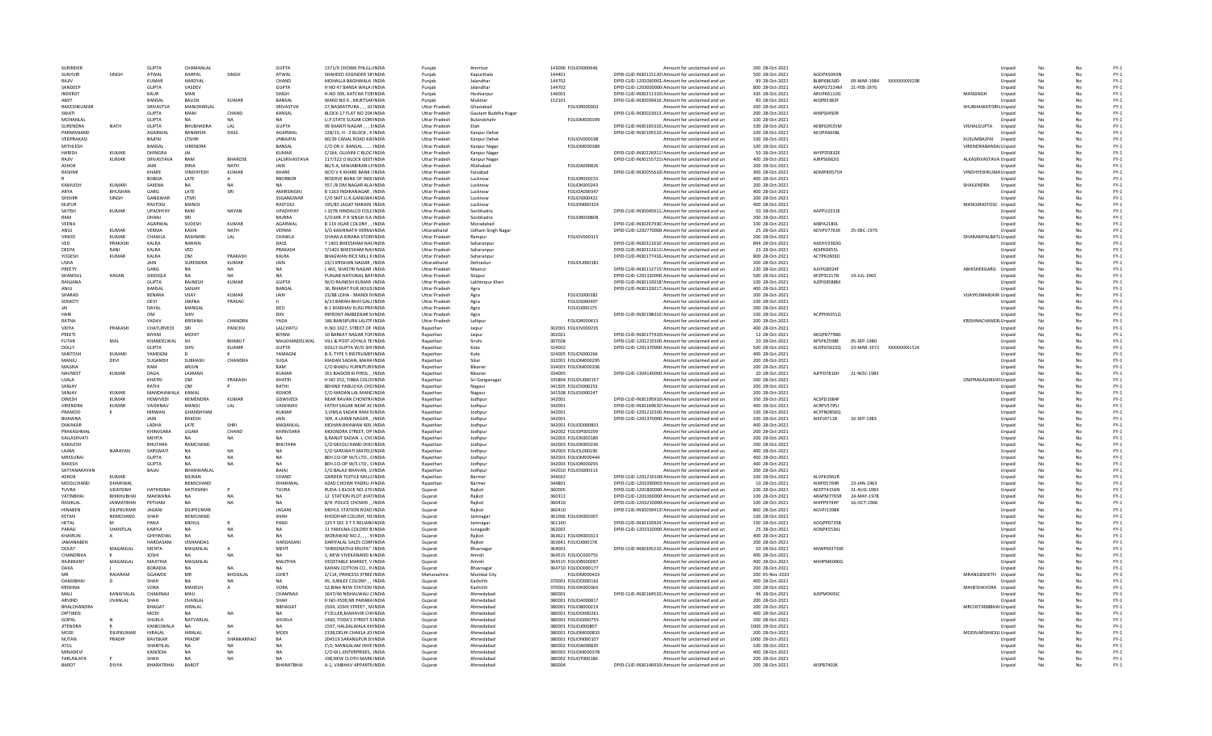| | | | | | | | | | | | | | | | | | | | | | | |
|---|---|---|---|---|---|---|---|---|---|---|---|---|---|---|---|---|---|---|---|---|---|---|
| SURINDER | | GUPTA | CHAMANLAL | | GUPTA | 1371/X CHOWK PHULLI INDIA | Punjab | Amritsar | 143006 | FOLIOS000646 | | Amount for unclaimed and un | 200 | 28-Oct-2021 | | | | | Unpaid | No | No | FY-1 |
| SUKHVIR | SINGH | ATWAL | HARPAL | SINGH | ATWAL | SHAHEED JOGINDER SI INDIA | Punjab | Kapurthala | 144401 | | DPID-CLID-IN3011512( | Amount for unclaimed and un | 500 | 28-Oct-2021 | AGDPA5043N | | | | Unpaid | No | No | FY-1 |
| RAJIV | | KUMAR | HARDYAL | | CHAND | MOHALLA BAGHWALA INDIA | Punjab | Jalandhar | 144702 | | DPID-CLID-1201060001 | Amount for unclaimed and un | 99 | 28-Oct-2021 | BLBPK8630D | 09-MAR-1984 | XXXXXXXX9298 | | Unpaid | No | No | FY-1 |
| SANDEEP | | GUPTA | VASDEV | | GUPTA | H NO 47 BANSA WALA I INDIA | Punjab | Jalandhar | 144702 | | DPID-CLID-1203000000 | Amount for unclaimed and un | 800 | 28-Oct-2021 | AAXPG7224M | 21-FEB-1976 | | | Unpaid | No | No | FY-1 |
| INDERJIT | | KAUR | MAN | | SINGH | H.NO 309, KATCHA TOE INDIA | Punjab | Hoshiarpur | 146001 | | DPID-CLID-IN3021131( | Amount for unclaimed and un | 435 | 28-Oct-2021 | ARUPK6110G | | | MANSINGH | Unpaid | No | No | FY-1 |
| AMIT | | BANSAL | BALISH | KUMAR | BANSAL | WARD NO 6 , MUKTSAF INDIA | Punjab | Muktsar | 152101 | | DPID-CLID-IN3003941( | Amount for unclaimed and un | 99 | 28-Oct-2021 | AIQPB5383F | | | | Unpaid | No | No | FY-1 |
| RAKESHKUMAR | | SRIVASTVA | MANOHARLAL | | SRIVASTVA | 27,NASRATPURA , , , GH INDIA | Uttar Pradesh | Ghaziabad | | FOLIOR000303 | | Amount for unclaimed and un | 200 | 28-Oct-2021 | | | | SHUBHAWATISRIV | Unpaid | No | No | FY-1 |
| SWATI | | GUPTA | MAM | CHAND | KANSAL | BLOCK-17 FLAT NO 204 INDIA | Uttar Pradesh | Gautam Buddha Nagar | | | DPID-CLID-IN3002391( | Amount for unclaimed and un | 200 | 28-Oct-2021 | AINPS0450R | | | | Unpaid | No | No | FY-1 |
| MOHANLAL | | GUPTA | NA | NA | NA | U.P.STATE SUGAR CORF INDIA | Uttar Pradesh | Bulandshahr | | FOLIOM000399 | | Amount for unclaimed and un | 100 | 28-Oct-2021 | | | | | Unpaid | No | No | FY-1 |
| SURENDRA | NATH | GUPTA | BHUBHADRA | LAL | GUPTA | 99 SHANTI NAGAR , , , E INDIA | Uttar Pradesh | Etah | | | DPID-CLID-IN3016531( | Amount for unclaimed and un | 100 | 28-Oct-2021 | AEBPG9535M | | | VISHALGUPTA | Unpaid | No | No | FY-1 |
| PARMANAND | | AGARWAL | BANARSHI | DASS | AGARWAL | 128/15, H - 2 BLOCK , K INDIA | Uttar Pradesh | Kanpur Dehat | | | DPID-CLID-IN3010551( | Amount for unclaimed and un | 100 | 28-Oct-2021 | AEOPA6608L | | | | Unpaid | No | No | FY-1 |
| VEDPRAKASH | | BAJPAI | LTSHRI | | VNBAJPAI | 60/39 CANAL ROAD KAI INDIA | Uttar Pradesh | Kanpur Dehat | | FOLIOV000198 | | Amount for unclaimed and un | 100 | 28-Oct-2021 | | | | KUSUMBAJPAI | Unpaid | No | No | FY-1 |
| MITHLESH | | BANSAL | VIRENDRA | | BANSAL | C/O DR.V. BANSAL........ INDIA | Uttar Pradesh | Kanpur Nagar | | FOLIOM000389 | | Amount for unclaimed and un | 100 | 28-Oct-2021 | | | | VIRENDRABANSAL | Unpaid | No | No | FY-1 |
| HARISH | KUMAR | DHINGRA | JAI | | KUMAR | C/164, GUJAINI C BLOC INDIA | Uttar Pradesh | Kanpur Nagar | | | DPID-CLID-IN3022691( | Amount for unclaimed and un | 50 | 28-Oct-2021 | AHYPD5832E | | | | Unpaid | No | No | FY-1 |
| RAJIV | KUMAR | SRIVASTAVA | RAM | BHAROSE | LALSRIVASTAVA | 117/322 D BLOCK GEET INDIA | Uttar Pradesh | Kanpur Nagar | | | DPID-CLID-IN3015572( | Amount for unclaimed and un | 400 | 28-Oct-2021 | AJRPS6662G | | | ALKASRIVASTAVA | Unpaid | No | No | FY-1 |
| ASHOK | KUMAR | JAIN | DINA | NATH | JAIN | 86/5-A, MAHABIRAN LA INDIA | Uttar Pradesh | Allahabad | | FOLIOA000826 | | Amount for unclaimed and un | 200 | 28-Oct-2021 | | | | | Unpaid | No | No | FY-1 |
| RASHMI | | KHARE | VINDHYESH | KUMAR | KHARE | W/O V K KHARE BANK C INDIA | Uttar Pradesh | Faizabad | | | DPID-CLID-IN3005561( | Amount for unclaimed and un | 300 | 28-Oct-2021 | ADMPK0575H | | | VINDHYESHKUMAR | Unpaid | No | No | FY-1 |
| R | | BOBOA | LATE | A | RBORBOR | RESERVE BANK OF INDI INDIA | Uttar Pradesh | Lucknow | | FOLIOR000155 | | Amount for unclaimed and un | 400 | 28-Oct-2021 | | | | | Unpaid | No | No | FY-1 |
| KAMLESH | KUMARI | SAXENA | NA | NA | NA | 557 /8 DM NAGAR ALA INDIA | Uttar Pradesh | Lucknow | | FOLIOK000243 | | Amount for unclaimed and un | 200 | 28-Oct-2021 | | | | SHAILENDRA | Unpaid | No | No | FY-1 |
| ARYA | BHUSHAN | GARG | LATE | SRI | AMIRSINGHJ | B 1163 INDIRANAGAR , INDIA | Uttar Pradesh | Lucknow | | FOLIOA000347 | | Amount for unclaimed and un | 400 | 28-Oct-2021 | | | | | Unpaid | No | No | FY-1 |
| SHISHIR | SINGH | GANGWAR | LTSRI | | SSGANGWAR | C/O SMT.U.R.GANGWA INDIA | Uttar Pradesh | Lucknow | | FOLIOS000422 | | Amount for unclaimed and un | 200 | 28-Oct-2021 | | | | | Unpaid | No | No | FY-1 |
| NUPUR | | RASTOGI | MANOJ | | RASTOGI | 195/85 JAGAT NARAIN INDIA | Uttar Pradesh | Lucknow | | FOLION000324 | | Amount for unclaimed and un | 400 | 28-Oct-2021 | | | | MANOJRASTOGI | Unpaid | No | No | FY-1 |
| SATISH | KUMAR | UPADHYAY | RAM | NAYAN | UPADHYAY | I-1078 HINDALCO COLC INDIA | Uttar Pradesh | Sonbhadra | | | DPID-CLID-IN3004501( | Amount for unclaimed and un | 50 | 28-Oct-2021 | AAPPU2231E | | | | Unpaid | No | No | FY-1 |
| RAM | | DHANI | SRI | | MURRA | C/O.MR. P K SINGH S.A INDIA | Uttar Pradesh | Sonbhadra | | FOLIOR000808 | | Amount for unclaimed and un | 200 | 28-Oct-2021 | | | | | Unpaid | No | No | FY-1 |
| VEENA | | AGARWAL | SUDESH | KUMAR | AGARWAL | B 119 JIGAR COLONY , INDIA | Uttar Pradesh | Moradabad | | | DPID-CLID-IN3026793( | Amount for unclaimed and un | 100 | 28-Oct-2021 | AIBPA2180L | | | | Unpaid | No | No | FY-1 |
| ANUJ | KUMAR | VERMA | KASHI | NATH | VERMA | S/O KASHINATH VERMA INDIA | Uttarakhand | Udham Singh Nagar | | | DPID-CLID-1202770000 | Amount for unclaimed and un | 25 | 28-Oct-2021 | ADVPV7763K | 25-DEC-1973 | | | Unpaid | No | No | FY-1 |
| VINOD | KUMAR | CHAWLA | RASHMIRI | LAL | CHAWLA | CHAWLA KIRANA STOR INDIA | Uttar Pradesh | Rampur | | FOLIOV000315 | | Amount for unclaimed and un | 200 | 28-Oct-2021 | | | | DHARAMPALBATL | Unpaid | No | No | FY-1 |
| VED | PRAKASH | KALRA | NARAIN | | DASS | 7 1401 BHEESHAM NAC INDIA | Uttar Pradesh | Saharanpur | | | DPID-CLID-IN3031161( | Amount for unclaimed and un | 894 | 28-Oct-2021 | AAEHV3360G | | | | Unpaid | No | No | FY-1 |
| DEEPA | RANI | KALRA | VED | | PRAKASH | 7/1401 BHEESHAM NAI INDIA | Uttar Pradesh | Saharanpur | | | DPID-CLID-IN3031161( | Amount for unclaimed and un | 23 | 28-Oct-2021 | ADIFK0655L | | | | Unpaid | No | No | FY-1 |
| YOGESH | KUMAR | KALRA | OM | PRAKASH | KALRA | BHAGWAN RICE MILL K INDIA | Uttar Pradesh | Saharanpur | | | DPID-CLID-IN3017741( | Amount for unclaimed and un | 800 | 28-Oct-2021 | ACTPK2606D | | | | Unpaid | No | No | FY-1 |
| USHA | | JAIN | SURENDRA | KUMAR | JAIN | 23/1 KRISHAN NAGAR , INDIA | Uttarakhand | Dehradun | | FOLIOU000181 | | Amount for unclaimed and un | 200 | 28-Oct-2021 | | | | | Unpaid | No | No | FY-1 |
| PREETY | | GARG | NA | NA | NA | L 465, SHASTRI NAGAR INDIA | Uttar Pradesh | Meerut | | | DPID-CLID-IN3011271( | Amount for unclaimed and un | 220 | 28-Oct-2021 | AJVPG8924F | | | ABHISHEKGARG | Unpaid | No | No | FY-1 |
| SHAMSUL | HASAN | SIDDIQUI | NA | NA | NA | PUNJAB NATIONAL BAN INDIA | Uttar Pradesh | Sitapur | | | DPID-CLID-1201320000 | Amount for unclaimed and un | 500 | 28-Oct-2021 | AFZPS5217B | 19-JUL-1965 | | | Unpaid | No | No | FY-1 |
| RANJANA | | GUPTA | RAJNESH | KUMAR | GUPTA | W/O RAJNESH KUMAR INDIA | Uttar Pradesh | Lakhimpur Kheri | | | DPID-CLID-IN3013301( | Amount for unclaimed and un | 100 | 28-Oct-2021 | AJZPG9588M | | | | Unpaid | No | No | FY-1 |
| ANJU | | BANSAL | SANJAY | | BANSAL | 36, BHARAT PUR HOUS INDIA | Uttar Pradesh | Agra | | | DPID-CLID-IN3013301( | Amount for unclaimed and un | 400 | 28-Oct-2021 | | | | | Unpaid | No | No | FY-1 |
| SHARAD | | BENARA | VIJAY | KUMAR | JAIN | 23/88 LOHA - MANDI N INDIA | Uttar Pradesh | Agra | | FOLIOS000382 | | Amount for unclaimed and un | 200 | 28-Oct-2021 | | | | VIJAYKUMARJAIN | Unpaid | No | No | FY-1 |
| SOMOTI | | DEVI | JAMNA | PRASAD | JI | 6/31 BARAN BHAI GALI INDIA | Uttar Pradesh | Agra | | FOLIOS000497 | | Amount for unclaimed and un | 100 | 28-Oct-2021 | | | | | Unpaid | No | No | FY-1 |
| JAI | | DAYAL | MANGAL | | DEO | B-1 MADHAV KUNJ PRA INDIA | Uttar Pradesh | Agra | | FOLIOJ000175 | | Amount for unclaimed and un | 200 | 28-Oct-2021 | | | | | Unpaid | No | No | FY-1 |
| HARI | | OM | SHIV | | DIN | INFRONT AMBEDKAR S INDIA | Uttar Pradesh | Agra | | | DPID-CLID-IN3019831( | Amount for unclaimed and un | 100 | 28-Oct-2021 | ACPPH0351Q | | | | Unpaid | No | No | FY-1 |
| RATNA | | YADAV | KRISHNA | CHANDRA | YADA | 186 BANSIPURA LALITP INDIA | Uttar Pradesh | Lalitpur | | FOLIOR000415 | | Amount for unclaimed and un | 200 | 28-Oct-2021 | | | | KRISHNACHANDR | Unpaid | No | No | FY-1 |
| VIDYA | PRAKASH | CHATURVEDI | SRI | PANCHU | LALCHATU | H.NO.3327, STREET OF INDIA | Rajasthan | Jaipur | 302001 | FOLIOV000235 | | Amount for unclaimed and un | 400 | 28-Oct-2021 | | | | | Unpaid | No | No | FY-1 |
| PREETI | | BIYANI | MOHIT | | BIYANI | 10 BARKAT NAGAR TON INDIA | Rajasthan | Jaipur | 302021 | | DPID-CLID-IN3017741( | Amount for unclaimed and un | 12 | 28-Oct-2021 | AKQPB7798G | | | | Unpaid | No | No | FY-1 |
| FUTAR | MAL | KHANDELWAL | SH | BHABUT | MALKHANDELWAL | VILL & POST-JOYALA TE INDIA | Rajasthan | Sirohi | 307028 | | DPID-CLID-1201210100 | Amount for unclaimed and un | 20 | 28-Oct-2021 | APSPK2598E | 05-SEP-1980 | | | Unpaid | No | No | FY-1 |
| DOLLY | | GUPTA | SHIV | KUAMR | GUPTA | DOLLY GUPTA W/O SHI INDIA | Rajasthan | Kota | 324002 | | DPID-CLID-1201370000 | Amount for unclaimed and un | 500 | 28-Oct-2021 | ALDPG5610Q | 23-MAR-1972 | XXXXXXXX1524 | | Unpaid | No | No | FY-1 |
| SANTOSH | KUMARI | YAMDGNI | D | K | YAMAGNI | B-9, TYPE 5 INSTRUME INDIA | Rajasthan | Kota | 324005 | FOLIOS000266 | | Amount for unclaimed and un | 400 | 28-Oct-2021 | | | | | Unpaid | No | No | FY-1 |
| MANJU | DEVI | SUGANDHI | SUBHASH | CHANDRA | SUGA | MADAN SADAN, MAHA INDIA | Rajasthan | Sikar | 332001 | FOLIOM000295 | | Amount for unclaimed and un | 200 | 28-Oct-2021 | | | | | Unpaid | No | No | FY-1 |
| MAGNA | | RAM | ARJUN | | RAM | C/O BHADU FURNITURI INDIA | Rajasthan | Bikaner | 334003 | FOLIOM000206 | | Amount for unclaimed and un | 200 | 28-Oct-2021 | | | | | Unpaid | No | No | FY-1 |
| NAVNEET | KUMAR | DAGA | LAXMAN | | KUMAR | 351 BAIDON KI PIROL , INDIA | Rajasthan | Bikaner | 334005 | | DPID-CLID-1304140000 | Amount for unclaimed and un | 20 | 28-Oct-2021 | AJFPD7816H | 21-NOV-1983 | | | Unpaid | No | No | FY-1 |
| UJALA | | KHATRI | OM | PRAKASH | KHATRI | H NO 352, TIBBA COLO INDIA | Rajasthan | Sri Ganganagar | 335804 | FOLIOU000157 | | Amount for unclaimed and un | 200 | 28-Oct-2021 | | | | OMPRAKASHKHA | Unpaid | No | No | FY-1 |
| SANJAY | | RATHI | OM | P | RATHI | BEHIND PABUJI KA CHO INDIA | Rajasthan | Nagaur | 341505 | FOLIOS000253 | | Amount for unclaimed and un | 200 | 28-Oct-2021 | | | | | Unpaid | No | No | FY-1 |
| SANJAY | KUMAR | MANDHAWALA | KAMAL | | KISHOR | C/O MADAN LAL MAND INDIA | Rajasthan | Nagaur | 341508 | FOLIOS000247 | | Amount for unclaimed and un | 200 | 28-Oct-2021 | | | | | Unpaid | No | No | FY-1 |
| DINESH | KUMAR | HDWIVEDI | HEMENDRA | KUMAR | GDWIVEDI | NEAR RAVAN CHOWTRA INDIA | Rajasthan | Jodhpur | 342001 | | DPID-CLID-IN3019591( | Amount for unclaimed and un | 350 | 28-Oct-2021 | ACSPD1084F | | | | Unpaid | No | No | FY-1 |
| VIRENDRA | KUMAR | VAISHNAV | MANGI | LAL | VAISHNAV | FATEH SAGAR NEAR AC INDIA | Rajasthan | Jodhpur | 342001 | | DPID-CLID-IN3016961( | Amount for unclaimed and un | 400 | 28-Oct-2021 | ACRPV5795J | | | | Unpaid | No | No | FY-1 |
| PRAMOD | K | NIRWAN | GHANSHYAM | | KUMAR | 3,VIMLA SADAN RAM N INDIA | Rajasthan | Jodhpur | 342001 | | DPID-CLID-1201210100 | Amount for unclaimed and un | 100 | 28-Oct-2021 | ACFPN0850Q | | | | Unpaid | No | No | FY-1 |
| BHAWNA | | JAIN | RAKESH | | JAIN | 309, A LAXMI NAGAR , , INDIA | Rajasthan | Jodhpur | 342001 | | DPID-CLID-1201370000 | Amount for unclaimed and un | 100 | 28-Oct-2021 | AIEPJ4711B | 16-SEP-1983 | | | Unpaid | No | No | FY-1 |
| DIWAKAR | | LADHA | LATE | SHRI | MADANLAL | MOHAN BHAWAN 409, INDIA | Rajasthan | Jodhpur | 342001 | FOLIOD000801 | | Amount for unclaimed and un | 400 | 28-Oct-2021 | | | | | Unpaid | No | No | FY-1 |
| PRAKASHMAL | | KHINVSARA | UGAM | CHAND | KHINVSARA | MOONDRA STREET, OP INDIA | Rajasthan | Jodhpur | 342002 | FOLIOP000099 | | Amount for unclaimed and un | 200 | 28-Oct-2021 | | | | | Unpaid | No | No | FY-1 |
| KAILASHVATI | | MEHTA | NA | NA | NA | 8,RANJIT SADAN -I, CHO INDIA | Rajasthan | Jodhpur | 342003 | FOLIOK000189 | | Amount for unclaimed and un | 200 | 28-Oct-2021 | | | | | Unpaid | No | No | FY-1 |
| KAMLESH | | BHUTARA | RAMCHAND | | BHUTARA | C/O MOOLCHAND DHO INDIA | Rajasthan | Jodhpur | 342003 | FOLIOK000236 | | Amount for unclaimed and un | 200 | 28-Oct-2021 | | | | | Unpaid | No | No | FY-1 |
| LAXMI | NARAYAN | SARSWATI | NA | NA | NA | C/O SARSWATI MATELS INDIA | Rajasthan | Jodhpur | 342003 | FOLIOL000190 | | Amount for unclaimed and un | 400 | 28-Oct-2021 | | | | | Unpaid | No | No | FY-1 |
| MRSSURAJ | | GUPTA | NA | NA | NA | BEH.CO-OP W/S LTD., C INDIA | Rajasthan | Jodhpur | 342003 | FOLIOM000444 | | Amount for unclaimed and un | 400 | 28-Oct-2021 | | | | | Unpaid | No | No | FY-1 |
| RAKESH | | GUPTA | NA | NA | NA | BEH.CO-OP W/S LTD., C INDIA | Rajasthan | Jodhpur | 342003 | FOLIOR000295 | | Amount for unclaimed and un | 400 | 28-Oct-2021 | | | | | Unpaid | No | No | FY-1 |
| SATYANARAYAN | | BAJAJ | BHANWARLAL | | BAJAJ | C/O BALAJI BHAVAN, 1( INDIA | Rajasthan | Jodhpur | 342010 | FOLIOS000313 | | Amount for unclaimed and un | 200 | 28-Oct-2021 | | | | | Unpaid | No | No | FY-1 |
| ASHOK | KUMAR | | MUKAN | | CHAND | GARDEN TEXTILE MILLS INDIA | Rajasthan | Barmer | 344022 | | DPID-CLID-1201210100 | Amount for unclaimed and un | 200 | 28-Oct-2021 | ALVPK3942R | | | | Unpaid | No | No | FY-1 |
| MOOLCHAND | DHARIWAL | | NEMICHAND | | DHARIWAL | AZAD CHOWK PADRU A INDIA | Rajasthan | Barmer | 344801 | | DPID-CLID-1201090003 | Amount for unclaimed and un | 10 | 28-Oct-2021 | AIAPD5769R | 23-JAN-1963 | | | Unpaid | No | No | FY-1 |
| TUVRA | UDAYSINH | HATHISINH | HATHISINH | P | TUVRA | RUDA-1 BLOCK NO-270 INDIA | Gujarat | Rajkot | 360005 | | DPID-CLID-1201800000 | Amount for unclaimed and un | 100 | 28-Oct-2021 | AEEPT4156N | 31-AUG-1983 | | | Unpaid | No | No | FY-1 |
| YATINBHAI | BHIKHUBHAI | MAKWANA | NA | NA | NA | 12 STATION PLOT JHAT INDIA | Gujarat | Rajkot | 360311 | | DPID-CLID-1201060000 | Amount for unclaimed and un | 100 | 28-Oct-2021 | ARAPM7765R | 24-MAY-1978 | | | Unpaid | No | No | FY-1 |
| RASIKLAL | JASMATBHAI | PETHANI | NA | NA | NA | B/H. POLICE CHOWKI , , INDIA | Gujarat | Rajkot | 360410 | | DPID-CLID-1203210000 | Amount for unclaimed and un | 100 | 28-Oct-2021 | AHIPP9744P | 16-OCT-1966 | | | Unpaid | No | No | FY-1 |
| HINABEN | DILIPKUMAR | JAGANI | DILIPKUMAR | | JAGANI | MEHUL STATION ROAD INDIA | Gujarat | Rajkot | 360410 | | DPID-CLID-IN3003941( | Amount for unclaimed and un | 800 | 28-Oct-2021 | AGVPJ1398K | | | | Unpaid | No | No | FY-1 |
| KETAN | NEMCHAND | SHAH | NEMCHAND | | SHAH | KHODIYAR COLONY, NE INDIA | Gujarat | Jamnagar | 361006 | FOLIOK000307 | | Amount for unclaimed and un | 100 | 28-Oct-2021 | | | | | Unpaid | No | No | FY-1 |
| HETAL | M | PANJI | MEHUL | R | PANJI | 125 F SEC 3 T S RELIAN INDIA | Gujarat | Jamnagar | 361140 | | DPID-CLID-IN3010392( | Amount for unclaimed and un | 150 | 28-Oct-2021 | ADQPP6735B | | | | Unpaid | No | No | FY-1 |
| PARAG | SHANTILAL | KARIYA | NA | NA | NA | 11 YAMUNA COLONY B INDIA | Gujarat | Junagadh | 362001 | | DPID-CLID-1203320000 | Amount for unclaimed and un | 25 | 28-Oct-2021 | AONPK5536L | | | | Unpaid | No | No | FY-1 |
| KHAIRUN | A | GHIYWDWL | NA | NA | NA | WORAWAD NO.2, , , , V INDIA | Gujarat | Rajkot | 363621 | FOLIOK000313 | | Amount for unclaimed and un | 400 | 28-Oct-2021 | | | | | Unpaid | No | No | FY-1 |
| JAMANABEN | | HARDASANI | VISHANDAS | | HARDASANI | DARIYALAL SALES CORP INDIA | Gujarat | Rajkot | 363641 | FOLIOJ000178 | | Amount for unclaimed and un | 200 | 28-Oct-2021 | | | | | Unpaid | No | No | FY-1 |
| DOLAT | MAGANLAL | MEHTA | MAGANLAL | A | MEHT | "SHREENATHJI KRUPA" INDIA | Gujarat | Bhavnagar | 364001 | | DPID-CLID-IN3005210( | Amount for unclaimed and un | 50 | 28-Oct-2021 | ANWPM3730E | | | | Unpaid | No | No | FY-1 |
| CHANDRIKA | K | JOSHI | NA | NA | NA | 1, NEW VIVEKANAND N INDIA | Gujarat | Amreli | 364515 | FOLIOC000755 | | Amount for unclaimed and un | 400 | 28-Oct-2021 | | | | | Unpaid | No | No | FY-1 |
| RAJNIKANT | MAGANLAL | MAJITHIA | MAGANLAL | | MAJITHIA | VEGETABLE MARKET, V INDIA | Gujarat | Amreli | 364515 | FOLIOR000287 | | Amount for unclaimed and un | 400 | 28-Oct-2021 | ANHPM6006G | | | | Unpaid | No | No | FY-1 |
| DAXA | K | BORADIA | NA | NA | NA | KAHAN COTTON CO., P INDIA | Gujarat | Bhavnagar | 364710 | FOLIOD000177 | | Amount for unclaimed and un | 200 | 28-Oct-2021 | | | | | Unpaid | No | No | FY-1 |
| MR | RAJARAM | GGAWDE | MR | BHOGILAL | LSHET | 2/114, PRINCESS STREE INDIA | Maharashtra | Mumbai City | | FOLIOM000423 | | Amount for unclaimed and un | 200 | 05-Nov-2023 | | | | MRANILBSHETH | Unpaid | No | No | FY-3 |
| DAMJIBHAI | D | SHAH | NA | NA | NA | 45, JUBILEE COLONY , , INDIA | Gujarat | Kachchh | 370001 | FOLIOD000162 | | Amount for unclaimed and un | 400 | 28-Oct-2021 | | | | | Unpaid | No | No | FY-1 |
| KRISHNA | | VORA | MAHESH | A | VORA | 52,BINA NEW STATION INDIA | Gujarat | Kachchh | 370001 | FOLIOK000364 | | Amount for unclaimed and un | 200 | 28-Oct-2021 | | | | MAHESHAVORA | Unpaid | No | No | FY-1 |
| MALI | KANAIYALAL | CHAMNAJI | MALI | | CHAMNAJI | 1647/46 NISHALWALI C INDIA | Gujarat | Ahmedabad | 380001 | | DPID-CLID-IN3016451( | Amount for unclaimed and un | 46 | 28-Oct-2021 | AJSPM0693C | | | | Unpaid | No | No | FY-1 |
| ARVIND | JIVANLAL | SHAH | JIVANLAL | | SHAH | H NO-3509,NR PARABA INDIA | Gujarat | Ahmedabad | 380001 | FOLIOA000817 | | Amount for unclaimed and un | 200 | 28-Oct-2021 | | | | | Unpaid | No | No | FY-1 |
| BHALCHANDRA | | BHAGAT | HIRALAL | | NBHAGAT | 1504, JOSHI STREET, M INDIA | Gujarat | Ahmedabad | 380001 | FOLIOB000219 | | Amount for unclaimed and un | 200 | 28-Oct-2021 | | | | MRCHETANBBHAC | Unpaid | No | No | FY-1 |
| DIPTIBEN | | MODI | NA | NA | NA | F'CELLER,MAHAVIR CH INDIA | Gujarat | Ahmedabad | 380001 | FOLIOD000261 | | Amount for unclaimed and un | 400 | 28-Oct-2021 | | | | | Unpaid | No | No | FY-1 |
| GOPAL | N | SHUKLA | NATVARLAL | | SHUKLA | 3460, TODA'S STREET S INDIA | Gujarat | Ahmedabad | 380001 | FOLIOG000755 | | Amount for unclaimed and un | 200 | 28-Oct-2021 | | | | | Unpaid | No | No | FY-1 |
| JITENDRA | R | KANKUWALA | NA | NA | NA | 1597, HALDALWALA KH INDIA | Gujarat | Ahmedabad | 380001 | FOLIOJ000807 | | Amount for unclaimed and un | 1000 | 28-Oct-2021 | | | | | Unpaid | No | No | FY-1 |
| MODI | DILIPKUMAR | HIRALAL | HIRALAL | K | MODI | 2198,DELHI CHAKLA JO INDIA | Gujarat | Ahmedabad | 380001 | FOLIOM000833 | | Amount for unclaimed and un | 200 | 28-Oct-2021 | | | | MODIVARSHADILI | Unpaid | No | No | FY-1 |
| NUTAN | PRADIP | BAVISKAR | PRADIP | SHANKARRAO | BA | 204519 SARANGPUR DI INDIA | Gujarat | Ahmedabad | 380001 | FOLION000107 | | Amount for unclaimed and un | 1000 | 28-Oct-2021 | | | | | Unpaid | No | No | FY-1 |
| ATUL | | SHANTILAL | NA | NA | NA | C\O, MANGALAM INVE INDIA | Gujarat | Ahmedabad | 380002 | FOLIOA000835 | | Amount for unclaimed and un | 100 | 28-Oct-2021 | | | | | Unpaid | No | No | FY-1 |
| MINADEVI | | KANODIA | NA | NA | NA | C/O M.L.ENTERPRISES, INDIA | Gujarat | Ahmedabad | 380002 | FOLIOM000378 | | Amount for unclaimed and un | 200 | 28-Oct-2021 | | | | | Unpaid | No | No | FY-1 |
| TARUNLATA | P | SHAH | NA | NA | NA | 198,NEW CLOTH MARK INDIA | Gujarat | Ahmedabad | 380002 | FOLIOT000186 | | Amount for unclaimed and un | 200 | 28-Oct-2021 | | | | | Unpaid | No | No | FY-1 |
| BAROT | DIVYA | BHARATBHAI | BAROT | | BHARATBHAI | A-1, VAIBHAV APPARTM INDIA | Gujarat | Ahmedabad | 380004 | | DPID-CLID-IN3014691( | Amount for unclaimed and un | 200 | 28-Oct-2021 | AISPB7403K | | | | Unpaid | No | No | FY-1 |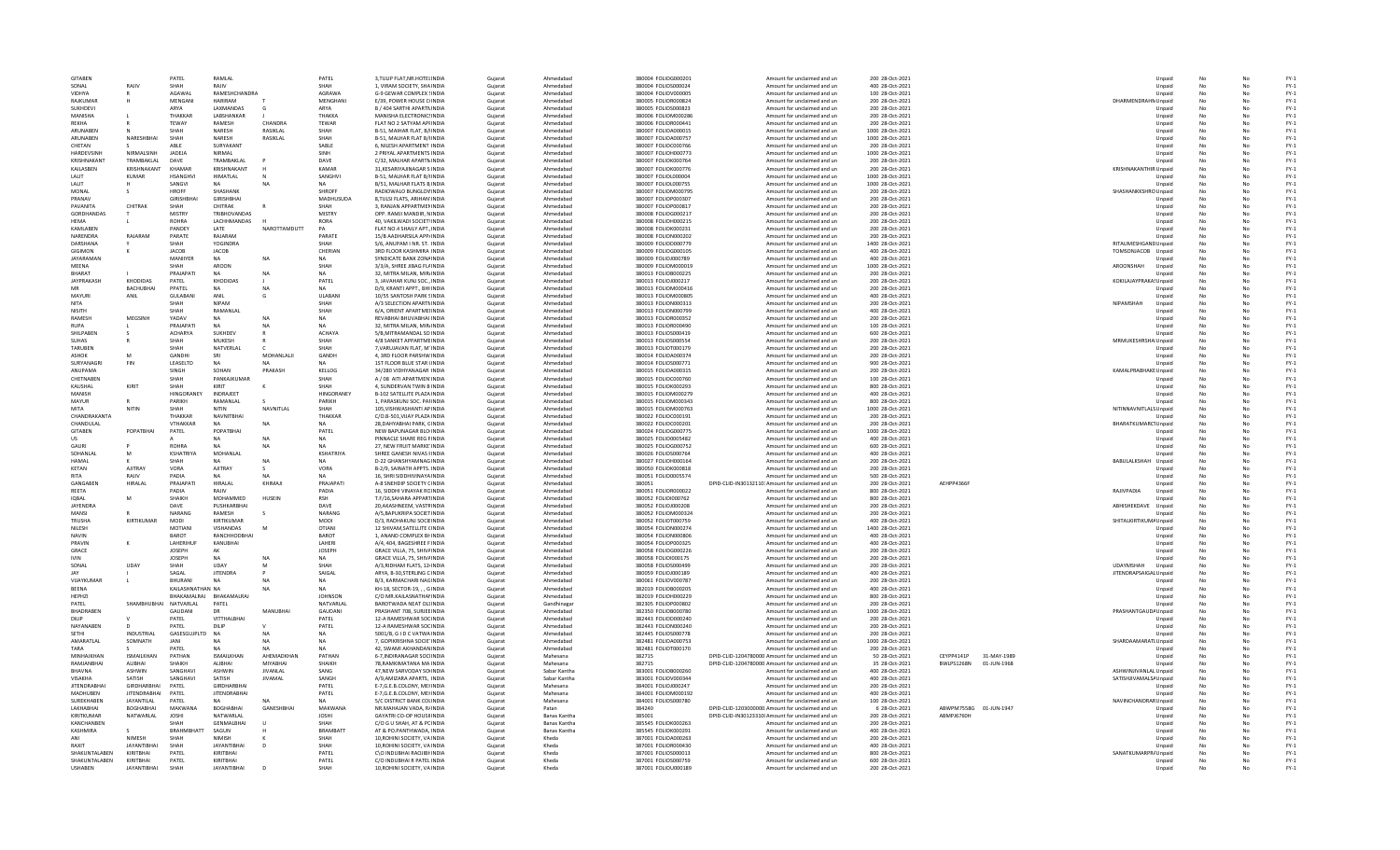| | | | | | | | | | | | | | | | | | | | | | | | | |
|---|---|---|---|---|---|---|---|---|---|---|---|---|---|---|---|---|---|---|---|---|---|---|---|---|
| GITABEN | | PATEL | RAMLAL | | PATEL | 3,TULIP FLAT,NR HOTEL INDIA | Gujarat | Ahmedabad | 380004 | FOLIOG000201 | | Amount for unclaimed and un | 200 | 28-Oct-2021 | | | | | Unpaid | No | No | FY-1 |
| SONAL | RAJIV | SHAH | RAJIV | | SHAH | 1, VIRAM SOCIETY, SHA INDIA | Gujarat | Ahmedabad | 380004 | FOLIOS000024 | | Amount for unclaimed and un | 400 | 28-Oct-2021 | | | | | Unpaid | No | No | FY-1 |
| VIDHYA | R | AGAWAL | RAMESHCHANDRA | | AGRAWA | G-9 GEWAR COMPLEX 1 INDIA | Gujarat | Ahmedabad | 380004 | FOLIOV000005 | | Amount for unclaimed and un | 100 | 28-Oct-2021 | | | | | Unpaid | No | No | FY-1 |
| RAJKUMAR | H | MENGANI | HARIRAM | T | MENGHANI | E/39, POWER HOUSE CO INDIA | Gujarat | Ahmedabad | 380005 | FOLIOR000824 | | Amount for unclaimed and un | 200 | 28-Oct-2021 | | | | DHARMENDRAHN | Unpaid | No | No | FY-1 |
| SUKHDEVI | | ARYA | LAXMANDAS | G | ARYA | B / 404 SARTHI APARTN INDIA | Gujarat | Ahmedabad | 380005 | FOLIOS000823 | | Amount for unclaimed and un | 200 | 28-Oct-2021 | | | | | Unpaid | No | No | FY-1 |
| MANISHA | L | THAKKAR | LABSHANKAR | J | THAKKA | MANISHA ELECTRONIC I INDIA | Gujarat | Ahmedabad | 380006 | FOLIOM000286 | | Amount for unclaimed and un | 200 | 28-Oct-2021 | | | | | Unpaid | No | No | FY-1 |
| REKHA | R | TEWAY | RAMESH | CHANDRA | TEWAR | FLAT NO 2 SATYAM APA INDIA | Gujarat | Ahmedabad | 380006 | FOLIOR000441 | | Amount for unclaimed and un | 200 | 28-Oct-2021 | | | | | Unpaid | No | No | FY-1 |
| ARUNABEN | N | SHAH | NARESH | RASIKLAL | SHAH | B-51, MALHAR FLAT, B/ INDIA | Gujarat | Ahmedabad | 380007 | FOLIOA000015 | | Amount for unclaimed and un | 1000 | 28-Oct-2021 | | | | | Unpaid | No | No | FY-1 |
| ARUNABEN | NARESHBHAI | SHAH | NARESH | RASIKLAL | SHAH | B-51, MALHAR FLAT B/ INDIA | Gujarat | Ahmedabad | 380007 | FOLIOA000757 | | Amount for unclaimed and un | 1000 | 28-Oct-2021 | | | | | Unpaid | No | No | FY-1 |
| CHETAN | S | ABLE | SURYAKANT | | SABLE | 6, NILESH APARTMENT INDIA | Gujarat | Ahmedabad | 380007 | FOLIOC000766 | | Amount for unclaimed and un | 200 | 28-Oct-2021 | | | | | Unpaid | No | No | FY-1 |
| HARDEVSINH | NIRMALSINH | JADEJA | NIRMAL | | SINH | 2 PRIYAL APARTMENTS INDIA | Gujarat | Ahmedabad | 380007 | FOLIOH000773 | | Amount for unclaimed and un | 1000 | 28-Oct-2021 | | | | | Unpaid | No | No | FY-1 |
| KRISHNAKANT | TRAMBAKLAL | DAVE | TRAMBAKLAL | P | DAVE | C/32, MALHAR APARTN INDIA | Gujarat | Ahmedabad | 380007 | FOLIOK000764 | | Amount for unclaimed and un | 200 | 28-Oct-2021 | | | | | Unpaid | No | No | FY-1 |
| KAILASBEN | KRISHNAKANT | KHAMAR | KRISHNAKANT | H | KAMAR | 31,KESARIYAJINAGAR S INDIA | Gujarat | Ahmedabad | 380007 | FOLIOK000776 | | Amount for unclaimed and un | 200 | 28-Oct-2021 | | | | KRISHNAKANTHR | Unpaid | No | No | FY-1 |
| LALIT | KUMAR | HSANGHVI | HIMATLAL | N | SANGHVI | B-51, MALHAR FLAT B/ INDIA | Gujarat | Ahmedabad | 380007 | FOLIOL000004 | | Amount for unclaimed and un | 1000 | 28-Oct-2021 | | | | | Unpaid | No | No | FY-1 |
| LALIT | H | SANGVI | NA | NA | NA | B/51, MALHAR FLATS B, INDIA | Gujarat | Ahmedabad | 380007 | FOLIOL000755 | | Amount for unclaimed and un | 1000 | 28-Oct-2021 | | | | | Unpaid | No | No | FY-1 |
| MONAL | S | HROFF | SHASHANK | | SHROFF | RADIOWALO BUNGLOV INDIA | Gujarat | Ahmedabad | 380007 | FOLIOM000795 | | Amount for unclaimed and un | 200 | 28-Oct-2021 | | | | SHASHANKKSHRO | Unpaid | No | No | FY-1 |
| PRANAV | | GIRISHBHAI | GIRISHBHAI | | MADHUSUDA | 8,TULSI FLATS, ARIHAN INDIA | Gujarat | Ahmedabad | 380007 | FOLIOP000307 | | Amount for unclaimed and un | 200 | 28-Oct-2021 | | | | | Unpaid | No | No | FY-1 |
| PAVANITA | CHITRAK | SHAH | CHITRAK | R | SHAH | 3, RANJAN APPARTMEN INDIA | Gujarat | Ahmedabad | 380007 | FOLIOP000817 | | Amount for unclaimed and un | 200 | 28-Oct-2021 | | | | | Unpaid | No | No | FY-1 |
| GORDHANDAS | T | MISTRY | TRIBHOVANDAS | | MISTRY | OPP. RAMJI MANDIR, N INDIA | Gujarat | Ahmedabad | 380008 | FOLIOG000217 | | Amount for unclaimed and un | 200 | 28-Oct-2021 | | | | | Unpaid | No | No | FY-1 |
| HEMA | L | ROHRA | LACHHMANDAS | H | RORA | 40, VAKILWADI SOCIETY INDIA | Gujarat | Ahmedabad | 380008 | FOLIOH000215 | | Amount for unclaimed and un | 200 | 28-Oct-2021 | | | | | Unpaid | No | No | FY-1 |
| KAMLABEN | | PANDEY | LATE | NAROTTAMDUTT | PA | FLAT NO.4 SHAILY APT., INDIA | Gujarat | Ahmedabad | 380008 | FOLIOK000231 | | Amount for unclaimed and un | 200 | 28-Oct-2021 | | | | | Unpaid | No | No | FY-1 |
| NARENDRA | RAJARAM | PARATE | RAJARAM | | PARATE | 15/B AADHARSILA APP INDIA | Gujarat | Ahmedabad | 380008 | FOLION000202 | | Amount for unclaimed and un | 200 | 28-Oct-2021 | | | | | Unpaid | No | No | FY-1 |
| DARSHANA | Y | SHAH | YOGINDRA | | SHAH | 5/6, ANUPAM I NR. ST. INDIA | Gujarat | Ahmedabad | 380009 | FOLIOD000779 | | Amount for unclaimed and un | 1400 | 28-Oct-2021 | | | | RITAUMESHGANDI | Unpaid | No | No | FY-1 |
| GIGIMON | K | JACOB | JACOB | | CHERIAN | 3RD FLOOR KASHMIRA INDIA | Gujarat | Ahmedabad | 380009 | FOLIOG000105 | | Amount for unclaimed and un | 400 | 28-Oct-2021 | | | | TOMSONJACOB | Unpaid | No | No | FY-1 |
| JAYARAMAN | | MAHAIYER | NA | NA | NA | SYNDICATE BANK ZONA INDIA | Gujarat | Ahmedabad | 380009 | FOLIOJ000789 | | Amount for unclaimed and un | 400 | 28-Oct-2021 | | | | | Unpaid | No | No | FY-1 |
| MEENA | | SHAH | AROON | | SHAH | 3/3/A, SHREE JIBAG FLA INDIA | Gujarat | Ahmedabad | 380009 | FOLIOM000019 | | Amount for unclaimed and un | 1000 | 28-Oct-2021 | | | | AROONSHAH | Unpaid | No | No | FY-1 |
| BHARAT | I | PRAJAPATI | NA | NA | NA | 32, MITRA MILAN, MIRA INDIA | Gujarat | Ahmedabad | 380013 | FOLIOB000225 | | Amount for unclaimed and un | 200 | 28-Oct-2021 | | | | | Unpaid | No | No | FY-1 |
| JAYPRAKASH | KHODIDAS | PATEL | KHODIDAS | J | PATEL | 3, JAVAHAR KUNJ SOC., INDIA | Gujarat | Ahmedabad | 380013 | FOLIOJ000217 | | Amount for unclaimed and un | 200 | 28-Oct-2021 | | | | KOKILAJAYPRAKAS | Unpaid | No | No | FY-1 |
| MR | BACHUBHAI | PPATEL | NA | NA | NA | D/9, KRANTI APPT., BHI INDIA | Gujarat | Ahmedabad | 380013 | FOLIOM000416 | | Amount for unclaimed and un | 200 | 28-Oct-2021 | | | | | Unpaid | No | No | FY-1 |
| MAYURI | ANIL | GULABANI | ANIL | G | ULABANI | 10/55 SANTOSH PARK S INDIA | Gujarat | Ahmedabad | 380013 | FOLIOM000805 | | Amount for unclaimed and un | 400 | 28-Oct-2021 | | | | | Unpaid | No | No | FY-1 |
| NITA | | SHAH | NIPAM | | SHAH | A/3 SELECTION APARTN INDIA | Gujarat | Ahmedabad | 380013 | FOLION000313 | | Amount for unclaimed and un | 200 | 28-Oct-2021 | | | | NIPAMSHAH | Unpaid | No | No | FY-1 |
| NISITH | | SHAH | RAMANLAL | | SHAH | 6/A, ORIENT APARTMEN INDIA | Gujarat | Ahmedabad | 380013 | FOLION000799 | | Amount for unclaimed and un | 400 | 28-Oct-2021 | | | | | Unpaid | No | No | FY-1 |
| RAMESH | MEGSINH | YADAV | NA | NA | NA | REVABHAI BHUVABHAI INDIA | Gujarat | Ahmedabad | 380013 | FOLIOR000052 | | Amount for unclaimed and un | 200 | 28-Oct-2021 | | | | | Unpaid | No | No | FY-1 |
| RUPA | I | PRAJAPATI | NA | NA | NA | 32, MITRA MILAN, MIRA INDIA | Gujarat | Ahmedabad | 380013 | FOLIOR000490 | | Amount for unclaimed and un | 100 | 28-Oct-2021 | | | | | Unpaid | No | No | FY-1 |
| SHILPABEN | S | ACHARYA | SUKHDEV | R | ACHAYA | 5/B,MITRAMANDAL SO INDIA | Gujarat | Ahmedabad | 380013 | FOLIOS000419 | | Amount for unclaimed and un | 600 | 28-Oct-2021 | | | | | Unpaid | No | No | FY-1 |
| SUHAS | R | SHAH | MUKESH | R | SHAH | 4/B SANKET APPARTME INDIA | Gujarat | Ahmedabad | 380013 | FOLIOS000554 | | Amount for unclaimed and un | 200 | 28-Oct-2021 | | | | MRMUKESHRSHA | Unpaid | No | No | FY-1 |
| TARUBEN | | SHAH | NATVERLAL | C | SHAH | 7,VARUJAVAN FLAT, M INDIA | Gujarat | Ahmedabad | 380013 | FOLIOT000179 | | Amount for unclaimed and un | 200 | 28-Oct-2021 | | | | | Unpaid | No | No | FY-1 |
| ASHOK | M | GANDHI | SRI | MOHANLALJI | GANDH | 4, 3RD FLOOR PARSHW INDIA | Gujarat | Ahmedabad | 380014 | FOLIOA000374 | | Amount for unclaimed and un | 200 | 28-Oct-2021 | | | | | Unpaid | No | No | FY-1 |
| SURYANAGRI | FIN | LEASELTD | NA | NA | NA | 1ST FLOOR BLUE STAR I INDIA | Gujarat | Ahmedabad | 380014 | FOLIOS000771 | | Amount for unclaimed and un | 900 | 28-Oct-2021 | | | | | Unpaid | No | No | FY-1 |
| ANUPAMA | | SINGH | SOHAN | PRAKASH | KELLOG | 34/280 VIDHYANAGAR INDIA | Gujarat | Ahmedabad | 380015 | FOLIOA000315 | | Amount for unclaimed and un | 200 | 28-Oct-2021 | | | | KAMALPRABHAKE | Unpaid | No | No | FY-1 |
| CHETNABEN | | SHAH | PANKAJKUMAR | | SHAH | A / 08 ATI APARTMEN INDIA | Gujarat | Ahmedabad | 380015 | FOLIOC000760 | | Amount for unclaimed and un | 100 | 28-Oct-2021 | | | | | Unpaid | No | No | FY-1 |
| KAUSHAL | KIRIT | SHAH | KIRIT | K | SHAH | 4, SUNDERVAN TWIN B INDIA | Gujarat | Ahmedabad | 380015 | FOLIOK000293 | | Amount for unclaimed and un | 800 | 28-Oct-2021 | | | | | Unpaid | No | No | FY-1 |
| MANISH | | HINGORANEY | INDRAJEET | | HINGORANEY | B-102 SATELLITE PLAZA INDIA | Gujarat | Ahmedabad | 380015 | FOLIOM000279 | | Amount for unclaimed and un | 400 | 28-Oct-2021 | | | | | Unpaid | No | No | FY-1 |
| MAYUR | R | PARIKH | RAMANLAL | S | PARIKH | 1, PARASKUNJ SOC. PAF INDIA | Gujarat | Ahmedabad | 380015 | FOLIOM000343 | | Amount for unclaimed and un | 800 | 28-Oct-2021 | | | | | Unpaid | No | No | FY-1 |
| MITA | NITIN | SHAH | NITIN | NAVNITLAL | SHAH | 105,VISHWASHANTI AP INDIA | Gujarat | Ahmedabad | 380015 | FOLIOM000763 | | Amount for unclaimed and un | 1000 | 28-Oct-2021 | | | | NITINNAVNITLALS | Unpaid | No | No | FY-1 |
| CHANDRAKANTA | | THAKKAR | NAVNITBHAI | | THAKKAR | C/O B-501,VIJAY PLAZA INDIA | Gujarat | Ahmedabad | 380022 | FOLIOC000191 | | Amount for unclaimed and un | 200 | 28-Oct-2021 | | | | | Unpaid | No | No | FY-1 |
| CHANDULAL | | VTHAKKAR | NA | NA | NA | 28,DAHYABHAI PARK, C INDIA | Gujarat | Ahmedabad | 380022 | FOLIOC000201 | | Amount for unclaimed and un | 200 | 28-Oct-2021 | | | | BHARATKUMARCT | Unpaid | No | No | FY-1 |
| GITABEN | POPATBHAI | PATEL | POPATBHAI | | PATEL | NEW BAPUNAGAR BLO INDIA | Gujarat | Ahmedabad | 380024 | FOLIOG000775 | | Amount for unclaimed and un | 1000 | 28-Oct-2021 | | | | | Unpaid | No | No | FY-1 |
| US | | A | NA | NA | NA | PINNACLE SHARE REG F INDIA | Gujarat | Ahmedabad | 380025 | FOLIO0005482 | | Amount for unclaimed and un | 400 | 28-Oct-2021 | | | | | Unpaid | No | No | FY-1 |
| GAURI | P | ROHRA | NA | NA | NA | 27, NEW FRUIT MARKE INDIA | Gujarat | Ahmedabad | 380025 | FOLIOG000752 | | Amount for unclaimed and un | 600 | 28-Oct-2021 | | | | | Unpaid | No | No | FY-1 |
| SOHANLAL | M | KSHATRIYA | MOHANLAL | | KSHATRIYA | SHREE GANESH NIVAS H INDIA | Gujarat | Ahmedabad | 380026 | FOLIOS000764 | | Amount for unclaimed and un | 400 | 28-Oct-2021 | | | | | Unpaid | No | No | FY-1 |
| HAMAL | K | SHAH | NA | NA | NA | D-22 GHANSHYAMNAG INDIA | Gujarat | Ahmedabad | 380027 | FOLIOH000164 | | Amount for unclaimed and un | 200 | 28-Oct-2021 | | | | BABULALKSHAH | Unpaid | No | No | FY-1 |
| KETAN | AJITRAY | VORA | AJITRAY | S | VORA | B-2/9, SAINATH APPTS. INDIA | Gujarat | Ahmedabad | 380050 | FOLIOK000818 | | Amount for unclaimed and un | 200 | 28-Oct-2021 | | | | | Unpaid | No | No | FY-1 |
| RITA | RAJIV | PADIA | NA | NA | NA | 16, SHRI SIDDHIVINAYA INDIA | Gujarat | Ahmedabad | 380051 | FOLIO0005574 | | Amount for unclaimed and un | 500 | 28-Oct-2021 | | | | | Unpaid | No | No | FY-1 |
| GANGABEN | HIRALAL | PRAJAPATI | HIRALAL | KHIMAJI | PRAJAPATI | A-8 SNEHDIP SOCIETY C INDIA | Gujarat | Ahmedabad | 380051 | | DPID-CLID-IN30132110 | Amount for unclaimed and un | 200 | 28-Oct-2021 | AEHPP4366F | | | | Unpaid | No | No | FY-1 |
| REETA | | PADIA | RAJIV | | PADIA | 16, SIDDHI VINAYAK R INDIA | Gujarat | Ahmedabad | 380051 | FOLIOR000022 | | Amount for unclaimed and un | 800 | 28-Oct-2021 | | | | RAJIVPADIA | Unpaid | No | No | FY-1 |
| IQBAL | M | SHAIKH | MOHAMMED | HUSEIN | RSH | T.F/16,SAHARA APPART INDIA | Gujarat | Ahmedabad | 380052 | FOLIOI000762 | | Amount for unclaimed and un | 800 | 28-Oct-2021 | | | | | Unpaid | No | No | FY-1 |
| JAYENDRA | | DAVE | PUSHKARBHAI | | DAVE | 20,AKASHNEEM, VASTR INDIA | Gujarat | Ahmedabad | 380052 | FOLIOJ000208 | | Amount for unclaimed and un | 200 | 28-Oct-2021 | | | | ABHISHEKDAVE | Unpaid | No | No | FY-1 |
| MANSI | R | NARANG | RAMESH | S | NARANG | A/5,BAPUKRIPA SOCIET INDIA | Gujarat | Ahmedabad | 380052 | FOLIOM000324 | | Amount for unclaimed and un | 200 | 28-Oct-2021 | | | | | Unpaid | No | No | FY-1 |
| TRUSHA | KIRTIKUMAR | MODI | KIRTIKUMAR | | MODI | D/3, RADHAKUNJ SOCIE INDIA | Gujarat | Ahmedabad | 380052 | FOLIOT000759 | | Amount for unclaimed and un | 400 | 28-Oct-2021 | | | | SHITALKIRTIKUMA | Unpaid | No | No | FY-1 |
| NILESH | | MOTIANI | VISHANDAS | M | OTIANI | 12 SHIVAM,SATELLITE C INDIA | Gujarat | Ahmedabad | 380054 | FOLION000274 | | Amount for unclaimed and un | 1400 | 28-Oct-2021 | | | | | Unpaid | No | No | FY-1 |
| NAVIN | | BAROT | RANCHHODBHAI | | BAROT | 1, ANAND COMPLEX BH INDIA | Gujarat | Ahmedabad | 380054 | FOLION000806 | | Amount for unclaimed and un | 400 | 28-Oct-2021 | | | | | Unpaid | No | No | FY-1 |
| PRAVIN | K | LAHERIHUF | KANUBHAI | | LAHERI | A/4, 404, BAGESHREE F INDIA | Gujarat | Ahmedabad | 380054 | FOLIOP000325 | | Amount for unclaimed and un | 400 | 28-Oct-2021 | | | | | Unpaid | No | No | FY-1 |
| GRACE | | JOSEPH | AK | | JOSEPH | GRACE VILLA, 75, SHIV INDIA | Gujarat | Ahmedabad | 380058 | FOLIOG000226 | | Amount for unclaimed and un | 200 | 28-Oct-2021 | | | | | Unpaid | No | No | FY-1 |
| IVIN | | JOSEPH | NA | NA | NA | GRACE VILLA, 75, SHIV INDIA | Gujarat | Ahmedabad | 380058 | FOLIOI000175 | | Amount for unclaimed and un | 200 | 28-Oct-2021 | | | | | Unpaid | No | No | FY-1 |
| SONAL | UDAY | SHAH | UDAY | M | SHAH | A/3,RIDHAM FLATS, 12 INDIA | Gujarat | Ahmedabad | 380058 | FOLIOS000499 | | Amount for unclaimed and un | 200 | 28-Oct-2021 | | | | UDAYMSHAH | Unpaid | No | No | FY-1 |
| JAY | | SAGAL | JITENDRA | P | SAIGAL | ARYA, B-30,STERLING C INDIA | Gujarat | Ahmedabad | 380059 | FOLIOJ000189 | | Amount for unclaimed and un | 400 | 28-Oct-2021 | | | | JITENDRAPSAIGAL | Unpaid | No | No | FY-1 |
| VIJAYKUMAR | L | BHURANI | NA | NA | NA | B/3, KARMACHARI NAG INDIA | Gujarat | Ahmedabad | 380061 | FOLIOV000787 | | Amount for unclaimed and un | 200 | 28-Oct-2021 | | | | | Unpaid | No | No | FY-1 |
| BEENA | | KAILASHNATHAN NA | | NA | NA | KH-18, SECTOR-19, , , G INDIA | Gujarat | Ahmedabad | 382019 | FOLIOB000205 | | Amount for unclaimed and un | 400 | 28-Oct-2021 | | | | | Unpaid | No | No | FY-1 |
| HEPHZI | | BHAKAMALRAI | BHAKAMALRAI | | JOHNSON | C/O MR.KAILASNATHAN INDIA | Gujarat | Ahmedabad | 382019 | FOLIOH000229 | | Amount for unclaimed and un | 800 | 28-Oct-2021 | | | | | Unpaid | No | No | FY-1 |
| PATEL | SHAMBHUBHAI | NATVARLAL | PATEL | | NATVARLAL | BAROTWADA NEAT DEL INDIA | Gujarat | Gandhinagar | 382305 | FOLIOP000802 | | Amount for unclaimed and un | 200 | 28-Oct-2021 | | | | | Unpaid | No | No | FY-1 |
| BHADRABEN | | GAUDANI | DR | MANUBHAI | GAUDANI | PRASHANT 708, SUBJE INDIA | Gujarat | Ahmedabad | 382350 | FOLIOB000780 | | Amount for unclaimed and un | 1000 | 28-Oct-2021 | | | | PRASHANTGAUDA | Unpaid | No | No | FY-1 |
| DILIP | V | PATEL | VITTHALBHAI | | PATEL | 12-A RAMESHWAR SOC INDIA | Gujarat | Ahmedabad | 382443 | FOLIOD000240 | | Amount for unclaimed and un | 200 | 28-Oct-2021 | | | | | Unpaid | No | No | FY-1 |
| NAYANABEN | D | PATEL | DILIP | V | PATEL | 12-A RAMESHWAR SOC INDIA | Gujarat | Ahmedabad | 382443 | FOLION000240 | | Amount for unclaimed and un | 200 | 28-Oct-2021 | | | | | Unpaid | No | No | FY-1 |
| SETHI | INDUSTRIAL | GASESGUJPLTD | NA | NA | NA | 5001/B, G I D C VATWA INDIA | Gujarat | Ahmedabad | 382445 | FOLIOS000778 | | Amount for unclaimed and un | 400 | 28-Oct-2021 | | | | | Unpaid | No | No | FY-1 |
| AMARATLAL | SOMNATH | JANI | NA | NA | NA | 7, GOPIKRISHNA SOCIE INDIA | Gujarat | Ahmedabad | 382481 | FOLIOA000753 | | Amount for unclaimed and un | 1000 | 28-Oct-2021 | | | | SHARDAAMARATL | Unpaid | No | No | FY-1 |
| TARA | S | PATEL | NA | NA | NA | 42, SWAMI AKHANDAN INDIA | Gujarat | Ahmedabad | 382481 | FOLIOT000170 | | Amount for unclaimed and un | 200 | 28-Oct-2021 | | | | | Unpaid | No | No | FY-1 |
| MINHAJKHAN | ISMAILKHAN | PATHAN | ISMAILKHAN | AHEMADKHAN | PATHAN | 6-7,INDIRANAGAR SOCI INDIA | Gujarat | Mahesana | 382715 | | DPID-CLID-1204780000 | Amount for unclaimed and un | 50 | 28-Oct-2021 | CEYPP4141P | 31-MAY-1989 | | | Unpaid | No | No | FY-1 |
| RAMJANBHAI | ALIBHAI | SHAIKH | ALIBHAI | MIYABHAI | SHAIKH | 78,RAMKIMATANA MA INDIA | Gujarat | Mahesana | 382715 | | DPID-CLID-1204780000 | Amount for unclaimed and un | 35 | 28-Oct-2021 | BWLPS1268N | 01-JUN-1968 | | | Unpaid | No | No | FY-1 |
| BHAVNA | ASHWIN | SANGHAVI | ASHWIN | JIVANLAL | SANG | 47,NEW SARVODAY SOC INDIA | Gujarat | Sabar Kantha | 383001 | FOLIOB000260 | | Amount for unclaimed and un | 400 | 28-Oct-2021 | | | | ASHWINJIVANLAL | Unpaid | No | No | FY-1 |
| VISAKHA | SATISH | SANGHAVI | SATISH | JIVANAL | SANGH | A/9,AMIZARA APARTS, INDIA | Gujarat | Sabar Kantha | 383001 | FOLIOV000344 | | Amount for unclaimed and un | 400 | 28-Oct-2021 | | | | SATISHJIVANALSA | Unpaid | No | No | FY-1 |
| JITENDRABHAI | GIRDHARBHAI | PATEL | GIRDHARBHAI | | PATEL | E-7,G.E.B.COLONY, MEH INDIA | Gujarat | Mahesana | 384001 | FOLIOJ000247 | | Amount for unclaimed and un | 200 | 28-Oct-2021 | | | | | Unpaid | No | No | FY-1 |
| MADHUBEN | JITENDRABHAI | PATEL | JITENDRABHAI | | PATEL | E-7,G.E.B.COLONY, MEH INDIA | Gujarat | Mahesana | 384001 | FOLIOM000192 | | Amount for unclaimed and un | 400 | 28-Oct-2021 | | | | | Unpaid | No | No | FY-1 |
| SUREKHABEN | JAYANTILAL | PATEL | NA | NA | NA | S/C DISTRICT BANK CO INDIA | Gujarat | Mahesana | 384001 | FOLIOS000780 | | Amount for unclaimed and un | 100 | 28-Oct-2021 | | | | NAVINCHANDRAR | Unpaid | No | No | FY-1 |
| LAKHABHAI | BOGHABHAI | MAKWANA | BOGHABHAI | GANESHBHAI | MAKWANA | NR.MAHAJAN VADA, R INDIA | Gujarat | Patan | 384240 | | DPID-CLID-1203000000 | Amount for unclaimed and un | 6 | 28-Oct-2021 | ABWPM7558G | 01-JUN-1947 | | | Unpaid | No | No | FY-1 |
| KIRITKUMAR | NATWARLAL | JOSHI | NATWARLAL | | JOSHI | GAYATRI CO-OP HOUSI INDIA | Gujarat | Banas Kantha | 385001 | | DPID-CLID-IN30123310 | Amount for unclaimed and un | 200 | 28-Oct-2021 | ABMPJ6760H | | | | Unpaid | No | No | FY-1 |
| KANCHANBEN | | SHAH | GEMMALBHAI | U | SHAH | C/O G U SHAH, AT & PC INDIA | Gujarat | Banas Kantha | 385545 | FOLIOK000263 | | Amount for unclaimed and un | 200 | 28-Oct-2021 | | | | | Unpaid | No | No | FY-1 |
| KASHMIRA | S | BRAHMBHATT | SAGUN | H | BRAHMBATT | AT & PO.PANTHWADA, INDIA | Gujarat | Banas Kantha | 385545 | FOLIOK000291 | | Amount for unclaimed and un | 400 | 28-Oct-2021 | | | | | Unpaid | No | No | FY-1 |
| ANI | NIMESH | SHAH | NIMISH | K | SHAH | 10,ROHINI SOCIETY, VA INDIA | Gujarat | Kheda | 387001 | FOLIOA000263 | | Amount for unclaimed and un | 200 | 28-Oct-2021 | | | | | Unpaid | No | No | FY-1 |
| RAXIT | JAYANTIBHAI | SHAH | JAYANTIBHAI | D | SHAH | 10,ROHINI SOCIETY, VA INDIA | Gujarat | Kheda | 387001 | FOLIOR000430 | | Amount for unclaimed and un | 400 | 28-Oct-2021 | | | | | Unpaid | No | No | FY-1 |
| SHAKUNTALABEN | KIRITBHAI | PATEL | KIRITBHAI | | PATEL | C/O INDUBHAI RAOJIBI INDIA | Gujarat | Kheda | 387001 | FOLIOS000033 | | Amount for unclaimed and un | 800 | 28-Oct-2021 | | | | SANATKUMARPR | Unpaid | No | No | FY-1 |
| SHAKUNTALABEN | KIRITBHAI | PATEL | KIRITBHAI | | PATEL | C/O INDUBHAI R PATEL INDIA | Gujarat | Kheda | 387001 | FOLIOS000759 | | Amount for unclaimed and un | 600 | 28-Oct-2021 | | | | | Unpaid | No | No | FY-1 |
| USHABEN | JAYANTIBHAI | SHAH | JAYANTIBHAI | D | SHAH | 10,ROHINI SOCIETY, VA INDIA | Gujarat | Kheda | 387001 | FOLIOU000189 | | Amount for unclaimed and un | 200 | 28-Oct-2021 | | | | | Unpaid | No | No | FY-1 |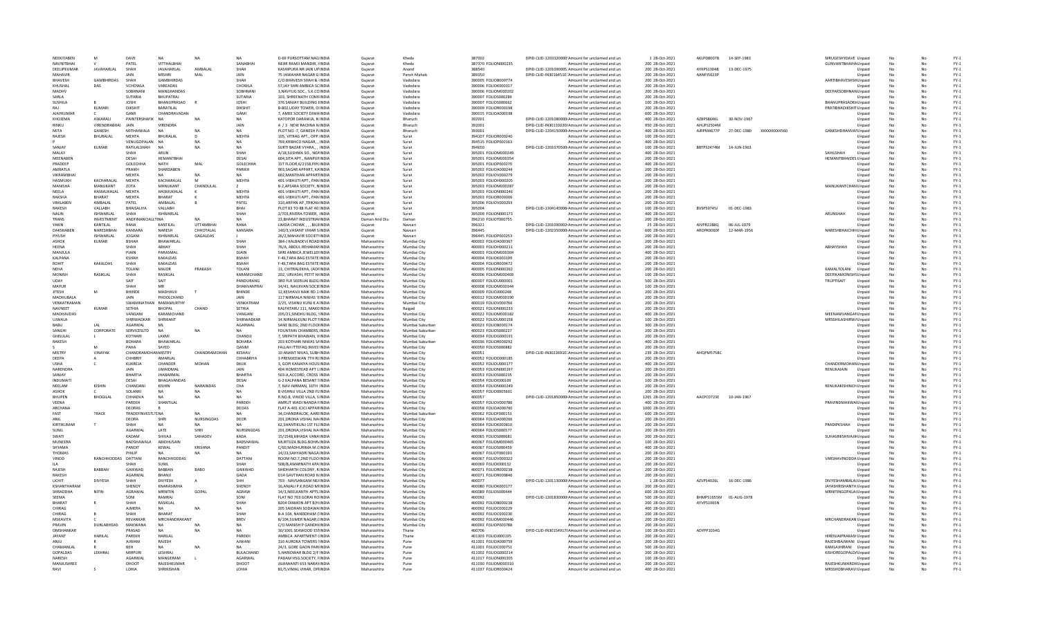| | | | | | | | | | | | | | | | | | | | | | |
|---|---|---|---|---|---|---|---|---|---|---|---|---|---|---|---|---|---|---|---|---|---|
| NEEKITABEN | M | DAVE | NA | NA | NA | D-69 PURSOTTAM NAG INDIA | Gujarat | Kheda | 387002 | DPID-CLID-1203320000 | Amount for unclaimed and un | 1 | 28-Oct-2021 | AKUPD8007B | 14-SEP-1983 | | MRUGESHYDAVE | Unpaid | No | No | FY-1 |
| NAVNITBHAI | V | PATEL | VITTHALBHAI | | | NEAR RAMJI MANDIR, INDIA | Gujarat | Kheda | 387370 | FOLIOIN000235 | Amount for unclaimed and un | 200 | 28-Oct-2021 | | | | GUNVANTBHAIHA | Unpaid | No | No | FY-1 |
| DEELIPKUMAR | JAVAHARLAL | SHAH | JAVAHARLAL | AMBALAL | SHAH | KASHIPURA NR JAIN UP INDIA | Gujarat | Anand | 388540 | DPID-CLID-1201090005 | Amount for unclaimed and un | 200 | 28-Oct-2021 | AYEPS1304B | 13-DEC-1975 | | | Unpaid | No | No | FY-1 |
| MAHAVIR | | JAIN | MISHRI | MAL | JAIN | 75 JAWAHAR NAGAR G INDIA | Gujarat | Panch Mahals | 389350 | DPID-CLID-IN301645102 | Amount for unclaimed and un | 200 | 28-Oct-2021 | AANPJ5623P | | | | Unpaid | No | No | FY-1 |
| BHAVESH | GAMBHIRDAS | SHAH | GAMBHIRDAS | | SHAH | C/O.BHAVESH SHAH & INDIA | Gujarat | Vadodara | 390005 | FOLIOB000774 | Amount for unclaimed and un | 200 | 28-Oct-2021 | | | | AARTIBHAVESHSH | Unpaid | No | No | FY-1 |
| KHUSHAL | DAS | VCHOWLA | VAREADAS | | CHOWLA | 57,JAY SHRI AMBICA SC INDIA | Gujarat | Vadodara | 390006 | FOLIOK000317 | Amount for unclaimed and un | 200 | 28-Oct-2021 | | | | | Unpaid | No | No | FY-1 |
| MADHV | | SOBHNANI | MANGHANDAS | | SOBHNANI | 3,NAVYUG SOC., S.K.CO INDIA | Gujarat | Vadodara | 390006 | FOLIOM000202 | Amount for unclaimed and un | 200 | 28-Oct-2021 | | | | DEEPAKSOBHNANI | Unpaid | No | No | FY-1 |
| SARLA | | SUTARIA | BHUPATRAI | | SUTARIA | 103, SHREENATH COMP INDIA | Gujarat | Vadodara | 390007 | FOLIOS000289 | Amount for unclaimed and un | 200 | 28-Oct-2021 | | | | | Unpaid | No | No | FY-1 |
| SUSHILA | B | JOSHI | BHANUPRASAD | R | JOSHI | 376 SANJAY BUILDING INDIA | Gujarat | Vadodara | 390007 | FOLIOS000662 | Amount for unclaimed and un | 100 | 28-Oct-2021 | | | | BHANUPRASADRJ | Unpaid | No | No | FY-1 |
| RAJ | KUMARI | DIKSHIT | BARATILAL | | DIKSHIT | B-802,UDAY TOWER, O INDIA | Gujarat | Vadodara | 390009 | FOLIOR000198 | Amount for unclaimed and un | 200 | 28-Oct-2021 | | | | PRATIBHADIKSHIT | Unpaid | No | No | FY-1 |
| AJAYKUMAR | C | GAMI | CHANDRAVADAN | | GAMI | 7, AMEE SOCIETY DIWA INDIA | Gujarat | Vadodara | 390019 | FOLIOA000198 | Amount for unclaimed and un | 600 | 28-Oct-2021 | | | | | Unpaid | No | No | FY-1 |
| KHOJEMA | ASKARALI | PAINTERSHAFIK | NA | | NA | KATOPOR DARAWJA, N INDIA | Gujarat | Bharuch | 392001 | DPID-CLID-1201080000 | Amount for unclaimed and un | 400 | 28-Oct-2021 | AZBPS8646L | 30-NOV-1967 | | | Unpaid | No | No | FY-1 |
| RINKU | VIRENDRABHAI | JAIN | VIRENDRA | | JAIN | A / 3 NEW RACHNA N INDIA | Gujarat | Bharuch | 392001 | DPID-CLID-IN301330200 | Amount for unclaimed and un | 950 | 28-Oct-2021 | AHUPJ2504M | | | | Unpaid | No | No | FY-1 |
| MITA | GANESH | MITHAIWALA | NA | NA | NA | PLOT NO.-7, GANESH P INDIA | Gujarat | Bharuch | 393001 | DPID-CLID-1204150000 | Amount for unclaimed and un | 400 | 28-Oct-2021 | AJRPM4677P | 27-DEC-1980 | XXXXXXXX4560 | GANESHDHANVAN | Unpaid | No | No | FY-1 |
| RAJESH | BHURALAL | MEHTA | BHURALAL | D | MEHTA | 105, VITRAG APT., OPP INDIA | Gujarat | Surat | 394107 | FOLIOR000240 | Amount for unclaimed and un | 100 | 28-Oct-2021 | | | | | Unpaid | No | No | FY-1 |
| P | | VENUGOPALAN | NA | NA | NA | 769,KRIBHCO NAGAR, , INDIA | Gujarat | Surat | 394515 | FOLIOP000163 | Amount for unclaimed and un | 400 | 28-Oct-2021 | | | | | Unpaid | No | No | FY-1 |
| SANJAY | KUMAR | RATILALSHAH | NA | NA | NA | SURTI BAZAR VYARA , , INDIA | Gujarat | Surat | 394650 | DPID-CLID-1201070500 | Amount for unclaimed and un | 100 | 28-Oct-2021 | BBTPS2474M | 14-JUN-1963 | | | Unpaid | No | No | FY-1 |
| MALAY | | SHAH | ARUN | | SHAH | A/18,SUSHIMA SO., NE INDIA | Gujarat | Surat | 395001 | FOLIOM000249 | Amount for unclaimed and un | 400 | 28-Oct-2021 | | | | SAHILSHAH | Unpaid | No | No | FY-1 |
| MEENABEN | | DESAI | HEMANTBHAI | | DESAI | 604,SITA APT., NANPUR INDIA | Gujarat | Surat | 395001 | FOLIOM000354 | Amount for unclaimed and un | 200 | 28-Oct-2021 | | | | HEMANTBHAIDES | Unpaid | No | No | FY-1 |
| PRADEEP | | GOLECHHA | NATH | MAL | GOLECHHA | 1ST FLOOR,6/2158,PIPLI INDIA | Gujarat | Surat | 395002 | FOLIOP000270 | Amount for unclaimed and un | 200 | 28-Oct-2021 | | | | | Unpaid | No | No | FY-1 |
| AMRATLA | | PRAIKH | SHARDABEN | | PARIKH | 903,SAGAR APPART, KA INDIA | Gujarat | Surat | 395002 | FOLIOA000244 | Amount for unclaimed and un | 200 | 28-Oct-2021 | | | | | Unpaid | No | No | FY-1 |
| VIKRAMBHAI | | MEHTA | NA | NA | NA | 602,MANTHAN APPARTI INDIA | Gujarat | Surat | 395002 | FOLIOV000279 | Amount for unclaimed and un | 200 | 28-Oct-2021 | | | | | Unpaid | No | No | FY-1 |
| HASMUKH | KACHARALAL | MEHTA | KACHARALAL | M | MEHTA | 401-VIBHUTI APT., PAN INDIA | Gujarat | Surat | 395003 | FOLIOH000205 | Amount for unclaimed and un | 200 | 28-Oct-2021 | | | | | Unpaid | No | No | FY-1 |
| MANISHA | MANUKANT | ZOTA | MANUKANT | CHANDULAL | Z | B-2,APSARA SOCIETY, N INDIA | Gujarat | Surat | 395003 | FOLIOM000287 | Amount for unclaimed and un | 200 | 28-Oct-2021 | | | | MANUKANTCHAN | Unpaid | No | No | FY-1 |
| NEELA | HASMUKHLAL | MEHTA | HASMUKHLAL | K | MEHTA | 401-VIBHUTI APT., PAN INDIA | Gujarat | Surat | 395003 | FOLION000246 | Amount for unclaimed and un | 200 | 28-Oct-2021 | | | | | Unpaid | No | No | FY-1 |
| RAKSHA | BHARAT | MEHTA | BHARAT | K | MEHTA | 401-VIBHUTI APT., PAN INDIA | Gujarat | Surat | 395003 | FOLIOR000306 | Amount for unclaimed and un | 200 | 28-Oct-2021 | | | | | Unpaid | No | No | FY-1 |
| VIMLABEN | AMBALAL | PATEL | AMBALAL | B | PATEL | 310,ARPAN AP., THIKAN INDIA | Gujarat | Surat | 395006 | FOLIOV000293 | Amount for unclaimed and un | 200 | 28-Oct-2021 | | | | | Unpaid | No | No | FY-1 |
| RAKESH | VALLABH | BHAISALIYA | VALLABH | | BHAI | PLOT 83 TO 88 FLAT 40 INDIA | Gujarat | Surat | 395004 | DPID-CLID-1304140006 | Amount for unclaimed and un | 100 | 28-Oct-2021 | BVSPS9745J | 01-DEC-1983 | | | Unpaid | No | No | FY-1 |
| NALIN | ISHWARLAL | SHAH | ISHWARLAL | | SHAH | 2/703,RIVERA TOWER, INDIA | Gujarat | Surat | 395009 | FOLION000173 | Amount for unclaimed and un | 400 | 28-Oct-2021 | | | | ARUNSHAH | Unpaid | No | No | FY-1 |
| TRANS | INVESTMENT | ANDFINANCIALLTNA | | NA | NA | 23,BHARAT INDUSTRIAL INDIA | Daman And Diu | Daman | 396210 | FOLIOT000755 | Amount for unclaimed and un | 200 | 28-Oct-2021 | | | | | Unpaid | No | No | FY-1 |
| YAKIN | KANTILAL | RANA | KANTILAL | UTTAMBHAI | RANA | LIMDA CHOWK , , BILI INDIA | Gujarat | Navsari | 396321 | DPID-CLID-1201090002 | Amount for unclaimed and un | 25 | 28-Oct-2021 | AIVPR2288Q | 06-JUL-1979 | | | Unpaid | No | No | FY-1 |
| DAKSHABEN | NARESHBHAI | KANSARA | NARESH | CHHOTALAL | KANSARA | 140/3,VASANT VIHAR S INDIA | Gujarat | Navsari | 396445 | DPID-CLID-1202350000 | Amount for unclaimed and un | 600 | 28-Oct-2021 | AROPK0060F | 12-MAR-1956 | | NARESHBHAICHH | Unpaid | No | No | FY-1 |
| PIYUSH | ISHWARLAL | JOGANI | ISHWARLAL | GAGALDAS | J | 26/2,MAHAVIR SOCIETY INDIA | Gujarat | Navsari | 396445 | FOLIOP000253 | Amount for unclaimed and un | 200 | 28-Oct-2021 | | | | | Unpaid | No | No | FY-1 |
| ASHOK | KUMAR | BSHAH | BHAWARLAL | | SHAH | 384-J KALBADEVI ROAD INDIA | Maharashtra | Mumbai City | 400002 | FOLIOA000367 | Amount for unclaimed and un | 200 | 28-Oct-2021 | | | | | Unpaid | No | No | FY-1 |
| HEENA | | SHAH | ABHAY | | SHAH | 76/A, ABDUL REHAMAN INDIA | Maharashtra | Mumbai City | 400003 | FOLIOH000211 | Amount for unclaimed and un | 200 | 28-Oct-2021 | | | | ABHAYSHAH | Unpaid | No | No | FY-1 |
| MANJULA | | PJAIN | PARASMAL | | DJAIN | SHRI AMBICA JEWELLEF INDIA | Maharashtra | Mumbai City | 400003 | FOLIOM000304 | Amount for unclaimed and un | 400 | 28-Oct-2021 | | | | | Unpaid | No | No | FY-1 |
| KALPANA | | KSHAH | KAKALDAS | | BSHAH | F-46,TARA BAG ESTATE INDIA | Maharashtra | Mumbai City | 400004 | FOLIOK000199 | Amount for unclaimed and un | 200 | 28-Oct-2021 | | | | | Unpaid | No | No | FY-1 |
| ROHIT | KAKALDAS | SHAH | KAKALDAS | | BSHAH | F-46,TARA BAG ESTATE INDIA | Maharashtra | Mumbai City | 400004 | FOLIOR000472 | Amount for unclaimed and un | 200 | 28-Oct-2021 | | | | | Unpaid | No | No | FY-1 |
| NEHA | | TOLANI | MAJOR | PRAKASH | TOLANI | 11, CHITRALEKHA, JAGM INDIA | Maharashtra | Mumbai City | 400005 | FOLION000262 | Amount for unclaimed and un | 200 | 28-Oct-2021 | | | | KAMALTOLANI | Unpaid | No | No | FY-1 |
| MONISH | RASIKLAL | SAIT | RASIKLAL | | KARAMCHAND | 202, URVASHI, PETIT H INDIA | Maharashtra | Mumbai City | 400006 | FOLIOM000409 | Amount for unclaimed and un | 100 | 28-Oct-2021 | | | | DEEPIKAMONISHS | Unpaid | No | No | FY-1 |
| UDAY | | SAIT | SAIT | | PANDURANG | 3RD FLR SEERUAI BLDG INDIA | Maharashtra | Mumbai City | 400007 | FOLIOU000001 | Amount for unclaimed and un | 500 | 28-Oct-2021 | | | | TRUPTISAIT | Unpaid | No | No | FY-1 |
| MAYUR | | SHAH | MR | | DHANVANTRAI | 14/41, NAVJIVAN SOCII INDIA | Maharashtra | Mumbai City | 400008 | FOLIOM000344 | Amount for unclaimed and un | 100 | 28-Oct-2021 | | | | | Unpaid | No | No | FY-1 |
| JITESH | M | BHINDE | MADHAVJI | T | BHINDE | 12,KESHAVJI NAIK RD.1 INDIA | Maharashtra | Mumbai City | 400009 | FOLIOJ000248 | Amount for unclaimed and un | 200 | 28-Oct-2021 | | | | | Unpaid | No | No | FY-1 |
| MADHUBALA | | JAIN | PHOOLCHAND | | JAIN | 117 NIRMALA NIWAS 1 INDIA | Maharashtra | Mumbai City | 400012 | FOLIOM000190 | Amount for unclaimed and un | 200 | 28-Oct-2021 | | | | | Unpaid | No | No | FY-1 |
| VENKATRAMAN | | SWAMINATHAN | RAMAMURTHY | | VENKATRAM | 2/25, VISHNU KUNJ K.A INDIA | Maharashtra | Mumbai City | 400019 | FOLIOV000766 | Amount for unclaimed and un | 200 | 28-Oct-2021 | | | | | Unpaid | No | No | FY-1 |
| NAVNEET | KUMAR | SETHIA | BHOPAL | CHAND | SETHIA | KALPATARU 111, MAKE INDIA | Maharashtra | Raigad | 400021 | FOLION000233 | Amount for unclaimed and un | 200 | 28-Oct-2021 | | | | | Unpaid | No | No | FY-1 |
| MADHAVDAS | | VANGANI | KARAMCHAND | | VANGANI | 205/21,SINDHU BLDG, I INDIA | Maharashtra | Mumbai City | 400022 | FOLIOM000182 | Amount for unclaimed and un | 200 | 28-Oct-2021 | | | | MEENAMVANGANI | Unpaid | No | No | FY-1 |
| UJWALA | | SHIRWADKAR | SHRIKANT | | SHIRWADKAR | 14 NIRMALKUNJ PLOT N INDIA | Maharashtra | Mumbai City | 400022 | FOLIOU000158 | Amount for unclaimed and un | 100 | 28-Oct-2021 | | | | MRSSHILASHIRWA | Unpaid | No | No | FY-1 |
| BABU | LAL | AGARWAL | ML | | AGARWAL | SANE BLDG; 2ND FLOOI INDIA | Maharashtra | Mumbai Suburban | 400023 | FOLIOB000174 | Amount for unclaimed and un | 300 | 28-Oct-2021 | | | | | Unpaid | No | No | FY-1 |
| SANGHI | CORPORATE | SERVICESLTD | NA | NA | NA | FOUNTAIN CHAMBERS, INDIA | Maharashtra | Mumbai Suburban | 400023 | FOLIOS000227 | Amount for unclaimed and un | 200 | 28-Oct-2021 | | | | | Unpaid | No | No | FY-1 |
| GHISULAL | L | KOTHARI | LAXMI | | CHANDJI | 7, SRIPATH BHAWAN, VI INDIA | Maharashtra | Mumbai City | 400034 | FOLIOG000191 | Amount for unclaimed and un | 200 | 28-Oct-2021 | | | | | Unpaid | No | No | FY-1 |
| RAKESH | | BOHARA | BHAWARLAL | | BOHARA | 203 KOTHARI NIWAS 5 INDIA | Maharashtra | Mumbai Suburban | 400036 | FOLIOR000292 | Amount for unclaimed and un | 400 | 28-Oct-2021 | | | | | Unpaid | No | No | FY-1 |
| S | M | PAHA | SAYED | | QASIM | FALLAH IT'TEFAQ INVES INDIA | Maharashtra | Mumbai City | 400050 | FOLIOS000882 | Amount for unclaimed and un | 200 | 28-Oct-2021 | | | | | Unpaid | No | No | FY-1 |
| MISTRY | VINAYAK | CHANDRAMOHANMISTRY | | CHANDRAMOHAN | KESHAV | 10 ANANT NIVAS, SUBH INDIA | Maharashtra | Mumbai City | 400051 | DPID-CLID-IN302269101 | Amount for unclaimed and un | 239 | 28-Oct-2021 | AHQPM5758C | | | | Unpaid | No | No | FY-1 |
| DEEPA | A | CHHIBRIY | AMARLAL | | CHHABRIYA | 3 PREMJEEVAN 7TH R INDIA | Maharashtra | Mumbai City | 400052 | FOLIOD000185 | Amount for unclaimed and un | 200 | 28-Oct-2021 | | | | | Unpaid | No | No | FY-1 |
| USHA | C | KUKREJA | CHANDER | MOHAN | DKUK | 3, GOPI KANAIYA HOUS INDIA | Maharashtra | Mumbai City | 400052 | FOLIOU000177 | Amount for unclaimed and un | 400 | 28-Oct-2021 | | | | CHANDERMOHAN | Unpaid | No | No | FY-1 |
| NARENDRA | | JAIN | UMAIDMAL | | JAIN | 404 HOMESTEAD APT L INDIA | Maharashtra | Mumbai City | 400053 | FOLION000197 | Amount for unclaimed and un | 200 | 28-Oct-2021 | | | | RENUKAJAIN | Unpaid | No | No | FY-1 |
| SANJAY | | BHARTIA | JHABARMAL | | BHARTIA | 503-A,ACCORD, CROSS INDIA | Maharashtra | Mumbai City | 400053 | FOLIOS000235 | Amount for unclaimed and un | 200 | 28-Oct-2021 | | | | | Unpaid | No | No | FY-1 |
| INDUMATI | | DESAI | BHAGAVANDAS | | DESAI | G-2 KALPANA BESANT S INDIA | Maharashtra | Mumbai City | 400054 | FOLIOI000169 | Amount for unclaimed and un | 100 | 28-Oct-2021 | | | | | Unpaid | No | No | FY-1 |
| NEELAM | KISHIN | CHANDANI | KISHIN | NARAINDAS | CHA | 7, NAV-NIRMAN, 16TH INDIA | Maharashtra | Mumbai City | 400054 | FOLION000249 | Amount for unclaimed and un | 200 | 28-Oct-2021 | | | | RENUKAKISHINCH | Unpaid | No | No | FY-1 |
| ASHOK | C | SOLANKI | NA | NA | NA | B VISHNU VILLA 2ND FL INDIA | Maharashtra | Mumbai City | 400057 | FOLIOA000601 | Amount for unclaimed and un | 200 | 28-Oct-2021 | | | | | Unpaid | No | No | FY-1 |
| BHUPEN | BHOGILAL | CHHADVA | NA | NA | NA | R.NO.8, VINOD VILLA, S INDIA | Maharashtra | Mumbai City | 400057 | DPID-CLID-1201850000 | Amount for unclaimed and un | 1265 | 28-Oct-2021 | AACPC0723E | 10-JAN-1967 | | | Unpaid | No | No | FY-1 |
| VEENA | | PAREKH | SHANTILAL | | PAREKH | AMRUT WADI NANDA F INDIA | Maharashtra | Mumbai City | 400057 | FOLIOV000786 | Amount for unclaimed and un | 400 | 28-Oct-2021 | | | | PRAVINDMAKWAN | Unpaid | No | No | FY-1 |
| ARCHANA | | DEORAS | R | | DEOAS | FLAT A-401 ICICI APPAR INDIA | Maharashtra | Mumbai City | 400058 | FOLIOA000760 | Amount for unclaimed and un | 1000 | 28-Oct-2021 | | | | | Unpaid | No | No | FY-1 |
| FAST | TRACK | TRADEFINVESTLTENA | | NA | NA | 34,CHANDRALOK, AARE INDIA | Maharashtra | Mumbai Suburban | 400062 | FOLIOF000153 | Amount for unclaimed and un | 600 | 28-Oct-2021 | | | | | Unpaid | No | No | FY-1 |
| ANIL | | DEORA | SHRI | NURSINGDAS | DEOR | 201,DRONA VISHAL NA INDIA | Maharashtra | Mumbai City | 400064 | FOLIOA000266 | Amount for unclaimed and un | 200 | 28-Oct-2021 | | | | | Unpaid | No | No | FY-1 |
| KIRTIKUMAR | T | SHAH | NA | NA | NA | 62,SHANTIKUNJ 1ST FLI INDIA | Maharashtra | Mumbai City | 400064 | FOLIOK000810 | Amount for unclaimed and un | 200 | 28-Oct-2021 | | | | PRADIPKSHAH | Unpaid | No | No | FY-1 |
| SUNIL | | AGARWAL | LATE | SHRI | NURSINGDAS | 201,DRONA,VISHAL NA INDIA | Maharashtra | Mumbai City | 400064 | FOLIOS000577 | Amount for unclaimed and un | 200 | 28-Oct-2021 | | | | | Unpaid | No | No | FY-1 |
| SWATI | | KADAM | SHIVAJI | SAHADEV | KADA | 15/1548,MHADA VANA INDIA | Maharashtra | Mumbai City | 400065 | FOLIOS000681 | Amount for unclaimed and un | 200 | 28-Oct-2021 | | | | SUHASINISHIVAJIK | Unpaid | No | No | FY-1 |
| MUNEERA | | BADSHAWALA | ABIDHUSAIN | | BADSHAWAL | MURTUZA BLDG.BOHR INDIA | Maharashtra | Mumbai City | 400067 | FOLIOM000465 | Amount for unclaimed and un | 100 | 28-Oct-2021 | | | | | Unpaid | No | No | FY-1 |
| SHYAMA | | PANDIT | KEWAL | KRISHNA | PANDIT | C/60,MADHURIMA M.C INDIA | Maharashtra | Mumbai City | 400067 | FOLIOS000459 | Amount for unclaimed and un | 400 | 28-Oct-2021 | | | | | Unpaid | No | No | FY-1 |
| THOMAS | | PHILIP | NA | NA | NA | 14/23,SAHYADRI NAGA INDIA | Maharashtra | Mumbai City | 400067 | FOLIOT000193 | Amount for unclaimed and un | 200 | 28-Oct-2021 | | | | | Unpaid | No | No | FY-1 |
| VINOD | RANCHHODDAS | DATTANI | RANCHHODDAS | | DATTANI | ROOM NO.7,2ND FLOO INDIA | Maharashtra | Mumbai City | 400067 | FOLIOV000322 | Amount for unclaimed and un | 200 | 28-Oct-2021 | | | | VARSHAVINODDA | Unpaid | No | No | FY-1 |
| ILA | | SHAH | SUNIL | | SHAH | 50B/8,AMARNATH APA INDIA | Maharashtra | Mumbai City | 400069 | FOLIOI000152 | Amount for unclaimed and un | 200 | 28-Oct-2021 | | | | | Unpaid | No | No | FY-1 |
| RAJESH | BABBAN | GAIKWAD | BABBAN | BABO | GAIKWAD | SHIDHARTH COLONY, R INDIA | Maharashtra | Mumbai City | 400071 | FOLIOR000238 | Amount for unclaimed and un | 200 | 28-Oct-2021 | | | | | Unpaid | No | No | FY-1 |
| RAKESH | | AGARWAL | BHANJI | | GADA | D14 GAVTHAN ROAD N INDIA | Maharashtra | Mumbai City | 400071 | FOLIOR000846 | Amount for unclaimed and un | 200 | 28-Oct-2021 | | | | | Unpaid | No | No | FY-1 |
| UCHIT | DIVYESH | SHAH | DIVYESH | A | SHH | 703 - NAVSANGAM NE INDIA | Maharashtra | Mumbai City | 400077 | DPID-CLID-1201130000 | Amount for unclaimed and un | 200 | 28-Oct-2021 | AZVPS4026L | 16-DEC-1986 | | DIVYESHAMBALAL | Unpaid | No | No | FY-1 |
| KSHANTHARAM | | SHENOY | KNARASIMHA | | SHENOY | 16,ANJALI P.K.ROAD M INDIA | Maharashtra | Mumbai City | 400080 | FOLIOK000377 | Amount for unclaimed and un | 200 | 28-Oct-2021 | | | | JAYASHRISHANTH | Unpaid | No | No | FY-1 |
| SHRADDHA | NITIN | AGRAWAL | MRNITIN | GOPAL | AGRAW | 14/3,NEELKANTH APTS INDIA | Maharashtra | Mumbai City | 400089 | FOLIOS000444 | Amount for unclaimed and un | 600 | 28-Oct-2021 | | | | MRNITINGOPALA | Unpaid | No | No | FY-1 |
| SEEMA | | SONI | RAMRAJ | | SONI | FLAT NO 703 GORAI RO INDIA | Maharashtra | Mumbai City | 400092 | DPID-CLID-1201830000 | Amount for unclaimed and un | 500 | 28-Oct-2021 | BHMPS1655M | 01-AUG-1978 | | | Unpaid | No | No | FY-1 |
| BHARAT | | SHAH | RASIKLAL | | SHAH | B204 DIAMON APT B/H INDIA | Maharashtra | Mumbai City | 400092 | FOLIOB000238 | Amount for unclaimed and un | 200 | 28-Oct-2021 | AYVPS1065N | | | | Unpaid | No | No | FY-1 |
| CHIRAG | | AJMERA | NA | NA | NA | 205 SAIDHAN SODAWAI INDIA | Maharashtra | Mumbai City | 400092 | FOLIOC000229 | Amount for unclaimed and un | 400 | 28-Oct-2021 | | | | | Unpaid | No | No | FY-1 |
| CHIRAG | B | SHAH | BHARAT | | SHAH | B-A 104, NANDDHAM C INDIA | Maharashtra | Mumbai City | 400092 | FOLIOC000230 | Amount for unclaimed and un | 200 | 28-Oct-2021 | | | | | Unpaid | No | No | FY-1 |
| MSKAVITA | C | REVANKAR | MRCHANDRAKANT | | BREV | B/104,SUMER NAGAR,S INDIA | Maharashtra | Mumbai City | 400092 | FOLIOM000446 | Amount for unclaimed and un | 200 | 28-Oct-2021 | | | | MRCHANDRAKAN | Unpaid | No | No | FY-1 |
| PRAVIN | DURLABHDAS | MAKWANA | NA | NA | NA | C/O MANISH P GANDHI INDIA | Maharashtra | Mumbai City | 400092 | FOLIOP000788 | Amount for unclaimed and un | 200 | 28-Oct-2021 | | | | | Unpaid | No | No | FY-1 |
| OMSHANKAR | | PRASAD | NA | NA | NA | 30/1001 SEAWOOD EST INDIA | Maharashtra | Thane | 400706 | DPID-CLID-IN301549171 | Amount for unclaimed and un | 100 | 28-Oct-2021 | ADYPP1034G | | | | Unpaid | No | No | FY-1 |
| JAYANT | HARILAL | PAREKH | HARILAL | | PAREKH | AMBICA APARTMENT I INDIA | Maharashtra | Thane | 401303 | FOLIOJ000195 | Amount for unclaimed and un | 200 | 28-Oct-2021 | | | | HIRENJAYPRAKASH | Unpaid | No | No | FY-1 |
| ANJU | R | AJWANI | RAJESH | | AJWANI | 310 AURORA TOWERS 9 INDIA | Maharashtra | Pune | 411001 | FOLIOA000759 | Amount for unclaimed and un | 200 | 28-Oct-2021 | | | | RAJESHRAJWANI | Unpaid | No | No | FY-1 |
| CHAMANLAL | R | BEH | NA | NA | NA | 24/3, GORE GAON PARI INDIA | Maharashtra | Pune | 411001 | FOLIOC000751 | Amount for unclaimed and un | 500 | 28-Oct-2021 | | | | KAMLAJHIRANI | Unpaid | No | No | FY-1 |
| GOPALDAS | LEKHRAJ | MIRPURI | LESHRAJ | | BULACHAND | 5,HARIDWAR BLDG 2/F INDIA | Maharashtra | Pune | 411002 | FOLIOG000214 | Amount for unclaimed and un | 200 | 28-Oct-2021 | | | | KISHOREGOPALDA | Unpaid | No | No | FY-1 |
| NARESH | | AGARWAL | MANGERAM | L | AGARWAL | PADAM HSG.SOCIETY, F INDIA | Maharashtra | Pune | 411002 | FOLION000205 | Amount for unclaimed and un | 100 | 28-Oct-2021 | | | | | Unpaid | No | No | FY-1 |
| MANJUSHREE | | DHOOT | RAJESHKUMAR | | DHOOT | JIJAWANTI 653 NARAYA INDIA | Maharashtra | Pune | 411030 | FOLIOM000310 | Amount for unclaimed and un | 200 | 28-Oct-2021 | | | | RAJESHKUMARDH | Unpaid | No | No | FY-1 |
| RAVI | S | LOHIA | SHRIKISHAN | | LOHIA | B1/5,VIMAL VIHAR, OPF INDIA | Maharashtra | Pune | 411037 | FOLIOR000624 | Amount for unclaimed and un | 400 | 28-Oct-2021 | | | | MRSSHOBHARAVI | Unpaid | No | No | FY-1 |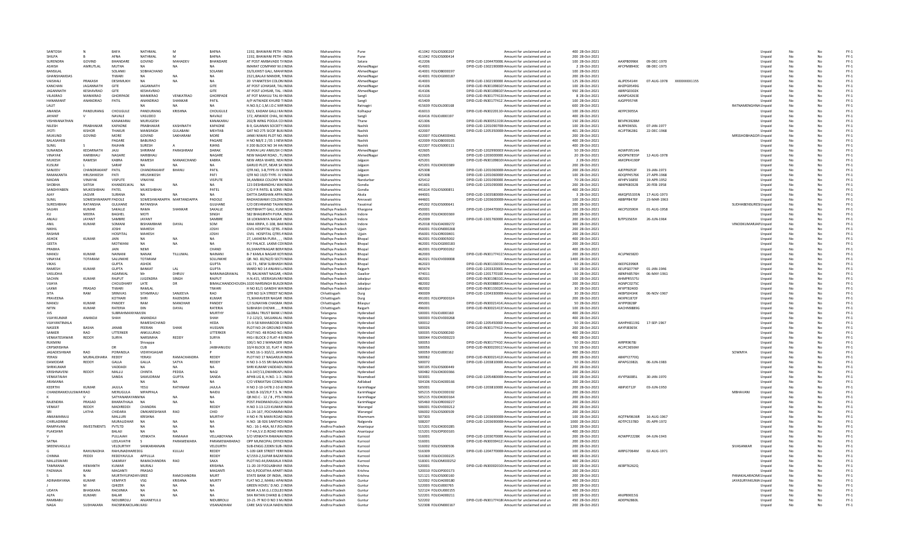| | | | | | | | | | | | | | | | | | | | | | | |
|---|---|---|---|---|---|---|---|---|---|---|---|---|---|---|---|---|---|---|---|---|---|---|
| SANTOSH | N | BAFNA | NATHMAL | M | BAFNA | 1192, BHAWANI PETH - INDIA | | Maharashtra | Pune | 411042 | FOLIOS000267 | Amount for unclaimed and un | 400 | 28-Oct-2021 | | | | | Unpaid | No | No | FY-1 |
| SHILPA | B | AFNA | NATHMAL | M | BAFNA | 1192, BHAWANI PETH - INDIA | | Maharashtra | Pune | 411042 | FOLIOS000414 | Amount for unclaimed and un | 200 | 28-Oct-2021 | | | | | Unpaid | No | No | FY-1 |
| SURENDRA | GOVIND | BHANDARE | GOVIND | MAHADEV | BHANDARE | AT POST AMBAVADE TAINDIA | | Maharashtra | Satara | 412206 | DPID-CLID-1204470006 | Amount for unclaimed and un | 100 | 28-Oct-2021 | AAXPB0996K | 09-DEC-1970 | | | Unpaid | No | No | FY-1 |
| ASHISH | AMRUTLAL | MUTHA | NA | NA | NA | IMARAT COMPANY M.G INDIA | | Maharashtra | AhmedNagar | 414001 | DPID-CLID-1302190000 | Amount for unclaimed and un | 2 | 28-Oct-2021 | AFCPM8940C | 08-DEC-1973 | | | Unpaid | No | No | FY-1 |
| BANSILAL | | SOLANKI | SOBHACHAND | | SOLANKI | 33/9,KHIST GALI, MAHAINDIA | | Maharashtra | AhmedNagar | 414001 | FOLIOB000197 | Amount for unclaimed and un | 100 | 28-Oct-2021 | | | | | Unpaid | No | No | FY-1 |
| GHANSHAMDAS | | TIWARI | NA | NA | NA | 2321,BALAJI MANDIR, TINDIA | | Maharashtra | AhmedNagar | 414001 | FOLIOG000187 | Amount for unclaimed and un | 200 | 28-Oct-2021 | | | | | Unpaid | No | No | FY-1 |
| VAISHALI | PRAKASH | DESHMUKH | NA | NA | NA | 20 VYANKTESH COLONINDIA | | Maharashtra | AhmedNagar | 414003 | DPID-CLID-1302190000 | Amount for unclaimed and un | 125 | 28-Oct-2021 | ALJPD5414H | 07-AUG-1978 | XXXXXXXX1155 | | Unpaid | No | No | FY-1 |
| KANCHAN | JAGANNATH | GITE | JAGANNATH | | GITE | AT POST LOHASAR, TAL INDIA | | Maharashtra | AhmedNagar | 414106 | DPID-CLID-IN30109810 | Amount for unclaimed and un | 100 | 28-Oct-2021 | AHZPG9549G | | | | Unpaid | No | No | FY-1 |
| JAGANNATH | KESHAVRAO | GITE | KESHAVRAO | | GITE | AT POST LOHSAR, TAL. INDIA | | Maharashtra | AhmedNagar | 414106 | DPID-CLID-IN30109810 | Amount for unclaimed and un | 950 | 28-Oct-2021 | ABRPG0302K | | | | Unpaid | No | No | FY-1 |
| VILASRAO | MANIKRAO | GHORPADE | MANIKRAO | VENKATRAO | GHORPADE | AT POT MAHULI TAL KHINDIA | | Maharashtra | Sangli | 415310 | DPID-CLID-IN30177413 | Amount for unclaimed and un | 8 | 28-Oct-2021 | AANPG4263E | | | | Unpaid | No | No | FY-1 |
| HANAMANT | ANANDRAO | PATIL | ANANDRAO | SHANKAR | PATIL | A/P AITWADE KHURD TINDIA | | Maharashtra | Sangli | 415409 | DPID-CLID-IN30177412 | Amount for unclaimed and un | 100 | 28-Oct-2021 | AJGPP9574R | | | | Unpaid | No | No | FY-1 |
| LALIT | | | NA | NA | NA | H.NO.9,C-1,M.I.D.C.MIRINDIA | | Maharashtra | Ratnagiri | 415639 | FOLIOL000168 | Amount for unclaimed and un | 600 | 28-Oct-2021 | | | | RATNAMENGHNA | Unpaid | No | No | FY-1 |
| ANANDA | PANDURANG | CHOUGULE | PANDURANG | KRISHNA | CHOUGULE | 50/2, KADAM GALLI KAVINDIA | | Maharashtra | Kolhapur | 416013 | DPID-CLID-IN30220110 | Amount for unclaimed and un | 100 | 28-Oct-2021 | AEFPC9055A | | | | Unpaid | No | No | FY-1 |
| JAYANT | V | NAVALE | VASUDEO | | NAVALE | 172, ARWADE CHAL, MINDIA | | Maharashtra | Sangli | 416416 | FOLIOJ000197 | Amount for unclaimed and un | 400 | 28-Oct-2021 | | | | | Unpaid | No | No | FY-1 |
| VISHWANATHAN | | KANAKARAJ | MURUGESH | | KANAKARAJ | 202/B WING POOJA COINDIA | | Maharashtra | Thane | 421306 | DPID-CLID-IN30051319 | Amount for unclaimed and un | 150 | 28-Oct-2021 | BEVPK3928M | | | | Unpaid | No | No | FY-1 |
| NILESH | PRABHAKAR | KAPADNE | PRABHAKAR | KASHINATH | KAPADNE | B-9, GAJANAN SOCIETY INDIA | | Maharashtra | Nashik | 422003 | DPID-CLID-1201090700 | Amount for unclaimed and un | 100 | 28-Oct-2021 | ALRPK9650L | 07-JAN-1977 | | | Unpaid | No | No | FY-1 |
| JYOTI | KISHOR | THAKUR | MANSINGH | GULABANI | MEHTAB | GAT NO 275 SICOF BUILINDIA | | Maharashtra | Nashik | 422007 | DPID-CLID-1205350000 | Amount for unclaimed and un | 401 | 28-Oct-2021 | ACIPT9628G | 22-DEC-1968 | | | Unpaid | No | No | FY-1 |
| MUKUND | GOVIND | MORE | GOVIND | SAKHARAM | MORE | JANKI NIWAS PLOT NO. INDIA | | Maharashtra | Nashik | 422007 | FOLIOM000461 | Amount for unclaimed and un | 200 | 28-Oct-2021 | | | | MRSSHOBHAGO | Unpaid | No | No | FY-1 |
| BALASAHEB | | PAGARE | BABURAO | | PAGARE | H NO N8/E 2 /35 1 NEWINDIA | | Maharashtra | Nashik | 422009 | FOLIOB000105 | Amount for unclaimed and un | 400 | 28-Oct-2021 | | | | | Unpaid | No | No | FY-1 |
| SUNIL | S | RAJHAN | SURESH | A | RJHNS | II 200 BLOCK NO 34 HAINDIA | | Maharashtra | Nashik | 422207 | FOLIOS000111 | Amount for unclaimed and un | 400 | 28-Oct-2021 | | | | | Unpaid | No | No | FY-1 |
| SUNANDA | KEDARNATH | JAJU | SHRIRAM | PARASHRAM | DARAK | PUNYAI LAV ANKUSH C INDIA | | Maharashtra | AhmedNagar | 422605 | DPID-CLID-1202990003 | Amount for unclaimed and un | 50 | 28-Oct-2021 | AGWPJ9514A | | | | Unpaid | No | No | FY-1 |
| VINAYAK | HARIBHAU | NAGARE | HARIBHAU | | NAGARE | NEW NAGAR ROAD , TAINDIA | | Maharashtra | AhmedNagar | 422605 | DPID-CLID-1203000000 | Amount for unclaimed and un | 20 | 28-Oct-2021 | ADOPN7855P | 12-AUG-1978 | | | Unpaid | No | No | FY-1 |
| MUKESH | RAMESH | KABRA | RAMESH | MANAKCHAND | KABRA | NEW AREA WARD, NEA INDIA | | Maharashtra | Jalgaon | 425201 | DPID-CLID-IN30109810 | Amount for unclaimed and un | 2 | 28-Oct-2021 | AMOPK4190P | | | | Unpaid | No | No | FY-1 |
| KUSUM | L | SARAF | NA | NA | NA | GARUD PLOT, NEAR SA INDIA | | Maharashtra | Jalgaon | 425201 | FOLIOK000389 | Amount for unclaimed and un | 200 | 28-Oct-2021 | | | | | Unpaid | No | No | FY-1 |
| SANJEEV | CHANDRAKANT | PATIL | CHANDRAKANT | BHANU | PATIL | QTR.NO, 3-B,TYPE-IV CIINDIA | | Maharashtra | Jalgaon | 425308 | DPID-CLID-1201060000 | Amount for unclaimed and un | 200 | 28-Oct-2021 | AJEPP6053F | 19-JAN-1973 | | | Unpaid | No | No | FY-1 |
| RAMAKANTA | HRUSHIKESH | PATI | HRUSHIKESH | | PATI | QTR NO 19/D TYPE- IV INDIA | | Maharashtra | Jalgaon | 425308 | DPID-CLID-1201060000 | Amount for unclaimed and un | 100 | 28-Oct-2021 | ADQPP4576K | 27-APR-1968 | | | Unpaid | No | No | FY-1 |
| MADAN | VINAYAK | VISPUTE | VINAYAK | | VISPUTE | 34,AMBIKA COLONY N/ INDIA | | Maharashtra | Nandurbar | 425412 | DPID-CLID-1201090000 | Amount for unclaimed and un | 70 | 28-Oct-2021 | AFHPV1685E | 19-APR-1952 | | | Unpaid | No | No | FY-1 |
| SHOBHA | SATISH | KHANDELWAL | NA | NA | NA | 123 DESHBANDHU WAINDIA | | Maharashtra | Gondia | 441601 | DPID-CLID-1201090000 | Amount for unclaimed and un | 200 | 28-Oct-2021 | ABKPK8032B | 20-FEB-1958 | | | Unpaid | No | No | FY-1 |
| SANDHYABEN | MUKESHBHAI | PATEL | MUKESHBHAI | | PATEL | C/O P K PATEL & SONS INDIA | | Maharashtra | Gondia | 441614 | FOLIOS000851 | Amount for unclaimed and un | 400 | 28-Oct-2021 | | | | | Unpaid | No | No | FY-1 |
| AJAY | JAGVIR | SURANA | NA | NA | NA | DATTA DARSHAN APPA INDIA | | Maharashtra | Akola | 444001 | DPID-CLID-1303580000 | Amount for unclaimed and un | 1 | 28-Oct-2021 | AMQPS5335N | 17-AUG-1973 | | | Unpaid | No | No | FY-1 |
| SUNIL | SOMESHWARAPP | PADOLE | SOMESHWARAPPA | MARTANDAPPA | PADOLE | RADHASWAMI COLONYINDIA | | Maharashtra | Amravati | 444601 | DPID-CLID-1203600000 | Amount for unclaimed and un | 100 | 28-Oct-2021 | ABBPP8476F | 23-MAR-1963 | | | Unpaid | No | No | FY-1 |
| SURESHBHAI | RATANSHA | GULHANE | RATANSHA | | GULHANE | C/O DEVANAND TAJANEINDIA | | Maharashtra | Yavatmal | 445202 | FOLIOS000641 | Amount for unclaimed and un | 200 | 28-Oct-2021 | | | | SUDHABENSURES | Unpaid | No | No | FY-1 |
| SAJJAN | KUMAR | SAKALLE | RAMA | SHANKAR | SAKALLE | MOTIBHATT GALI, KUMINDIA | | Madhya Pradesh | Khargone | 450001 | DPID-CLID-1204470002 | Amount for unclaimed and un | 100 | 28-Oct-2021 | AKCPS3590H | 01-AUG-1958 | | | Unpaid | No | No | FY-1 |
| KU | MEERA | BAGHEL | MOTI | | SINGH | 582 BHAGIRATH PURA, INDIA | | Madhya Pradesh | Indore | 452003 | FOLIOK000369 | Amount for unclaimed and un | 200 | 28-Oct-2021 | | | | | Unpaid | No | No | FY-1 |
| ANJALI | JAYANT | SAMBRE | JAYANT | | SAMBRE | 18 LOKMANYA NAGAR INDIA | | Madhya Pradesh | Indore | 452009 | DPID-CLID-1301760000 | Amount for unclaimed and un | 200 | 28-Oct-2021 | BJTPS3565H | 26-JUN-1964 | | | Unpaid | No | No | FY-1 |
| ANIL | KUMAR | SOMANI | BISHAMBHAR | DAYAL | SOM | MAA KRIPA, E-108, BAKINDIA | | Madhya Pradesh | Indore | 452018 | FOLIOA000272 | Amount for unclaimed and un | 300 | 28-Oct-2021 | | | | VINODKUMARJAIN | Unpaid | No | No | FY-1 |
| NIKHIL | | JOSHI | MAHESH | | JOSHI | CIVIL HOSPITAL QTRS. INDIA | | Madhya Pradesh | Ujjain | 456001 | FOLION000268 | Amount for unclaimed and un | 200 | 28-Oct-2021 | | | | | Unpaid | No | No | FY-1 |
| RASHMI | | HOSPITAL | MAHESH | | JOSHI | CIVIL HOSPITAL QTRS AINDIA | | Madhya Pradesh | Ujjain | 456001 | FOLIOR000401 | Amount for unclaimed and un | 200 | 28-Oct-2021 | | | | | Unpaid | No | No | FY-1 |
| ASHOK | KUMAR | JAIN | NA | NA | NA | 27, LAKHERA PURA , , , INDIA | | Madhya Pradesh | Bhopal | 462001 | FOLIOD005002 | Amount for unclaimed and un | 400 | 28-Oct-2021 | | | | | Unpaid | No | No | FY-1 |
| GEETA | | MOTWANI | NA | NA | NA | PLY PALACE. LAXMI COIINDIA | | Madhya Pradesh | Bhopal | 462001 | FOLIOG000183 | Amount for unclaimed and un | 200 | 28-Oct-2021 | | | | | Unpaid | No | No | FY-1 |
| PRABHA | | JAIN | NEMI | | CHAND | 63,SHANTINAGAR BERAINDIA | | Madhya Pradesh | Bhopal | 462001 | FOLIOP000262 | Amount for unclaimed and un | 400 | 28-Oct-2021 | | | | | Unpaid | No | No | FY-1 |
| MANOJ | KUMAR | NAINANI | NANAK | TILLUMAL | NAINANI | B-7 KAMLA NAGAR KOTINDIA | | Madhya Pradesh | Bhopal | 462003 | DPID-CLID-IN30177411 | Amount for unclaimed and un | 200 | 28-Oct-2021 | ACIPN6582D | | | | Unpaid | No | No | FY-1 |
| VINAYAK | TOTARAM | SALUNKHE | TOTARAM | | SOLUNKHE | QR. NO. 83/N2/D SECTIINDIA | | Madhya Pradesh | Bhopal | 462021 | FOLIOV000008 | Amount for unclaimed and un | 1400 | 28-Oct-2021 | | | | | Unpaid | No | No | FY-1 |
| VIKAS | | GUPTA | ASHOK | | GUPTA | LIG 73 , NEW SUBHASHINDIA | | Madhya Pradesh | Bhopal | 462023 | DPID-CLID-IN30133019 | Amount for unclaimed and un | 50 | 28-Oct-2021 | AKEPG3996R | | | | Unpaid | No | No | FY-1 |
| RAMESH | KUMAR | GUPTA | BANKAT | LAL | GUPTA | WARD NO 14 ANJANI LAINDIA | | Madhya Pradesh | Rajgarh | 465674 | DPID-CLID-1203320001 | Amount for unclaimed and un | 100 | 28-Oct-2021 | AEUPG0774P | 01-JAN-1946 | | | Unpaid | No | No | FY-1 |
| VASUDHA | | AGARWAL | Mr | DHRUV | NARAINAGRAWAL | 79, BALWANT NAGAR, INDIA | | Madhya Pradesh | Gwalior | 474011 | DPID-CLID-1201770100 | Amount for unclaimed and un | 50 | 28-Oct-2021 | ABNPA8576H | 06-MAY-1961 | | | Unpaid | No | No | FY-1 |
| SACHIN | KUMAR | RAJPUT | JUGENDRA | SINGH | RAJPUT | H.N.415, VEERASAVARKINDIA | | Madhya Pradesh | Jabalpur | 482001 | DPID-CLID-IN30198310 | Amount for unclaimed and un | 100 | 28-Oct-2021 | AHMPR5575J | | | | Unpaid | No | No | FY-1 |
| VIJAYA | | CHOUDHARY | LATE | DR | BIMALCHANDCHOUDH | 1020 NARSINGH BUILDINDIA | | Madhya Pradesh | Jabalpur | 482002 | DPID-CLID-IN30088814 | Amount for unclaimed and un | 200 | 28-Oct-2021 | AGNPC0275C | | | | Unpaid | No | No | FY-1 |
| LAXMI | PRASAD | TIWARI | RAMLAL | | TIWARI | H NO 81/1 GANDHI WAINDIA | | Madhya Pradesh | Jabalpur | 482002 | DPID-CLID-IN30133020 | Amount for unclaimed and un | 30 | 28-Oct-2021 | AFXPT8240D | | | | Unpaid | No | No | FY-1 |
| SITA | RAM | SRINIVAS | SITAMRAJU | SANJEEVA | RAO | QTR NO 3/A STREET NCINDIA | | Chhattisgarh | Durg | 490009 | DPID-CLID-1204330000 | Amount for unclaimed and un | 30 | 28-Oct-2021 | AKBPS0434K | 06-NOV-1967 | | | Unpaid | No | No | FY-1 |
| PRAVEENA | | KOTHARI | SHRI | RAJENDRA | KUMAR | 71,MAHAVEER NAGAR INDIA | | Chhattisgarh | Durg | 491001 | FOLIOP000324 | Amount for unclaimed and un | 200 | 28-Oct-2021 | AKXPK1872F | | | | Unpaid | No | No | FY-1 |
| MANOJ | KUMAR | PANDEY | RAM | MANOHAR | PANDEY | C/I SUNAYAN CHASMA INDIA | | Chhattisgarh | Bilaspur | 495001 | DPID-CLID-IN30021414 | Amount for unclaimed and un | 50 | 28-Oct-2021 | AIYPP0828P | | | | Unpaid | No | No | FY-1 |
| NITIN | KUMAR | RATERIA | DIN | DAYAL | RATERIA | SUBHASH CHOWK , , , RINDIA | | Chhattisgarh | Raigarh | 496001 | DPID-CLID-IN30021413 | Amount for unclaimed and un | 50 | 28-Oct-2021 | AACHN9889G | | | | Unpaid | No | No | FY-1 |
| JVS | | SUBRAHMANYAM | SN | | MURTHY | GLOBAL TRUST BANK LTINDIA | | Telangana | Hyderabad | 500001 | FOLIOJ000160 | Amount for unclaimed and un | 400 | 28-Oct-2021 | | | | | Unpaid | No | No | FY-1 |
| VIJAYKUMAR | ANANDJI | SHAH | ANANDAJI | | SHAH | 7-2-123/2, SASUANILAL INDIA | | Telangana | Hyderabad | 500003 | FOLIOV000268 | Amount for unclaimed and un | 400 | 28-Oct-2021 | | | | | Unpaid | No | No | FY-1 |
| VIJAYANTIMALA | | | RAMESHCHAND | | HEDA | 15-9-58 MAHABOOB GIINDIA | | Telangana | Hyderabad | 500012 | DPID-CLID-1205450000 | Amount for unclaimed and un | 50 | 28-Oct-2021 | AAHPH8119G | 17-SEP-1967 | | | Unpaid | No | No | FY-1 |
| NASEER | BASHA | JANAB | PEERAN | SHAIK | HUSSAIN | PLOT NO-24 GROUND FINDIA | | Telangana | Hyderabad | 500026 | DPID-CLID-IN30177412 | Amount for unclaimed and un | 200 | 28-Oct-2021 | AAYPJ8365K | | | | Unpaid | No | No | FY-1 |
| SANKER | RAO | UTTERKER | ANKULURAO | | UTTERKER | PLOT NO. 48 ROAD NO. INDIA | | Telangana | Hyderabad | 500035 | FOLIOS000260 | Amount for unclaimed and un | 400 | 28-Oct-2021 | | | | | Unpaid | No | No | FY-1 |
| VENKATESHWAR | REDDY | SURYA | NARSIMHA | REDDY | SURYA | HIG-I BLOCK-2 FLAT-4 BINDIA | | Telangana | Hyderabad | 500044 | FOLIOV000223 | Amount for unclaimed and un | 400 | 28-Oct-2021 | | | | | Unpaid | No | No | FY-1 |
| RUKMINI | | | Shivappa | | S | 100/1 NO 2 MANAGER INDIA | | Telangana | Hyderabad | 500053 | DPID-CLID-IN30177410 | Amount for unclaimed and un | 50 | 28-Oct-2021 | AIRPR9678J | | | | Unpaid | No | No | FY-1 |
| CRPSKRISHNA | | DR | CUB | | JAIBHANUDU | 10/4 BLOCK 10, FLAT 4 INDIA | | Telangana | Hyderabad | 500056 | DPID-CLID-IN30023911 | Amount for unclaimed and un | 550 | 28-Oct-2021 | ACJPC3656M | | | | Unpaid | No | No | FY-1 |
| JAGADESHWAR | RAO | PORANDLA | VIDHYASAGAR | | P | H.NO.16-1-30/1/2, JAYAINDIA | | Telangana | Hyderabad | 500059 | FOLIOJ000162 | Amount for unclaimed and un | 400 | 28-Oct-2021 | | | | SOWMYA | Unpaid | No | No | FY-1 |
| YERASI | MURALIDHARA | REDDY | YERASI | RAMACHANDRA | REDDY | PLOT NO 17 NAGARJUNINDIA | | Telangana | Hyderabad | 500062 | DPID-CLID-IN30021412 | Amount for unclaimed and un | 200 | 28-Oct-2021 | ABKPY2770Q | | | | Unpaid | No | No | FY-1 |
| DAMODAR | REDDY | GALLA | GALLA | SATYA | REDDY | H NO 3-3-55 SRI BALAJI INDIA | | Telangana | Hyderabad | 500072 | DPID-CLID-1203810000 | Amount for unclaimed and un | 200 | 28-Oct-2021 | APAPG1982L | 06-JUN-1983 | | | Unpaid | No | No | FY-1 |
| SHRIKUMAR | | VADDADI | NA | NA | NA | SHRI KUMAR VADDADI, INDIA | | Telangana | Hyderabad | 500195 | FOLIOS000449 | Amount for unclaimed and un | 200 | 28-Oct-2021 | | | | | Unpaid | No | No | FY-1 |
| KRISHNAVENI | REDDY | MALLU | CHINTA | PEDDA | NAGI | 6-3-347/13,DWARKAPUINDIA | | Telangana | Hyderabad | 500482 | FOLIOK000366 | Amount for unclaimed and un | 200 | 28-Oct-2021 | | | | | Unpaid | No | No | FY-1 |
| VENKATAIAH | | SANDA | SAMUDRAM | GUPTA | SANDA | APHB LIG 8, H.NO. 1-1-1INDIA | | Telangana | Nizamabad | 503001 | DPID-CLID-1205480000 | Amount for unclaimed and un | 100 | 28-Oct-2021 | AVYPS6085L | 30-JAN-1970 | | | Unpaid | No | No | FY-1 |
| ARAMANA | | | NA | NA | NA | C/O VENKATSAI CONSUINDIA | | Telangana | Adilabad | 504106 | FOLIOA000166 | Amount for unclaimed and un | 200 | 28-Oct-2021 | | | | | Unpaid | No | No | FY-1 |
| KEERTHI | KUMAR | JAJULA | YESU | RATHNAM | JAJULA | H NO 2-10-1478 2-10-8 INDIA | | Telangana | KarimNagar | 505001 | DPID-CLID-1203810000 | Amount for unclaimed and un | 200 | 28-Oct-2021 | ABIPJ0712F | 03-JUN-1950 | | | Unpaid | No | No | FY-1 |
| CHANDRAMOULISWAR | RAO | MERUGULA | MPAPPALA | | NAIDU | Q.NO.B-10/29,P.T.S. N INDIA | | Telangana | KarimNagar | 505215 | FOLIOC000192 | Amount for unclaimed and un | 200 | 28-Oct-2021 | | | | MBHAVANI | Unpaid | No | No | FY-1 |
| K | V | SATYANARAYANA | NA | NA | NA | QR.NO.C - 12 / 8 , PTS NINDIA | | Telangana | KarimNagar | 505215 | FOLIOK000164 | Amount for unclaimed and un | 200 | 28-Oct-2021 | | | | | Unpaid | No | No | FY-1 |
| RAJENDRA | PRASAD | BHARATHALA | NA | NA | NA | POST PAIDIMADUGU,VINDIA | | Telangana | KarimNagar | 505460 | FOLIOR000227 | Amount for unclaimed and un | 200 | 28-Oct-2021 | | | | | Unpaid | No | No | FY-1 |
| VENKAT | REDDY | MADIREDDI | CHANDRA | | REDDY | H.NO 3-13-123 KUMAR INDIA | | Telangana | Warangal | 506001 | FOLIOV000212 | Amount for unclaimed and un | 200 | 28-Oct-2021 | | | | | Unpaid | No | No | FY-1 |
| SRI | LATHA | CHIDARA | OMKARESHWAR | RAO | CHID | 11-24-167, POCHAMMAINDIA | | Telangana | Warangal | 506002 | FOLIOS000509 | Amount for unclaimed and un | 200 | 28-Oct-2021 | | | | | Unpaid | No | No | FY-1 |
| ANKAMARAJU | | MALLURI | KRISHNA | | MURTHY | H NO 4-76 MAIN ROAD INDIA | | Telangana | Khammam | 507303 | DPID-CLID-1203690000 | Amount for unclaimed and un | 100 | 28-Oct-2021 | AQTPM9636R | 16-AUG-1967 | | | Unpaid | No | No | FY-1 |
| CHIRLADINNE | | MURALIDHAR | NA | NA | NA | H.NO: 18-926 SANTHOSINDIA | | Telangana | Nalgonda | 508207 | DPID-CLID-1203690000 | Amount for unclaimed and un | 1000 | 28-Oct-2021 | ADTPC5378D | 05-APR-1972 | | | Unpaid | No | No | FY-1 |
| RAJENDRAN | INVESTMENTS | PVTLTD | NA | NA | NA | NO.: 16-1-46A, M.F.RO INDIA | | Andhra Pradesh | Anantapur | 515201 | FOLIOR000285 | Amount for unclaimed and un | 1200 | 28-Oct-2021 | | | | | Unpaid | No | No | FY-1 |
| PLAKSHMI | | BALAJI | NA | NA | NA | 7-7-4A,S.V.D.ROAD HININDIA | | Andhra Pradesh | Anantapur | 515201 | FOLIOP000165 | Amount for unclaimed and un | 400 | 28-Oct-2021 | | | | | Unpaid | No | No | FY-1 |
| V | | PULLAIAH | VENKATA | RAMAIAH | VELLABOYANA | S/O VENKATA RAMAIAHINDIA | | Andhra Pradesh | Kurnool | 516001 | DPID-CLID-1203070000 | Amount for unclaimed and un | 200 | 28-Oct-2021 | AOWPP2228K | 04-JUN-1943 | | | Unpaid | No | No | FY-1 |
| SATNA | | LEELAVATHI | S | PARAMEWARA | PARAMEWARARAO | OPP MUNICIPAL OFFICIINDIA | | Andhra Pradesh | Kurnool | 516001 | DPID-CLID-IN30039412 | Amount for unclaimed and un | 200 | 28-Oct-2021 | | | | | Unpaid | No | No | FY-1 |
| SREENIVASULU | | VELDURTHY | SANKARANNAN | | VELDURTH | SUB-ENGG 220KN SUB-INDIA | | Andhra Pradesh | Kurnool | 516002 | FOLIOS000506 | Amount for unclaimed and un | 200 | 28-Oct-2021 | | | | SIVASANKAR | Unpaid | No | No | FY-1 |
| G | RAHUNADHA | RAHUNADHAREDIG | | KULLAI | REDDY | 5-109 GKR STREET YERRINDIA | | Andhra Pradesh | Kurnool | 516309 | DPID-CLID-1204770000 | Amount for unclaimed and un | 100 | 28-Oct-2021 | AIRPG7064M | 02-AUG-1971 | | | Unpaid | No | No | FY-1 |
| CHINNA | PEDDI | REDDYAVULA | APPULLA | | REDDY | 4/1559-2,SUPAR BAZARINDIA | | Andhra Pradesh | Kurnool | 516360 | FOLIOC000225 | Amount for unclaimed and un | 400 | 28-Oct-2021 | | | | | Unpaid | No | No | FY-1 |
| MALLESWARI | | SAKARAY | RAMACHANDRA | RAO | SAKA | PLOT NO.44,RAMALAYINDIA | | Andhra Pradesh | Kurnool | 518301 | FOLIOM000252 | Amount for unclaimed and un | 400 | 28-Oct-2021 | | | | | Unpaid | No | No | FY-1 |
| TAMMANA | HEMANTH | KUMAR | MURALI | | KRISHNA | 11-20-19 POOLABHAVIINDIA | | Andhra Pradesh | Krishna | 520001 | DPID-CLID-IN30002010 | Amount for unclaimed and un | 100 | 28-Oct-2021 | AEBPT6262Q | | | | Unpaid | No | No | FY-1 |
| PADMAJA | RANI | MAGANTI | PRASAD | | MAGANTI | NO-5,POOJITHA APARTIINDIA | | Andhra Pradesh | Krishna | 520010 | FOLIOP000173 | Amount for unclaimed and un | 200 | 28-Oct-2021 | | | | | Unpaid | No | No | FY-1 |
| S | N | MURTHYUPADHY | SREE | RAMCHANDRA | MURT | STATE BANK OF INDIA, INDIA | | Andhra Pradesh | Krishna | 521121 | FOLIOS000160 | Amount for unclaimed and un | 200 | 28-Oct-2021 | | | | PANAKALARAOMUR | Unpaid | No | No | FY-1 |
| ADINARAYANA | KUMAR | VEMPATI | VSG | KRISHNA | MURTY | FLAT NO.2, MANU APARINDIA | | Andhra Pradesh | Guntur | 522002 | FOLIOA000180 | Amount for unclaimed and un | 400 | 28-Oct-2021 | | | | JAYASURYAKUMA | Unpaid | No | No | FY-1 |
| J | M | QHIZER | NA | NA | NA | GREEN NOVELT D.NO. 2INDIA | | Andhra Pradesh | Guntur | 522003 | FOLIOJ000765 | Amount for unclaimed and un | 200 | 28-Oct-2021 | | | | | Unpaid | No | No | FY-1 |
| UDAYA | BHASKARA | RAOJINKA | NA | NA | NA | NEAR A.S.M.G.J.COLLECINDIA | | Andhra Pradesh | Guntur | 522124 | FOLIOU000155 | Amount for unclaimed and un | 400 | 28-Oct-2021 | | | | | Unpaid | No | No | FY-1 |
| ALPA | KUMARI | BALAR | NA | NA | NA | SHA RATAN CHAND & CINDIA | | Andhra Pradesh | Guntur | 522201 | FOLIOA000211 | Amount for unclaimed and un | 100 | 28-Oct-2021 | ANJPB9015G | | | | Unpaid | No | No | FY-1 |
| RAMBABU | | NIDUBROLU | ANJANEYULU | | NIDUBROLU | 10-21-7F NO D NO 3 MAINDIA | | Andhra Pradesh | Guntur | 522202 | DPID-CLID-IN30177418 | Amount for unclaimed and un | 450 | 28-Oct-2021 | ADEPN2860L | | | | Unpaid | No | No | FY-1 |
| NAGA | SUDHAKARA | RAOSRIKAKOLANU | KASI | | VISANADHAM | CARE SASI VIJGA NADN INDIA | | Andhra Pradesh | Guntur | 522308 | FOLION000167 | Amount for unclaimed and un | 200 | 28-Oct-2021 | | | | | Unpaid | No | No | FY-1 |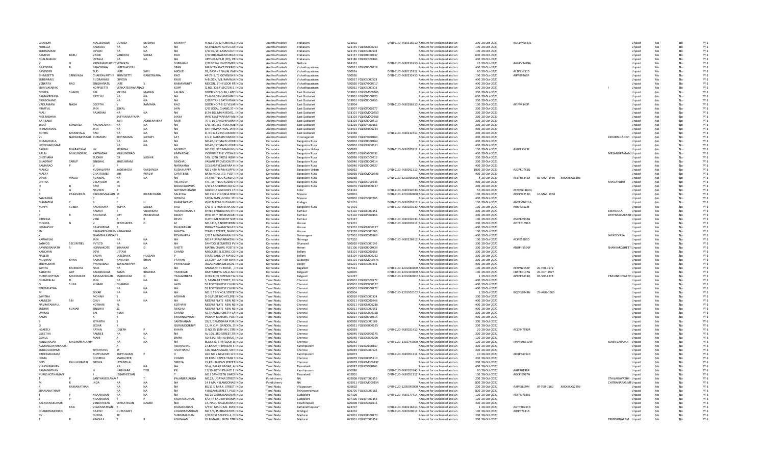| | | | | | | | | | | | | | | | | | | | | | | | |
|---|---|---|---|---|---|---|---|---|---|---|---|---|---|---|---|---|---|---|---|---|---|---|---|
| GRANDHI | | MALLESWARI | GOPALA | KRISHNA | MURTHY | H.NO.3-27 (2) CHAVALAINDIA | Andhra Pradesh | Prakasam | 523002 | DPID-CLID-IN30316510 | Amount for unclaimed and un | 200 | 28-Oct-2021 | AOCPM6593E | | | | | | Unpaid | No | No | FY-1 |
| NERELLA | | RAMUDU | NA | NA | NA | 56,SRILAXMI AUTO COFINDIA | Andhra Pradesh | Prakasam | 523155 | FOLIOIN000263 | Amount for unclaimed and un | 100 | 28-Oct-2021 | | | | | | | Unpaid | No | No | FY-1 |
| SUDHAMANI | | DEVAKI | NA | NA | NA | C/O.56, SRI LAXMI AUTINDIA | Andhra Pradesh | Prakasam | 523155 | FOLIOS000544 | Amount for unclaimed and un | 100 | 28-Oct-2021 | | | | | | | Unpaid | No | No | FY-1 |
| RAMESH | BABU | VANIK | VANKATA | SUBBA | RAO | C/O.SRIKANAKADURGAINDIA | Andhra Pradesh | Prakasam | 523157 | FOLIOR000037 | Amount for unclaimed and un | 600 | 28-Oct-2021 | | | | | | | Unpaid | No | No | FY-1 |
| CHALANAIAH | | UPPALA | NA | NA | NA | UPPUGUNDUR (PO), PRINDIA | Andhra Pradesh | Prakasam | 523186 | FOLIOC000166 | Amount for unclaimed and un | 400 | 28-Oct-2021 | | | | | | | Unpaid | No | No | FY-1 |
| V | G | KRISHNAMURTHY | VENKATA | | SUBBAIAH | C/O ROYAL INVESTMENINDIA | Andhra Pradesh | Nellore | 524101 | DPID-CLID-IN30232410 | Amount for unclaimed and un | 25 | 28-Oct-2021 | AAUPV2489A | | | | | | Unpaid | No | No | FY-1 |
| RAJENDRA | B | PANCHBHAI | LATEBHAYYAJI | | SPAN | MAINTENANCE DEPARTINDIA | Andhra Pradesh | Vishakhapatnam | 530011 | FOLIOR000218 | Amount for unclaimed and un | 400 | 28-Oct-2021 | | | | | | | Unpaid | No | No | FY-1 |
| RAVINDER | | SUD | LATE | SHRI | MKSUD | 01, BASANT NAVAL PARINDIA | Andhra Pradesh | Vishakhapatnam | 530014 | DPID-CLID-IN30115112 | Amount for unclaimed and un | 60 | 28-Oct-2021 | ALTPS3631D | | | | | | Unpaid | No | No | FY-1 |
| BHIMISETTI | SRINIVASA | CHAKRAVARTHY | BHIMISETTI | GANESWARA | RAO | 44-27-5, T2 GOVINDA RINDIA | Andhra Pradesh | Vishakhapatnam | 530016 | DPID-CLID-IN30232410 | Amount for unclaimed and un | 100 | 28-Oct-2021 | AIPPB9463P | | | | | | Unpaid | No | No | FY-1 |
| SUBBARAJU | | RUDRARAJU | CHVSSN | | RAJU | A-BLOCK, F/8, RAMALAINDIA | Andhra Pradesh | Vishakhapatnam | 530017 | FOLIOS000523 | Amount for unclaimed and un | 400 | 28-Oct-2021 | | | | | | | Unpaid | No | No | FY-1 |
| VENKATA | RAO | SINGHARATU | LATE | S | RAMAMURTY | MECON, 5TH FLOOR RTINDIA | Andhra Pradesh | Vishakhapatnam | 530020 | FOLIOV000217 | Amount for unclaimed and un | 400 | 28-Oct-2021 | | | | | | | Unpaid | No | No | FY-1 |
| SRINIVASARAO | | KOPPISETTI | VENKATESWARARAO | | KOPP | Q.NO. 328-F SECTOR-2.INDIA | Andhra Pradesh | Vishakhapatnam | 530032 | FOLIOS000516 | Amount for unclaimed and un | 200 | 28-Oct-2021 | | | | | I | | Unpaid | No | No | FY-1 |
| MEHTA | SHANTI | BAI | MEHTA | MADAN | LALJAIN | DOOR NO.5-3-38, LATC INDIA | Andhra Pradesh | East Godavari | 533001 | FOLIOM000366 | Amount for unclaimed and un | 200 | 28-Oct-2021 | | | | | | | Unpaid | No | No | FY-1 |
| RAMAKRISHNA | | BATCHU | NA | NA | NA | 25-6-36 GANJAMUARI SINDIA | Andhra Pradesh | East Godavari | 533001 | FOLIOR000320 | Amount for unclaimed and un | 600 | 28-Oct-2021 | | | | | | | Unpaid | No | No | FY-1 |
| RIKABCHAND | | | NA | NA | NA | C/O PITANE SATHI RAJAINDIA | Andhra Pradesh | East Godavari | 533001 | FOLIOR000455 | Amount for unclaimed and un | 200 | 28-Oct-2021 | | | | | | | Unpaid | No | No | FY-1 |
| VADLAMANI | NAGA | DEEPTHI | V | RAMANA | RAO | DOOR NO 7-8-22 VELAPINDIA | Andhra Pradesh | East Godavari | 533004 | DPID-CLID-IN30286310 | Amount for unclaimed and un | 100 | 28-Oct-2021 | AFIPV4340P | | | | | | Unpaid | No | No | FY-1 |
| PRAFFUL | | JAIN | SOKAL | | JAIN | C/O SOKAL CHAND,37-IINDIA | Andhra Pradesh | East Godavari | 533007 | FOLIOP000277 | Amount for unclaimed and un | 200 | 28-Oct-2021 | | | | | | | Unpaid | No | No | FY-1 |
| MALI | | RAJARAM | NA | NA | NA | 8-24-103,MAIN ROAD, INDIA | Andhra Pradesh | East Godavari | 533101 | FOLIOM000250 | Amount for unclaimed and un | 200 | 28-Oct-2021 | | | | | | | Unpaid | No | No | FY-1 |
| MEERABHAYI | | | SATYANARAYANA | | JAKKA | W/O J SATYANARAYANINDIA | Andhra Pradesh | East Godavari | 533103 | FOLIOM000358 | Amount for unclaimed and un | 200 | 28-Oct-2021 | | | | | | | Unpaid | No | No | FY-1 |
| RATIBABU | | | RATI | ADINERAYENA | MUR | 76-5-16 GANDHIPURAMINDIA | Andhra Pradesh | East Godavari | 533103 | FOLIOR000413 | Amount for unclaimed and un | 200 | 28-Oct-2021 | | | | | | | Unpaid | No | No | FY-1 |
| YEDU | KONDALA | RAONALAMATI | NA | NA | NA | C/O, ESS ESS INVESTMEINDIA | Andhra Pradesh | East Godavari | 533216 | FOLIOY000163 | Amount for unclaimed and un | 200 | 28-Oct-2021 | | | | | | | Unpaid | No | No | FY-1 |
| HIMMATMAL | | JAIN | NA | NA | NA | SAIT HIMMATMAL JAYAINDIA | Andhra Pradesh | East Godavari | 533401 | FOLIOH000234 | Amount for unclaimed and un | 400 | 28-Oct-2021 | | | | | | | Unpaid | No | No | FY-1 |
| KOTHA | MANIKYALA | RAO | NA | NA | NA | D. NO 6.4.235/1 MADHINDIA | Andhra Pradesh | East Godavari | 533450 | DPID-CLID-IN30232410 | Amount for unclaimed and un | 200 | 28-Oct-2021 | | | | | | | Unpaid | No | No | FY-1 |
| VL | NARASIMHARAO | KURMAPU | SEETARAMA | SWAMY | LAT | K.V.C. NARASIMHARAOINDIA | Andhra Pradesh | Vizianagaram | 535002 | FOLIOV000160 | Amount for unclaimed and un | 400 | 28-Oct-2021 | | | | KSHARMILADEVI | | | Unpaid | No | No | FY-1 |
| BHIMACHALA | | | NA | NA | NA | ND-65,1ST MAIN LOWEINDIA | Karnataka | Bangalore Rural | 560003 | FOLIOB000164 | Amount for unclaimed and un | 400 | 28-Oct-2021 | | | | | | | Unpaid | No | No | FY-1 |
| HMEENAKUMARI | | | NA | NA | NA | ND-65,1ST MAIN LOWEINDIA | Karnataka | Bangalore Rural | 560003 | FOLIOH000161 | Amount for unclaimed and un | 400 | 28-Oct-2021 | | | | | | | Unpaid | No | No | FY-1 |
| RAGHU | BHARADWAJ | HK | KRISHNA | | MURTHY | NO.392, 3RD MAIN ROAINDIA | Karnataka | Bangalore Urban | 560019 | DPID-CLID-IN30023912 | Amount for unclaimed and un | 100 | 28-Oct-2021 | AJGPR7373E | | | | | | Unpaid | No | No | FY-1 |
| ARUN | MUKUNDRAO | KAPNADAK | MUKUNDRAO | | KAPNADAK | VYSPRIME THE VYSYA BINDIA | Karnataka | Bangalore Rural | 560025 | FOLIOA000331 | Amount for unclaimed and un | 400 | 28-Oct-2021 | | | | MRSANUPAMAMU | | | Unpaid | No | No | FY-1 |
| CHETHANA | | SUDHIR | DR | SUDHIR | KN | 149, 10TH CROSS INDIRINDIA | Karnataka | Bangalore Rural | 560038 | FOLIOC000212 | Amount for unclaimed and un | 200 | 28-Oct-2021 | | | | | | | Unpaid | No | No | FY-1 |
| BHAGWAT | SARUP | SINGHAL | KHUSHIRAM | | SINGHAL | VASANT PROVISION STINDIA | Karnataka | Bangalore Rural | 560040 | FOLIOB000214 | Amount for unclaimed and un | 200 | 28-Oct-2021 | | | | | | | Unpaid | No | No | FY-1 |
| RAMARAO | P | V | P | | NARAYANA | 103,BASAVESAWARA NINDIA | Karnataka | Bangalore Rural | 560040 | FOLIOR000327 | Amount for unclaimed and un | 400 | 28-Oct-2021 | | | | | | | Unpaid | No | No | FY-1 |
| MANOJ | | KUSHALAPPA | KADEMADA | KAREANDA | KUSHALAPPA | NO 2 4TH MAIN KUPPUINDIA | Karnataka | Bangalore Rural | 560052 | DPID-CLID-IN30051312 | Amount for unclaimed and un | 1000 | 28-Oct-2021 | AJQPK0782Q | | | | | | Unpaid | No | No | FY-1 |
| MALAY | | CHATTERJEE | MR | PRADIP | CHATTERJE | BATA INDIA LTD. PLOT IINDIA | Karnataka | Bangalore Rural | 560058 | FOLIOM000248 | Amount for unclaimed and un | 400 | 28-Oct-2021 | | | | | | | Unpaid | No | No | FY-1 |
| DIPAK | VINOD | RUNWAL | NA | NA | NA | 34,FIRST FLOOR,2ND CINDIA | Karnataka | Bangalore Rural | 560068 | DPID-CLID-12020000 | Amount for unclaimed and un | 4 | 28-Oct-2021 | AEBPR5345A | 03-MAR-1976 | XXXXXXXX6206 | | | | Unpaid | No | No | FY-1 |
| CHITRA | | VELAYUDH | M | | VELAYUDH | 471, 1ST FLOOR,22ND CINDIA | Karnataka | Bangalore Rural | 560070 | FOLIOC000236 | Amount for unclaimed and un | 400 | 28-Oct-2021 | | | | MVELAYUDH | | | Unpaid | No | No | FY-1 |
| H | D | RAVI | HK | | DODDEGOWDA | C/O Y.S.SRIDHAR,NO.51INDIA | Karnataka | Bangalore Rural | 560070 | FOLIOH000157 | Amount for unclaimed and un | 200 | 28-Oct-2021 | | | | | | | Unpaid | No | No | FY-1 |
| B | G | NAVEEN | B | | GOTHAMCHAND | GULECHA AGENCIES 17INDIA | Karnataka | Kolar | 563122 | DPID-CLID-IN30192630 | Amount for unclaimed and un | 50 | 28-Oct-2021 | AFMPG1160Q | | | | | | Unpaid | No | No | FY-1 |
| R | PAKASHMAL | PAKASHMALJAIN | M | RIKABCHAND | SALECHA | NO 1525 VINOBHA ROAINDIA | Karnataka | Mysore | 570001 | DPID-CLID-1201060000 | Amount for unclaimed and un | 100 | 28-Oct-2021 | ADDPJ7251Q | 10-MAR-1958 | | | | | Unpaid | No | No | FY-1 |
| SAVANNA | | C | C | | GOWDA | 142/A,2MN, GOKUL 2S INDIA | Karnataka | Mysore | 570002 | FOLIOS000200 | Amount for unclaimed and un | 400 | 28-Oct-2021 | | | | | | | Unpaid | No | No | FY-1 |
| MAMATHA | C | R | C | H | RAMASWAMY | W/O MADHUSUDHAN INDIA | Karnataka | Kodagu | 571201 | DPID-CLID-IN30023911 | Amount for unclaimed and un | 100 | 28-Oct-2021 | ANEPM0413A | | | | | | Unpaid | No | No | FY-1 |
| KOPPA | SUBBA | RAORAMYA | KOPPA | SUBBA | RAO | C/O K S RAMESHA KAINDIA | Karnataka | Bangalore Rural | 571501 | DPID-CLID-IN30023930 | Amount for unclaimed and un | 100 | 28-Oct-2021 | ARXPS6322F | | | | | | Unpaid | No | No | FY-1 |
| E | | RAMSH | E | VIJAYNDRA | VIJAYNDRANAIK | SHREE BRINDAVAN 4THINDIA | Karnataka | Tumkur | 572102 | FOLIOE000151 | Amount for unclaimed and un | 200 | 28-Oct-2021 | | | | EMANJULA | | | Unpaid | No | No | FY-1 |
| P | R | ANUADHA | DRY | PRABHAKAR | REDDY | W/O DR.Y PRABHAKAR INDIA | Karnataka | Tumkur | 572102 | FOLIOP000156 | Amount for unclaimed and un | 200 | 28-Oct-2021 | | | | DRYPRABHAKARR | | | Unpaid | No | No | FY-1 |
| KRISHNA | | VENI | A | R | DEVO | CLOTH MERCHANT SOPINDIA | Karnataka | Tumkur | 572137 | DPID-CLID-IN30192630 | Amount for unclaimed and un | 100 | 28-Oct-2021 | ASBPK6902G | | | | | | Unpaid | No | No | FY-1 |
| PUSHPA | N | V | KENCHAPPA | D | M | NO.1415/A NORTHERN INDIA | Karnataka | Hassan | 573201 | DPID-CLID-IN30023911 | Amount for unclaimed and un | 200 | 28-Oct-2021 | AOTPP1596D | | | | | | Unpaid | No | No | FY-1 |
| HEMAKSHY | | RAJASHEKAR | R | | RAJASHEKAR | BYRAVA SWAMY NILAYINDIA | Karnataka | Hassan | 573201 | FOLIOH000217 | Amount for unclaimed and un | 400 | 28-Oct-2021 | | | | | | | Unpaid | No | No | FY-1 |
| SN | | RAMAKRISHNANARAYANA | | | BHATTA | TEMPLE STREET, SHANTINDIA | Karnataka | Hassan | 573220 | FOLIOS000180 | Amount for unclaimed and un | 100 | 28-Oct-2021 | | | | | | | Unpaid | No | No | FY-1 |
| K | | SHAMBHULINGAP | K | | REVANAPPA | C/O T M BASAVARAJ UINDIA | Karnataka | Davanagere | 577002 | FOLIOK000163 | Amount for unclaimed and un | 400 | 28-Oct-2021 | | | | JAYADEVASA | | | Unpaid | No | No | FY-1 |
| KAWARLAL | | JAIN | NA | NA | NA | NO 47 UPPARARAKERI INDIA | Karnataka | Shimoga | 577202 | DPID-CLID-IN30226913 | Amount for unclaimed and un | 100 | 28-Oct-2021 | ACIPK5285D | | | | | | Unpaid | No | No | FY-1 |
| SAHYOG | SECURITIES | PVTLTD | NA | NA | NA | SAHYOG SECURITIES PVINDIA | Karnataka | Dharwad | 580020 | FOLIOS000195 | Amount for unclaimed and un | 200 | 28-Oct-2021 | | | | | | | Unpaid | No | No | FY-1 |
| RAVINDRANATH | S | HONNAKOTE | SHANKAR | G | SHETTI | MATHA CHAWL POST BINDIA | Karnataka | Haveri | 581106 | FOLIOR000429 | Amount for unclaimed and un | 200 | 28-Oct-2021 | ABUPH3596F | | | SHANKARGSHETTI | | | Unpaid | No | No | FY-1 |
| KANCHAN | | DEVI | UTTAM | | CHAND | MYSOLITE ELECTRIC COINDIA | Karnataka | Bellary | 583101 | FOLIOK000258 | Amount for unclaimed and un | 200 | 28-Oct-2021 | | | | | | | Unpaid | No | No | FY-1 |
| NASEER | | BASHA | LATESHAIK | HUSSAIN | P | STATE BANK OF MAYSCINDIA | Karnataka | Bellary | 583104 | FOLION000222 | Amount for unclaimed and un | 200 | 28-Oct-2021 | | | | | | | Unpaid | No | No | FY-1 |
| MUSHRAF | KHAN | PAJHAN | NAVSHER | KHAN | PATHAN | 23,COZY LEATHER MARINDIA | Karnataka | Gulbarga | 585101 | FOLIOM000475 | Amount for unclaimed and un | 200 | 28-Oct-2021 | | | | | | | Unpaid | No | No | FY-1 |
| SHIVKUMAR | | PYARSABADI | BASWANAPPA | | PYARSABAD | JAGADAMBA MEDICAL INDIA | Karnataka | Yadgir | 585201 | FOLIOS000431 | Amount for unclaimed and un | 400 | 28-Oct-2021 | | | | | | | Unpaid | No | No | FY-1 |
| SAVITA | RAJENDRA | NAIK | NA | NA | NA | ANUGRAH T.C ROAD , INDIA | Karnataka | Bagalkot | 587311 | DPID-CLID-1201060000 | Amount for unclaimed and un | 100 | 28-Oct-2021 | AESPN2058P | 26-FEB-1972 | | | | | Unpaid | No | No | FY-1 |
| ASHWINI | AJIT | KANGRALKAR | RAMA | BHARMA | TAKKEKAR | DATTATREYA GALLI ADINDIA | Karnataka | Belgaum | 590005 | DPID-CLID-1201330000 | Amount for unclaimed and un | 100 | 28-Oct-2021 | CBFPK0107G | 26-OCT-1977 | | | | | Unpaid | No | No | FY-1 |
| PURUSHOTTAM | MADHUKAR | TASAGAONKAR | MADHUKAR | G | TASAAONKAR | H NO 3109 NIRPANI TAINDIA | Karnataka | Belgaum | 591237 | DPID-CLID-1201060002 | Amount for unclaimed and un | 1 | 28-Oct-2021 | AFZPP6453Q | 03-SEP-1974 | | PRAVINSHIVAJIPO | | | Unpaid | No | No | FY-1 |
| CHAMPALAL | D | JAIN | NA | NA | NA | 5, SAMBIAR STREET, 2NINDIA | Tamil Nadu | Chennai | 600001 | FOLIOC000172 | Amount for unclaimed and un | 400 | 28-Oct-2021 | | | | | | | Unpaid | No | No | FY-1 |
| D | SUNIL | KUMAR | DHANRAJ | | JAIN | 52 PORTUGUESE CHURINDIA | Tamil Nadu | Chennai | 600001 | FOLIOD000157 | Amount for unclaimed and un | 400 | 28-Oct-2021 | | | | | | | Unpaid | No | No | FY-1 |
| RPREMLATHA | | | NA | NA | NA | 52 PORTUGUESE CHURINDIA | Tamil Nadu | Chennai | 600001 | FOLIOR000172 | Amount for unclaimed and un | 400 | 28-Oct-2021 | | | | | | | Unpaid | No | No | FY-1 |
| M | | SEKAR | NA | NA | NA | NO. 5 T S V KOIL STREETINDIA | Tamil Nadu | Chennai | 600004 | DPID-CLID-1201910102 | Amount for unclaimed and un | 1 | 28-Oct-2021 | BQZPS7048N | 25-AUG-1963 | | | | | Unpaid | No | No | FY-1 |
| SAVITHA | | MOHAN | S | | MOHAN | D-16,PLOT NO.473,SREINDIA | Tamil Nadu | Chennai | 600010 | FOLIOS000324 | Amount for unclaimed and un | 200 | 28-Oct-2021 | | | | | | | Unpaid | No | No | FY-1 |
| KAMLESH | SIN | GHVI | NA | NA | NA | MEENU FLATS NEW NOINDIA | Tamil Nadu | Chennai | 600011 | FOLIOK000248 | Amount for unclaimed and un | 400 | 28-Oct-2021 | | | | | | | Unpaid | No | No | FY-1 |
| NAVRATANMUL | | KOTHARI | PL | | KOTHARI | MEENU FLATS NEW NOINDIA | Tamil Nadu | Chennai | 600011 | FOLION000236 | Amount for unclaimed and un | 400 | 28-Oct-2021 | | | | | | | Unpaid | No | No | FY-1 |
| SUDHIR | KUMAR | SINGHVI | SC | | SINGHVI | MEENU FLATS NEW NOINDIA | Tamil Nadu | Chennai | 600011 | FOLIOS000551 | Amount for unclaimed and un | 400 | 28-Oct-2021 | | | | | | | Unpaid | No | No | FY-1 |
| UMRAO | | BAI | NEMI | | CHAND | 42,THAMBU CHETTY LAINDIA | Tamil Nadu | Chennai | 600013 | FOLIOU000168 | Amount for unclaimed and un | 200 | 28-Oct-2021 | | | | | | | Unpaid | No | No | FY-1 |
| RAMA | | K | K | | KRISHNASWAMI | VISRAM MOTORS, POSTINDIA | Tamil Nadu | Chennai | 600014 | FOLIOR000315 | Amount for unclaimed and un | 400 | 28-Oct-2021 | | | | | | | Unpaid | No | No | FY-1 |
| S | | JEYANTHI | S | | SAMTHANAM | 28/2, DAMODARA PURAINDIA | Tamil Nadu | Chennai | 600020 | FOLIOS000169 | Amount for unclaimed and un | 200 | 28-Oct-2021 | | | | | | | Unpaid | No | No | FY-1 |
| G | | SEGAR | K | | GURUMOORTHY | 12, M.C.M. GARDEN, 2NINDIA | Tamil Nadu | Chennai | 600021 | FOLIOG000155 | Amount for unclaimed and un | 200 | 28-Oct-2021 | | | | | | | Unpaid | No | No | FY-1 |
| HEARTLY | | RAYAN | JOSEPH | P | RAYAN | O NO 25 15TH W C STRINDIA | Tamil Nadu | Chennai | 600039 | DPID-CLID-IN30021410 | Amount for unclaimed and un | 20 | 28-Oct-2021 | ACCPH7890R | | | | | | Unpaid | No | No | FY-1 |
| GEEETHA | | RAMJEE | NA | NA | NA | AL-106, 3RD STREET,TRINDIA | Tamil Nadu | Chennai | 600040 | FOLIOG000175 | Amount for unclaimed and un | 200 | 28-Oct-2021 | | | | | | | Unpaid | No | No | FY-1 |
| GOKUL | | MANI | A | C | DMNI | AD-83/2, 5TH AVENUE ,INDIA | Tamil Nadu | Chennai | 600040 | FOLIOG000206 | Amount for unclaimed and un | 100 | 28-Oct-2021 | | | | | | | Unpaid | No | No | FY-1 |
| RENGARAJAN | MADHUMALATHY | | NA | NA | NA | BLOCK G, 6TH FLOOR DINDIA | Tamil Nadu | Chennai | 600042 | DPID-CLID-1301740000 | Amount for unclaimed and un | 100 | 28-Oct-2021 | AHPPM8619M | | | SSRENGARAJAN | | | Unpaid | No | No | FY-1 |
| AVMANGAYARKARASI | | | A | | VEERVGHKU | 27,BARATHI DHASAN SINDIA | Tamil Nadu | Kanchipuram | 600044 | FOLIOA000167 | Amount for unclaimed and un | 300 | 28-Oct-2021 | | | | | | | Unpaid | No | No | FY-1 |
| SUBBULAKSHMI | | SIVATHANU | M | | SIVATHANU | 136, BABANAGAR, SIXTINDIA | Tamil Nadu | Chennai | 600049 | FOLIOS000526 | Amount for unclaimed and un | 200 | 28-Oct-2021 | | | | | | | Unpaid | No | No | FY-1 |
| KRISHNAKUMAR | | KUPPUSAMY | KUPPUSAMY | P | V | OLD NO 2 NEW NO 12 IINDIA | Tamil Nadu | Kanchipuram | 600073 | DPID-CLID-IN30051311 | Amount for unclaimed and un | 10 | 28-Oct-2021 | AKQPK4394R | | | | | | Unpaid | No | No | FY-1 |
| HEMA | | CHORDIA | MAHAVEER | | CHAND | 28 KRISHNAPPA TANK SINDIA | Tamil Nadu | Chennai | 600079 | FOLIOH000110 | Amount for unclaimed and un | 200 | 28-Oct-2021 | | | | | | | Unpaid | No | No | FY-1 |
| MRS | RAJULKUMARI | SIROYA | JAYANTILAL | | SIROYA | 21,PALLIAPPAN STREETINDIA | Tamil Nadu | Chennai | 600079 | FOLIOM000437 | Amount for unclaimed and un | 200 | 28-Oct-2021 | | | | | | | Unpaid | No | No | FY-1 |
| VLAKSHMANAN | | | NA | NA | NA | 36-A, BALAJI NAGAR, AINDIA | Tamil Nadu | Tirunelveli | 600087 | FOLIOV000161 | Amount for unclaimed and un | 400 | 28-Oct-2021 | | | | | | | Unpaid | No | No | FY-1 |
| RAMANATHAN | | H | HARIHARA | IYER | PR | 11/10 JOTHI PALACE E INDIA | Tamil Nadu | Kanchipuram | 600088 | DPID-CLID-IN30163740 | Amount for unclaimed and un | 60 | 28-Oct-2021 | AAIPR0196A | | | | | | Unpaid | No | No | FY-1 |
| PURUSHOTHAMAN | | J | JEGATHEESAN | | T | NO 2 SANGEETH GARDEINDIA | Tamil Nadu | Tirunelveli | 602001 | DPID-CLID-IN30051311 | Amount for unclaimed and un | 100 | 28-Oct-2021 | AGCPJ6987H | | | | | | Unpaid | No | No | FY-1 |
| T | | SANTHASEELANAKP | | T | PALANIRAJAUDA | NO.22, UDAYAR STREETINDIA | Pondicherry | NA | 605008 | FOLIOT000156 | Amount for unclaimed and un | 200 | 28-Oct-2021 | | | | STHILAGAVATHY | | | Unpaid | No | No | FY-1 |
| M | R | INDA | NA | NA | NA | 14 II MAIN ILANGONAGINDIA | Pondicherry | NA | 605011 | FOLIOM000154 | Amount for unclaimed and un | 800 | 28-Oct-2021 | | | | CHITRANARASIMH | | | Unpaid | No | No | FY-1 |
| R | RAMANATHAN | | NA | NA | NA | 85/11 D M.R.K. STREET INDIA | Tamil Nadu | Viluppuram | 605602 | DPID-CLID-1205040000 | Amount for unclaimed and un | 200 | 28-Oct-2021 | AJPPR5609M | 07-FEB-1960 | XXXXXXXX7599 | | | | Unpaid | No | No | FY-1 |
| SRAMANATHAN | | | NA | NA | NA | 4-BAZAAR STREET, PUDINDIA | Tamil Nadu | Thiruvannamalai | 606705 | FOLIOS000182 | Amount for unclaimed and un | 800 | 28-Oct-2021 | | | | | | | Unpaid | No | No | FY-1 |
| T | P | KNAARAJAN | NA | NA | NA | NO 26 G KUMBAKONAMINDIA | Tamil Nadu | Cuddalore | 607106 | DPID-CLID-IN30177414 | Amount for unclaimed and un | 100 | 28-Oct-2021 | ADFPN7689E | | | | | | Unpaid | No | No | FY-1 |
| T | | KNAARAJAN | T | P | KALIYAERUMAL | S/O T P KALIYAPERUMAINDIA | Tamil Nadu | Cuddalore | 607106 | FOLIOT000153 | Amount for unclaimed and un | 100 | 28-Oct-2021 | | | | | | | Unpaid | No | No | FY-1 |
| KALYAANAKUMAR | | VENKATESAN | VENKATESAN | NAMBI | NAI | 14, NADU KALLUKARA SINDIA | Tamil Nadu | Tiruchirapalli | 620008 | FOLIOK000211 | Amount for unclaimed and un | 400 | 28-Oct-2021 | | | | | | | Unpaid | No | No | FY-1 |
| R | KASI | VISWANATHAN | T | | RAJASEKARAN | 3/557, MADURAI- MANINDIA | Tamil Nadu | Ramanathapuram | 623707 | DPID-CLID-IN30216410 | Amount for unclaimed and un | 1 | 28-Oct-2021 | AGTPR8234N | | | | | | Unpaid | No | No | FY-1 |
| CHANDRAMOHAN | | RAJESH | GURUSAMY | | CHANDRAMOHAN | NO 5/6/45 BHARATHIYAINDIA | Tamil Nadu | Dindigul | 624202 | DPID-CLID-IN30169611 | Amount for unclaimed and un | 100 | 28-Oct-2021 | AIDPR7181A | | | | | | Unpaid | No | No | FY-1 |
| RS | | DURGA | RK | | SUBRAMANIAN | C/O ROSE SCHOOL 4, CINDIA | Tamil Nadu | Madurai | 625001 | FOLIOR000173 | Amount for unclaimed and un | 200 | 28-Oct-2021 | | | | | | | Unpaid | No | No | FY-1 |
| T | R | KKASHUI | T | R | KISHNAAM | 26 B MAHAL SIXTH STRINDIA | Tamil Nadu | Madurai | 625001 | FOLIOT000154 | Amount for unclaimed and un | 200 | 28-Oct-2021 | | | | TRKRISHNARAM | | | Unpaid | No | No | FY-1 |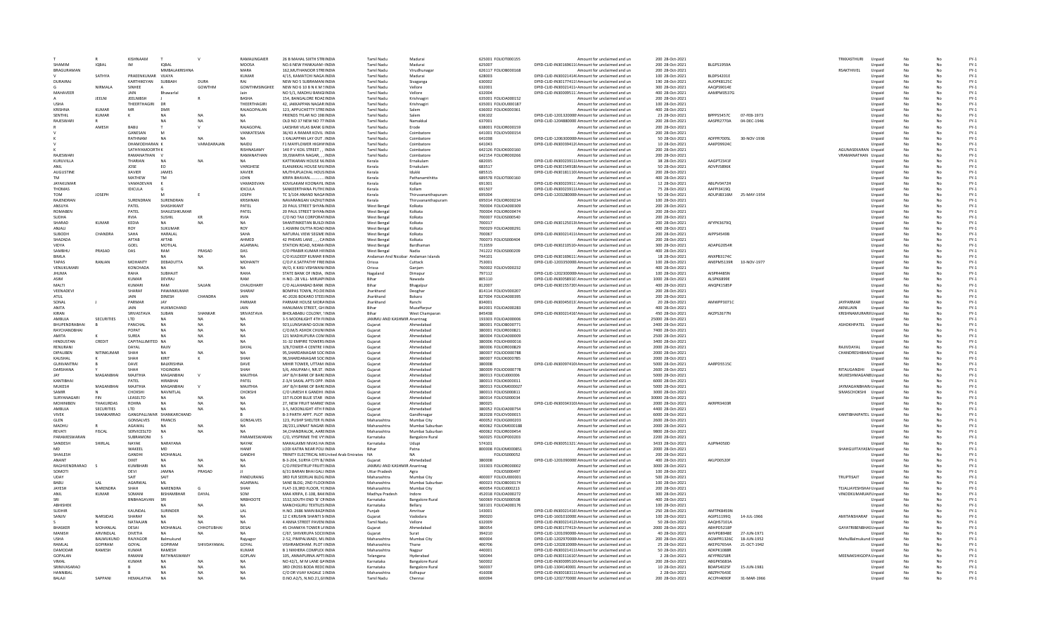| | | | | | | | | | | | | | | | | | | | | | |
|---|---|---|---|---|---|---|---|---|---|---|---|---|---|---|---|---|---|---|---|---|---|
| T | R | KISHNAAM | T | V | RAMALINGAIER | 26 B MAHAL SIXTH STREINDIA | Tamil Nadu | Madurai | 625001 | FOLIOT000155 | | Amount for unclaimed and un | 200 | 28-Oct-2021 | | | TRIKASTHURI | Unpaid | No | No | FY-1 |
| SHAMIM | IQBAL | IM | IQBAL | | MOOSA | NO.6 NEW PANKAJAM INDIA | Tamil Nadu | Madurai | 625007 | | DPID-CLID-IN30169611 | Amount for unclaimed and un | 200 | 28-Oct-2021 | BLGPS1959A | | | Unpaid | No | No | FY-1 |
| BRAGURAMAN | | | MMBALAKRISHNA | | MARA | 162,MUTHANDOR STREINDIA | Tamil Nadu | Virudhunagar | 626117 | FOLIOB000168 | | Amount for unclaimed and un | 200 | 28-Oct-2021 | | | RSAKTHIVEL | Unpaid | No | No | FY-1 |
| V | SATHYA | PRAEENKUMAR | VIJAYA | | KUMAR | 4/15, KAMATCHI NAGAINDIA | Tamil Nadu | Madurai | 628003 | | DPID-CLID-IN30021414 | Amount for unclaimed and un | 100 | 28-Oct-2021 | BLDPS4201E | | | Unpaid | No | No | FY-1 |
| DURAIRAJ | | KARTHIKEYAN | SUBBAIAH | DURA | RAJ | NEW NO 5 SUBRAMANIINDIA | Tamil Nadu | Sivaganga | 630002 | | DPID-CLID-IN30177411 | Amount for unclaimed and un | 190 | 28-Oct-2021 | AUOPK8125C | | | Unpaid | No | No | FY-1 |
| G | NIRMALA | SINHEE | A | GOWTHM | GOWTHMSINGHEE | NEW NO 6 10 B N K M INDIA | Tamil Nadu | Vellore | 632001 | | DPID-CLID-IN30021414 | Amount for unclaimed and un | 300 | 28-Oct-2021 | AAQPS9014E | | | Unpaid | No | No | FY-1 |
| MAHAVEER | | JAIN | Bhawarlal | | Jain | NO 5/1, MADHU BANGIINDIA | Tamil Nadu | Vellore | 632004 | | DPID-CLID-IN30009511 | Amount for unclaimed and un | 400 | 28-Oct-2021 | AANPM0537G | | | Unpaid | No | No | FY-1 |
| A | JEELNI | JEELNIBSH | I | R | BASHA | 154, BANGALORE ROAIINDIA | Tamil Nadu | Krishnagiri | 635001 | FOLIOJA000152 | | Amount for unclaimed and un | 200 | 28-Oct-2021 | | | | Unpaid | No | No | FY-1 |
| USHA | | THEERTHAGIRI | DR | | THEERTHAGIRI | 42, JAKKAPPAN NAGARINDIA | Tamil Nadu | Krishnagiri | 635002 | FOLIOUX000187 | | Amount for unclaimed and un | 100 | 28-Oct-2021 | | | | Unpaid | No | No | FY-1 |
| KRISHNA | KUMAR | MR | DMR | | RAJAGOPALAN | 123, APPUCHETTY STREINDIA | Tamil Nadu | Salem | 636002 | FOLIOK000361 | | Amount for unclaimed and un | 400 | 28-Oct-2021 | | | | Unpaid | No | No | FY-1 |
| SENTHIL | KUMAR | K | NA | NA | NA | FRIENDS TYLAR NO 198INDIA | Tamil Nadu | Salem | 636302 | | DPID-CLID-1201320000 | Amount for unclaimed and un | 23 | 28-Oct-2021 | BPPPS5457C | 07-FEB-1973 | | Unpaid | No | No | FY-1 |
| RAJESWARI | R | | NA | NA | NA | OLD NO 37 NEW NO 77 INDIA | Tamil Nadu | Namakkal | 637001 | | DPID-CLID-1204880000 | Amount for unclaimed and un | 200 | 28-Oct-2021 | AASPR2770A | 04-DEC-1946 | | Unpaid | No | No | FY-1 |
| R | AMESH | BABU | T | V | RAJAGOPAL | LAKSHMI VILAS BANK LINDIA | Tamil Nadu | Erode | 638001 | FOLIOR000159 | | Amount for unclaimed and un | 200 | 28-Oct-2021 | | | | Unpaid | No | No | FY-1 |
| V | | GANESAN | M | | VANKATESAN | 36/43 A RAMAR KOVIL INDIA | Tamil Nadu | Coimbatore | 641001 | FOLIOV000154 | | Amount for unclaimed and un | 200 | 28-Oct-2021 | | | | Unpaid | No | No | FY-1 |
| K | | RATHINAM | NA | NA | NA | 1 KALIAPPAN LAY OUT ,INDIA | Tamil Nadu | Coimbatore | 641038 | | DPID-CLID-1206300000 | Amount for unclaimed and un | 50 | 28-Oct-2021 | ADFPR7005L | 30-NOV-1936 | | Unpaid | No | No | FY-1 |
| K | | DHAMODHARAN | K | | VARADARAJAN | F1 MAYFLOWER HIGHINDIA | Tamil Nadu | Coimbatore | 641043 | | DPID-CLID-IN30039412 | Amount for unclaimed and un | 10 | 28-Oct-2021 | AAKPD9924C | | | Unpaid | No | No | FY-1 |
| K | | SATHYAMOORTH | K | | RISHNASAMY | 140 P V KOIL STREET , , INDIA | Tamil Nadu | Coimbatore | 642126 | FOLIOK000160 | | Amount for unclaimed and un | 200 | 28-Oct-2021 | | | AGUNASEKARAN | Unpaid | No | No | FY-1 |
| RAJESWARI | | RAMANATHAN | V | | RAMANATHAN | 10,ISWARYA NAGAR, , INDIA | Tamil Nadu | Coimbatore | 642154 | FOLIOR000266 | | Amount for unclaimed and un | 200 | 28-Oct-2021 | | | VRAMANATHAN | Unpaid | No | No | FY-1 |
| KURUVILLA | | THARIAN | NA | NA | NA | KATTIKARAN HOUSE M INDIA | Kerala | Ernakulam | 682035 | | DPID-CLID-IN30023911 | Amount for unclaimed and un | 38 | 28-Oct-2021 | AAGPT2341F | | | Unpaid | No | No | FY-1 |
| ANIL | | JOSE | ED | | VARGHESE | ELANJIKKAL HOUSE MUINDIA | Kerala | Ernakulam | 683517 | | DPID-CLID-IN30154918 | Amount for unclaimed and un | 50 | 28-Oct-2021 | ADVPJ5896K | | | Unpaid | No | No | FY-1 |
| AUGUSTINE | | XAVIER | JAMES | | XAVIER | MUTHUPLACKAL HOUSINDIA | Kerala | Idukki | 685515 | | DPID-CLID-IN30181110 | Amount for unclaimed and un | 200 | 28-Oct-2021 | | | | Unpaid | No | No | FY-1 |
| TM | | MATHEW | TM | | JOHN | KRIPA BHAVAN, , , , INDIA | Kerala | Pathanamthitta | 689578 | FOLIOT000160 | | Amount for unclaimed and un | 400 | 28-Oct-2021 | | | | Unpaid | No | No | FY-1 |
| JAYAKUMAR | | VAMADEVAN | K | | VAMADEVAN | KOVILAKAM KOONAYIL INDIA | Kerala | Kollam | 691301 | | DPID-CLID-IN30023911 | Amount for unclaimed and un | 12 | 28-Oct-2021 | ABLPV0472H | | | Unpaid | No | No | FY-1 |
| THOMAS | | IDICULA | G | | IDICULA | SANKEERTHANA PUTHIINDIA | Kerala | Kollam | 691507 | | DPID-CLID-IN30023911 | Amount for unclaimed and un | 75 | 28-Oct-2021 | AAFPI3419Q | | | Unpaid | No | No | FY-1 |
| TOM | JOSEPH | | M | E | JOSPH | TC 3/104 ANAND NAGAINDIA | Kerala | Thiruvananthapuram | 695004 | | DPID-CLID-1203280000 | Amount for unclaimed and un | 50 | 28-Oct-2021 | ADUPJ8316M | 25-MAY-1954 | | Unpaid | No | No | FY-1 |
| RAJENDRAN | | SURENDRAN | SURENDRAN | | KRISHNAN | NAVARANGAN VAZHUTHINDIA | Kerala | Thiruvananthapuram | 695014 | FOLIOR000234 | | Amount for unclaimed and un | 100 | 28-Oct-2021 | | | | Unpaid | No | No | FY-1 |
| ANSUYA | | PATEL | SHASHIKANT | | PATEL | 20 PAUL STREET SHYAINDIA | West Bengal | Kolkata | 700004 | FOLIOA000309 | | Amount for unclaimed and un | 200 | 28-Oct-2021 | | | | Unpaid | No | No | FY-1 |
| ROMABEN | | PATEL | SHAILESHKUMAR | | PATEL | 20 PAUL STREET SHYAINDIA | West Bengal | Kolkata | 700004 | FOLIOR000474 | | Amount for unclaimed and un | 200 | 28-Oct-2021 | | | | Unpaid | No | No | FY-1 |
| SUDHA | | RVIA | SUSHIL | KR | RVIA | C/O NO TAX CORPORATINDIA | West Bengal | Kolkata | 700007 | FOLIOS000540 | | Amount for unclaimed and un | 200 | 28-Oct-2021 | | | | Unpaid | No | No | FY-1 |
| SHARAD | KUMAR | KEDIA | NA | NA | NA | SHANTINIKETAN BUILDINDIA | West Bengal | Kolkata | 700017 | | DPID-CLID-IN30125013 | Amount for unclaimed and un | 200 | 28-Oct-2021 | AFYPK3679Q | | | Unpaid | No | No | FY-1 |
| ANJALI | | ROY | SUKUMAR | | ROY | 1 ASWINI DUTTA ROADINDIA | West Bengal | Kolkata | 700029 | FOLIOA000291 | | Amount for unclaimed and un | 400 | 28-Oct-2021 | | | | Unpaid | No | No | FY-1 |
| SUBODH | CHANDRA | SAHA | HARALAL | | SAHA | NATURAL VIEW SEGMEINDIA | West Bengal | Kolkata | 700067 | | DPID-CLID-IN30021411 | Amount for unclaimed and un | 200 | 28-Oct-2021 | AIPPS4549B | | | Unpaid | No | No | FY-1 |
| SHAZADA | | AFTAB | AFTAB | | AHMED | 42 PHEARS LANE , , , CAINDIA | West Bengal | Kolkata | 700073 | FOLIOS000404 | | Amount for unclaimed and un | 200 | 28-Oct-2021 | | | | Unpaid | No | No | FY-1 |
| VIDYA | | GOEL | MOTILAL | | AGARWAL | STATION ROAD, NEAMAINDIA | West Bengal | Bardhaman | 713359 | | DPID-CLID-IN30210510 | Amount for unclaimed and un | 300 | 28-Oct-2021 | ADAPG2054R | | | Unpaid | No | No | FY-1 |
| SAMBHU | PRASAD | DAS | RAM | PRASAD | DAS | C/O PRABIR KUMAR HAINDIA | West Bengal | Nadia | 741222 | FOLIOS000209 | | Amount for unclaimed and un | 400 | 28-Oct-2021 | | | | Unpaid | No | No | FY-1 |
| BIMLA | | NA | NA | NA | NA | C/O KULDEEP KUMAR BINDIA | Andaman And Nicobar | Andaman Islands | 744101 | | DPID-CLID-IN30169611 | Amount for unclaimed and un | 18 | 28-Oct-2021 | ANXPB3174C | | | Unpaid | No | No | FY-1 |
| TAPAS | RANJAN | MOHANTY | DEBADUTTA | | MOHANTY | C/O.P.K.SATPATHY FREINDIA | Orissa | Cuttack | 753001 | | DPID-CLID-1203350000 | Amount for unclaimed and un | 100 | 28-Oct-2021 | ANEPM5139R | 10-NOV-1977 | | Unpaid | No | No | FY-1 |
| VENUKUMARI | | KONCHADA | NA | NA | NA | W/O, K KASI VISHWANINDIA | Orissa | Ganjam | 760002 | FOLIOV000232 | | Amount for unclaimed and un | 400 | 28-Oct-2021 | | | | Unpaid | No | No | FY-1 |
| JHUMA | | RAHA | SUBHAJIT | | RAHA | STATE BANK OF INDIA, INDIA | Nagaland | Dimapur | 797112 | | DPID-CLID-1202300000 | Amount for unclaimed and un | 100 | 28-Oct-2021 | AISPR4485N | | | Unpaid | No | No | FY-1 |
| ASIM | | KUMAR | DEVRAJ | | RAM | H-NO.-28 VILL- MIRJAPIINDIA | Bihar | Nawada | 805110 | | DPID-CLID-IN30058910 | Amount for unclaimed and un | 1000 | 28-Oct-2021 | ALSPK6899E | | | Unpaid | No | No | FY-1 |
| MALTI | | KUMARI | RAM | SAJJAN | CHAUDHARY | C/O ALLAHABAD BANK INDIA | Bihar | Bhagalpur | 812007 | | DPID-CLID-IN30155720 | Amount for unclaimed and un | 400 | 28-Oct-2021 | ANQPK1585P | | | Unpaid | No | No | FY-1 |
| VEENADEVI | | SHARAF | PAWANKUMAR | | SHARAF | BOMPAS TOWN, PO.DEINDIA | Jharkhand | Deoghar | 814114 | FOLIOV000207 | | Amount for unclaimed and un | 200 | 28-Oct-2021 | | | | Unpaid | No | No | FY-1 |
| ATUL | | JAIN | DINESH | CHANDRA | JAIN | 4C-2026 BOKARO STEEINDIA | Jharkhand | Bokaro | 827004 | FOLIOA000395 | | Amount for unclaimed and un | 200 | 28-Oct-2021 | | | | Unpaid | No | No | FY-1 |
| SONAL | J | PARMAR | JAY | | PARMAR | PARMAR HOUSE MORAINDIA | Jharkhand | Ranchi | 834001 | | DPID-CLID-IN30045013 | Amount for unclaimed and un | 20 | 28-Oct-2021 | AMWPP3071C | | JAYPARMAR | Unpaid | No | No | FY-1 |
| ANITA | | JAIN | HUKMICHAND | | JAIN | HANUMAN STREET, GHINDIA | Bihar | Muzaffarpur | 842001 | FOLIOA000283 | | Amount for unclaimed and un | 400 | 28-Oct-2021 | | | AKNILJAIN | Unpaid | No | No | FY-1 |
| KIRAN | | SRIVASTAVA | SUBAN | SHANKAR | SRIVASTAVA | BHOLABABU COLONY, ?INDIA | Bihar | West Champaran | 845438 | | DPID-CLID-IN30021416 | Amount for unclaimed and un | 450 | 28-Oct-2021 | AKZPS2677N | | KRISHNAMURARI | Unpaid | No | No | FY-1 |
| AMBUJA | SECURITIES | LTD | NA | NA | NA | 3-5 MOONLIGHT 4TH FINDIA | JAMMU AND KASHMIR | Anantnag | 193303 | FOLIOA000006 | | Amount for unclaimed and un | 25000 | 28-Oct-2021 | | | | Unpaid | No | No | FY-1 |
| BHUPENDRABHAI | B | PANCHAL | NA | NA | NA | 923,LUNSAWAD GOLWINDIA | Gujarat | Ahmedabad | 380001 | FOLIOB000771 | | Amount for unclaimed and un | 2400 | 28-Oct-2021 | | | | Unpaid | No | No | FY-1 |
| RAYCHANDBHAI | | POPAT | NA | NA | NA | C/O.M/S ASHOK CHUNINDIA | Gujarat | Ahmedabad | 380001 | FOLIOR000821 | | Amount for unclaimed and un | 7400 | 28-Oct-2021 | | | ASHOKPATEL | Unpaid | No | No | FY-1 |
| AMITA | K | SUREA | NA | NA | NA | 121 MADHUPURA COMINDIA | Gujarat | Ahmedabad | 380004 | FOLIOA000009 | | Amount for unclaimed and un | 2500 | 28-Oct-2021 | | | | Unpaid | No | No | FY-1 |
| HINDUSTAN | CREDIT | CAPITALLIMITED | NA | NA | NA | 31-32 EMPIRE TOWERSINDIA | Gujarat | Ahmedabad | 380006 | FOLIOH000016 | | Amount for unclaimed and un | 3400 | 28-Oct-2021 | | | | Unpaid | No | No | FY-1 |
| RENURANI | | DAYAL | RAJIV | | DAYAL | 3/B,TOWER-4 CENTRE IINDIA | Gujarat | Ahmedabad | 380006 | FOLIOR000829 | | Amount for unclaimed and un | 2000 | 28-Oct-2021 | | | RAJIVDAYAL | Unpaid | No | No | FY-1 |
| DIPALIBEN | NITINKUMAR | SHAH | NA | NA | NA | 95,SHARDANAGAR SOCINDIA | Gujarat | Ahmedabad | 380007 | FOLIOD000788 | | Amount for unclaimed and un | 2000 | 28-Oct-2021 | | | CHANDRESHBHAI | Unpaid | No | No | FY-1 |
| KAUSHAL | K | SHAH | KIRIT | K | SHAH | 96,SHARDANAGAR SOCINDIA | Gujarat | Ahmedabad | 380007 | FOLIOK000785 | | Amount for unclaimed and un | 2000 | 28-Oct-2021 | | | | Unpaid | No | No | FY-1 |
| GUNVANTRAI | B | DAVE | BALKRISHNA | | DAVE | MIHIR TOWER, UTTAM INDIA | Gujarat | Ahmedabad | 380008 | | DPID-CLID-IN30097410 | Amount for unclaimed and un | 5000 | 28-Oct-2021 | AARPD5515C | | | Unpaid | No | No | FY-1 |
| DARSHANA | Y | SHAH | YOGINDRA | | SHAH | 5/6, ANUPAM-I, NR.ST. INDIA | Gujarat | Ahmedabad | 380009 | FOLIOD000778 | | Amount for unclaimed and un | 2600 | 28-Oct-2021 | | | RITAUGANDHI | Unpaid | No | No | FY-1 |
| JAY | MAGANBHAI | MAJITHIA | MAGANBHAI | V | MAJITHIA | JAY' B/H BANK OF BARCINDIA | Gujarat | Ahmedabad | 380013 | FOLIOJ000006 | | Amount for unclaimed and un | 5000 | 28-Oct-2021 | | | MUKESHMAGANBHAI | Unpaid | No | No | FY-1 |
| KANTIBHAI | | PATEL | HIRABHAI | | PATEL | 2-3/4 SAKAL APTS OPP. INDIA | Gujarat | Ahmedabad | 380013 | FOLIOK000011 | | Amount for unclaimed and un | 6000 | 28-Oct-2021 | | | | Unpaid | No | No | FY-1 |
| MUKESH | MAGANBHAI | MAJITHIA | MAGANBHAI | V | MAJITHIA | JAY' B/H BANK OF BARCINDIA | Gujarat | Ahmedabad | 380013 | FOLIOM000027 | | Amount for unclaimed and un | 5000 | 28-Oct-2021 | | | JAYMAGANBHAI | Unpaid | No | No | FY-1 |
| SAMIR | N | CHOKSHI | NAVNITLAL | | CHOKSHI | C/O UMESH K GANDHI INDIA | Gujarat | Ahmedabad | 380013 | FOLIOS000811 | | Amount for unclaimed and un | 3000 | 28-Oct-2021 | | | SIMASCHOKSHI | Unpaid | No | No | FY-1 |
| SURYANAGARI | FIN | LEASELTD | NA | NA | NA | 1ST FLOOR BLUE STAR INDIA | Gujarat | Ahmedabad | 380014 | FOLIOS000034 | | Amount for unclaimed and un | 30000 | 28-Oct-2021 | | | | Unpaid | No | No | FY-1 |
| MOHINIBEN | THAKURDAS | ROHRA | NA | NA | NA | 27, NEW FRUIT MARKETINDIA | Gujarat | Ahmedabad | 380025 | | DPID-CLID-IN30034310 | Amount for unclaimed and un | 2000 | 28-Oct-2021 | AKRPR3403R | | | Unpaid | No | No | FY-1 |
| AMBUJA | SECURITIES | LTD | NA | NA | NA | 3-5, MOONLIGHT 4TH FINDIA | Gujarat | Ahmedabad | 380052 | FOLIOA000754 | | Amount for unclaimed and un | 4400 | 28-Oct-2021 | | | | Unpaid | No | No | FY-1 |
| VIVEK | SHANKARRAO | GANGPALLIWAR | SHANKARCHAND | | | B-3 PARTH APPT. PLOT INDIA | Gujarat | Gandhinagar | 382028 | FOLIOV000015 | | Amount for unclaimed and un | 6000 | 28-Oct-2021 | | | KANTIBHAIPATEL | Unpaid | No | No | FY-1 |
| GLEN | | GONSALVES | FRANCIS | | GONSALVES | 123, PUSHP SHELTER RINDIA | Maharashtra | Mumbai City | 400052 | FOLIOG000203 | | Amount for unclaimed and un | 2600 | 28-Oct-2021 | | | | Unpaid | No | No | FY-1 |
| MADHU | R | AGAWAL | NA | NA | NA | 28/231,UNNAT NAGAR INDIA | Maharashtra | Mumbai Suburban | 400062 | FOLIOM000188 | | Amount for unclaimed and un | 2000 | 28-Oct-2021 | | | | Unpaid | No | No | FY-1 |
| REVATI | FISCAL | SERVICESLTD | NA | NA | NA | 34,CHANDRALOK, AAREINDIA | Maharashtra | Mumbai Suburban | 400062 | FOLIOR000454 | | Amount for unclaimed and un | 9800 | 28-Oct-2021 | | | | Unpaid | No | No | FY-1 |
| PARAMESWARAN | | SUBRAMONI | S | | PARAMESWARAN | C/O, VYSPRIME THE VYINDIA | Karnataka | Bangalore Rural | 562025 | FOLIOP000203 | | Amount for unclaimed and un | 2200 | 28-Oct-2021 | | | | Unpaid | No | No | FY-1 |
| SANDESH | SHIRLAL | NAYAK | NARAYANA | | NAYAK | MAHALAXMI NIVAS HAINDIA | Karnataka | Udupi | 574101 | | DPID-CLID-IN30051321 | Amount for unclaimed and un | 3433 | 28-Oct-2021 | AJIPN4050D | | | Unpaid | No | No | FY-1 |
| MD | | WAKEEL | MD | | HANIF | LODI KATRA NEAR POLIINDIA | Bihar | Patna | 800008 | FOLIOM000851 | | Amount for unclaimed and un | 2000 | 28-Oct-2021 | | | SHAHGUFTAYASMI | Unpaid | No | No | FY-1 |
| SHAILESH | | GANDHI | MOHANLAL | | GANDHI | TRINITY ELECTRICAL MUnited Arab Emirates | NA | NA | | FOLIOS000052 | | Amount for unclaimed and un | 200 | 28-Oct-2021 | | | | Unpaid | No | No | FY-1 |
| ANANT | | DIXIT | NA | NA | NA | B-3-204, SURYA CITY B/INDIA | Gujarat | Ahmedabad | 380008 | | DPID-CLID-1201090000 | Amount for unclaimed and un | 400 | 28-Oct-2021 | AKLPD0520F | | | Unpaid | No | No | FY-1 |
| RAGHVENDRARAO | S | KUMBHARI | NA | NA | NA | C/O.FRESHTRUP FRUITSINDIA | JAMMU AND KASHMIR | Anantnag | 193303 | FOLIOR000002 | | Amount for unclaimed and un | 3000 | 28-Oct-2021 | | | | Unpaid | No | No | FY-1 |
| SOMOTI | | DEVI | JAMNA | PRASAD | JI | 6/31 BARAN BHAI GALI INDIA | Uttar Pradesh | Agra | | FOLIOS000497 | | Amount for unclaimed and un | 100 | 28-Oct-2021 | | | | Unpaid | No | No | FY-1 |
| UDAY | | SAIT | SAIT | | PANDURANG | 3RD FLR SEERUAI BLDG INDIA | Maharashtra | Mumbai City | 400007 | FOLIOU000001 | | Amount for unclaimed and un | 500 | 28-Oct-2021 | | | TRUPTISAIT | Unpaid | No | No | FY-1 |
| BABU | LAL | AGARWAL | ML | | AGARWAL | SANE BLDG; 2ND FLOOINDIA | Maharashtra | Mumbai Suburban | 400023 | FOLIOB000174 | | Amount for unclaimed and un | 100 | 28-Oct-2021 | | | | Unpaid | No | No | FY-1 |
| JAYESH | NARENDRA | SHAH | NARENDRA | G | SHAH | FLAT-19,3RD FLOOR, YINDIA | Maharashtra | Mumbai City | 400054 | FOLIOJ000213 | | Amount for unclaimed and un | 200 | 28-Oct-2021 | | | TEJALJAYESHSHAH | Unpaid | No | No | FY-1 |
| ANIL | KUMAR | SOMANI | BISHAMBHAR | DAYAL | SOM | MAA KRIPA, E-108, BAKINDIA | Madhya Pradesh | Indore | 452018 | FOLIOA000272 | | Amount for unclaimed and un | 300 | 28-Oct-2021 | | | VINODKUMARJAIN | Unpaid | No | No | FY-1 |
| SRI | | BNBHAGAVAN | SRI | | NRBHOOTE | 1532,SOUTH END 'B' CRINDIA | Karnataka | Bangalore Rural | 560069 | FOLIOS000508 | | Amount for unclaimed and un | 400 | 28-Oct-2021 | | | | Unpaid | No | No | FY-1 |
| ABHISHEK | | | NA | NA | NA | MANCHIGURU TEXTILESINDIA | Karnataka | Bellary | 583101 | FOLIOA000176 | | Amount for unclaimed and un | 100 | 28-Oct-2021 | | | | Unpaid | No | No | FY-1 |
| SUDHIR | | KAUNDAL | SURINDER | | LAL | H.NO. 2686 MAIN BAZAINDIA | Punjab | Amritsar | 143001 | | DPID-CLID-IN30021416 | Amount for unclaimed and un | 250 | 28-Oct-2021 | AMTPK8459N | | | Unpaid | No | No | FY-1 |
| SANJIV | NARSIDAS | SHARAF | NA | NA | NA | 12 C KRUSHN SHANTI SINDIA | Gujarat | Vadodara | 390020 | | DPID-CLID-1601010000 | Amount for unclaimed and un | 100 | 28-Oct-2021 | AGIPS1199Q | 14-JUL-1966 | AMITANSHARAF | Unpaid | No | No | FY-1 |
| S | | NATARAJAN | NA | NA | NA | 4 ANNA STREET PAVENINDIA | Tamil Nadu | Vellore | 632009 | | DPID-CLID-IN30021412 | Amount for unclaimed and un | 50 | 28-Oct-2021 | AAQHS7101A | | | Unpaid | No | No | FY-1 |
| BHASKER | MOHANLAL | DESAI | MOHANLAL | CHHOTUBHAI | DESAI | 45 CHANKYA TOWER LAINDIA | Gujarat | Ahmedabad | 380054 | | DPID-CLID-IN30177413 | Amount for unclaimed and un | 2000 | 28-Oct-2021 | ABHPD5218P | | GAYATRIBENBHAS | Unpaid | No | No | FY-1 |
| MANISH | ARVINDLAL | DIVETIA | NA | NA | NA | C/67, SHIVKRUPA SOCIINDIA | Gujarat | Surat | 394210 | | DPID-CLID-1201090000 | Amount for unclaimed and un | 40 | 28-Oct-2021 | AHVPD8948E | 27-JUN-1971 | | Unpaid | No | No | FY-1 |
| USHA | BALMUKUND | RAJYAGOR | Balmukund | | Rajyagor | 2-52, PANHALWADI, MUINDIA | Maharashtra | Mumbai City | 400004 | | DPID-CLID-1202970000 | Amount for unclaimed and un | 200 | 28-Oct-2021 | AGWPR1326C | 18-JUN-1952 | MehulBalmukund | Unpaid | No | No | FY-1 |
| RAMLAL | GOPIRAM | GOYAL | GOPIRAM | SHIVDAYAMAL | GOYAL | VISHRAMDHAM. PLOT INDIA | Maharashtra | Thane | 400706 | | DPID-CLID-1202810000 | Amount for unclaimed and un | 25 | 28-Oct-2021 | AKEPG7654A | 21-OCT-1942 | | Unpaid | No | No | FY-1 |
| DAMODAR | RAMESH | KUMAR | RAMESH | | KUMAR | B 1 KANHERA COMPLEX INDIA | Maharashtra | Nagpur | 440001 | | DPID-CLID-IN30021411 | Amount for unclaimed and un | 50 | 28-Oct-2021 | ADKPK1088R | | | Unpaid | No | No | FY-1 |
| GOPALAN | | RAMANI | RATHNASWAMY | | GOPLAN | 105, ANNAPURNA APTINDIA | Telangana | Hyderabad | 500044 | | DPID-CLID-IN30311610 | Amount for unclaimed and un | 2 | 28-Oct-2021 | AEYPR0258R | | MEENAKSHIGOPA | Unpaid | No | No | FY-1 |
| VIMAL | | KUMAR | NA | NA | NA | NO.42/1, M M LANE GAINDIA | Karnataka | Bangalore Rural | 560002 | | DPID-CLID-IN30009510 | Amount for unclaimed and un | 200 | 28-Oct-2021 | ABGPK5683A | | | Unpaid | No | No | FY-1 |
| SRINIVASARAO | | B | NA | NA | NA | 3RD CROSS BODA REDDINDIA | Karnataka | Bangalore Rural | 560037 | | DPID-CLID-1304140001 | Amount for unclaimed and un | 10 | 28-Oct-2021 | BDAPS4025F | 15-JUN-1981 | | Unpaid | No | No | FY-1 |
| HANNIBAL | | B | NA | NA | NA | C/O DR VIJAY KAGALE 1INDIA | Maharashtra | Kolhapur | 416008 | | DPID-CLID-IN30018311 | Amount for unclaimed and un | 2 | 28-Oct-2021 | ABZPH7643E | | | Unpaid | No | No | FY-1 |
| BALAJI | SAPPANI | HEMALATHA | NA | NA | NA | D.NO.A2/5, N.NO.21,GINDIA | Tamil Nadu | Chennai | 600094 | | DPID-CLID-1202770000 | Amount for unclaimed and un | 200 | 28-Oct-2021 | ACCPH4090F | 31-MAR-1966 | | Unpaid | No | No | FY-1 |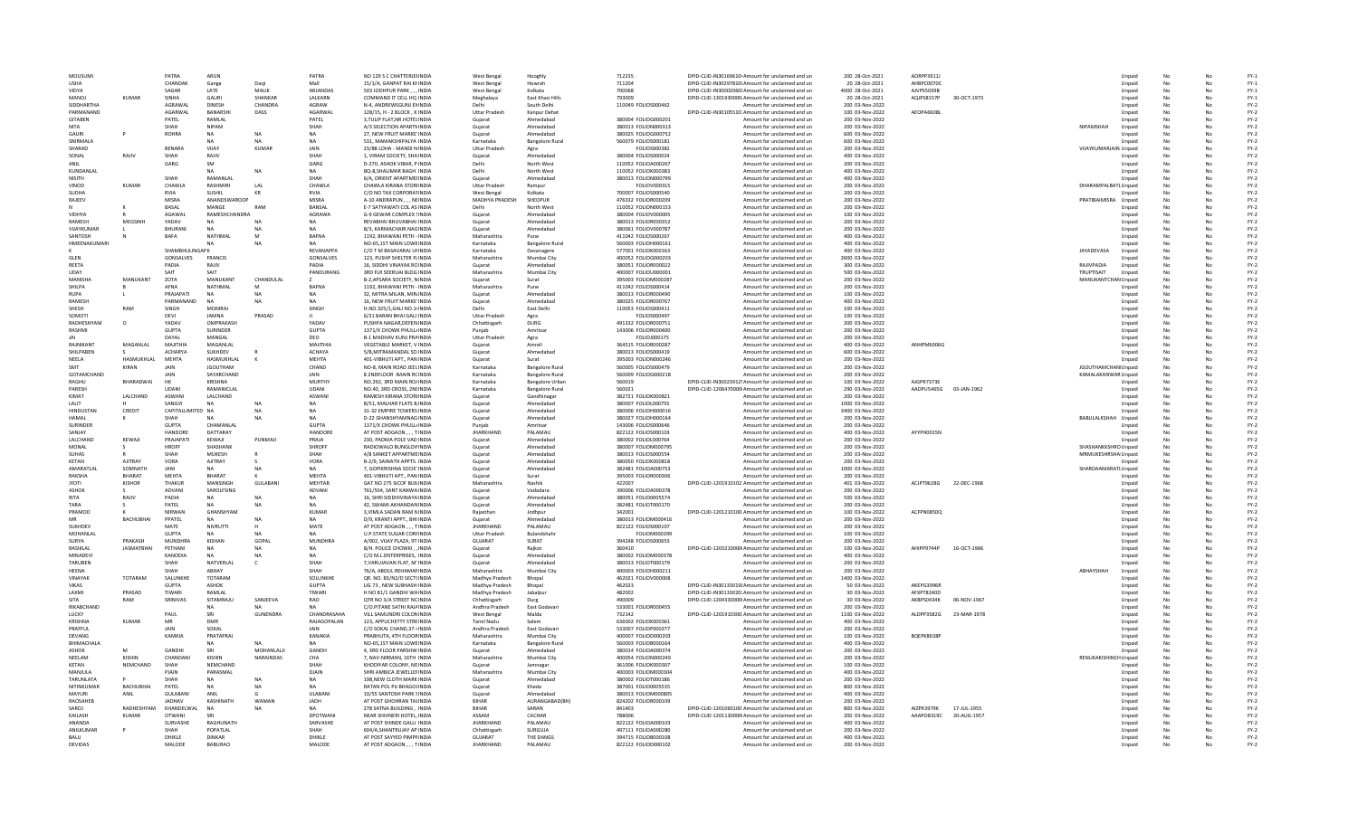| | | | | | | | | | | | | | | | | | | | | | |
|---|---|---|---|---|---|---|---|---|---|---|---|---|---|---|---|---|---|---|---|---|---|
| MOUSUMI | | PATRA | ARUN | | PATRA | NO 120 S C CHATTERJEE | INDIA | West Bengal | Hooghly | 712235 | DPID-CLID-IN30169610 | Amount for unclaimed and un | 200 | 28-Oct-2021 | AORPP3911J | | | Unpaid | No | No | FY-1 |
| USHA | | CHANDAK | Ganga | Dasji | Mall | 15/1/A, GANPAT RAI KH | INDIA | West Bengal | Howrah | 711204 | DPID-CLID-IN30297810 | Amount for unclaimed and un | 20 | 28-Oct-2021 | AHBPC0070C | | | Unpaid | No | No | FY-1 |
| VIDYA | | SAGAR | LATE | MALIK | ARJANDAS | 503 JODHPUR PARK , , , | INDIA | West Bengal | Kolkata | 700068 | DPID-CLID-IN30002060 | Amount for unclaimed and un | 4000 | 28-Oct-2021 | AJVPS5039B | | | Unpaid | No | No | FY-1 |
| MANOJ | KUMAR | SINHA | GAURI | SHANKAR | LALKARN | COMMAND IT CELL HQ | INDIA | Meghalaya | East Khasi Hills | 793009 | DPID-CLID-1301930000 | Amount for unclaimed and un | 20 | 28-Oct-2021 | AQJPS8157P | 30-OCT-1973 | | Unpaid | No | No | FY-1 |
| SIDDHARTHA | | AGRAWAL | DINESH | CHANDRA | AGRAW | N-4, ANDREWSGUNJ EX | INDIA | Delhi | South Delhi | 110049 | FOLIOSIS000462 | Amount for unclaimed and un | 200 | 03-Nov-2022 | | | | Unpaid | No | No | FY-2 |
| PARMANAND | | AGARWAL | BANARSHI | DASS | AGARWAL | 128/15, H - 2 BLOCK , K | INDIA | Uttar Pradesh | Kanpur Dehat | | DPID-CLID-IN30105510 | Amount for unclaimed and un | 100 | 03-Nov-2022 | AEOPA6608L | | | Unpaid | No | No | FY-2 |
| GITABEN | | PATEL | RAMLAL | | PATEL | 3,TULIP FLAT,NR HOTEL | INDIA | Gujarat | Ahmedabad | 380004 | FOLIOIGD00201 | Amount for unclaimed and un | 200 | 03-Nov-2022 | | | | Unpaid | No | No | FY-2 |
| NITA | | SHAH | NIPAM | | SHAH | A/3 SELECTION APARTM | INDIA | Gujarat | Ahmedabad | 380013 | FOLIOIN00313 | Amount for unclaimed and un | 200 | 03-Nov-2022 | | | NIPAMSHAH | Unpaid | No | No | FY-2 |
| GAURI | P | ROHRA | NA | NA | NA | 27, NEW FRUIT MARKET | INDIA | Gujarat | Ahmedabad | 380025 | FOLIOIGD00752 | Amount for unclaimed and un | 600 | 03-Nov-2022 | | | | Unpaid | No | No | FY-2 |
| SNIRMALA | | NA | NA | | NA | 531, MAMAKSHIPALYA | INDIA | Karnataka | Bangalore Rural | 560079 | FOLIOIS000181 | Amount for unclaimed and un | 600 | 03-Nov-2022 | | | | Unpaid | No | No | FY-2 |
| SHARAD | | BENARA | VIJAY | KUMAR | JAIN | 23/88 LOHA - MANDI | INDIA | Uttar Pradesh | Agra | | FOLIOIS000382 | Amount for unclaimed and un | 200 | 03-Nov-2022 | | | VIJAYKUMARJAIN | Unpaid | No | No | FY-2 |
| SONAL | RAJIV | SHAH | RAJIV | | SHAH | 1, VIRAM SOCIETY, SHA | INDIA | Gujarat | Ahmedabad | 380004 | FOLIOIS000024 | Amount for unclaimed and un | 200 | 03-Nov-2022 | | | | Unpaid | No | No | FY-2 |
| ANIL | | GARG | SM | | GARG | D-270, ASHOK VIBAR, P | INDIA | Delhi | North West | 110052 | FOLIOIGA000267 | Amount for unclaimed and un | 200 | 03-Nov-2022 | | | | Unpaid | No | No | FY-2 |
| KUNDANLAL | | | NA | NA | NA | BQ-8,SHALIMAR BAGH | INDIA | Delhi | North West | 110052 | FOLIOIK000383 | Amount for unclaimed and un | 400 | 03-Nov-2022 | | | | Unpaid | No | No | FY-2 |
| NISITH | | SHAH | RAMANLAL | | SHAH | 6/A, ORIENT APARTME | INDIA | Gujarat | Ahmedabad | 380013 | FOLIOIN000799 | Amount for unclaimed and un | 400 | 03-Nov-2022 | | | | Unpaid | No | No | FY-2 |
| VINOD | KUMAR | CHAWLA | RASHMIRI | LAL | CHAWLA | CHAWLA KIRANA STORE | INDIA | Uttar Pradesh | Rampur | | FOLIOIV000315 | Amount for unclaimed and un | 200 | 03-Nov-2022 | | | DHARAMPALBATLI | Unpaid | No | No | FY-2 |
| SUDHA | | RVIA | SUSHIL | KR | RVIA | C/O NO TAX CORPORAT | INDIA | West Bengal | Kolkata | 700007 | FOLIOIS000540 | Amount for unclaimed and un | 200 | 03-Nov-2022 | | | | Unpaid | No | No | FY-2 |
| RAJEEV | | MISRA | ANANDSWAROOP | | MISRA | A-10 ANDRAPUN , , , | INDIA | MADHYA PRADESH | SHEOPUR | 476332 | FOLIOIR000209 | Amount for unclaimed and un | 200 | 03-Nov-2022 | | | PRATIBAMISRA | Unpaid | No | No | FY-2 |
| N | K | BASAL | MANGE | RAM | BANSAL | E-7 SATYAWATI COL AS | INDIA | Delhi | North West | 110052 | FOLIOIN000153 | Amount for unclaimed and un | 200 | 03-Nov-2022 | | | | Unpaid | No | No | FY-2 |
| VIDHYA | R | AGAWAL | RAMESHCHANDRA | | AGRAWA | G-9 GEWAR COMPLEX | INDIA | Gujarat | Ahmedabad | 380004 | FOLIOIV000005 | Amount for unclaimed and un | 100 | 03-Nov-2022 | | | | Unpaid | No | No | FY-2 |
| RAMESH | MEGSINH | YADAV | NA | NA | NA | REVABHAI BHUVABHAI | INDIA | Gujarat | Ahmedabad | 380013 | FOLIOIR000352 | Amount for unclaimed and un | 200 | 03-Nov-2022 | | | | Unpaid | No | No | FY-2 |
| VIJAYKUMAR | L | BHURANI | NA | NA | NA | B/3, KARMACHARI NAG | INDIA | Gujarat | Ahmedabad | 380061 | FOLIOIV000787 | Amount for unclaimed and un | 200 | 03-Nov-2022 | | | | Unpaid | No | No | FY-2 |
| SANTOSH | N | BAFA | NATHMAL | M | BAFNA | 1192, BHAWANI PETH | INDIA | Maharashtra | Pune | 411042 | FOLIOIS000267 | Amount for unclaimed and un | 400 | 03-Nov-2022 | | | | Unpaid | No | No | FY-2 |
| HMEENAKUMARI | | | NA | NA | NA | NO-65,1ST MAIN LOWE | INDIA | Karnataka | Bangalore Rural | 560003 | FOLIOIH000161 | Amount for unclaimed and un | 400 | 03-Nov-2022 | | | | Unpaid | No | No | FY-2 |
| K | | SHAMBHULINGAPPA | | | REVANAPPA | C/O T M BASAVARAJ U | INDIA | Karnataka | Davanagere | 577001 | FOLIOIK000163 | Amount for unclaimed and un | 400 | 03-Nov-2022 | | | JAYADEVASA | Unpaid | No | No | FY-2 |
| GLEN | | GONSALVES | FRANCIS | | GONSALVES | 123, PUSHP SHELTER R | INDIA | Maharashtra | Mumbai City | 400052 | FOLIOIG000203 | Amount for unclaimed and un | 2600 | 03-Nov-2022 | | | | Unpaid | No | No | FY-2 |
| REETA | | PADIA | RAJIV | | PADIA | 16, SIDDHI VINAYAK R | INDIA | Gujarat | Ahmedabad | 380051 | FOLIOIR000022 | Amount for unclaimed and un | 300 | 03-Nov-2022 | | | RAJIVPADIA | Unpaid | No | No | FY-2 |
| UDAY | | SAIT | SAIT | | PANDURANG | 3RD FLR SEERUAI BLDG | INDIA | Maharashtra | Mumbai City | 400007 | FOLIOIU000001 | Amount for unclaimed and un | 500 | 03-Nov-2022 | | | TRUPTISAIT | Unpaid | No | No | FY-2 |
| MANISHA | MANUKANT | ZOTA | MANUKANT | CHANDULAL | Z | B-2,APSARA SOCIETY, N | INDIA | Gujarat | Surat | 395003 | FOLIOIM000287 | Amount for unclaimed and un | 200 | 03-Nov-2022 | | | MANUKANTCHAND | Unpaid | No | No | FY-2 |
| SHILPA | B | AFNA | NATHMAL | M | BAFNA | 1192, BHAWANI PETH | INDIA | Maharashtra | Pune | 411042 | FOLIOIS000414 | Amount for unclaimed and un | 200 | 03-Nov-2022 | | | | Unpaid | No | No | FY-2 |
| RUPA | L | PRAJAPATI | NA | NA | NA | 32, MITRA MILAN, MIR | INDIA | Gujarat | Ahmedabad | 380013 | FOLIOIR000490 | Amount for unclaimed and un | 100 | 03-Nov-2022 | | | | Unpaid | No | No | FY-2 |
| RAMESH | | PARMANAND | NA | NA | NA | 16, NEW FRUIT MARKE | INDIA | Gujarat | Ahmedabad | 380025 | FOLIOIR000767 | Amount for unclaimed and un | 400 | 03-Nov-2022 | | | | Unpaid | No | No | FY-2 |
| SHESH | RAM | SINGH | MOMRAJ | | SINGH | H.NO.325/1,GALI NO.3 | INDIA | Delhi | East Delhi | 110053 | FOLIOIS000411 | Amount for unclaimed and un | 100 | 03-Nov-2022 | | | | Unpaid | No | No | FY-2 |
| SOMOTI | | DEVI | JAMNA | PRASAD | II | 6/31 BARAH BHAI GALI | INDIA | Uttar Pradesh | Agra | | FOLIOIS000497 | Amount for unclaimed and un | 100 | 03-Nov-2022 | | | | Unpaid | No | No | FY-2 |
| RADHESHYAM | O | YADAV | OMPRAKASH | | YADAV | PUSHPA NAGAR,DEFEN | INDIA | Chhattisgarh | DURG | 491332 | FOLIOIR000751 | Amount for unclaimed and un | 200 | 03-Nov-2022 | | | | Unpaid | No | No | FY-2 |
| RASHMI | | GUPTA | SURINDER | | GUPTA | 1371/X CHOWK PHULLI | INDIA | Punjab | Amritsar | 143006 | FOLIOIR000400 | Amount for unclaimed and un | 200 | 03-Nov-2022 | | | | Unpaid | No | No | FY-2 |
| JAI | | DAYAL | MANGAL | | DEO | B-1 MADHAV KUNJ PRA | INDIA | Uttar Pradesh | Agra | | FOLIOIJ000175 | Amount for unclaimed and un | 200 | 03-Nov-2022 | | | | Unpaid | No | No | FY-2 |
| RAJNIKANT | MAGANLAL | MAJITHIA | MAGANLAL | | MAJITHIA | VEGETABLE MARKET, V | INDIA | Gujarat | Amreli | 364515 | FOLIOIR000287 | Amount for unclaimed and un | 400 | 03-Nov-2022 | ANHPM6006G | | | Unpaid | No | No | FY-2 |
| SHILPABEN | S | ACHARYA | SUKHDEV | R | ACHAYA | 5/B,MITRAMANDAL SO | INDIA | Gujarat | Ahmedabad | 380013 | FOLIOIS000419 | Amount for unclaimed and un | 600 | 03-Nov-2022 | | | | Unpaid | No | No | FY-2 |
| NEELA | HASMUKHLAL | MEHTA | HASMUKHLAL | K | MEHTA | 401-VIBHUTI APT., PAN | INDIA | Gujarat | Surat | 395003 | FOLIOIN000246 | Amount for unclaimed and un | 200 | 03-Nov-2022 | | | | Unpaid | No | No | FY-2 |
| SMT | KIRAN | JAIN | JGOUTHAM | | CHAND | NO-8, MAIN ROAD JEE | INDIA | Karnataka | Bangalore Rural | 560005 | FOLIOIS000479 | Amount for unclaimed and un | 200 | 03-Nov-2022 | | | JGOUTHAMCHAND | Unpaid | No | No | FY-2 |
| GOTAMCHAND | | JAIN | SAYARCHAND | | JAIN | 8 2NDFLOOR IMAIN R | INDIA | Karnataka | Bangalore Rural | 560009 | FOLIOIG000218 | Amount for unclaimed and un | 200 | 03-Nov-2022 | | | KAMALAKANWAR | Unpaid | No | No | FY-2 |
| RAGHU | BHARADWAJ | HK | KRISHNA | | MURTHY | NO.292, 3RD MAIN RO | INDIA | Karnataka | Bangalore Urban | 560019 | DPID-CLID-IN30023912 | Amount for unclaimed and un | 100 | 03-Nov-2022 | AJGPR7573E | | | Unpaid | No | No | FY-2 |
| PARESH | | UDANI | RAMANKLAL | | UDANI | NO.40, 3RD CROSS, 2N | INDIA | Karnataka | Bangalore Rural | 560021 | DPID-CLID-1206470000 | Amount for unclaimed and un | 290 | 03-Nov-2022 | AADPU5465G | 03-JAN-1962 | | Unpaid | No | No | FY-2 |
| KIMAT | LALCHAND | ASWANI | LALCHAND | | ASWANI | RAMESH KIRANA STOR | INDIA | Gujarat | Gandhinagar | 382721 | FOLIOIK000821 | Amount for unclaimed and un | 200 | 03-Nov-2022 | | | | Unpaid | No | No | FY-2 |
| LALIT | H | SANGVI | NA | NA | NA | B/51, MALHAR FLATS B | INDIA | Gujarat | Ahmedabad | 380007 | FOLIOIL000755 | Amount for unclaimed and un | 1000 | 03-Nov-2022 | | | | Unpaid | No | No | FY-2 |
| HINDUSTAN | CREDIT | CAPITALLIMITED | NA | NA | NA | 31-32 EMPIRE TOWERS | INDIA | Gujarat | Ahmedabad | 380006 | FOLIOIH000016 | Amount for unclaimed and un | 3400 | 03-Nov-2022 | | | | Unpaid | No | No | FY-2 |
| HAMAL | K | SHAH | NA | NA | NA | D-22 GHANSHYAMNAG | INDIA | Gujarat | Ahmedabad | 380027 | FOLIOIH000164 | Amount for unclaimed and un | 200 | 03-Nov-2022 | | | BABULALKSHAH | Unpaid | No | No | FY-2 |
| SURINDER | | GUPTA | CHAMANLAL | | GUPTA | 1371/X CHOWK PHULLI | INDIA | Punjab | Amritsar | 143006 | FOLIOIS000646 | Amount for unclaimed and un | 200 | 03-Nov-2022 | | | | Unpaid | No | No | FY-2 |
| SANJAY | | HANDORE | DATTARAY | | HANDORE | AT POST ADGAON , , , | INDIA | JHARKHAND | PALAMAU | 822122 | FOLIOIS000103 | Amount for unclaimed and un | 400 | 03-Nov-2022 | AYYPH0015N | | | Unpaid | No | No | FY-2 |
| LALCHAND | KEWAJI | PRAJAPATI | KEWAJI | PUNMAJI | PRAJA | 230, PADMA POLE VAD | INDIA | Gujarat | Ahmedabad | 380002 | FOLIOIL000764 | Amount for unclaimed and un | 200 | 03-Nov-2022 | | | | Unpaid | No | No | FY-2 |
| MONAL | S | HROFF | SHASHANK | | SHROFF | RADIOWALO BUNGLOV | INDIA | Gujarat | Ahmedabad | 380007 | FOLIOIM000795 | Amount for unclaimed and un | 200 | 03-Nov-2022 | | | SHASHANKSHROF | Unpaid | No | No | FY-2 |
| SUHAS | R | SHAH | MUKESH | R | SHAH | 4/B SANKET APPARTME | INDIA | Gujarat | Ahmedabad | 380013 | FOLIOIS000554 | Amount for unclaimed and un | 200 | 03-Nov-2022 | | | MRMUKESHRSHA | Unpaid | No | No | FY-2 |
| KETAN | AJITRAY | VORA | AJITRAY | S | VORA | B-2/9, SAINATH APPTS. | INDIA | Gujarat | Ahmedabad | 380050 | FOLIOIK000818 | Amount for unclaimed and un | 200 | 03-Nov-2022 | | | | Unpaid | No | No | FY-2 |
| AMARATLAL | SOMNATH | JANI | NA | NA | NA | 7, GOPIKRISHNA SOCIE | INDIA | Gujarat | Ahmedabad | 382481 | FOLIOIA000753 | Amount for unclaimed and un | 1000 | 03-Nov-2022 | | | SHARDAAMARATL | Unpaid | No | No | FY-2 |
| RAKSHA | BHARAT | MEHTA | BHARAT | K | MEHTA | 401-VIBHUTI APT., PAN | INDIA | Gujarat | Surat | 395003 | FOLIOIR000306 | Amount for unclaimed and un | 200 | 03-Nov-2022 | | | | Unpaid | No | No | FY-2 |
| JYOTI | KISHOR | THAKUR | MANSINGH | GULABANI | MEHTAB | GAT NO 275 SICOF BUI | INDIA | Maharashtra | Nashik | 422007 | DPID-CLID-1201910102 | Amount for unclaimed and un | 400 | 03-Nov-2022 | ACJPT9628G | 22-DEC-1968 | | Unpaid | No | No | FY-2 |
| ASHOK | S | ADVANI | SAROOPSING | | ADVANI | 761/504, SANT KANWA | INDIA | Gujarat | Vadodara | 390006 | FOLIOIA000378 | Amount for unclaimed and un | 200 | 03-Nov-2022 | | | | Unpaid | No | No | FY-2 |
| RITA | RAJIV | PADIA | NA | NA | NA | 16, SHRI SIDDHIVINAYA | INDIA | Gujarat | Ahmedabad | 380051 | FOLIOIR000574 | Amount for unclaimed and un | 500 | 03-Nov-2022 | | | | Unpaid | No | No | FY-2 |
| TARA | S | PATEL | NA | NA | NA | 42, SWAMI AKHANDAN | INDIA | Gujarat | Ahmedabad | 382481 | FOLIOIT000170 | Amount for unclaimed and un | 200 | 03-Nov-2022 | | | | Unpaid | No | No | FY-2 |
| PRAMOD | K | NIRWAN | GHANSHYAM | | KUMAR | 3,VIMLA SADAN RAM N | INDIA | Rajasthan | Jodhpur | 342001 | DPID-CLID-1201210100 | Amount for unclaimed and un | 100 | 03-Nov-2022 | ACFPN0850Q | | | Unpaid | No | No | FY-2 |
| MR | BACHUBHAI | PPATEL | NA | NA | NA | D/9, KRANTI APPT., BH | INDIA | Gujarat | Ahmedabad | 380013 | FOLIOIM000416 | Amount for unclaimed and un | 200 | 03-Nov-2022 | | | | Unpaid | No | No | FY-2 |
| SUKHDEV | | MATE | NIVRUTTI | H | MATE | AT POST ADGAON , , , | INDIA | JHARKHAND | PALAMAU | 822122 | FOLIOIS000107 | Amount for unclaimed and un | 200 | 03-Nov-2022 | | | | Unpaid | No | No | FY-2 |
| MOHANLAL | | GUPTA | NA | NA | NA | U.P.STATE SUGAR COR | INDIA | Uttar Pradesh | Bulandshahr | | FOLIOIM000399 | Amount for unclaimed and un | 100 | 03-Nov-2022 | | | | Unpaid | No | No | FY-2 |
| SURYA | PRAKASH | MUNDHRA | KISHAN | GOPAL | MUNDHRA | A/902, VIJAY PLAZA, 9T | INDIA | GUJARAT | SURAT | 394248 | FOLIOIS000653 | Amount for unclaimed and un | 200 | 03-Nov-2022 | | | | Unpaid | No | No | FY-2 |
| RASIKLAL | JASMATBHAI | PETHANI | NA | NA | NA | B/H. POLICE CHOWKI , | INDIA | Gujarat | Rajkot | 360410 | DPID-CLID-1203210000 | Amount for unclaimed and un | 100 | 03-Nov-2022 | AHIPP9744P | 16-OCT-1966 | | Unpaid | No | No | FY-2 |
| MINADEVI | | KANODIA | NA | NA | NA | C/O M.L.ENTERPRISES, | INDIA | Gujarat | Ahmedabad | 380002 | FOLIOIM000378 | Amount for unclaimed and un | 400 | 03-Nov-2022 | | | | Unpaid | No | No | FY-2 |
| TARUBEN | | SHAH | NATVERLAL | C | SHAH | 7,VARUAAVAN FLAT, M | INDIA | Gujarat | Ahmedabad | 380013 | FOLIOIT000179 | Amount for unclaimed and un | 200 | 03-Nov-2022 | | | | Unpaid | No | No | FY-2 |
| HEENA | | SHAH | ABHAY | | SHAH | 76/A, ABDUL REHAMAI | INDIA | Maharashtra | Mumbai City | 400003 | FOLIOIH000211 | Amount for unclaimed and un | 200 | 03-Nov-2022 | | | ABHAYSHAH | Unpaid | No | No | FY-2 |
| VINAYAK | TOTARAM | SALUNKHE | TOTARAM | | SOLUNKHE | QR. NO. 83/N2/D SECT | INDIA | Madhya Pradesh | Bhopal | 462023 | FOLIOIV000008 | Amount for unclaimed and un | 1400 | 03-Nov-2022 | | | | Unpaid | No | No | FY-2 |
| VIKAS | | GUPTA | ASHOK | | GUPTA | LIG 73 , NEW SUBHASH | INDIA | Madhya Pradesh | Bhopal | 462023 | DPID-CLID-IN30133019 | Amount for unclaimed and un | 50 | 03-Nov-2022 | AKEPG3996R | | | Unpaid | No | No | FY-2 |
| LAXMI | PRASAD | TIWARI | RAMLAL | | TIWARI | H NO 81/1 GANDHI WA | INDIA | Madhya Pradesh | Jabalpur | 482002 | DPID-CLID-IN30133020 | Amount for unclaimed and un | 30 | 03-Nov-2022 | AFXPT8240D | | | Unpaid | No | No | FY-2 |
| SITA | RAM | SRINIVAS | SITAMRAJU | SANJEEVA | RAO | QTR NO 3/A STREET NO | INDIA | Chhattisgarh | Durg | 490009 | DPID-CLID-1204330000 | Amount for unclaimed and un | 30 | 03-Nov-2022 | AKBPS0434K | 06-NOV-1967 | | Unpaid | No | No | FY-2 |
| RIKABCHAND | | | NA | NA | NA | C/O.PITANE SATHI RAJ | INDIA | Andhra Pradesh | East Godavari | 533001 | FOLIOIR000455 | Amount for unclaimed and un | 200 | 03-Nov-2022 | | | | Unpaid | No | No | FY-2 |
| LUCKY | | PAUL | SRI | GUNENDRA | CHANDRASAHA | VILL SAMUNDRI COLON | INDIA | West Bengal | Malda | 732142 | DPID-CLID-1201910300 | Amount for unclaimed and un | 1100 | 03-Nov-2022 | ALDPP3582G | 23-MAR-1978 | | Unpaid | No | No | FY-2 |
| KRISHNA | KUMAR | MR | DMR | | RAJAGOPALAN | 123, APPUCHETTY STRE | INDIA | Tamil Nadu | Salem | 636002 | FOLIOIK000361 | Amount for unclaimed and un | 400 | 03-Nov-2022 | | | | Unpaid | No | No | FY-2 |
| PRAFFUL | | JAIN | SOKAL | | JAIN | C/O SOKAL CHAND,37- | INDIA | Andhra Pradesh | East Godavari | 533007 | FOLIOIP000277 | Amount for unclaimed and un | 200 | 03-Nov-2022 | | | | Unpaid | No | No | FY-2 |
| DEVANG | | KAMKIA | PRATAPRAI | | KANAKIA | PRABHUTA, 4TH FLOOR | INDIA | Maharashtra | Mumbai City | 400007 | FOLIOID000203 | Amount for unclaimed and un | 100 | 03-Nov-2022 | BQEPK8638P | | | Unpaid | No | No | FY-2 |
| BHIMACHALA | | | NA | NA | NA | NO-65,1ST MAIN LOWE | INDIA | Karnataka | Bangalore Rural | 560003 | FOLIOIB000164 | Amount for unclaimed and un | 400 | 03-Nov-2022 | | | | Unpaid | No | No | FY-2 |
| ASHOK | M | GANDHI | SRI | MOHANLALJI | GANDHI | 4, 3RD FLOOR PARSHW | INDIA | Gujarat | Ahmedabad | 380014 | FOLIOIA000374 | Amount for unclaimed and un | 200 | 03-Nov-2022 | | | | Unpaid | No | No | FY-2 |
| NEELAM | KISHIN | CHANDANI | KISHIN | NARAINDAS | CHA | 7, NAV-NIRMAN, 16TH | INDIA | Maharashtra | Mumbai City | 400054 | FOLIOIN000249 | Amount for unclaimed and un | 200 | 03-Nov-2022 | | | RENUKAKISHINCH | Unpaid | No | No | FY-2 |
| KETAN | NEMCHAND | SHAH | NEMCHAND | | SHAH | KHODIYAR COLONY, NE | INDIA | Gujarat | Jamnagar | 361006 | FOLIOIK000307 | Amount for unclaimed and un | 100 | 03-Nov-2022 | | | | Unpaid | No | No | FY-2 |
| MANJULA | | PJAIN | PARASMAL | | DJAIN | SHRI AMBICA JEWELLEF | INDIA | Maharashtra | Mumbai City | 400003 | FOLIOIM000304 | Amount for unclaimed and un | 400 | 03-Nov-2022 | | | | Unpaid | No | No | FY-2 |
| TARUNLATA | P | SHAH | NA | NA | NA | 198,NEW CLOTH MARK | INDIA | Gujarat | Ahmedabad | 380002 | FOLIOIT000186 | Amount for unclaimed and un | 200 | 03-Nov-2022 | | | | Unpaid | No | No | FY-2 |
| NITINKUMAR | BACHUBHAI | PATEL | NA | NA | NA | RATAN POL PU BHAGO | INDIA | Gujarat | Kheda | 387001 | FOLIOIN000535 | Amount for unclaimed and un | 800 | 03-Nov-2022 | | | | Unpaid | No | No | FY-2 |
| MAYURI | ANIL | GULABANI | ANIL | G | ULABANI | 10/15 SANTOSH PARK | INDIA | Gujarat | Ahmedabad | 380013 | FOLIOIM000805 | Amount for unclaimed and un | 400 | 03-Nov-2022 | | | | Unpaid | No | No | FY-2 |
| RAOSAHEB | | JADHAV | KASHINATH | WAMAN | JADH | AT POST GHOHRAN TA | INDIA | BIHAR | AURANGABAD(BH) | 824202 | FOLIOIR000109 | Amount for unclaimed and un | 200 | 03-Nov-2022 | | | | Unpaid | No | No | FY-2 |
| SAROJ | RADHESHYAM | KHANDELWAL | NA | NA | NA | 278 SATNA BUILDING , | INDIA | BIHAR | SARAN | 841405 | DPID-CLID-1201060100 | Amount for unclaimed and un | 800 | 03-Nov-2022 | AIZPK3979K | 17-JUL-1955 | | Unpaid | No | No | FY-2 |
| KAILASH | KUMAR | OTWANI | SRI | | DPOTWANI | NEAR SHINIERI HOTEL, | INDIA | ASSAM | CACHAR | 788006 | DPID-CLID-1201130000 | Amount for unclaimed and un | 20 | 03-Nov-2022 | AAAPO8319C | 20-AUG-1957 | | Unpaid | No | No | FY-2 |
| ANANDA | | SURVASHE | RAGHUNATH | | SARVASHE | AT POST SHINDE GALLI | INDIA | JHARKHAND | PALAMAU | 822122 | FOLIOIA000103 | Amount for unclaimed and un | 400 | 03-Nov-2022 | | | | Unpaid | No | No | FY-2 |
| ANILKUMAR | P | SHAH | POPATLAL | | SHAH | 604/A,SHANTIKUAY AP | INDIA | Chhattisgarh | SURGUJA | 497111 | FOLIOIA000280 | Amount for unclaimed and un | 200 | 03-Nov-2022 | | | | Unpaid | No | No | FY-2 |
| BALU | | DHIKLE | DINKAR | | DHIKLE | AT POST SAYYED PIMP | INDIA | GUJARAT | THE DANGS | 394715 | FOLIOIB000108 | Amount for unclaimed and un | 400 | 03-Nov-2022 | | | | Unpaid | No | No | FY-2 |
| DEVIDAS | | MALODE | BABURAO | | MALODE | AT POST ADGAON , , , | INDIA | JHARKHAND | PALAMAU | 822122 | FOLIOID000102 | Amount for unclaimed and un | 200 | 03-Nov-2022 | | | | Unpaid | No | No | FY-2 |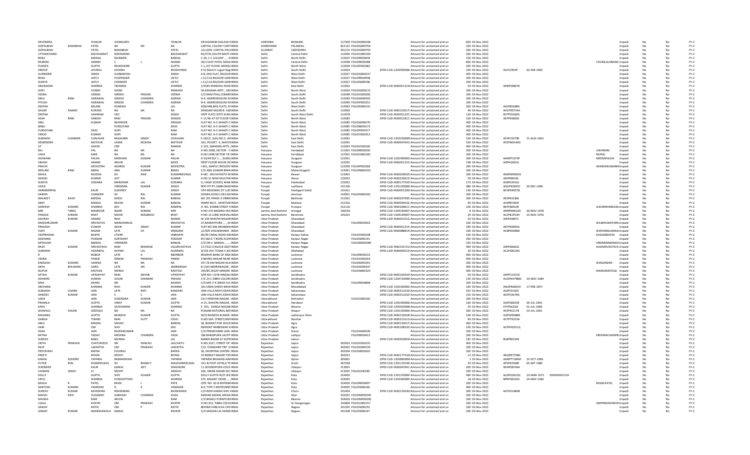| DEVENDRA | | THAKUR | VISHNUDEV | | THAKUR | DEVASHRAM KAILASH E INDIA | HARYANA | BHIWANI | 127309 | FOLIOD000208 | Amount for unclaimed and un | 600 | 03-Nov-2022 | | | | | Unpaid | No | No | FY-2 |
|---|---|---|---|---|---|---|---|---|---|---|---|---|---|---|---|---|---|---|---|---|---|
| GOPALBHAI | NANJIBHAI | PATEL | NA | NA | NA | CAPITAL COLONY CAPIT INDIA | JHARKHAND | PALAMAU | 822122 | FOLIOG000760 | Amount for unclaimed and un | 200 | 03-Nov-2022 | | | | | Unpaid | No | No | FY-2 |
| GOPALBHAI | | PATEL | NANJIBHAI | | PATEL | 122,GIDC CAPITAL PACI INDIA | GUJARAT | VADODARA | 391210 | FOLIOG000794 | Amount for unclaimed and un | 500 | 03-Nov-2022 | | | | | Unpaid | No | No | FY-2 |
| UTTAMCHAND | | BACHHAWAT | RIDHKARAN | | BACHHAWAT | 66/5791,SOUTH BASTI I INDIA | Delhi | Central Delhi | 110006 | FOLIOU000350 | Amount for unclaimed and un | 200 | 03-Nov-2022 | | | | | Unpaid | No | No | FY-2 |
| RENU | | BANSAL | RAJINDER | | BANSAL | C-20, C C COLONY , , , D INDIA | Delhi | North Delhi | 110007 | FOLIOR000446 | Amount for unclaimed and un | 100 | 03-Nov-2022 | | | | | Unpaid | No | No | FY-2 |
| RAJRANI | | ANAND | C | L | ANAND | 26/2 EAST PATEL NAGA INDIA | Delhi | Central Delhi | 110008 | FOLIOR000288 | Amount for unclaimed and un | 800 | 03-Nov-2022 | | | | CHUNILALANAND | Unpaid | No | No | FY-2 |
| PUSHPA | | GUPTA | RAJKISHORE | | GUPTA | C-1,1ST FLOOR, MODEL INDIA | Delhi | North West | 110009 | FOLIOP000382 | Amount for unclaimed and un | 200 | 03-Nov-2022 | | | | | Unpaid | No | No | FY-2 |
| ANOOP | | JAYARAJ | JAYARAJ | | IRUDAYARAJ | K 52 Block K Lajpat Nag INDIA | Delhi | South Delhi | 110024 | | DPID-CLID-1202990006 Amount for unclaimed and un | 100 | 03-Nov-2022 | AILPJ2954P | 02-FEB-1983 | | | Unpaid | No | No | FY-2 |
| GURINDER | | SINGH | GURBAKHSH | | SINGH | A 8, MIG FLAT, RAJOURI INDIA | Delhi | West Delhi | 110027 | FOLIOG000237 | Amount for unclaimed and un | 400 | 03-Nov-2022 | | | | | Unpaid | No | No | FY-2 |
| RENU | | JAITLY | PUSPENDER | | JAITLY | J-11/114,RAJOURI GARI INDIA | Delhi | West Delhi | 110027 | FOLIOR000448 | Amount for unclaimed and un | 200 | 03-Nov-2022 | | | | | Unpaid | No | No | FY-2 |
| SUNITA | | JAITLY | CHANDER | | JAITLY | J-11/114,RAJOURI GARI INDIA | Delhi | West Delhi | 110027 | FOLIOS000598 | Amount for unclaimed and un | 200 | 03-Nov-2022 | | | | | Unpaid | No | No | FY-2 |
| ANURADHA | | SHARMA | TIKARAM | | SHARMA | 1/4545 MANDOLI ROAD INDIA | Delhi | East Delhi | 110032 | | DPID-CLID-IN30051313 Amount for unclaimed and un | 50 | 03-Nov-2022 | ARNPS6807K | | | | Unpaid | No | No | FY-2 |
| GOPI | | CHAND | SHOM | | PRAKASH | 50,ASHIANA APPT., GR INDIA | Delhi | North West | 110034 | FOLIOG000215 | Amount for unclaimed and un | 200 | 03-Nov-2022 | | | | | Unpaid | No | No | FY-2 |
| VEENA | | VERMA | GIRIRAJ | PRASAD | VERMA | C/O RAM PHAL,COMBII INDIA | Delhi | South Delhi | 110048 | FOLIOV000206 | Amount for unclaimed and un | 200 | 03-Nov-2022 | | | | | Unpaid | No | No | FY-2 |
| ANJU | RANI | AGRAWAL | DINESH | CHANDRA | AGRAW | N-4, ANDREWSGUNJ EX INDIA | Delhi | South Delhi | 110049 | FOLIOA000303 | Amount for unclaimed and un | 200 | 03-Nov-2022 | | | | | Unpaid | No | No | FY-2 |
| PIYUSH | | AGRAWAL | DINESH | CHANDRA | AGRAW | N-4, ANDREWSGUNJ EX INDIA | Delhi | South Delhi | 110049 | FOLIOP000252 | Amount for unclaimed and un | 200 | 03-Nov-2022 | | | | | Unpaid | No | No | FY-2 |
| DEEPAK | | BALANI | KUNDAN | | LAL | A2B/44B,MIG FLATS, P INDIA | Delhi | West Delhi | 110063 | FOLIOD000191 | Amount for unclaimed and un | 200 | 03-Nov-2022 | AAJPB5698N | | | | Unpaid | No | No | FY-2 |
| SAGAR | ANAND | KURADE | NA | NA | NA | SANGAM SAGAR B- 16 INDIA | Delhi | South Delhi | 110065 | | DPID-CLID-IN30133017 Amount for unclaimed and un | 46 | 03-Nov-2022 | AHCPK0754A | | | | Unpaid | No | No | FY-2 |
| DEEPAK | | SAHARAN | VED | | SINGH | CRPF FLATS JYOTI KUN INDIA | Delhi | South West Delhi | 110078 | | DPID-CLID-IN30051321 Amount for unclaimed and un | 120 | 03-Nov-2022 | BVTPS5560G | | | | Unpaid | No | No | FY-2 |
| ASHA | RANI | SANGHI | RAM | PRASAD | SANGHI | F-17/46-47 IST FLOOR S INDIA | Delhi | North West | 110085 | | DPID-CLID-IN30011811 Amount for unclaimed and un | 100 | 03-Nov-2022 | AEPPS4826K | | | | Unpaid | No | No | FY-2 |
| ANIL | | KUMAR | RAJENDER | | PRASAD | FLAT NO: H-5 SHANTI C INDIA | Delhi | North West | 110085 | FOLIOA000270 | Amount for unclaimed and un | 400 | 03-Nov-2022 | | | | | Unpaid | No | No | FY-2 |
| BABLI | | | PURSOTAM | | DASS | FLAT NO: H-5 SHANTI C INDIA | Delhi | North West | 110085 | FOLIOB000173 | Amount for unclaimed and un | 400 | 03-Nov-2022 | | | | | Unpaid | No | No | FY-2 |
| PURSOTAM | | DASS | GOPI | | RAM | FLAT NO: H-5 SHANTI C INDIA | Delhi | North West | 110085 | FOLIOP000377 | Amount for unclaimed and un | 400 | 03-Nov-2022 | | | | | Unpaid | No | No | FY-2 |
| VINOD | | KUMAR | GOPI | | RAM | FLAT NO: H-5 SHANTI C INDIA | Delhi | North West | 110085 | FOLIOV000313 | Amount for unclaimed and un | 400 | 03-Nov-2022 | | | | | Unpaid | No | No | FY-2 |
| SUBHASH | CHANDER | CHAUHAN | RAGHUBIR | SINGH | CHAUHAN | E-182/C, GALI NO.5, JA INDIA | Delhi | East Delhi | 110091 | | DPID-CLID-1203230000 Amount for unclaimed and un | 100 | 03-Nov-2022 | AFSPC0379R | 15-AUG-1962 | | | Unpaid | No | No | FY-2 |
| HEMENDRA | | MATHUR | LAXMI | MOHAN | MATHUR | 333, POCKET -E, MAYUI INDIA | Delhi | East Delhi | 110091 | | DPID-CLID-IN30047641 Amount for unclaimed and un | 550 | 03-Nov-2022 | AFZPM9146D | | | | Unpaid | No | No | FY-2 |
| CP | | ASHOK | CNP | | RAMAN | C-103, SAKARSH APTS., INDIA | Delhi | East Delhi | 110092 | FOLIOC000160 | Amount for unclaimed and un | 400 | 03-Nov-2022 | | | | | Unpaid | No | No | FY-2 |
| RAJ | | PAL | NA | NA | NA | H.NO.2498, SECTOR - 7 INDIA | Haryana | Faridabad | 121001 | FOLIOR000200 | Amount for unclaimed and un | 200 | 03-Nov-2022 | | | | USHARANI | Unpaid | No | No | FY-2 |
| USHA | | RANI | NA | NA | NA | H NO 2498 SECTOR 7 A INDIA | Haryana | Faridabad | 121001 | FOLIOU000185 | Amount for unclaimed and un | 200 | 03-Nov-2022 | | | | RAJPAL | Unpaid | No | No | FY-2 |
| ASHWANI | | PALHA | DARSHAN | KUMAR | PALHA | H 33/49 DLF 1 , , GURG INDIA | Haryana | Gurgaon | 122001 | | DPID-CLID-1202990002 Amount for unclaimed and un | 300 | 03-Nov-2022 | AANPP1679F | | | MEENAPALHA | Unpaid | No | No | FY-2 |
| VIKASH | | ANAND | ARJUN | | MODI | FIRST FLOOR HOUSE N INDIA | Haryana | Gurgaon | 122001 | | DPID-CLID-IN30051315 Amount for unclaimed and un | 238 | 03-Nov-2022 | AIZPA2601A | | | | Unpaid | No | No | FY-2 |
| PRACHI | | MOHOTRA | ADARSH | KUMAR | MOHOTRA | I-601, MAPLE CRESCEN INDIA | Haryana | Gurgaon | 122009 | FOLIOP000268 | Amount for unclaimed and un | 200 | 03-Nov-2022 | | | | ADARSHKUMARMI | Unpaid | No | No | FY-2 |
| NEELAM | RANI | BIMAL | ANIL | KUMAR | BIMAL | C/O ANIL KUMAR BIMA INDIA | Haryana | Mahendragarh | 123001 | FOLION000250 | Amount for unclaimed and un | 200 | 03-Nov-2022 | | | | | Unpaid | No | No | FY-2 |
| RAHUL | | MUDGIL | SH | RAJE | KUMARMUDGIL | H NO - 693 KAYASTH W INDIA | Haryana | Rewari | 123401 | | DPID-CLID-IN30020610 Amount for unclaimed and un | 200 | 03-Nov-2022 | ANSPM9902G | | | | Unpaid | No | No | FY-2 |
| ASHISH | | KUMAR | AJIT | | KUMAR | H NO 21 MOH MULTAN INDIA | Haryana | Hissar | 125001 | | DPID-CLID-IN30226912 Amount for unclaimed and un | 50 | 03-Nov-2022 | ARIPK8018L | | | | Unpaid | No | No | FY-2 |
| SUNITA | | GODARA | MANOHAR | LAL | GODARA | G J HIGH SCHOOL MAI INDIA | Haryana | Fatehabad | 125052 | | DPID-CLID-IN30177410 Amount for unclaimed and un | 173 | 03-Nov-2022 | ALBPG3616J | | | | Unpaid | No | No | FY-2 |
| VIVEK | | VIRENDRA | VIRENDRA | KUMAR | SINGH | RDO FIT RT CABIN BASI INDIA | Punjab | Ludhiana | 141106 | | DPID-CLID-1201330000 Amount for unclaimed and un | 480 | 03-Nov-2022 | AQUPK5832C | 20-DEC-1985 | | | Unpaid | No | No | FY-2 |
| HARINDERPAL | | KAUR | SUKHDEV | | SINGH | VPO BEGOWAL DT LUD INDIA | Punjab | Fatehgarh Sahib | 141421 | | DPID-CLID-IN30051320 Amount for unclaimed and un | 140 | 03-Nov-2022 | BCHPK4657B | | | | Unpaid | No | No | FY-2 |
| HARISH | | CHANDER | SH | RAI | KUMAR | DOGRA KOHLU OILS M INDIA | Punjab | Amritsar | 143001 | FOLIOH000182 | Amount for unclaimed and un | 200 | 03-Nov-2022 | | | | | Unpaid | No | No | FY-2 |
| MALKEET | KAUR | BANSAL | KHEM | RAJ | BANSAL | NO.191 PHASE-3 URBA INDIA | Punjab | Bathinda | 151001 | | DPID-CLID-IN30267930 Amount for unclaimed and un | 200 | 03-Nov-2022 | AEXPK2188L | | | | Unpaid | No | No | FY-2 |
| AMIT | | BANSAL | BALISH | KUMAR | BANSAL | WARD NO 6 , MUKTSAR INDIA | Punjab | Muktsar | 152101 | | DPID-CLID-IN30039416 Amount for unclaimed and un | 90 | 03-Nov-2022 | AIQPB5383F | | | | Unpaid | No | No | FY-2 |
| SARVESH | KUMARI | SHARMA | DEV | RAJ | RAMPAL | H. NO. B 8908 STREET N INDIA | Punjab | Firozpur | 152116 | | DPID-CLID-IN30169611 Amount for unclaimed and un | 100 | 03-Nov-2022 | BKYPS8910E | | | SUDARSHANKUMA | Unpaid | No | No | FY-2 |
| MIR | TARIQ | MASROOR | NAZIR | AHMAD | MIR | H NO 376 MADINA HOL INDIA | Jammu And Kashmir | Srinagar | 190018 | | DPID-CLID-1304140007 Amount for unclaimed and un | 4 | 03-Nov-2022 | ANRPM4022E | 30-NOV-1978 | | | Unpaid | No | No | FY-2 |
| FAROOZ | AHMAD | BHAT | MOHD | MAQBOOL | BHAT | H NO 15 LONE MOHALL INDIA | Jammu And Kashmir | Baramula | 193201 | | DPID-CLID-1304140007 Amount for unclaimed and un | 20 | 03-Nov-2022 | ALCPB1453H | 23-NOV-1976 | | | Unpaid | No | No | FY-2 |
| GAURAV | KUMAR | ANAND | RAVI | | ANAND | SE 359 SHASTRI NAGAR INDIA | Uttar Pradesh | Ghaziabad | | | DPID-CLID-IN30021412 Amount for unclaimed and un | 50 | 03-Nov-2022 | AIDPA8897J | | | | Unpaid | No | No | FY-2 |
| RAKESHKUMAR | | SRIVASTVA | MANOHARLAL | | SRIVASTVA | 27,NASRATPURA , , , GI INDIA | Uttar Pradesh | Ghaziabad | | FOLIOR000303 | Amount for unclaimed and un | 100 | 03-Nov-2022 | | | | SHUBHAWATISRIV | Unpaid | No | No | FY-2 |
| PRAKASH | | KUMAR | ARUN | SINGH | KUMAR | FLAT NO 306 ARUNIMA INDIA | Uttar Pradesh | Ghaziabad | | | DPID-CLID-IN30051314 Amount for unclaimed and un | 240 | 03-Nov-2022 | AKYPK9905A | | | | Unpaid | No | No | FY-2 |
| VIJAY | KUMAR | NIGAM | LATE | SH | SRNIGAM | 12/304 VASUNDHARA , INDIA | Uttar Pradesh | Ghaziabad | | | DPID-CLID-IN30088814 Amount for unclaimed and un | 100 | 03-Nov-2022 | ACBPN3086E | | | SHASHIBALANIGAN | Unpaid | No | No | FY-2 |
| VEDPRAKASI | | BAJPAI | LTSHRI | | VNBAJPAI | 60/39 CANAL ROAD KAI INDIA | Uttar Pradesh | Kanpur Dehat | | FOLIOV000198 | Amount for unclaimed and un | 100 | 03-Nov-2022 | | | | KUSUMBAJPAI | Unpaid | No | No | FY-2 |
| SADHANA | | PODDAR | SURYKANT | | PODDAR | 87/166 G T ROAD ACHR INDIA | Uttar Pradesh | Kanpur Nagar | | FOLIOS000191 | Amount for unclaimed and un | 200 | 03-Nov-2022 | | | | | Unpaid | No | No | FY-2 |
| MITHLESH | | BANSAL | VIRENDRA | | BANSAL | C/O DR.V. BANSAL........ INDIA | Uttar Pradesh | Kanpur Nagar | | FOLIOM000389 | Amount for unclaimed and un | 100 | 03-Nov-2022 | | | | VIRENDRABANSAL | Unpaid | No | No | FY-2 |
| RAJIV | KUMAR | SRIVASTAVA | RAM | BHAROSE | LALSRIVASTAVA | 117/322 O BLOCK GEET INDIA | Uttar Pradesh | Kanpur Nagar | | | DPID-CLID-IN30155721 Amount for unclaimed and un | 400 | 03-Nov-2022 | AJRPS6662G | | | ALKASRIVASTAVA | Unpaid | No | No | FY-2 |
| SUBHASH | | AGARWAL | SHYAM | LAL | AGARWAL | 9/103 AVC YOJNA 3 JH INDIA | Uttar Pradesh | Allahabad | | | DPID-CLID-IN30045013 Amount for unclaimed and un | 30 | 03-Nov-2022 | ACLPA8104G | | | | Unpaid | No | No | FY-2 |
| R | | BOBOA | LATE | A | RBORBOR | RESERVE BANK OF INDI INDIA | Uttar Pradesh | Lucknow | | FOLIOR000155 | Amount for unclaimed and un | 400 | 03-Nov-2022 | | | | | Unpaid | No | No | FY-2 |
| VEENA | | PANDE | DINESH | PRAKASH | PANDE | 9 NEHRU NAGAR NEAR INDIA | Uttar Pradesh | Lucknow | | FOLIOV000203 | Amount for unclaimed and un | 400 | 03-Nov-2022 | | | | | Unpaid | No | No | FY-2 |
| KAMLESH | KUMARI | SAXENA | NA | NA | NA | 557 /8 OM NAGAR ALA INDIA | Uttar Pradesh | Lucknow | | FOLIOK000243 | Amount for unclaimed and un | 200 | 03-Nov-2022 | | | | SHAILENDRA | Unpaid | No | No | FY-2 |
| ARYA | BHUSHAN | GARG | LATE | SRI | AMIRSINGH | B 1163 INDIRANAGAR , INDIA | Uttar Pradesh | Lucknow | | FOLIOA000347 | Amount for unclaimed and un | 400 | 03-Nov-2022 | | | | | Unpaid | No | No | FY-2 |
| NUPUR | | RASTOGI | MANOJ | | RASTOGI | 195/85 JAGAT NARAIN INDIA | Uttar Pradesh | Lucknow | | FOLION000324 | Amount for unclaimed and un | 400 | 03-Nov-2022 | | | | MANOJRASTOGI | Unpaid | No | No | FY-2 |
| SATISH | KUMAR | UPADHYAY | RAM | NAYAN | UPADHYAY | QTR NO I 1078 HINDAL INDIA | Uttar Pradesh | Sonbhadra | | | DPID-CLID-IN30160410 Amount for unclaimed and un | 50 | 03-Nov-2022 | AAPPU2231E | | | | Unpaid | No | No | FY-2 |
| ASHWINI | | KUMAR | GOURI | SHANKAR | PRASAD | 3 W 24 C OBRA COLON INDIA | Uttar Pradesh | Sonbhadra | | | DPID-CLID-1204720000 Amount for unclaimed and un | 150 | 03-Nov-2022 | ALXPK4798M | 10-NOV-1984 | | | Unpaid | No | No | FY-2 |
| RAM | | DHANI | SRI | | MURRA | C/O.MR. P K SINGH 9.A INDIA | Uttar Pradesh | Sonbhadra | | FOLIOR000808 | Amount for unclaimed and un | 200 | 03-Nov-2022 | | | | | Unpaid | No | No | FY-2 |
| ARCHANA | | KHANNA | RAVI | KUMAR | KHANNA | 165 SARAI SHEKH MAH INDIA | Uttar Pradesh | Moradabad | | | DPID-CLID-1202300000 Amount for unclaimed and un | 100 | 03-Nov-2022 | AWZPK6852H | 17-FEB-1957 | | | Unpaid | No | No | FY-2 |
| SUBHASH | CHAND | JAIN | LATE | RATI | RAMJAIN | JAIN VILLA MOH JOSHI INDIA | Uttar Pradesh | Saharanpur | | | DPID-CLID-IN30311610 Amount for unclaimed and un | 425 | 03-Nov-2022 | AGZPJ5185C | | | | Unpaid | No | No | FY-2 |
| SANJEEV | KUMAR | JAIN | S | C | JAIN | JAIN VILLA MOH-JOSHI INDIA | Uttar Pradesh | Saharanpur | | | DPID-CLID-IN30311610 Amount for unclaimed and un | 210 | 03-Nov-2022 | AGYPJ3679G | | | | Unpaid | No | No | FY-2 |
| USHA | | JAIN | SURENDRA | KUMAR | JAIN | 23/1 KRISHAN NAGAR , INDIA | Uttarakhand | Dehradun | | FOLIOU000181 | Amount for unclaimed and un | 200 | 03-Nov-2022 | | | | | Unpaid | No | No | FY-2 |
| PRAMILA | | GUPTA | VINAY | KUMAR | GUPTA | A-15, SHASTRI NAGAR, INDIA | Uttarakhand | Haridwar | | | DPID-CLID-1201090000 Amount for unclaimed and un | 100 | 03-Nov-2022 | AJDPG6814E | 20-JUL-1965 | | | Unpaid | No | No | FY-2 |
| KAPIL | | SHARMA | SATESHWAR | | SHARMA | F- 355, GANGA NAGAR INDIA | Uttar Pradesh | Meerut | | | DPID-CLID-1205920000 Amount for unclaimed and un | 45 | 03-Nov-2022 | EYPPS6230J | 01-JUL-1989 | | | Unpaid | No | No | FY-2 |
| SHAMSUL | HASAN | SIDDIQUI | NA | NA | NA | PUNJAB NATIONAL BAN INDIA | Uttar Pradesh | Sitapur | | | DPID-CLID-1201320000 Amount for unclaimed and un | 500 | 03-Nov-2022 | AFZPS5217B | 19-JUL-1965 | | | Unpaid | No | No | FY-2 |
| RANJANA | | GUPTA | RAJNESH | KUMAR | GUPTA | W/O RAJNESH KUMAR INDIA | Uttar Pradesh | Lakhimpur Kheri | | | DPID-CLID-IN30133018 Amount for unclaimed and un | 100 | 03-Nov-2022 | AJZPG9588M | | | | Unpaid | No | No | FY-2 |
| GANGA | | TIWARI | RAM | DUTT | JOSHI | H.NO.56A STREET/MOH INDIA | Uttarakhand | Nainital | | | DPID-CLID-IN30311611 Amount for unclaimed and un | 90 | 03-Nov-2022 | AVTPT9223A | | | | Unpaid | No | No | FY-2 |
| ANJU | | BANSAL | SANJAY | | BANSAL | 36, BHARAT PUR HOUS INDIA | Uttar Pradesh | Agra | | | DPID-CLID-IN30133017 Amount for unclaimed and un | 400 | 03-Nov-2022 | | | | | Unpaid | No | No | FY-2 |
| HARI | | OM | SHIV | | DIN | INFRONT AMBEDKAR SI INDIA | Uttar Pradesh | Agra | | | DPID-CLID-IN30198310 Amount for unclaimed and un | 100 | 03-Nov-2022 | ACPPH0351Q | | | | Unpaid | No | No | FY-2 |
| ASHA | | JAIN | RAJESHKUMAR | | JAIN | C/O PREMCHAND JAIN INDIA | Uttar Pradesh | Jhansi | | FOLIOA000349 | Amount for unclaimed and un | 200 | 03-Nov-2022 | | | | | Unpaid | No | No | FY-2 |
| RATNA | | YADAV | KRISHNA | CHANDRA | YADA | 186 BANSIPURA LALITP INDIA | Uttar Pradesh | Lalitpur | | FOLIOR000415 | Amount for unclaimed and un | 200 | 03-Nov-2022 | | | | KRISHNACHANDRA | Unpaid | No | No | FY-2 |
| SURESH | | BABU | MUNNA | | LAL | MANDI BAZAR AT KOTR INDIA | Uttar Pradesh | Jalaun | | | DPID-CLID-IN30302859 Amount for unclaimed and un | 181 | 03-Nov-2022 | BLBPB6520K | | | | Unpaid | No | No | FY-2 |
| VIDYA | PRAKASH | CHATURVEDI | SRI | PANCHU | LALCHATU | H.NO.3327, STREET OF INDIA | Rajasthan | Jaipur | 302001 | FOLIOV000235 | Amount for unclaimed and un | 400 | 03-Nov-2022 | | | | | Unpaid | No | No | FY-2 |
| DILIP | | LAKHOTIA | OM | PRAKASH | LAKHOTIA | C/O. STANDARD TRP O INDIA | Rajasthan | Jaipur | 302002 | FOLIOD000235 | Amount for unclaimed and un | 200 | 03-Nov-2022 | | | | | Unpaid | No | No | FY-2 |
| PRITHVIRAJ | | BAFNA | FUSHRAJ | | BAFNA | 36, SHOPPING CENTRE INDIA | Rajasthan | Jaipur | 302004 | FOLIO0005603 | Amount for unclaimed and un | 200 | 03-Nov-2022 | | | | | Unpaid | No | No | FY-2 |
| PREETI | | BIYANI | MOHIT | | BIYANI | 10 BARKAT NAGAR TON INDIA | Rajasthan | Jaipur | 302021 | | DPID-CLID-IN30177410 Amount for unclaimed and un | 12 | 03-Nov-2022 | AKQPB7798G | | | | Unpaid | No | No | FY-2 |
| KAMAL | KISHORE | TAPARIA | RAMAKISHAN | | TAPARIA | TAPARIA BHAWAN AJM INDIA | Rajasthan | Ajmer | 305801 | | DPID-CLID-1302860000 Amount for unclaimed and un | 1 | 03-Nov-2022 | AANPT7184M | 22-OCT-1966 | | | Unpaid | No | No | FY-2 |
| FUTAR | MAL | KHANDELWAL | SH | BHABUT | MALKHANDELWAL | VILL & POST-JOYALA TE INDIA | Rajasthan | Sirohi | 307028 | | DPID-CLID-1201210100 Amount for unclaimed and un | 20 | 03-Nov-2022 | AIPSPK2598E | 05-SEP-1980 | | | Unpaid | No | No | FY-2 |
| SURINDER | | KAUR | KAWAL | JEET | SINGHSONI | 11 GOVINDPURA COLO INDIA | Rajasthan | Udaipur | 313001 | | DPID-CLID-IN30047641 Amount for unclaimed and un | 200 | 03-Nov-2022 | ADAPS8746A | | | | Unpaid | No | No | FY-2 |
| LAXMAN | SINGH | VI | MOHIT | | SINGHVI | 106, HIRAN MAGRI SEC INDIA | Rajasthan | Udaipur | 313001 | FOLIOL000189 | Amount for unclaimed and un | 200 | 03-Nov-2022 | | | | | Unpaid | No | No | FY-2 |
| DOLLY | | GUPTA | SHIV | KUAMR | GUPTA | DOLLY GUPTA W/O SHI INDIA | Rajasthan | Kota | 324002 | | DPID-CLID-1201370000 Amount for unclaimed and un | 490 | 03-Nov-2022 | ALDPG5610Q | 23-MAR-1972 | XXXXXXXX1524 | | Unpaid | No | No | FY-2 |
| VIPUL | | SHARMA | PURSHOTTAM | | SHARMA | 570 BASANT VIHAR , , , INDIA | Rajasthan | Kota | 324005 | | DPID-CLID-1203460000 Amount for unclaimed and un | 18 | 03-Nov-2022 | BPKPS8316D | 24-MAY-1983 | | | Unpaid | No | No | FY-2 |
| RASILA | R | PATEL | RASIK | L | PATE | QTR. NO. 32-B INSTRUI INDIA | Rajasthan | Kota | 324005 | FOLIOR000407 | Amount for unclaimed and un | 200 | 03-Nov-2022 | | | | RASIKLPATEL | Unpaid | No | No | FY-2 |
| SANTOSH | KUMARI | YAMOGNI | D | K | YAMAGNI | B-9, TYPE 5 INSTRUMEI INDIA | Rajasthan | Kota | 324005 | FOLIOS000266 | Amount for unclaimed and un | 400 | 03-Nov-2022 | | | | | Unpaid | No | No | FY-2 |
| SURESH | KUMAR | MUNDHRA | RIDHKARAN | | MUNDHARA | C/O RIDH KARAN SHIV INDIA | Rajasthan | Churu | 331403 | | DPID-CLID-IN30133020 Amount for unclaimed and un | 300 | 03-Nov-2022 | AATHS1480B | | | | Unpaid | No | No | FY-2 |
| MANJU | DEVI | SUGANDH | SUBHASH | CHANDRA | SUGA | MADAN SADAN, MAHA INDIA | Rajasthan | Sikar | 332001 | FOLIOM000295 | Amount for unclaimed and un | 200 | 03-Nov-2022 | | | | | Unpaid | No | No | FY-2 |
| MAGNA | | RAM | ARJUN | | RAM | C/O BHADU FURNITURI INDIA | Rajasthan | Bikaner | 334003 | FOLIOM000206 | Amount for unclaimed and un | 200 | 03-Nov-2022 | | | | | Unpaid | No | No | FY-2 |
| UJALA | | KHATRI | OM | PRAKASH | KHATRI | H NO 352, TIBBA COLO INDIA | Rajasthan | Sri Ganganagar | 335804 | FOLIOU000157 | Amount for unclaimed and un | 200 | 03-Nov-2022 | | | | OMPRAKASHKHAT | Unpaid | No | No | FY-2 |
| SANJAY | | RATHI | OM | P | RATHI | BEHIND PABUJI KA CHO INDIA | Rajasthan | Nagaur | 341505 | FOLIOS000253 | Amount for unclaimed and un | 200 | 03-Nov-2022 | | | | | Unpaid | No | No | FY-2 |
| SANJAY | KUMAR | MANDHAWALA | KAMAL | | KISHOR | C/O MADAN LAL MANC INDIA | Rajasthan | Nagaur | 341508 | FOLIOS000247 | Amount for unclaimed and un | 200 | 03-Nov-2022 | | | | | Unpaid | No | No | FY-2 |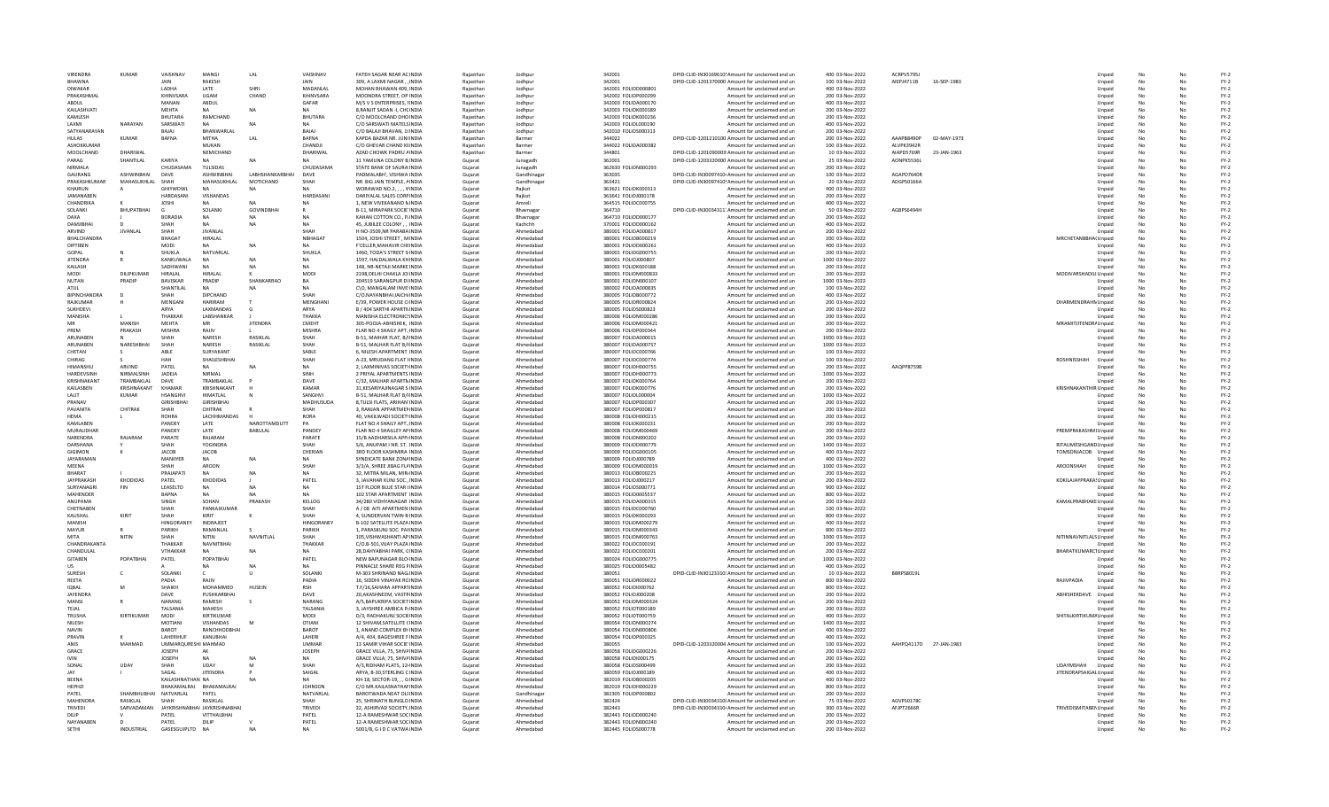| | | | | | | | | | | | | | | | | | | | | | |
|---|---|---|---|---|---|---|---|---|---|---|---|---|---|---|---|---|---|---|---|---|---|
| VIRENDRA | KUMAR | VAISHNAV | MANGI | LAL | VAISHNAV | FATEH SAGAR NEAR AC | INDIA | Rajasthan | Jodhpur | 342001 | DPID-CLID-IN30169610 | Amount for unclaimed and un | 400 | 03-Nov-2022 | ACRPV5795J | | | Unpaid | No | No | FY-2 |
| BHAWNA | | JAIN | RAKESH | | JAIN | 309, A LAXMI NAGAR , | INDIA | Rajasthan | Jodhpur | 342001 | DPID-CLID-1201370000 | Amount for unclaimed and un | 100 | 03-Nov-2022 | AIEPJ4711B | 16-SEP-1983 | | Unpaid | No | No | FY-2 |
| DIWAKAR | | LADHA | LATE | SHRI | MADANLAL | MOHAN BHAWAN 409, | INDIA | Rajasthan | Jodhpur | 342001 | FOLIOD000801 | Amount for unclaimed and un | 400 | 03-Nov-2022 | | | | Unpaid | No | No | FY-2 |
| PRAKASHMAL | | KHINVSARA | UGAM | CHAND | KHINVSARA | MOONDRA STREET, OP | INDIA | Rajasthan | Jodhpur | 342002 | FOLIOP000299 | Amount for unclaimed and un | 200 | 03-Nov-2022 | | | | Unpaid | No | No | FY-2 |
| ABDUL | | MANAN | ABDUL | | GAFAR | M/S V S ENTERPRISES, 1 | INDIA | Rajasthan | Jodhpur | 342003 | FOLIOA000170 | Amount for unclaimed and un | 400 | 03-Nov-2022 | | | | Unpaid | No | No | FY-2 |
| KAILASHVATI | | MEHTA | NA | | | 8,RANJIT SADAN -I, CHO | INDIA | Rajasthan | Jodhpur | 342003 | FOLIOK000189 | Amount for unclaimed and un | 200 | 03-Nov-2022 | | | | Unpaid | No | No | FY-2 |
| KAMLESH | | BHUTARA | RAMCHAND | | BHUTARA | C/O MOOLCHAND DHO | INDIA | Rajasthan | Jodhpur | 342003 | FOLIOK000236 | Amount for unclaimed and un | 200 | 03-Nov-2022 | | | | Unpaid | No | No | FY-2 |
| LAXMI | NARAYAN | SARSWATI | NA | NA | NA | C/O SARSWATI MATELS | INDIA | Rajasthan | Jodhpur | 342003 | FOLIOL000190 | Amount for unclaimed and un | 400 | 03-Nov-2022 | | | | Unpaid | No | No | FY-2 |
| SATYANARAYAN | | BAJAJ | BHANWARLAL | | BAJAJ | C/O BALAJI BHAVAN, 1 | INDIA | Rajasthan | Jodhpur | 342010 | FOLIOS000313 | Amount for unclaimed and un | 200 | 03-Nov-2022 | | | | Unpaid | No | No | FY-2 |
| HULAS | KUMAR | BAFNA | MITHA | LAL | BAFNA | KAPDA BAZAR NR. JUN | INDIA | Rajasthan | Barmer | 344022 | DPID-CLID-1201210100 | Amount for unclaimed and un | 200 | 03-Nov-2022 | AAAPB8490P | 02-MAY-1973 | | Unpaid | No | No | FY-2 |
| ASHOKKUMAR | | MUKAN | | | CHANDJI | C/O GHEVAR CHAND KO | INDIA | Rajasthan | Barmer | 344022 | FOLIOA000582 | Amount for unclaimed and un | 100 | 03-Nov-2022 | ALVPK3942R | | | Unpaid | No | No | FY-2 |
| MOOLCHAND | DHARIWAL | NEMICHAND | | | DHARIWAL | AZAD CHOWK PADRU | INDIA | Rajasthan | Barmer | 344801 | DPID-CLID-1201090003 | Amount for unclaimed and un | 10 | 03-Nov-2022 | AIAPD5769R | 23-JAN-1963 | | Unpaid | No | No | FY-2 |
| PARAG | SHANTILAL | KARIYA | NA | NA | NA | 11 YAMUNA COLONY B | INDIA | Gujarat | Junagadh | 362001 | DPID-CLID-1203320000 | Amount for unclaimed and un | 25 | 03-Nov-2022 | AONPK5536L | | | Unpaid | No | No | FY-2 |
| NIRMALA | | CHUDASAMA | TULSIDAS | | CHUDASAMA | STATE BANK OF SAURA | INDIA | Gujarat | Junagadh | 362630 | FOLION000293 | Amount for unclaimed and un | 200 | 03-Nov-2022 | | | | Unpaid | No | No | FY-2 |
| GAURANG | ASHWINBHAI | DAVE | ASHWINBHAI | LABHSHANKARBHAI | DAVE | PADMALABH', VISHWA | INDIA | Gujarat | Gandhinagar | 363035 | DPID-CLID-IN30097410 | Amount for unclaimed and un | 100 | 03-Nov-2022 | AGAPD7640R | | | Unpaid | No | No | FY-2 |
| PRAKASHKUMAR | MAHASUKHLAL | SHAH | MAHASUKHLAL | MOTICHAND | SHAH | NR. BIG JAIN TEMPLE, | INDIA | Gujarat | Gandhinagar | 363421 | DPID-CLID-IN30097410 | Amount for unclaimed and un | 20 | 03-Nov-2022 | ADGPS0166A | | | Unpaid | No | No | FY-2 |
| KHAIRUN | A | GHIYWDWL | NA | | NA | WORAWAD NO.2, , , , | INDIA | Gujarat | Rajkot | 363621 | FOLIOK000313 | Amount for unclaimed and un | 400 | 03-Nov-2022 | | | | Unpaid | No | No | FY-2 |
| JAMANABEN | | HARDASANI | VISHANDAS | | HARDASANI | DARIYALAL SALES CORP | INDIA | Gujarat | Rajkot | 363641 | FOLIOJ000178 | Amount for unclaimed and un | 200 | 03-Nov-2022 | | | | Unpaid | No | No | FY-2 |
| CHANDRIKA | K | JOSHI | NA | NA | NA | 1, NEW VIVEKANAND N | INDIA | Gujarat | Amreli | 364515 | FOLIOC000755 | Amount for unclaimed and un | 400 | 03-Nov-2022 | | | | Unpaid | No | No | FY-2 |
| SOLANKI | BHUPATBHAI | G | SOLANKI | GOVINDBHAI | R | B-11, MIRAPARK SOCIE | INDIA | Gujarat | Bhavnagar | 364710 | DPID-CLID-IN30034311 | Amount for unclaimed and un | 50 | 03-Nov-2022 | AGBPS6494H | | | Unpaid | No | No | FY-2 |
| DAXA | J | BORADIA | NA | NA | NA | KAHAN COTTON CO., P | INDIA | Gujarat | Bhavnagar | 364710 | FOLIOD000177 | Amount for unclaimed and un | 200 | 03-Nov-2022 | | | | Unpaid | No | No | FY-2 |
| DAMJIBHAI | D | SHAH | NA | NA | NA | 45, JUBILEE COLONY, , | INDIA | Gujarat | Kachchh | 370001 | FOLIOD000162 | Amount for unclaimed and un | 400 | 03-Nov-2022 | | | | Unpaid | No | No | FY-2 |
| ARVIND | JIVANLAL | SHAH | JIVANLAL | | SHAH | H NO-3509,NR PARABA | INDIA | Gujarat | Ahmedabad | 380001 | FOLIOA000817 | Amount for unclaimed and un | 200 | 03-Nov-2022 | | | | Unpaid | No | No | FY-2 |
| BHALCHANDRA | | BHAGAT | HIRALAL | | NBHAGAT | 1504, JOSHI STREET , M | INDIA | Gujarat | Ahmedabad | 380001 | FOLIOB000219 | Amount for unclaimed and un | 200 | 03-Nov-2022 | | | MRCHETANBBHAI | Unpaid | No | No | FY-2 |
| DIPTIBEN | | MODI | NA | NA | NA | F'CELLER,MAHAVIR CHA | INDIA | Gujarat | Ahmedabad | 380001 | FOLIOD000261 | Amount for unclaimed and un | 400 | 03-Nov-2022 | | | | Unpaid | No | No | FY-2 |
| GOPAL | N | SHUKLA | NATVARLAL | | SHUKLA | 1460, TODA'S STREET S | INDIA | Gujarat | Ahmedabad | 380001 | FOLIOG000755 | Amount for unclaimed and un | 200 | 03-Nov-2022 | | | | Unpaid | No | No | FY-2 |
| JITENDRA | R | KANKUWALA | NA | NA | NA | 1597, HALDALWALA KH | INDIA | Gujarat | Ahmedabad | 380001 | FOLIOJ000807 | Amount for unclaimed and un | 1000 | 03-Nov-2022 | | | | Unpaid | No | No | FY-2 |
| KAILASH | | SADHWANI | NA | NA | NA | 148, NR-NETAJI MARKE | INDIA | Gujarat | Ahmedabad | 380001 | FOLIOK000188 | Amount for unclaimed and un | 200 | 03-Nov-2022 | | | | Unpaid | No | No | FY-2 |
| MODI | DILIPKUMAR | HIRALAL | HIRALAL | K | MODI | 2198,DELHI CHAKLA ,K | INDIA | Gujarat | Ahmedabad | 380001 | FOLIOM000833 | Amount for unclaimed and un | 200 | 03-Nov-2022 | | | MODIVARSHADILI | Unpaid | No | No | FY-2 |
| NUTAN | PRADIP | BAVISKAR | PRADIP | SHANKARRAO | BA | 204519 SARANGPUR D | INDIA | Gujarat | Ahmedabad | 380001 | FOLION000107 | Amount for unclaimed and un | 1000 | 03-Nov-2022 | | | | Unpaid | No | No | FY-2 |
| ATUL | | SHANTILAL | NA | NA | NA | C\O, MANGALAM INVE | INDIA | Gujarat | Ahmedabad | 380002 | FOLIOA000835 | Amount for unclaimed and un | 100 | 03-Nov-2022 | | | | Unpaid | No | No | FY-2 |
| BIPINCHANDRA | D | SHAH | DIPCHAND | | SHAH | C/O NAVANBHAI JAICH | INDIA | Gujarat | Ahmedabad | 380005 | FOLIOB000772 | Amount for unclaimed and un | 400 | 03-Nov-2022 | | | | Unpaid | No | No | FY-2 |
| RAJKUMAR | H | MENGHANI | HARIRAM | T | MENGHANI | E/39, POWER HOUSE C | INDIA | Gujarat | Ahmedabad | 380005 | FOLIOR000824 | Amount for unclaimed and un | 200 | 03-Nov-2022 | | | DHARMENDRAHN | Unpaid | No | No | FY-2 |
| SUKHDEVI | | ARYA | LAXMANDAS | G | ARYA | B / 404 SARTHI APART | INDIA | Gujarat | Ahmedabad | 380005 | FOLIOS000823 | Amount for unclaimed and un | 200 | 03-Nov-2022 | | | | Unpaid | No | No | FY-2 |
| MANISHA | L | THAKKAR | LABSHANKAR | J | THAKKA | MANISHA ELECTRONIC | INDIA | Gujarat | Ahmedabad | 380006 | FOLIOM000286 | Amount for unclaimed and un | 200 | 03-Nov-2022 | | | | Unpaid | No | No | FY-2 |
| MR | MANISH | MEHTA | MR | JITENDRA | CMEHT | 305-POOJA-ABHISHEK, | INDIA | Gujarat | Ahmedabad | 380006 | FOLIOM000421 | Amount for unclaimed and un | 200 | 03-Nov-2022 | | | MRAMITJITENDRA | Unpaid | No | No | FY-2 |
| PREM | PRAKASH | MISHRA | RAJIV | L | MISHRA | FLAR NO 4 SHAILY APT, | INDIA | Gujarat | Ahmedabad | 380006 | FOLIOP000344 | Amount for unclaimed and un | 200 | 03-Nov-2022 | | | | Unpaid | No | No | FY-2 |
| ARUNABEN | N | SHAH | NARESH | RASIKLAL | SHAH | B-51, MAIHAR FLAT, B/ | INDIA | Gujarat | Ahmedabad | 380007 | FOLIOA000015 | Amount for unclaimed and un | 1000 | 03-Nov-2022 | | | | Unpaid | No | No | FY-2 |
| ARUNABEN | NARESHBHAI | SHAH | NARESH | RASIKLAL | SHAH | B-51, MALHAR FLAT B/ | INDIA | Gujarat | Ahmedabad | 380007 | FOLIOA000757 | Amount for unclaimed and un | 1000 | 03-Nov-2022 | | | | Unpaid | No | No | FY-2 |
| CHETAN | S | ABLE | SURYAKANT | | SABLE | 6, NILESH APARTMENT | INDIA | Gujarat | Ahmedabad | 380007 | FOLIOC000766 | Amount for unclaimed and un | 100 | 03-Nov-2022 | | | | Unpaid | No | No | FY-2 |
| CHIRAG | S | HAH | SHAILESHBHAI | | SHAH | A-23, MRUDANG FLAT | INDIA | Gujarat | Ahmedabad | 380007 | FOLIOC000774 | Amount for unclaimed and un | 100 | 03-Nov-2022 | | | ROSHNISSHAH | Unpaid | No | No | FY-2 |
| HIMANSHU | ARVIND | PATEL | NA | NA | NA | 2, LAXMINIVAS SOCIET | INDIA | Gujarat | Ahmedabad | 380007 | FOLIOH000755 | Amount for unclaimed and un | 200 | 03-Nov-2022 | AAQPP8759B | | | Unpaid | No | No | FY-2 |
| HARDEVSINH | NIRMALSINH | JADEJA | NIRMAL | | SINH | 2 PRIYAL APARTMENTS | INDIA | Gujarat | Ahmedabad | 380007 | FOLIOH000773 | Amount for unclaimed and un | 1000 | 03-Nov-2022 | | | | Unpaid | No | No | FY-2 |
| KRISHNAKANT | TRAMBAKLAL | DAVE | TRAMBAKLAL | P | DAVE | C/32, MALHAR APARTN | INDIA | Gujarat | Ahmedabad | 380007 | FOLIOK000764 | Amount for unclaimed and un | 200 | 03-Nov-2022 | | | | Unpaid | No | No | FY-2 |
| KAILASBEN | KRISHNAKANT | KHAMAR | KRISHNAKANT | H | KAMAR | 31,KESARIYAJINAGAR S | INDIA | Gujarat | Ahmedabad | 380007 | FOLIOK000776 | Amount for unclaimed and un | 200 | 03-Nov-2022 | | | KRISHNAKANTHR | Unpaid | No | No | FY-2 |
| LALIT | KUMAR | HSANGHVI | HIMATLAL | N | SANGHVI | B-51, MALHAR FLAT B/ | INDIA | Gujarat | Ahmedabad | 380007 | FOLIOL000004 | Amount for unclaimed and un | 1000 | 03-Nov-2022 | | | | Unpaid | No | No | FY-2 |
| PRANAV | | GIRISHBHAI | GIRISHBHAI | | MADHUSUDA | 8,TULSI FLATS, ARIHAN | INDIA | Gujarat | Ahmedabad | 380007 | FOLIOP000307 | Amount for unclaimed and un | 200 | 03-Nov-2022 | | | | Unpaid | No | No | FY-2 |
| PAVANITA | CHITRAK | SHAH | CHITRAK | R | SHAH | 5, RANJAN APPARTMEN | INDIA | Gujarat | Ahmedabad | 380007 | FOLIOP000817 | Amount for unclaimed and un | 200 | 03-Nov-2022 | | | | Unpaid | No | No | FY-2 |
| HEMA | L | ROHRA | LACHHMANDAS | H | RORA | 40, VAKILWADI SOCIET | INDIA | Gujarat | Ahmedabad | 380008 | FOLIOH000215 | Amount for unclaimed and un | 200 | 03-Nov-2022 | | | | Unpaid | No | No | FY-2 |
| KAMLABEN | | PANDEY | LATE | NAROTTAMDUTT | PA | FLAT NO.4 SHAILY APT, | INDIA | Gujarat | Ahmedabad | 380008 | FOLIOK000231 | Amount for unclaimed and un | 200 | 03-Nov-2022 | | | | Unpaid | No | No | FY-2 |
| MURALIDHAR | | PANDEY | LATE | BABULAL | PANDEY | FLAR NO 4 SHAILLEY AP | INDIA | Gujarat | Ahmedabad | 380008 | FOLIOM000469 | Amount for unclaimed and un | 200 | 03-Nov-2022 | | | PREMPRAKASHMI | Unpaid | No | No | FY-2 |
| NARENDRA | RAJARAM | PARATE | RAJARAM | | PARATE | 15/B AADHARSILA APP | INDIA | Gujarat | Ahmedabad | 380008 | FOLION000202 | Amount for unclaimed and un | 200 | 03-Nov-2022 | | | | Unpaid | No | No | FY-2 |
| DARSHANA | Y | SHAH | YOGINDRA | | SHAH | 5/6, ANUPAM I NR. ST. | INDIA | Gujarat | Ahmedabad | 380009 | FOLIOD000779 | Amount for unclaimed and un | 1400 | 03-Nov-2022 | | | RITAUMESHGAND | Unpaid | No | No | FY-2 |
| GIGIMON | K | JACOB | JACOB | | CHERIAN | 3RD FLOOR KASHMIRA | INDIA | Gujarat | Ahmedabad | 380009 | FOLIOG000105 | Amount for unclaimed and un | 400 | 03-Nov-2022 | | | TOMSONJACOB | Unpaid | No | No | FY-2 |
| JAYARAMAN | | MANIIYER | NA | NA | NA | SYNDICATE BANK ZON | INDIA | Gujarat | Ahmedabad | 380009 | FOLIOJ000789 | Amount for unclaimed and un | 400 | 03-Nov-2022 | | | | Unpaid | No | No | FY-2 |
| MEENA | | SHAH | ARDDN | | SHAH | 3/3/A, SHREE JIBAG FL | INDIA | Gujarat | Ahmedabad | 380009 | FOLIOM000019 | Amount for unclaimed and un | 1000 | 03-Nov-2022 | | | AROONSHAH | Unpaid | No | No | FY-2 |
| BHARAT | I | PRAJAPATI | NA | NA | NA | 32, MITRA MILAN, MIR | INDIA | Gujarat | Ahmedabad | 380013 | FOLIOB000225 | Amount for unclaimed and un | 200 | 03-Nov-2022 | | | | Unpaid | No | No | FY-2 |
| JAYPRAKASH | KHODIDAS | PATEL | KHODIDAS | J | PATEL | 3, JAVAHAR KUNJ SOC., | INDIA | Gujarat | Ahmedabad | 380013 | FOLIOJ000217 | Amount for unclaimed and un | 200 | 03-Nov-2022 | | | KOKILAJAYPRAKA | Unpaid | No | No | FY-2 |
| SURYANAGRI | FIN | LEASELTD | NA | NA | NA | 1ST FLOOR BLUE STAR | INDIA | Gujarat | Ahmedabad | 380014 | FOLIOS000771 | Amount for unclaimed and un | 900 | 03-Nov-2022 | | | | Unpaid | No | No | FY-2 |
| MAHENDER | | BAPNA | NA | NA | NA | 102 STAR APARTMENT | INDIA | Gujarat | Ahmedabad | 380015 | FOLIOM005537 | Amount for unclaimed and un | 800 | 03-Nov-2022 | | | | Unpaid | No | No | FY-2 |
| ANUPAMA | | SINGH | SOHAN | PRAKASH | KELLOG | 34/280 VIDHYANAGAR | INDIA | Gujarat | Ahmedabad | 380015 | FOLIOA000315 | Amount for unclaimed and un | 200 | 03-Nov-2022 | | | KAMALPRABHAKE | Unpaid | No | No | FY-2 |
| CHETNABEN | | SHAH | PANKAJKUMAR | | SHAH | A / 08 AITI APARTMEN | INDIA | Gujarat | Ahmedabad | 380015 | FOLIOC000760 | Amount for unclaimed and un | 100 | 03-Nov-2022 | | | | Unpaid | No | No | FY-2 |
| KAUSHAL | KIRIT | SHAH | KIRIT | K | SHAH | 4, SUNDERVAN TWIN B | INDIA | Gujarat | Ahmedabad | 380015 | FOLIOK000293 | Amount for unclaimed and un | 800 | 03-Nov-2022 | | | | Unpaid | No | No | FY-2 |
| MANISH | | HINGORANEY | INDRAJEET | | HINGORANEY | B-102 SATELLITE PLAZA | INDIA | Gujarat | Ahmedabad | 380015 | FOLIOM000279 | Amount for unclaimed and un | 400 | 03-Nov-2022 | | | | Unpaid | No | No | FY-2 |
| MAYUR | R | PARIKH | RAMANLAL | S | PARIKH | 1, PARASKUNJ SOC. PA | INDIA | Gujarat | Ahmedabad | 380015 | FOLIOM000343 | Amount for unclaimed and un | 800 | 03-Nov-2022 | | | | Unpaid | No | No | FY-2 |
| MITA | NITIN | SHAH | NITIN | NAVNITLAL | SHAH | 105,VISHWASHANTI AP | INDIA | Gujarat | Ahmedabad | 380015 | FOLIOM000763 | Amount for unclaimed and un | 1000 | 03-Nov-2022 | | | NITINNAVNITLALS | Unpaid | No | No | FY-2 |
| CHANDRAKANTA | | THAKKAR | NAVNITBHAI | | THAKKAR | C/O B-501,VIJAY PLAZA | INDIA | Gujarat | Ahmedabad | 380022 | FOLIOC000191 | Amount for unclaimed and un | 200 | 03-Nov-2022 | | | | Unpaid | No | No | FY-2 |
| CHANDULAL | | VTHAKKAR | NA | NA | NA | 28,DAHYABHAI PARK, C | INDIA | Gujarat | Ahmedabad | 380022 | FOLIOC000201 | Amount for unclaimed and un | 200 | 03-Nov-2022 | | | BHARATKUMARCT | Unpaid | No | No | FY-2 |
| GITABEN | POPATBHAI | PATEL | POPATBHAI | | PATEL | NEW BAPUNAGAR BLO | INDIA | Gujarat | Ahmedabad | 380024 | FOLIOG000775 | Amount for unclaimed and un | 1000 | 03-Nov-2022 | | | | Unpaid | No | No | FY-2 |
| US | | A | NA | NA | NA | PINNACLE SHARE REG F | INDIA | Gujarat | Ahmedabad | 380025 | FOLIOD005482 | Amount for unclaimed and un | 400 | 03-Nov-2022 | | | | Unpaid | No | No | FY-2 |
| SURESH | C | SOLANKI | C | U | SOLANKI | M-303 SHRINAND NAG | INDIA | Gujarat | Ahmedabad | 380051 | DPID-CLID-IN30123310 | Amount for unclaimed and un | 10 | 03-Nov-2022 | BBRPS8019L | | | Unpaid | No | No | FY-2 |
| REETA | | PADIA | RAJIV | | PADIA | 16, SIDDHI VINAYAK R | INDIA | Gujarat | Ahmedabad | 380051 | FOLIOR000022 | Amount for unclaimed and un | 800 | 03-Nov-2022 | | | RAJIVPADIA | Unpaid | No | No | FY-2 |
| IQBAL | M | SHAIKH | MOHAMMED | HUSEIN | RSH | T.F/16,SAHARA APPART | INDIA | Gujarat | Ahmedabad | 380052 | FOLIOI000762 | Amount for unclaimed and un | 800 | 03-Nov-2022 | | | | Unpaid | No | No | FY-2 |
| JAYENDRA | | DAVE | PUSHKARBHAI | | DAVE | 20,AKASHNEEM, VASTR | INDIA | Gujarat | Ahmedabad | 380052 | FOLIOJ000208 | Amount for unclaimed and un | 200 | 03-Nov-2022 | | | ABHISHEKDAVE | Unpaid | No | No | FY-2 |
| MANSI | R | NARANG | RAMESH | S | NARANG | A/5,BAPUKRIPA SOCIET | INDIA | Gujarat | Ahmedabad | 380052 | FOLIOM000324 | Amount for unclaimed and un | 200 | 03-Nov-2022 | | | | Unpaid | No | No | FY-2 |
| TEJAL | | TALSANIA | MAHESH | | TALSANIA | 3, JAYSHREE AMBICA P | INDIA | Gujarat | Ahmedabad | 380052 | FOLIOT000189 | Amount for unclaimed and un | 200 | 03-Nov-2022 | | | | Unpaid | No | No | FY-2 |
| TRUSHA | KIRTIKUMAR | MODI | KIRTIKUMAR | | MODI | D/3, RADHAKUNJ SOCI | INDIA | Gujarat | Ahmedabad | 380052 | FOLIOT000759 | Amount for unclaimed and un | 400 | 03-Nov-2022 | | | SHITALKIRTIKUMA | Unpaid | No | No | FY-2 |
| NILESH | | MOTIANI | VISHANDAS | M | OTIANI | 12 SHIVAM,SATELLITE | INDIA | Gujarat | Ahmedabad | 380054 | FOLION000274 | Amount for unclaimed and un | 1400 | 03-Nov-2022 | | | | Unpaid | No | No | FY-2 |
| NAVIN | | BAROT | RANCHHODBHAI | | BAROT | 1, ANAND COMPLEX B | INDIA | Gujarat | Ahmedabad | 380054 | FOLION000806 | Amount for unclaimed and un | 400 | 03-Nov-2022 | | | | Unpaid | No | No | FY-2 |
| PRAVIN | K | LAHERIHUF | KANUBHAI | | LAHERI | A/4, 404, BAGESHREE F | INDIA | Gujarat | Ahmedabad | 380054 | FOLIOP000325 | Amount for unclaimed and un | 400 | 03-Nov-2022 | | | | Unpaid | No | No | FY-2 |
| ANIS | MAHMAD | UMMARQURESHI | MAHMAD | | UMMAR | 13 SAMIR VIHAR SOCIE | INDIA | Gujarat | Ahmedabad | 380055 | DPID-CLID-1203320004 | Amount for unclaimed and un | 100 | 03-Nov-2022 | AAHPQ4117D | 27-JAN-1983 | | Unpaid | No | No | FY-2 |
| GRACE | | JOSEPH | AK | | JOSEPH | GRACE VILLA, 75, SHIV | INDIA | Gujarat | Ahmedabad | 380058 | FOLIOG000226 | Amount for unclaimed and un | 400 | 03-Nov-2022 | | | | Unpaid | No | No | FY-2 |
| IVIN | | JOSEPH | NA | NA | NA | GRACE VILLA, 75, SHIV | INDIA | Gujarat | Ahmedabad | 380058 | FOLIOI000175 | Amount for unclaimed and un | 200 | 03-Nov-2022 | | | | Unpaid | No | No | FY-2 |
| SONAL | UDAY | SHAH | UDAY | M | SHAH | A/3,RIDHAM FLATS, 12 | INDIA | Gujarat | Ahmedabad | 380058 | FOLIOS000499 | Amount for unclaimed and un | 200 | 03-Nov-2022 | | | UDAYMSHAH | Unpaid | No | No | FY-2 |
| JAY | I | SAIGAL | JITENDRA | P | SAIGAL | ARYA, B-30,STERLING C | INDIA | Gujarat | Ahmedabad | 380059 | FOLIOJ000189 | Amount for unclaimed and un | 400 | 03-Nov-2022 | | | JITENDRAPSAIGAL | Unpaid | No | No | FY-2 |
| BEENA | | KAILASHNATHAN | NA | NA | NA | KH-18, SECTOR-19, , , G | INDIA | Gujarat | Ahmedabad | 382019 | FOLIOB000205 | Amount for unclaimed and un | 400 | 03-Nov-2022 | | | | Unpaid | No | No | FY-2 |
| HEPHZI | | BHAKAMALRAJ | BHAKAMALRAJ | | JOHNSON | C/O MR.KAILASNATHA | INDIA | Gujarat | Ahmedabad | 382019 | FOLIOH000229 | Amount for unclaimed and un | 800 | 03-Nov-2022 | | | | Unpaid | No | No | FY-2 |
| PATEL | SHAMBHUBHAI | NATVARLAL | PATEL | | NATVARLAL | BAROTWADA NEAR OL | INDIA | Gujarat | Gandhinagar | 382305 | FOLIOP000802 | Amount for unclaimed and un | 200 | 03-Nov-2022 | | | | Unpaid | No | No | FY-2 |
| MAHENDRA | RASIKLAL | SHAH | RASIKLAL | | SHAH | 25, SHRINATH BUNGLO | INDIA | Gujarat | Ahmedabad | 382424 | DPID-CLID-IN30034310 | Amount for unclaimed and un | 75 | 03-Nov-2022 | AGVPS0178C | | | Unpaid | No | No | FY-2 |
| TRIVEDI | SARVADAMAN | JAYKRISHNABHAI | JAYKRISHNABHAI | | TRIVEDI | 22, ASHIRVAD SOCIETY, | INDIA | Gujarat | Ahmedabad | 382443 | DPID-CLID-IN30034310 | Amount for unclaimed and un | 300 | 03-Nov-2022 | AFJPT2666R | | TRIVEDISMITABEN | Unpaid | No | No | FY-2 |
| DILIP | V | PATEL | VITTHALBHAI | | PATEL | 12-A RAMESHWAR SOC | INDIA | Gujarat | Ahmedabad | 382443 | FOLIOD000240 | Amount for unclaimed and un | 200 | 03-Nov-2022 | | | | Unpaid | No | No | FY-2 |
| NAYANABEN | D | PATEL | DILIP | V | PATEL | 12-A RAMESHWAR SOC | INDIA | Gujarat | Ahmedabad | 382443 | FOLION000240 | Amount for unclaimed and un | 200 | 03-Nov-2022 | | | | Unpaid | No | No | FY-2 |
| SETHI | INDUSTRIAL | GASESGUJPLTD | NA | NA | NA | 5001/B, G I D C VATWA | INDIA | Gujarat | Ahmedabad | 382445 | FOLIOS000778 | Amount for unclaimed and un | 200 | 03-Nov-2022 | | | | Unpaid | No | No | FY-2 |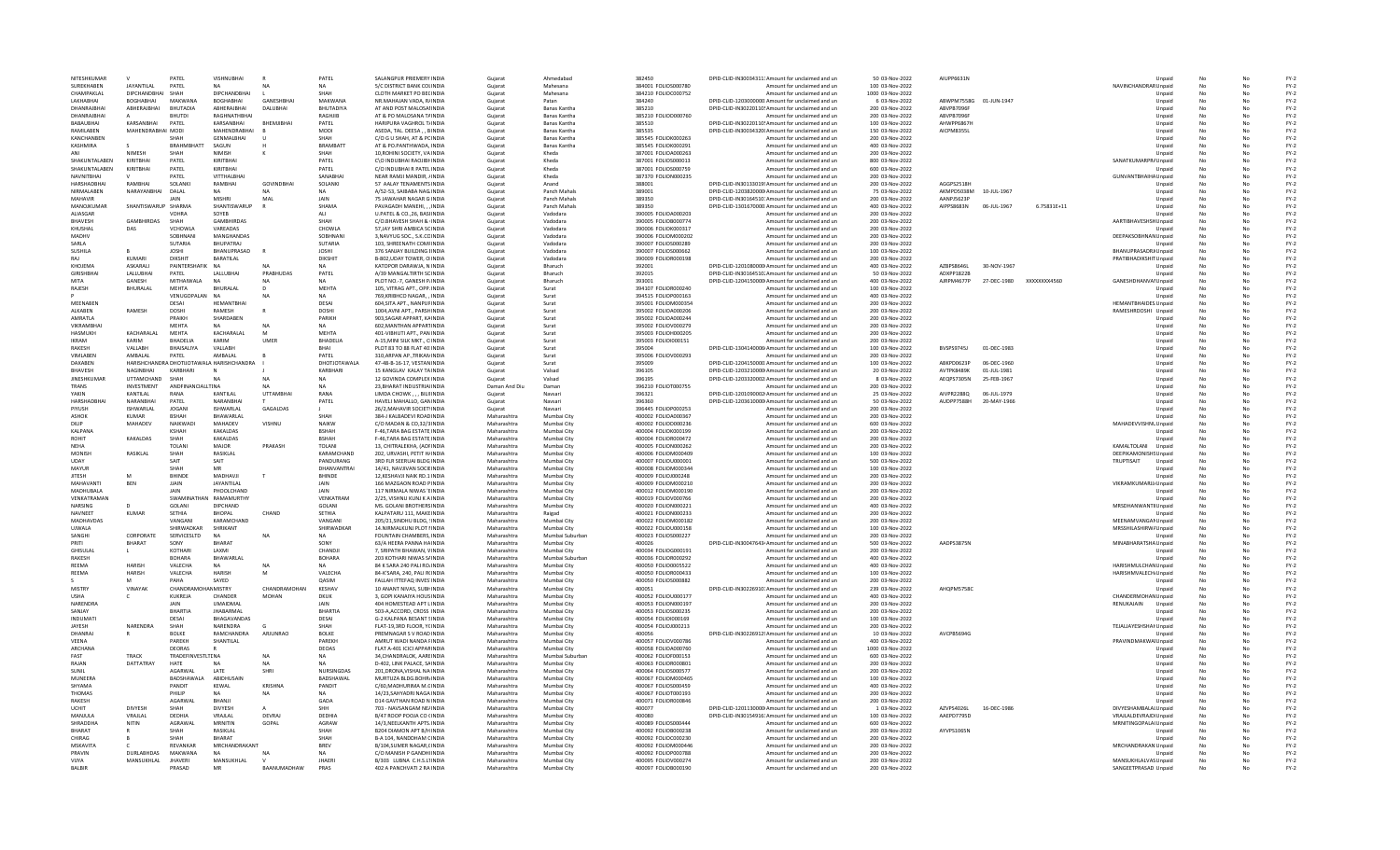| NITESHKUMAR | V | PATEL | VISHNUBHAI | R | PATEL | SALANGPUR PREMERY | INDIA | Gujarat | Ahmedabad | 382450 | DPID-CLID-IN300343111 | Amount for unclaimed and un | 50 | 03-Nov-2022 | AIUPP6631N | | | | Unpaid | No | No | FY-2 |
|---|---|---|---|---|---|---|---|---|---|---|---|---|---|---|---|---|---|---|---|---|---|---|
| SUREKHABEN | JAYANTILAL | PATEL | NA | NA | NA | 5/C DISTRICT BANK COL | INDIA | Gujarat | Mahesana | 384001 | FOLIOS000780 | Amount for unclaimed and un | 100 | 03-Nov-2022 | | | | NAVINCHANDRAR | Unpaid | No | No | FY-2 |
| CHAMPAKLAL | DIPCHANDBHAI | SHAH | DIPCHANDBHAI | L | SHAH | CLOTH MARKET PO BEC | INDIA | Gujarat | Mahesana | 384210 | FOLIOC000752 | Amount for unclaimed and un | 1000 | 03-Nov-2022 | | | | | Unpaid | No | No | FY-2 |
| LAKHABHAI | BOGHABHAI | MAKWANA | BOGHABHAI | GANESHBHAI | MAKWANA | NR.MAHAJAN VADA, PA | INDIA | Gujarat | Patan | 384240 | DPID-CLID-1203000000 | Amount for unclaimed and un | 8 | 03-Nov-2022 | ABWPM7558G | 01-JUN-1947 | | | Unpaid | No | No | FY-2 |
| DHANRAJBHAI | ABHERAJBHAI | BHUTADIA | ABHERAJBHAI | DALUBHAI | BHUTADIYA | AT AND POST MALOSAN | INDIA | Gujarat | Banas Kantha | 385210 | DPID-CLID-IN302201101 | Amount for unclaimed and un | 200 | 03-Nov-2022 | ABVPB7096F | | | | Unpaid | No | No | FY-2 |
| DHANRAJBHAI | A | BHUTDI | RAGHNATHBHAI | | RAGNIJIB | AT & PO MALOSANA TA | INDIA | Gujarat | Banas Kantha | 385210 | FOLIOD000760 | Amount for unclaimed and un | 200 | 03-Nov-2022 | | | | | Unpaid | No | No | FY-2 |
| BABAUBHAI | KARSANBHAI | PATEL | KARSANBHAI | BHEMJIBHAI | PATEL | HARIPURA VAGHROL T | INDIA | Gujarat | Banas Kantha | 385510 | DPID-CLID-IN302201101 | Amount for unclaimed and un | 100 | 03-Nov-2022 | AHWPP6867H | | | | Unpaid | No | No | FY-2 |
| RAMILABEN | MAHENDRABHAI | MODI | MAHENDRABHAI | B | MODI | ASEDA, TAL. DEESA, , B | INDIA | Gujarat | Banas Kantha | 385535 | DPID-CLID-IN300343200 | Amount for unclaimed and un | 150 | 03-Nov-2022 | AICPM8355L | | | | Unpaid | No | No | FY-2 |
| KANCHANBEN | | SHAH | GENMALBHAI | U | SHAH | C/O G U SHAH, AT & PC | INDIA | Gujarat | Banas Kantha | 385545 | FOLIOK000263 | Amount for unclaimed and un | 200 | 03-Nov-2022 | | | | | Unpaid | No | No | FY-2 |
| KASHMIRA | S | BRAHMBHATT | SAGUN | H | BRAMBATT | AT & PO.PANTHWADA, | INDIA | Gujarat | Banas Kantha | 385545 | FOLIOK000291 | Amount for unclaimed and un | 400 | 03-Nov-2022 | | | | | Unpaid | No | No | FY-2 |
| ANI | NIMESH | SHAH | NIMESH | K | SHAH | 10,ROHINI SOCIETY, VA | INDIA | Gujarat | Kheda | 387001 | FOLIOA000263 | Amount for unclaimed and un | 200 | 03-Nov-2022 | | | | | Unpaid | No | No | FY-2 |
| SHAKUNTALABEN | KIRITBHAI | PATEL | KIRITBHAI | | PATEL | C\O INDUBHAI RAOJIBH | INDIA | Gujarat | Kheda | 387001 | FOLIOS000013 | Amount for unclaimed and un | 800 | 03-Nov-2022 | | | | SANATKUMARPR | Unpaid | No | No | FY-2 |
| SHAKUNTALABEN | KIRITBHAI | PATEL | KIRITBHAI | | PATEL | C/O INDUBHAI R PATEL | INDIA | Gujarat | Kheda | 387001 | FOLIOS000759 | Amount for unclaimed and un | 600 | 03-Nov-2022 | | | | | Unpaid | No | No | FY-2 |
| NAVNITBHAI | V | PATEL | VITTHALBHAI | | SANABHAI | NEAR RAMJI MANDIR, | INDIA | Gujarat | Kheda | 387370 | FOLION000235 | Amount for unclaimed and un | 200 | 03-Nov-2022 | | | | GUNVANTBHAIHA | Unpaid | No | No | FY-2 |
| HARSHADBHAI | RAMBHAI | SOLANKI | RAMBHAI | GOVINDBHAI | SOLANKI | 57 AALAY TENAMENTS | INDIA | Gujarat | Anand | 388001 | DPID-CLID-IN301330191 | Amount for unclaimed and un | 200 | 03-Nov-2022 | AGGPS2518H | | | | Unpaid | No | No | FY-2 |
| NIRMALABEN | NARAYANBHAI | DALAL | NA | NA | NA | A/52-53, SAIBABA NAG | INDIA | Gujarat | Panch Mahals | 389001 | DPID-CLID-1203820000 | Amount for unclaimed and un | 75 | 03-Nov-2022 | AKMPD5038M | 10-JUL-1967 | | | Unpaid | No | No | FY-2 |
| MAHAVIR | | JAIN | MISHRI | MAL | JAIN | 75 JAWAHAR NAGAR G | INDIA | Gujarat | Panch Mahals | 389350 | DPID-CLID-IN301645101 | Amount for unclaimed and un | 200 | 03-Nov-2022 | AANPJ5623P | | | | Unpaid | No | No | FY-2 |
| MANOJKUMAR | SHANTISWARUP | SHARMA | SHANTISWARUP | R | SHARMA | PAVAGADH MANDIR, , | INDIA | Gujarat | Panch Mahals | 389350 | DPID-CLID-1301670000 | Amount for unclaimed and un | 400 | 03-Nov-2022 | AIPPS8683N | 06-JUL-1967 | 6.75831E+11 | | Unpaid | No | No | FY-2 |
| ALIASGAR | | VOHRA | SOYEB | | ALI | U.PATEL & CO.,26, BASI | INDIA | Gujarat | Vadodara | 390005 | FOLIOA000203 | Amount for unclaimed and un | 200 | 03-Nov-2022 | | | | | Unpaid | No | No | FY-2 |
| BHAVESH | GAMBHIRDAS | SHAH | GAMBHIRDAS | | SHAH | C/O.BHAVESH SHAH & | INDIA | Gujarat | Vadodara | 390005 | FOLIOB000774 | Amount for unclaimed and un | 200 | 03-Nov-2022 | | | | AARTIBHAVESHSH | Unpaid | No | No | FY-2 |
| KHUSHAL | DAS | VCHOWLA | VAREADAS | | CHOWLA | 57,JAY SHRI AMBICA SC | INDIA | Gujarat | Vadodara | 390006 | FOLIOK000317 | Amount for unclaimed and un | 200 | 03-Nov-2022 | | | | | Unpaid | No | No | FY-2 |
| MADHV | | SOBHNANI | MANGHANDAS | | SOBHNANI | 3,NAVYUG SOC., S.K.CO | INDIA | Gujarat | Vadodara | 390006 | FOLIOM000202 | Amount for unclaimed and un | 200 | 03-Nov-2022 | | | | DEEPAKSOBHNAN | Unpaid | No | No | FY-2 |
| SARLA | | SUTARIA | BHUPATRAJ | | SUTARIA | 103, SHREENATH COMP | INDIA | Gujarat | Vadodara | 390007 | FOLIOS000289 | Amount for unclaimed and un | 200 | 03-Nov-2022 | | | | | Unpaid | No | No | FY-2 |
| SUSHILA | B | JOSHI | BHANUPRASAD | R | JOSHI | 376 SANJAY BUILDING | INDIA | Gujarat | Vadodara | 390007 | FOLIOS000662 | Amount for unclaimed and un | 100 | 03-Nov-2022 | | | | BHANUPRASADRJ | Unpaid | No | No | FY-2 |
| RAJ | KUMARI | DIKSHIT | BABATILAL | | DIKSHIT | B-802,UDAY TOWER, O | INDIA | Gujarat | Vadodara | 390020 | FOLIOR000198 | Amount for unclaimed and un | 200 | 03-Nov-2022 | | | | PRATIBHADIKSHIT | Unpaid | No | No | FY-2 |
| KHOJEMA | ASKARALI | PAINTERSHAFIK | NA | NA | NA | KATOPOR DARAWJA, N | INDIA | Gujarat | Bharuch | 392001 | DPID-CLID-1201080000 | Amount for unclaimed and un | 400 | 03-Nov-2022 | AZBPS8646L | 30-NOV-1967 | | | Unpaid | No | No | FY-2 |
| GIRISHBHAI | LALLUBHAI | PATEL | LALLUBHAI | PRABHUDAS | PATEL | A/39 MANGAL TIRTH SC | INDIA | Gujarat | Bharuch | 392015 | DPID-CLID-IN301645101 | Amount for unclaimed and un | 50 | 03-Nov-2022 | AEXPP1822B | | | | Unpaid | No | No | FY-2 |
| MITA | GANESH | MITHAIWALA | NA | NA | NA | PLOT NO.-7, GANESH PA | INDIA | Gujarat | Bharuch | 393001 | DPID-CLID-1204150000 | Amount for unclaimed and un | 400 | 03-Nov-2022 | AJRPM4677P | 27-DEC-1980 | XXXXXXXX4560 | GANESHDHANVAL | Unpaid | No | No | FY-2 |
| RAJESH | BHURALAL | MEHTA | BHURALAL | D | MEHTA | 105, VITRAG APT., OPP. | INDIA | Gujarat | Surat | 394107 | FOLIOR000240 | Amount for unclaimed and un | 100 | 03-Nov-2022 | | | | | Unpaid | No | No | FY-2 |
| P | | VENUGOPALAN | NA | NA | NA | 769,KRIBHCO NAGAR, , | INDIA | Gujarat | Surat | 394515 | FOLIOP000163 | Amount for unclaimed and un | 400 | 03-Nov-2022 | | | | | Unpaid | No | No | FY-2 |
| MEENABEN | | DESAI | HEMANTBHAI | | DESAI | 604,SITA APT., NANPUF | INDIA | Gujarat | Surat | 395001 | FOLIOM000354 | Amount for unclaimed and un | 200 | 03-Nov-2022 | | | | HEMANTBHAIDES | Unpaid | No | No | FY-2 |
| ALKABEN | RAMESH | DOSHI | RAMESH | | DOSHI | 1004,AANE APT., PARSH | INDIA | Gujarat | Surat | 395002 | FOLIOA000206 | Amount for unclaimed and un | 200 | 03-Nov-2022 | | | | RAMESHRDOSHI | Unpaid | No | No | FY-2 |
| AMRATLA | | PRAIKH | SHARDABEN | | PARIKH | 903,SAGAR APPART, KA | INDIA | Gujarat | Surat | 395002 | FOLIOA000244 | Amount for unclaimed and un | 200 | 03-Nov-2022 | | | | | Unpaid | No | No | FY-2 |
| VIKRAMBHAI | | MEHTA | NA | NA | NA | 602,MANTHAN APPART | INDIA | Gujarat | Surat | 395002 | FOLIOV000279 | Amount for unclaimed and un | 200 | 03-Nov-2022 | | | | | Unpaid | No | No | FY-2 |
| HASMUKH | KACHARALAL | MEHTA | KACHARALAL | M | MEHTA | 401-VIBHUTI APT., PAN | INDIA | Gujarat | Surat | 395003 | FOLIOH000205 | Amount for unclaimed and un | 200 | 03-Nov-2022 | | | | | Unpaid | No | No | FY-2 |
| IKRAM | KARIM | BHADELIA | KARIM | UMER | BHADELIA | A-15,MINI SILK MKT., C | INDIA | Gujarat | Surat | 395003 | FOLIOI000151 | Amount for unclaimed and un | 200 | 03-Nov-2022 | | | | | Unpaid | No | No | FY-2 |
| RAKESH | VALLABH | BHAISALIYA | VALLABH | | BHAI | PLOT 83 TO 88 FLAT 40 | INDIA | Gujarat | Surat | 395004 | DPID-CLID-1304140000 | Amount for unclaimed and un | 100 | 03-Nov-2022 | BVSPS9745J | 01-DEC-1983 | | | Unpaid | No | No | FY-2 |
| VIMLABEN | AMBALAL | PATEL | AMBALAL | B | PATEL | 310,ARPAN AP.,TRIKAM | INDIA | Gujarat | Surat | 395006 | FOLIOV000293 | Amount for unclaimed and un | 200 | 03-Nov-2022 | | | | | Unpaid | No | No | FY-2 |
| DAXABEN | HARISHCHANDRA | DHOTIJOTAWALA | HARISHCHANDRA | I | DHOTIJOTAWALA | 47-48-A-16-17, VISTAM | INDIA | Gujarat | Surat | 395009 | DPID-CLID-1204150000 | Amount for unclaimed and un | 100 | 03-Nov-2022 | ABKPD0623P | 06-DEC-1960 | | | Unpaid | No | No | FY-2 |
| BHAVESH | NAGINBHAI | KARBHARI | N | J | KARBHARI | 15 KANGLAV KALAY TA | INDIA | Gujarat | Valsad | 396105 | DPID-CLID-1203210000 | Amount for unclaimed and un | 20 | 03-Nov-2022 | AVTPK8489K | 01-JUL-1981 | | | Unpaid | No | No | FY-2 |
| JINESHKUMAR | UTTAMCHAND | SHAH | NA | NA | NA | 12 GOVINDA COMPLEX | INDIA | Gujarat | Valsad | 396195 | DPID-CLID-1203320000 | Amount for unclaimed and un | 8 | 03-Nov-2022 | AEQPS7305N | 25-FEB-1967 | | | Unpaid | No | No | FY-2 |
| TRANS | INVESTMENT | ANDFINANCIALLTDNA | NA | NA | | 23,BHARAT INDUSTRIAL | INDIA | Daman And Diu | Daman | 396210 | FOLIOT000755 | Amount for unclaimed and un | 200 | 03-Nov-2022 | | | | | Unpaid | No | No | FY-2 |
| YAKIN | KANTILAL | RANA | KANTILAL | UTTAMBHAI | RANA | LIMDA CHOWK, , , BIL | INDIA | Gujarat | Navsari | 396321 | DPID-CLID-1201090002 | Amount for unclaimed and un | 25 | 03-Nov-2022 | AIVPR2288Q | 06-JUL-1979 | | | Unpaid | No | No | FY-2 |
| HARSHADBHAI | NARANBHAI | PATEL | NARANBHAI | T | PATEL | HAVELI MAHALLO, GAN | INDIA | Gujarat | Navsari | 396360 | DPID-CLID-1203610000 | Amount for unclaimed and un | 50 | 03-Nov-2022 | AUDPP7568H | 20-MAY-1966 | | | Unpaid | No | No | FY-2 |
| PIYUSH | ISHWARLAL | JOGANI | ISHWARLAL | GAGALDAS | J | 26/2,MAHAVIR SOCIET | INDIA | Gujarat | Navsari | 396445 | FOLIOP000253 | Amount for unclaimed and un | 200 | 03-Nov-2022 | | | | | Unpaid | No | No | FY-2 |
| ASHOK | KUMAR | BSHAH | BHAWARLAL | | SHAH | 384-J KALBADEVI ROAD | INDIA | Maharashtra | Mumbai City | 400002 | FOLIOA000367 | Amount for unclaimed and un | 200 | 03-Nov-2022 | | | | | Unpaid | No | No | FY-2 |
| DILIP | MAHADEV | NAIKWADI | MAHADEV | VISHNU | NAIKW | C/O MADAN & CO,32/3 | INDIA | Maharashtra | Mumbai City | 400002 | FOLIOD000236 | Amount for unclaimed and un | 600 | 03-Nov-2022 | | | | MAHADEVVISHNL | Unpaid | No | No | FY-2 |
| KALPANA | | KSHAH | KAKALDAS | | BSHAH | F-46,TARA BAG ESTATE | INDIA | Maharashtra | Mumbai City | 400004 | FOLIOK000199 | Amount for unclaimed and un | 200 | 03-Nov-2022 | | | | | Unpaid | No | No | FY-2 |
| ROHIT | KAKALDAS | SHAH | KAKALDAS | | BSHAH | F-46,TARA BAG ESTATE | INDIA | Maharashtra | Mumbai City | 400004 | FOLIOR000472 | Amount for unclaimed and un | 200 | 03-Nov-2022 | | | | | Unpaid | No | No | FY-2 |
| NEHA | | TOLANI | MAJOR | PRAKASH | TOLANI | 13, CHITRALEKHA, (AO | INDIA | Maharashtra | Mumbai City | 400005 | FOLION000262 | Amount for unclaimed and un | 200 | 03-Nov-2022 | | | | KAMALTOLANI | Unpaid | No | No | FY-2 |
| MONISH | RASIKLAL | SHAH | RASIKLAL | | KARAMCHAND | 202, URVASHI, PETIT H | INDIA | Maharashtra | Mumbai City | 400006 | FOLIOM000409 | Amount for unclaimed and un | 100 | 03-Nov-2022 | | | | DEEPIKAMONISHS | Unpaid | No | No | FY-2 |
| UDAY | | SAIT | SAIT | | PANDURANG | 3RD FLR SEERUAI BLDG | INDIA | Maharashtra | Mumbai City | 400007 | FOLIOU000001 | Amount for unclaimed and un | 500 | 03-Nov-2022 | | | | TRUPTISAIT | Unpaid | No | No | FY-2 |
| MAYUR | | SHAH | MR | | DHANVANTRAI | 14/41, NAVJIVAN SOC | INDIA | Maharashtra | Mumbai City | 400008 | FOLIOM000344 | Amount for unclaimed and un | 100 | 03-Nov-2022 | | | | | Unpaid | No | No | FY-2 |
| JITESH | M | BHINDE | MADHAVJI | T | BHINDE | 12,KESHAVJI NAIK RD. | INDIA | Maharashtra | Mumbai City | 400009 | FOLIOJ000248 | Amount for unclaimed and un | 200 | 03-Nov-2022 | | | | | Unpaid | No | No | FY-2 |
| MAHAVANTI | BEN | JAIN | JAYANTILAL | | JAIN | 166 MAZGAON ROAD P | INDIA | Maharashtra | Mumbai City | 400010 | FOLIOM000210 | Amount for unclaimed and un | 200 | 03-Nov-2022 | | | | VIKRAMKUMARJU | Unpaid | No | No | FY-2 |
| MADHUBALA | | JAIN | PHOOLCHAND | | JAIN | 117 NIRMALA NIWAS T | INDIA | Maharashtra | Mumbai City | 400012 | FOLIOM000190 | Amount for unclaimed and un | 200 | 03-Nov-2022 | | | | | Unpaid | No | No | FY-2 |
| VENKATRAMAN | | SWAMINATHAN | RAMAMURTHY | | VENKATRAM | 2/25, VISHNU KUNJ K A | INDIA | Maharashtra | Mumbai City | 400019 | FOLIOV000766 | Amount for unclaimed and un | 200 | 03-Nov-2022 | | | | | Unpaid | No | No | FY-2 |
| NARSING | D | GOLANI | DIPCHAND | | GOLANI | 85, GOLANI BROTHERS | INDIA | Maharashtra | Mumbai City | 400020 | FOLION000221 | Amount for unclaimed and un | 400 | 03-Nov-2022 | | | | MRSDHANWANTR | Unpaid | No | No | FY-2 |
| NAVNEET | KUMAR | SETHIA | BHOPAL | CHAND | SETHIA | KALPATARU 111, MAKE | INDIA | Maharashtra | Raigad | 400021 | FOLION000233 | Amount for unclaimed and un | 200 | 03-Nov-2022 | | | | | Unpaid | No | No | FY-2 |
| MADHAVDAS | | VANGANI | KARAMCHAND | | VANGANI | 205/21,SINDHU BLDG, | INDIA | Maharashtra | Mumbai City | 400022 | FOLIOM000182 | Amount for unclaimed and un | 200 | 03-Nov-2022 | | | | MEENAMVANGAN | Unpaid | No | No | FY-2 |
| UJWALA | | SHIRWADKAR | SHRIKANT | | SHIRWADKAR | 14,NIRMALKUNJ PLOT | INDIA | Maharashtra | Mumbai City | 400022 | FOLIOU000158 | Amount for unclaimed and un | 200 | 03-Nov-2022 | | | | MRSSHILASHIRW | Unpaid | No | No | FY-2 |
| SANGHI | CORPORATE | SERVICESLTD | NA | NA | NA | FOUNTAIN CHAMBERS, | INDIA | Maharashtra | Mumbai Suburban | 400023 | FOLIOS000227 | Amount for unclaimed and un | 200 | 03-Nov-2022 | | | | | Unpaid | No | No | FY-2 |
| PRITI | BHARAT | SONY | BHARAT | | SONY | 63/A HEERA PANNA H | INDIA | Maharashtra | Mumbai City | 400026 | DPID-CLID-IN300476430 | Amount for unclaimed and un | 500 | 03-Nov-2022 | AADPS3875N | | | MINABHARATSHA | Unpaid | No | No | FY-2 |
| GHISULAL | L | KOTHARI | LAXMI | | CHANDJI | 7, SRIPATH BHAWAN, V | INDIA | Maharashtra | Mumbai City | 400034 | FOLIOG000191 | Amount for unclaimed and un | 200 | 03-Nov-2022 | | | | | Unpaid | No | No | FY-2 |
| RAKESH | | BOHARA | BHAWARLAL | | BOHARA | 203 KOTHARI NIWAS 5 | INDIA | Maharashtra | Mumbai Suburban | 400036 | FOLIOR000292 | Amount for unclaimed and un | 400 | 03-Nov-2022 | | | | | Unpaid | No | No | FY-2 |
| REEMA | HARISH | VALECHA | NA | NA | NA | 84 K SARA 240 PALI RC | INDIA | Maharashtra | Mumbai City | 400050 | FOLIOD000522 | Amount for unclaimed and un | 400 | 03-Nov-2022 | | | | HARISHMULCHAN | Unpaid | No | No | FY-2 |
| REEMA | HARISH | VALECHA | HARISH | M | VALECHA | 84-K'SARA, 240, PALI R | INDIA | Maharashtra | Mumbai City | 400050 | FOLIOR000433 | Amount for unclaimed and un | 100 | 03-Nov-2022 | | | | HARISHMVALECH/ | Unpaid | No | No | FY-2 |
| S | M | PAHA | SAYED | | QASIM | FALLAH ITTEFAQ INVES | INDIA | Maharashtra | Mumbai City | 400050 | FOLIOS000882 | Amount for unclaimed and un | 200 | 03-Nov-2022 | | | | | Unpaid | No | No | FY-2 |
| MISTRY | VINAYAK | CHANDRAMOHAN | MISTRY | CHANDRAMOHAN | KESHAV | 10 ANANT NIVAS, SUBH | INDIA | Maharashtra | Mumbai City | 400051 | DPID-CLID-IN302269101 | Amount for unclaimed and un | 239 | 03-Nov-2022 | AHQPM5758C | | | | Unpaid | No | No | FY-2 |
| USHA | C | KUKREJA | CHANDER | MOHAN | DKUK | 3, GOPI KANAIYA HOUS | INDIA | Maharashtra | Mumbai City | 400052 | FOLIOU000177 | Amount for unclaimed and un | 400 | 03-Nov-2022 | | | | CHANDERMOHAN | Unpaid | No | No | FY-2 |
| NARENDRA | | JAIN | UMAIDMAL | | JAIN | 404 HOMESTEAD APT L | INDIA | Maharashtra | Mumbai City | 400053 | FOLION000197 | Amount for unclaimed and un | 200 | 03-Nov-2022 | | | | RENUKAJAIN | Unpaid | No | No | FY-2 |
| SANJAY | | BHARTIA | JHABARMAL | | BHARTIA | 503-A,ACCORD, CROSS | INDIA | Maharashtra | Mumbai City | 400053 | FOLIOS000235 | Amount for unclaimed and un | 200 | 03-Nov-2022 | | | | | Unpaid | No | No | FY-2 |
| INDUMATI | | DESAI | BHAGAVANDAS | | DESAI | G-2 KALPANA BESANT | INDIA | Maharashtra | Mumbai City | 400054 | FOLIOI000169 | Amount for unclaimed and un | 100 | 03-Nov-2022 | | | | | Unpaid | No | No | FY-2 |
| JAYESH | NARENDRA | SHAH | NARENDRA | G | SHAH | FLAT-19,3RD FLOOR, Y | INDIA | Maharashtra | Mumbai City | 400054 | FOLIOJ000213 | Amount for unclaimed and un | 200 | 03-Nov-2022 | | | | TEJALJAYESHSHAH | Unpaid | No | No | FY-2 |
| DHANRAJ | R | BOLKE | RAMCHANDRA | ARJUNRAO | BOLKE | PREMNAGAR S V ROAD | INDIA | Maharashtra | Mumbai City | 400056 | DPID-CLID-IN302269121 | Amount for unclaimed and un | 10 | 03-Nov-2022 | AVCPB5694G | | | | Unpaid | No | No | FY-2 |
| VEENA | | PAREKH | SHANTILAL | | PAREKH | AMRUT WADI NANDA F | INDIA | Maharashtra | Mumbai City | 400057 | FOLIOV000786 | Amount for unclaimed and un | 400 | 03-Nov-2022 | | | | PRAVINDMAKWAI | Unpaid | No | No | FY-2 |
| ARCHANA | | DEORAS | R | | DEDAS | FLAT A-401 ICICI APPAR | INDIA | Maharashtra | Mumbai City | 400058 | FOLIOA000760 | Amount for unclaimed and un | 1000 | 03-Nov-2022 | | | | | Unpaid | No | No | FY-2 |
| FAST | TRACK | TRADEFINVESTLTD | NA | NA | NA | 34,CHANDRALOK, AARE | INDIA | Maharashtra | Mumbai Suburban | 400062 | FOLIOF000153 | Amount for unclaimed and un | 600 | 03-Nov-2022 | | | | | Unpaid | No | No | FY-2 |
| RAJAN | DATTATRAY | HATE | NA | NA | NA | D-402, LINK PALACE, SA | INDIA | Maharashtra | Mumbai City | 400063 | FOLIOR000801 | Amount for unclaimed and un | 200 | 03-Nov-2022 | | | | | Unpaid | No | No | FY-2 |
| SUNIL | | AGARWAL | LATE | SHRI | NURSINGDAS | 201,DRONA,VISHAL NA | INDIA | Maharashtra | Mumbai City | 400064 | FOLIOS000577 | Amount for unclaimed and un | 200 | 03-Nov-2022 | | | | | Unpaid | No | No | FY-2 |
| MUNEERA | | BADSHAWALA | ABIDHUSAIN | | BADSHAWAL | MURTUZA BLDG.BOHR | INDIA | Maharashtra | Mumbai City | 400067 | FOLIOM000465 | Amount for unclaimed and un | 100 | 03-Nov-2022 | | | | | Unpaid | No | No | FY-2 |
| SHYAMA | | PANDIT | KEWAL | KRISHNA | PANDIT | C/60,MADHURIMA M.C | INDIA | Maharashtra | Mumbai City | 400067 | FOLIOS000459 | Amount for unclaimed and un | 400 | 03-Nov-2022 | | | | | Unpaid | No | No | FY-2 |
| THOMAS | | PHILIP | NA | NA | NA | 14/23,SAHYADRI NAGA | INDIA | Maharashtra | Mumbai City | 400067 | FOLIOT000193 | Amount for unclaimed and un | 200 | 03-Nov-2022 | | | | | Unpaid | No | No | FY-2 |
| RAKESH | | AGARWAL | BHANJI | | GADA | D14 GAUTHAM ROAD N | INDIA | Maharashtra | Mumbai City | 400071 | FOLIOR000846 | Amount for unclaimed and un | 200 | 03-Nov-2022 | | | | | Unpaid | No | No | FY-2 |
| UCHIT | DIVYESH | SHAH | DIVYESH | A | SHH | 703 - NAVSANGAM NE | INDIA | Maharashtra | Mumbai City | 400078 | DPID-CLID-1201130000 | Amount for unclaimed and un | 1 | 03-Nov-2022 | AZVPS4026L | 16-DEC-1986 | | DIVYESHAMBALAI | Unpaid | No | No | FY-2 |
| MANJULA | VRAJLAL | DEDHIA | VRAJLAL | DEVRAJ | DEDHIA | B/47 ROOP POOJA CO | INDIA | Maharashtra | Mumbai City | 400080 | DPID-CLID-IN301549161 | Amount for unclaimed and un | 100 | 03-Nov-2022 | AAEPD7795D | | | VRAJLALDEVRAJD | Unpaid | No | No | FY-2 |
| SHRADDHA | NITIN | AGRAWAL | MRNITIN | GOPAL | AGRAW | 14/3,NEELKANTH APTS | INDIA | Maharashtra | Mumbai City | 400089 | FOLIOS000444 | Amount for unclaimed and un | 600 | 03-Nov-2022 | | | | MRNITINGOPALAI | Unpaid | No | No | FY-2 |
| BHARAT | R | SHAH | RASIKLAL | | SHAH | B204 DAMION APT B/H | INDIA | Maharashtra | Mumbai City | 400092 | FOLIOB000238 | Amount for unclaimed and un | 200 | 03-Nov-2022 | AYVPS1065N | | | | Unpaid | No | No | FY-2 |
| CHIRAG | B | SHAH | BHARAT | | SHAH | B-A 104, NANDDHAM C | INDIA | Maharashtra | Mumbai City | 400092 | FOLIOC000230 | Amount for unclaimed and un | 200 | 03-Nov-2022 | | | | | Unpaid | No | No | FY-2 |
| MSKAVITA | C | REVANKAR | MRCHANDRAKANT | | BREV | B/104,SUMER NAGAR,C | INDIA | Maharashtra | Mumbai City | 400092 | FOLIOM000446 | Amount for unclaimed and un | 200 | 03-Nov-2022 | | | | MRCHANDRAKAN | Unpaid | No | No | FY-2 |
| PRAVIN | DURLABHDAS | MAKWANA | NA | NA | NA | C/O MANESH P GANDH | INDIA | Maharashtra | Mumbai City | 400093 | FOLIOP000788 | Amount for unclaimed and un | 200 | 03-Nov-2022 | | | | | Unpaid | No | No | FY-2 |
| VIJYA | MANSUKHLAL | JHAVERI | MANSUKHLAL | V | JHAERI | B/303 .LUBNA .C.H.S.L | INDIA | Maharashtra | Mumbai City | 400095 | FOLIOV000274 | Amount for unclaimed and un | 200 | 03-Nov-2022 | | | | MANSUKHLALVAS | Unpaid | No | No | FY-2 |
| BALBIR | | PRASAD | MR | BAANUMADHAW | PRAS | 402 A PANCHVATI 2 RA | INDIA | Maharashtra | Mumbai City | 400097 | FOLIOB000190 | Amount for unclaimed and un | 200 | 03-Nov-2022 | | | | SANGEETPRASAD | Unpaid | No | No | FY-2 |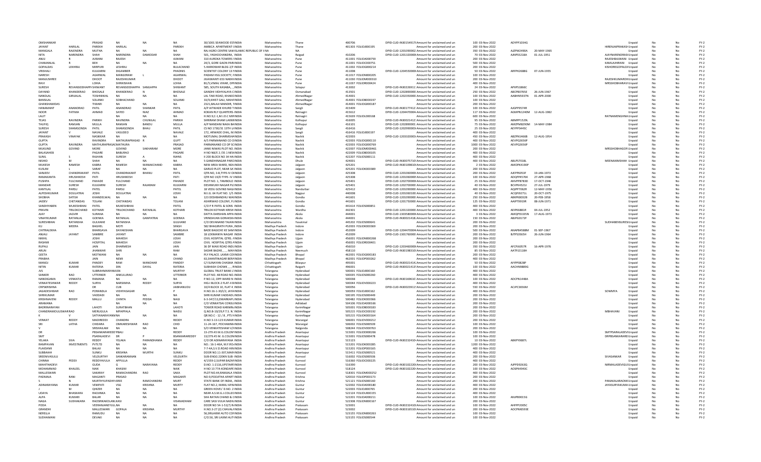| | | | | | | | | | | | | | | | | | | | | |
|---|---|---|---|---|---|---|---|---|---|---|---|---|---|---|---|---|---|---|---|---|
| OMSHANKAR | | PRASAD | NA | NA | NA | 30/1001 SEAWOOD ESTINDIA | Maharashtra | Thane | 400706 | DPID-CLID-IN30154917I | Amount for unclaimed and un | 100 | 03-Nov-2022 | ADYPP1034G | | | Unpaid | No | No | FY-2 |
| JAYANT | HARILAL | PAREKH | HARILAL | | PAREKH | AMBICA APARTMENT EINDIA | Maharashtra | Thane | 401303 | FOLIOJ000195 | Amount for unclaimed and un | 200 | 03-Nov-2022 | | | HIRENJAYPRAKASH | Unpaid | No | No | FY-2 |
| MANGALA | RAJENDRA | MUTHA | NA | NA | NA | RAJ AGRO CENTRE SANTISLAMIC REPUBLIC OF IRA | NA | | | DPID-CLID-1201090002 | Amount for unclaimed and un | 350 | 03-Nov-2022 | AJZPM2490A | 20-MAY-1965 | | Unpaid | No | No | FY-2 |
| NITA | NARENDRA | SHAH | NARENDRA | DAMODAR | SHAH | 501, YASHODHANDRA, INDIA | Maharashtra | Raigad | 410206 | DPID-CLID-1201320000 | Amount for unclaimed and un | 70 | 03-Nov-2022 | AJNPS5218A | 01-JUL-1951 | | Unpaid | No | No | FY-2 |
| ANJU | R | AJWANI | RAJESH | | AJWANI | 310 AURORA TOWERS INDIA | Maharashtra | Pune | 411001 | FOLIODA000759 | Amount for unclaimed and un | 200 | 03-Nov-2022 | | | RAJESHBAJWANI | Unpaid | No | No | FY-2 |
| CHAMANLAL | R | BEH | NA | NA | NA | 24/1, GORE GAON PARINDIA | Maharashtra | Pune | 411001 | FOLIOC000751 | Amount for unclaimed and un | 500 | 03-Nov-2022 | | | KAMALHIRANI | Unpaid | No | No | FY-2 |
| GOPALDAS | LEKHRAJ | MIRPURI | LESHRAJ | | BULACHAND | 5.HARIDWAR BLDG 2/FINDIA | Maharashtra | Pune | 411002 | FOLIOG000214 | Amount for unclaimed and un | 200 | 03-Nov-2022 | | | KISHOREGOPALDAS | Unpaid | No | No | FY-2 |
| VRISHALI | | KULKARNI | DIGAMBER | | PHADNIS | SCIENTIST COLONY 13 FINDIA | Maharashtra | Pune | 411008 | DPID-CLID-1204550000 | Amount for unclaimed and un | 50 | 03-Nov-2022 | ARFPK2688G | 07-JUN-1955 | | Unpaid | No | No | FY-2 |
| NARESH | | AGARWAL | MANGERAM | L | AGARWAL | PADAM HSG.SOCIETY, FINDIA | Maharashtra | Pune | 411017 | FOLION000205 | Amount for unclaimed and un | 100 | 03-Nov-2022 | | | | Unpaid | No | No | FY-2 |
| MANJUSHREE | | DHOOT | RAJESHKUMAR | | DHOOT | JIVANWANTI 653 NARAYINDIA | Maharashtra | Pune | 411030 | FOLIOM000510 | Amount for unclaimed and un | 200 | 03-Nov-2022 | | | RAJESHKUMARDHO | Unpaid | No | No | FY-2 |
| RAVI | S | LOHIA | SHRIKISHAN | | LOHIA | 81/5,VIMAL VIHAR, OFFINDIA | Maharashtra | Pune | 411037 | FOLIOR000624 | Amount for unclaimed and un | 400 | 03-Nov-2022 | | | MRSSHOBHARAVI | Unpaid | No | No | FY-2 |
| SURESH | REVANSIDDHAPPA | SHIWANT | REVANSIDDHAPPA | SANGAPPA | SHIWANT | 585, SOUTH KASABA, , ,INDIA | Maharashtra | Solapur | 413002 | DPID-CLID-IN30226911 | Amount for unclaimed and un | 24 | 03-Nov-2022 | AFXPS1866C | | | Unpaid | No | No | FY-2 |
| DAYANO | KHANDERAO | BHOSALE | KHANDERAO | N | BHOSALE | GANDHI VIDHYALAYA CINDIA | Maharashtra | Osmanabad | 413501 | DPID-CLID-1202890000 | Amount for unclaimed and un | 250 | 03-Nov-2022 | ABCPB0765E | 26-JUN-1967 | | Unpaid | No | No | FY-2 |
| NANDLAL | GIRIJALAL | TOSHNIWAL | NA | NA | NA | LAL TAKI ROAD, KHARIINDIA | Maharashtra | AhmedNagar | 414001 | DPID-CLID-1202350000 | Amount for unclaimed and un | 100 | 03-Nov-2022 | AABHN5937N | 01-APR-2000 | | Unpaid | No | No | FY-2 |
| BANSILAL | | SOLANKI | SOBHACHAND | | SOLANKI | 33/9,KHIST GALI, MAHIINDIA | Maharashtra | AhmedNagar | 414001 | FOLIOB000197 | Amount for unclaimed and un | 100 | 03-Nov-2022 | | | | Unpaid | No | No | FY-2 |
| GHANSHAMDAS | | TIWARI | NA | NA | NA | 2321,BALAJI MANDIR, TINDIA | Maharashtra | AhmedNagar | 414001 | FOLIOG000187 | Amount for unclaimed and un | 200 | 03-Nov-2022 | | | | Unpaid | No | No | FY-2 |
| HANAMANT | ANANDRAO | PATIL | ANANDRAO | SHANKAR | PATIL | A/P AITWADE KHURD TINDIA | Maharashtra | Sangli | 415409 | DPID-CLID-IN30177412 | Amount for unclaimed and un | 100 | 03-Nov-2022 | AJGPP9574R | | | Unpaid | No | No | FY-2 |
| NOOR | FATIMA | AHMAD | SAYED | NIAZ | AHMAD | KOKAN RLY QUARTERS INDIA | Maharashtra | Ratnagiri | 415612 | DPID-CLID-1204470004 | Amount for unclaimed and un | 117 | 03-Nov-2022 | AGMPN1240M | 12-AUG-1982 | | Unpaid | No | No | FY-2 |
| LALIT | | | NA | NA | NA | H.NO.5/C-1,M.I.D.C MIRINDIA | Maharashtra | Ratnagiri | 415639 | FOLIOL000168 | Amount for unclaimed and un | 600 | 03-Nov-2022 | | | RATNAMENGHNANI | Unpaid | No | No | FY-2 |
| TEJAS | RAVINDRA | PARIKH | RAVINDRA | CHUNILAL | PARIKH | SHRIRAM DHAM LAXMIINDIA | Maharashtra | Kolhapur | 416005 | DPID-CLID-IN30021412 | Amount for unclaimed and un | 95 | 03-Nov-2022 | ABMPP1529L | | | Unpaid | No | No | FY-2 |
| TAUFIQ | RAMJAN | MULLA | RAMJAN | BANDU | MULLA | A/P NANDANI NAKA BAINDIA | Maharashtra | Kolhapur | 416101 | DPID-CLID-1202890001 | Amount for unclaimed and un | 75 | 03-Nov-2022 | AMZPM8290M | 14-MAY-1984 | | Unpaid | No | No | FY-2 |
| SURESH | SHAMGONDA | PATIL | SHAMGONDA | BHAU | PATIL | CS NO 1730/31 13TH LAINDIA | Maharashtra | Sangli | 416416 | DPID-CLID-1202990003 | Amount for unclaimed and un | 25 | 03-Nov-2022 | AEYPP3445C | | | Unpaid | No | No | FY-2 |
| JAYANT | V | NAVALE | VASUDEO | | NAVALE | 172, ARWADE CHAL, M.INDIA | Maharashtra | Sangli | 416416 | FOLIOJ000197 | Amount for unclaimed and un | 400 | 03-Nov-2022 | | | | Unpaid | No | No | FY-2 |
| PRAKASH | VINAYAK | NASIKKAR | NA | NA | NA | MOTUMAL DHARMSHAINDIA | Maharashtra | Nashik | 422003 | DPID-CLID-1203320003 | Amount for unclaimed and un | 450 | 03-Nov-2022 | ABZPN3466B | 12-AUG-1954 | | Unpaid | No | No | FY-2 |
| GUPTA | | RAVINDRA | MATHURAPRASAD | R | GUPT | A/5 PARMANAND CO OINDIA | Maharashtra | Nashik | 422003 | FOLIOG000110 | Amount for unclaimed and un | 400 | 03-Nov-2022 | AEVPG2656P | | | Unpaid | No | No | FY-2 |
| GUPTA | RAVINDRA | MATHURAPRASAD | MATHURA | | PRASAD | PARMANAND CO OP SOINDIA | Maharashtra | Nashik | 422003 | FOLIOG000769 | Amount for unclaimed and un | 1000 | 03-Nov-2022 | AEVPG2656P | | | Unpaid | No | No | FY-2 |
| MUKUND | GOVIND | MORE | GOVIND | SAKHARAM | MORE | JANKI NIWAS PLOT NO.INDIA | Maharashtra | Nashik | 422101 | FOLIOM000461 | Amount for unclaimed and un | 200 | 03-Nov-2022 | | | MRSSHOBHAGOPAL | Unpaid | No | No | FY-2 |
| BALASAHEB | | PAGARE | BABURAO | | PAGARE | H NO NB/E 2 /35 1 NEWINDIA | Maharashtra | Nashik | 422009 | FOLIOB000305 | Amount for unclaimed and un | 400 | 03-Nov-2022 | | | | Unpaid | No | No | FY-2 |
| SUNIL | S | RAJHAN | SURESH | A | RJHNS | II 200 BLOCK NO 34 HAINDIA | Maharashtra | Nashik | 422207 | FOLIOS000111 | Amount for unclaimed and un | 400 | 03-Nov-2022 | | | | Unpaid | No | No | FY-2 |
| NISHID | M | SHAH | NA | NA | NA | 5 GANDHINAGAR PAROINDIA | Maharashtra | Dhule | 424001 | DPID-CLID-IN30075710 | Amount for unclaimed and un | 400 | 03-Nov-2022 | ABLPS7018L | | MEENAXIMSHAH | Unpaid | No | No | FY-2 |
| MUKESH | RAMESH | KABRA | RAMESH | MANAKCHAND | KABRA | NEW AREA WARD, NEAINDIA | Maharashtra | Jalgaon | 425201 | DPID-CLID-IN30109810 | Amount for unclaimed and un | 2 | 03-Nov-2022 | AMDPK4190P | | | Unpaid | No | No | FY-2 |
| KUSUM | L | SARAF | NA | NA | NA | GARUD PLOT, NEAR SAINDIA | Maharashtra | Jalgaon | 425201 | FOLIOK000389 | Amount for unclaimed and un | 200 | 03-Nov-2022 | | | | Unpaid | No | No | FY-2 |
| SANJEEV | CHANDRAKANT | PATIL | CHANDRAKANT | BHANU | PATIL | QTR NO. 3-B,TYPE-IV OINDIA | Maharashtra | Jalgaon | 425308 | DPID-CLID-1201060000 | Amount for unclaimed and un | 200 | 03-Nov-2022 | AJEPP6053F | 19-JAN-1973 | | Unpaid | No | No | FY-2 |
| RAMAKANTA | HRUSHIKESH | PATI | HRUSHIKESH | | PATI | QTR NO 13/D TYPE- IV OINDIA | Maharashtra | Jalgaon | 425308 | DPID-CLID-1201060000 | Amount for unclaimed and un | 100 | 03-Nov-2022 | ADQPP4570K | 27-APR-1968 | | Unpaid | No | No | FY-2 |
| PUSHPA | FULCHAND | PAHADE | FULCHAND | | PAHADE | PLOT NO. 1, TAMBOLD INDIA | Maharashtra | Jalgaon | 425401 | DPID-CLID-1202700000 | Amount for unclaimed and un | 25 | 03-Nov-2022 | ANVPP8783D | 17-OCT-1946 | | Unpaid | No | No | FY-2 |
| MANDAR | SURESH | KULKARNI | SURESH | RAJARAM | KULKARNI | DESHMUKH NAGAR PLOINDIA | Maharashtra | Jalgaon | 425401 | DPID-CLID-1202700000 | Amount for unclaimed and un | 40 | 03-Nov-2022 | BCVPK4523J | 27-JUL-1979 | | Unpaid | No | No | FY-2 |
| KANTILAL | PARSU | PATEL | PARSU | | PATEL | 18 VEDU GOVIND NAGAINDIA | Maharashtra | Nandurbar | 425412 | DPID-CLID-1201090000 | Amount for unclaimed and un | 400 | 03-Nov-2022 | AQJPP7062R | 12-MAY-1956 | | Unpaid | No | No | FY-2 |
| ALPESHKUMAR | DOULATRAI | JOSHI | DOULATRAI | | JOSHI | M.I.G. 64 FLAT NO. 1/5 INDIA | Maharashtra | Nagpur | 440008 | DPID-CLID-1201060100 | Amount for unclaimed and un | 40 | 03-Nov-2022 | ACQPJ9271L | 20-OCT-1975 | | Unpaid | No | No | FY-2 |
| SHOBHA | SATISH | KHANDELWAL | NA | NA | NA | 123 DESHBANDHU WAINDIA | Maharashtra | Gondia | 441601 | DPID-CLID-1201090000 | Amount for unclaimed and un | 250 | 03-Nov-2022 | ABKPK8032B | 20-FEB-1958 | | Unpaid | No | No | FY-2 |
| JAIDEV | CHETANDAS | TOLANI | CHETANDAS | | TOLANI | ASHIRWAD COLONY, FLINDIA | Maharashtra | Gondia | 441601 | DPID-CLID-1201750000 | Amount for unclaimed and un | 125 | 03-Nov-2022 | AAIPT9919R | 08-JUN-1971 | | Unpaid | No | No | FY-2 |
| SANDHYABEN | MUKESHBHAI | PATEL | MUKESHBHAI | | PATEL | C/O P R PATEL & SONS INDIA | Maharashtra | Gondia | 441614 | FOLIOS000851 | Amount for unclaimed and un | 400 | 03-Nov-2022 | | | | Unpaid | No | No | FY-2 |
| PRAVIN | TRILOKCHAND | KOTHARI | TRILOKCHAND | RATANLAL | KOTHARI | TRILOK KOTHARI KRISH INDIA | Maharashtra | Wardha | 442301 | DPID-CLID-1201320000 | Amount for unclaimed and un | 400 | 03-Nov-2022 | AEIPK6881R | 04-JUL-1952 | | Unpaid | No | No | FY-2 |
| AJAY | JAGVIR | SURANA | NA | NA | NA | DATTA DARSHAN APPAINDIA | Maharashtra | Akola | 444001 | DPID-CLID-1303580000 | Amount for unclaimed and un | 3 | 03-Nov-2022 | AMQPS5335N | 17-AUG-1973 | | Unpaid | No | No | FY-2 |
| VINAYKUMAR | RATANLAL | GOENKA | RATANLAL | GANPATRAI | GOENKA | VRINDAVAN GORAKSHIINDIA | Maharashtra | Akola | 444001 | DPID-CLID-IN30021418 | Amount for unclaimed and un | 150 | 03-Nov-2022 | ABJPG0172F | | | Unpaid | No | No | FY-2 |
| SURESHBHAI | RATANSHA | GULHANE | RATANSHA | | GULHANE | C/O DEVANAND TAJANINDIA | Maharashtra | Yavatmal | 445202 | FOLIOS000641 | Amount for unclaimed and un | 200 | 03-Nov-2022 | | | SUDHABENSURESH | Unpaid | No | No | FY-2 |
| KU | MEERA | BAGHEL | MOTI | | SINGH | 582 BHAGIRATH PURA ,INDIA | Madhya Pradesh | Indore | 452003 | FOLIOK000369 | Amount for unclaimed and un | 200 | 03-Nov-2022 | | | | Unpaid | No | No | FY-2 |
| CHITRALEKHA | | BHARGAVA | DAYAKISHAN | | BHARGAVA | BADE BAGICHE KE SAMINDIA | Madhya Pradesh | Indore | 452009 | DPID-CLID-1204470004 | Amount for unclaimed and un | 500 | 03-Nov-2022 | ANAPB4588M | 01-SEP-1967 | | Unpaid | No | No | FY-2 |
| ANJALI | JAYANT | SAMBRE | JAYANT | | SAMBRE | 18 LOKMANYA NAGAR INDIA | Madhya Pradesh | Indore | 452009 | DPID-CLID-1301760000 | Amount for unclaimed and un | 200 | 03-Nov-2022 | BJTPS3565H | 26-JUN-1984 | | Unpaid | No | No | FY-2 |
| NIKHIL | | JOSHI | MAHESH | | JOSHI | CIVIL HOSPITAL QTRS. FINDIA | Madhya Pradesh | Ujjain | 456001 | FOLION000268 | Amount for unclaimed and un | 200 | 03-Nov-2022 | | | | Unpaid | No | No | FY-2 |
| RASHMI | | HOSPITAL | MAHESH | | JOSHI | CIVIL HOSPITAL QTRS FINDIA | Madhya Pradesh | Ujjain | 456001 | FOLIOR000401 | Amount for unclaimed and un | 200 | 03-Nov-2022 | | | | Unpaid | No | No | FY-2 |
| RUPALI | | JAIN | DHARMESH | | JAIN | 36 DF MAKI ROAD INDIINDIA | Madhya Pradesh | Ujjain | 456010 | DPID-CLID-1203460000 | Amount for unclaimed and un | 350 | 03-Nov-2022 | AFCPJ6057R | 16-APR-1976 | | Unpaid | No | No | FY-2 |
| ARUN | | JHANWAR | SHRI | | RAM | SADAR BAZAR, , , , MAHINDIA | Madhya Pradesh | Neemuch | 458110 | DPID-CLID-IN30198310 | Amount for unclaimed and un | 85 | 03-Nov-2022 | AATPJ2118H | | | Unpaid | No | No | FY-2 |
| GEETA | | MOTWANI | NA | NA | NA | PLY PALACE, LAXMI COINDIA | Madhya Pradesh | Bhopal | 462001 | FOLIOG000183 | Amount for unclaimed and un | 200 | 03-Nov-2022 | | | | Unpaid | No | No | FY-2 |
| PRABHA | | JAIN | NEMI | | CHAND | 63,SHANTINAGAR BERINDIA | Madhya Pradesh | Bhopal | 462001 | FOLIOP000262 | Amount for unclaimed and un | 400 | 03-Nov-2022 | | | | Unpaid | No | No | FY-2 |
| MANOJ | KUMAR | PANDEY | RAM | MANOHAR | PANDEY | C/I SUNAYAN CHASMA INDIA | Chhattisgarh | Bilaspur | 495001 | DPID-CLID-IN30021414 | Amount for unclaimed and un | 50 | 03-Nov-2022 | AIYPP0828P | | | Unpaid | No | No | FY-2 |
| NITIN | KUMAR | RATERIA | DIN | DAYAL | RATERIA | SUBHASH CHOWK, , , RINDIA | Chhattisgarh | Raigarh | 496001 | DPID-CLID-IN30021413 | Amount for unclaimed and un | 100 | 03-Nov-2022 | AACHN9889G | | | Unpaid | No | No | FY-2 |
| JVS | | SUBRAHMANYAM | SN | | MURTHY | GLOBAL TRUST BANK LINDIA | Telangana | Hyderabad | 500001 | FOLIOJ000160 | Amount for unclaimed and un | 400 | 03-Nov-2022 | | | | Unpaid | No | No | FY-2 |
| SANKER | RAO | UTTERKER | ANKULURAO | | UTTERKER | PLOT NO. 48 ROAD NOINDIA | Telangana | Hyderabad | 500035 | FOLIOS000260 | Amount for unclaimed and un | 400 | 03-Nov-2022 | | | | Unpaid | No | No | FY-2 |
| NANDIGAMA | VENKATA | RAMANA | NA | NA | NA | P.NO.12, OPP-WARD N INDIA | Telangana | Hyderabad | 500038 | DPID-CLID-IN30169610 | Amount for unclaimed and un | 100 | 03-Nov-2022 | ADCPN1448A | | | Unpaid | No | No | FY-2 |
| VENKATESHWAR | REDDY | SURYA | NARSIMHA | REDDY | SURYA | HIG-I BLOCK-2 FLAT-4 BINDIA | Telangana | Hyderabad | 500054 | FOLIOV000223 | Amount for unclaimed and un | 400 | 03-Nov-2022 | | | | Unpaid | No | No | FY-2 |
| CRPSKRISHNA | | DR | CUB | | JAIBHANUDU | 10/4 BLOCK 10, FLAT 4 INDIA | Telangana | Hyderabad | 500056 | DPID-CLID-IN30023911 | Amount for unclaimed and un | 550 | 03-Nov-2022 | ACIPC3656M | | | Unpaid | No | No | FY-2 |
| JAGADESHWAR | RAO | PORANDLA | VIDHYASAGAR | | P | H.NO.16-1-30/F/2, JAYAINDIA | Telangana | Hyderabad | 500059 | FOLIOJ000162 | Amount for unclaimed and un | 400 | 03-Nov-2022 | | | SOWMYA | Unpaid | No | No | FY-2 |
| SHRIKUMAR | | VADDADI | NA | NA | NA | SHRI KUMAR VADDADI,INDIA | Telangana | Hyderabad | 500195 | FOLIOS000449 | Amount for unclaimed and un | 200 | 03-Nov-2022 | | | | Unpaid | No | No | FY-2 |
| KRISHNAVENI | REDDY | MALLU | CHINTA | PEDDA | NAGI | 6-3-347/13,DWARKAPUINDIA | Telangana | Hyderabad | 500482 | FOLIOK000366 | Amount for unclaimed and un | 200 | 03-Nov-2022 | | | | Unpaid | No | No | FY-2 |
| ARAMANA | | | NA | NA | NA | C/O VENKATSAI CONSUINDIA | Telangana | Adilabad | 504106 | FOLIOA000166 | Amount for unclaimed and un | 200 | 03-Nov-2022 | | | | Unpaid | No | No | FY-2 |
| BADRINARAYAN | | LAHOTI | SURATBHAN | | LAHOTI | TOWER ROAD KARIMNINDIA | Telangana | KarimNagar | 505001 | FOLIOB000183 | Amount for unclaimed and un | 200 | 03-Nov-2022 | | | | Unpaid | No | No | FY-2 |
| CHANDRAMOULISWARRAO | | MERUGULA | MPAPPALA | | NAIDU | Q.NO.B-10/29,F.T.S. N. INDIA | Telangana | KarimNagar | 505215 | FOLIOC000192 | Amount for unclaimed and un | 200 | 03-Nov-2022 | | | MBHAVANI | Unpaid | No | No | FY-2 |
| K | V | SATYANARAYANNA | NA | NA | NA | QR.NO.C - 12 / 8 , PTS NINDIA | Telangana | KarimNagar | 505215 | FOLIOK000164 | Amount for unclaimed and un | 200 | 03-Nov-2022 | | | | Unpaid | No | No | FY-2 |
| VENKAT | REDDY | MADIREDDI | CHANDRA | | REDDY | H.NO 3-13-123 KUMAR INDIA | Telangana | Warangal | 506001 | FOLIOV000212 | Amount for unclaimed and un | 200 | 03-Nov-2022 | | | | Unpaid | No | No | FY-2 |
| SRI | LATHA | CHIDARA | DMKAREESHWAR | RAO | CHID | 11-24-167, POCHAMMINDIA | Telangana | Warangal | 506002 | FOLIOS000509 | Amount for unclaimed and un | 100 | 03-Nov-2022 | | | | Unpaid | No | No | FY-2 |
| V | | SRISHAILAM | NA | NA | NA | S/O VENKATESHAM V/INDIA | Telangana | Nalgonda | 508244 | FOLIOV000763 | Amount for unclaimed and un | 200 | 03-Nov-2022 | | | | Unpaid | No | No | FY-2 |
| DR | | PBSANKARAREDDY | PBALI | | REDDY | 13-279 A5 M.G.COLONINDIA | Andhra Pradesh | Anantapur | 515001 | FOLIOD000266 | Amount for unclaimed and un | 100 | 03-Nov-2022 | | | SMTPSARALADEVI | Unpaid | No | No | FY-2 |
| SMT | | PSARALADEVI | DR | P | BSANKARAREDDY | 13/279.45 M. G.COLONINDIA | Andhra Pradesh | Anantapur | 515001 | FOLIOS000478 | Amount for unclaimed and un | 100 | 03-Nov-2022 | | | DRPBSANKARAREDDY | Unpaid | No | No | FY-2 |
| YELAKA | SIVA | REDDY | YELAKA | PARANDHAMA | REDDY | C/O DR ADINARAYANA INDIA | Andhra Pradesh | Anantapur | 515123 | DPID-CLID-IN30232410 | Amount for unclaimed and un | 10 | 03-Nov-2022 | ABKPY0687L | | | Unpaid | No | No | FY-2 |
| RAMPAVAN | INVESTMENTS | PVTLTD | NA | NA | NA | NO.: 16-1-46A, M.F.ROINDIA | Andhra Pradesh | Anantapur | 515201 | FOLIOK000285 | Amount for unclaimed and un | 1200 | 03-Nov-2022 | | | | Unpaid | No | No | FY-2 |
| PLAKSHMI | | BALAJI | NA | NA | NA | 7-7-4A,S.V.D.ROAD HININDIA | Andhra Pradesh | Anantapur | 515201 | FOLIOP000165 | Amount for unclaimed and un | 400 | 03-Nov-2022 | | | | Unpaid | No | No | FY-2 |
| SUBBAIAH | | SUNKU | KRISHNA | MURTHI | SUNKU | DOOR NO.11-107,MAIHINDIA | Andhra Pradesh | Anantapur | 515411 | FOLIOS000521 | Amount for unclaimed and un | 400 | 03-Nov-2022 | | | | Unpaid | No | No | FY-2 |
| SREENIVASULU | | VELDURTHY | SANKARANNAN | | VELDURTH | SUB-ENGG 220KN SUB- INDIA | Andhra Pradesh | Kurnool | 516002 | FOLIOS000506 | Amount for unclaimed and un | 400 | 03-Nov-2022 | | | SIVASANKAR | Unpaid | No | No | FY-2 |
| CHINNA | PEDDI | REDDYAVULA | APPULLA | | REDDY | 4/1559-2,SUPAR BAZAFINDIA | Andhra Pradesh | Kurnool | 516360 | FOLIOC000225 | Amount for unclaimed and un | 400 | 03-Nov-2022 | | | | Unpaid | No | No | FY-2 |
| MAHITHADEVI | | GUDA | G | NARAYANA | REDDY | D.NO. 1-211B,UPSTAIRIINDIA | Andhra Pradesh | Kurnool | 516390 | DPID-CLID-IN30102220 | Amount for unclaimed and un | 200 | 03-Nov-2022 | AJPPD9263Q | | NIRMALADEVIGUDA | Unpaid | No | No | FY-2 |
| MOHAMMAD | KHALEEL | NAIK | KHASIM | | NAIK | H NO 13 77A KONDAPE INDIA | Andhra Pradesh | Kurnool | 518124 | DPID-CLID-IN30102220 | Amount for unclaimed and un | 200 | 03-Nov-2022 | AOSPK4943C | | | Unpaid | No | No | FY-2 |
| MALLESWARI | | SAKARAY | RAMACHANDRA | RAO | SAKA | PLOT NO.44,RAMJALA FINDIA | Andhra Pradesh | Kurnool | 518301 | FOLIOM000252 | Amount for unclaimed and un | 400 | 03-Nov-2022 | | | | Unpaid | No | No | FY-2 |
| PADMAJA | RANI | MAGANTI | PRASAD | | MAGANTI | NO-9,POOJITHA APART INDIA | Andhra Pradesh | Krishna | 520010 | FOLIOP000173 | Amount for unclaimed and un | 200 | 03-Nov-2022 | | | | Unpaid | No | No | FY-2 |
| S | N | MURTHYUPADHYAYSREE | | RAMCHANDRA | MURT | STATE BANK OF INDIA, INDIA | Andhra Pradesh | Krishna | 521121 | FOLIOS000160 | Amount for unclaimed and un | 200 | 03-Nov-2022 | | | PANAKALARADMK | Unpaid | No | No | FY-2 |
| ADINARAYANA | KUMAR | VEMPATI | VSG | KRISHNA | MURTY | FLAT NO.2, MANU APAIINDIA | Andhra Pradesh | Guntur | 522002 | FOLIOA000180 | Amount for unclaimed and un | 400 | 03-Nov-2022 | | | JAYASURYAKUMA | Unpaid | No | No | FY-2 |
| J | M | QHIZER | NA | NA | NA | GREEN HOVEL' D.NO. 2 INDIA | Andhra Pradesh | Guntur | 522003 | FOLIOJ000765 | Amount for unclaimed and un | 200 | 03-Nov-2022 | | | | Unpaid | No | No | FY-2 |
| UDAYA | BHASKARA | RAOJINKA | NA | NA | NA | NEAR A.S.M.G.J.COLLEGINDIA | Andhra Pradesh | Guntur | 522124 | FOLIOU000155 | Amount for unclaimed and un | 400 | 03-Nov-2022 | | | | Unpaid | No | No | FY-2 |
| ALPA | KUMARI | BALAR | NA | NA | NA | SHA RATAN CHAND & CINDIA | Andhra Pradesh | Guntur | 522201 | FOLIOA000211 | Amount for unclaimed and un | 100 | 03-Nov-2022 | ANJPB9015G | | | Unpaid | No | No | FY-2 |
| NAGA | SUDHAKARA | RAOSRIKAKOLANKASRI | | | VISANADHAM | CARE SASI VIJJA NADHINDIA | Andhra Pradesh | Guntur | 522308 | FOLION000167 | Amount for unclaimed and un | 200 | 03-Nov-2022 | | | | Unpaid | No | No | FY-2 |
| PODA | | VEERANJANEYULU | NA | NA | NA | DOOR NO 14-1-51(7) RINDIA | Andhra Pradesh | Prakasam | 523001 | DPID-CLID-IN30232410 | Amount for unclaimed and un | 100 | 03-Nov-2022 | AHFPP2005C | | | Unpaid | No | No | FY-2 |
| GRANDHI | | MALLESWARI | GOPALA | KRISHNA | MURTHY | H.NO.3-27 (2) CHAVALIINDIA | Andhra Pradesh | Prakasam | 523002 | DPID-CLID-IN30316510 | Amount for unclaimed and un | 200 | 03-Nov-2022 | AOCPM6593E | | | Unpaid | No | No | FY-2 |
| NERELLA | | RAMUDU | NA | NA | NA | 56,SRILAXMI AUTO COLINDIA | Andhra Pradesh | Prakasam | 523155 | FOLION000363 | Amount for unclaimed and un | 400 | 03-Nov-2022 | | | | Unpaid | No | No | FY-2 |
| SUDHAMANI | | DEVAKI | NA | NA | NA | C/O.56, SRI LAXMI AUTINDIA | Andhra Pradesh | Prakasam | 523155 | FOLIOS000544 | Amount for unclaimed and un | 100 | 03-Nov-2022 | | | | Unpaid | No | No | FY-2 |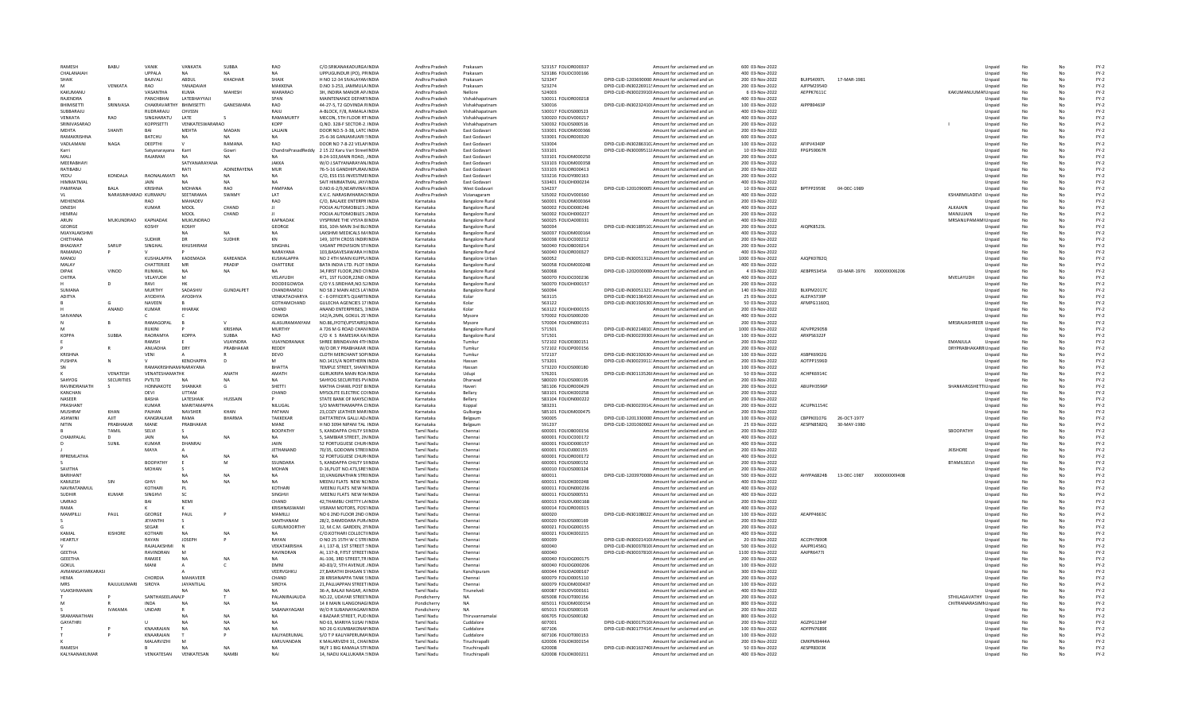| | | | | | | | | | | | | | | | | | | | | | |
|---|---|---|---|---|---|---|---|---|---|---|---|---|---|---|---|---|---|---|---|---|---|
| RAMESH | BABU | VANIK | VANKATA | SUBBA | RAO | C/O.SRIKANAKADURGA INDIA | Andhra Pradesh | Prakasam | 523157 | FOLIOR000037 | Amount for unclaimed and un | 600 | 03-Nov-2022 | | | | | Unpaid | No | No | FY-2 |
| CHALANAIAH | | UPPALA | NA | NA | NA | UPPUGUNDUR (PO), PR INDIA | Andhra Pradesh | Prakasam | 523186 | FOLIOC000166 | Amount for unclaimed and un | 400 | 03-Nov-2022 | | | | | Unpaid | No | No | FY-2 |
| SHAIK | | BAJIVALI | ABDUL | KHADHAR | SHAIK | H NO 12-34 SIVALAYAM INDIA | Andhra Pradesh | Prakasam | 523247 | DPID-CLID-1203690000 | Amount for unclaimed and un | 200 | 03-Nov-2022 | BJIPS4097L | 17-MAR-1981 | | | Unpaid | No | No | FY-2 |
| M | VENKATA | RAO | YANADAIAH | | MAKKENA | D.NO 3-253, JAMMULA INDIA | Andhra Pradesh | Prakasam | 523274 | DPID-CLID-IN30226911 | Amount for unclaimed and un | 200 | 03-Nov-2022 | AJFPM2954D | | | | Unpaid | No | No | FY-2 |
| KAKUMANU | | VASANTHA | KUMA | MAHESH | WARAPRAO | 3H, INDIRA MANOR AP INDIA | Andhra Pradesh | Nellore | 524003 | DPID-CLID-IN30023910 | Amount for unclaimed and un | 6 | 03-Nov-2022 | AEPPK7611C | | | KAKUMANUUMA | Unpaid | No | No | FY-2 |
| RAJENDRA | B | PANCHBHAI | LATEBHAYYAJI | | SPAN | MAINTENANCE DEPART INDIA | Andhra Pradesh | Vishakhapatnam | 530011 | FOLIOR000218 | Amount for unclaimed and un | 400 | 03-Nov-2022 | | | | | Unpaid | No | No | FY-2 |
| BHIMISETTI | SRINIVASA | CHAKRAVARTHY | BHIMISETTI | GANESWARA | RAO | 44-27-5, T2 GOVINDA R INDIA | Andhra Pradesh | Vishakhapatnam | 530016 | DPID-CLID-IN30232410 | Amount for unclaimed and un | 100 | 03-Nov-2022 | AIPPB9463P | | | | Unpaid | No | No | FY-2 |
| SUBBARAJU | | RUDRARAJU | CHUSSN | | RAJU | A-BLOCK, F/8, RAMALA INDIA | Andhra Pradesh | Vishakhapatnam | 530017 | FOLIOS000523 | Amount for unclaimed and un | 400 | 03-Nov-2022 | | | | | Unpaid | No | No | FY-2 |
| VENKATA | RAO | SINGHARATU | LATE | S | RAMAMURTY | MECON, 5TH FLOOR RT INDIA | Andhra Pradesh | Vishakhapatnam | 530020 | FOLIOV000217 | Amount for unclaimed and un | 400 | 03-Nov-2022 | | | | | Unpaid | No | No | FY-2 |
| SRINIVASARAO | | KOPPISETTI | VENKATESWARARAO | | KOPP | Q.NO. 328-F SECTOR-2 INDIA | Andhra Pradesh | Vishakhapatnam | 530032 | FOLIOS000516 | Amount for unclaimed and un | 200 | 03-Nov-2022 | | | | I | Unpaid | No | No | FY-2 |
| MEHTA | SHANTI | BAI | MEHTA | MADAN | LALJAIN | DOOR NO.5-3-38, LATC INDIA | Andhra Pradesh | East Godavari | 533001 | FOLIOM000366 | Amount for unclaimed and un | 200 | 03-Nov-2022 | | | | | Unpaid | No | No | FY-2 |
| RAMAKRISHNA | | BATCHU | NA | NA | NA | 25-6-36 GANJAMVARI S INDIA | Andhra Pradesh | East Godavari | 533001 | FOLIOR000320 | Amount for unclaimed and un | 200 | 03-Nov-2022 | | | | | Unpaid | No | No | FY-2 |
| VADLAMANI | NAGA | DEEPTHI | V | RAMANA | RAO | DOOR NO 7-8-22 VELAPA INDIA | Andhra Pradesh | East Godavari | 533004 | DPID-CLID-IN30286310 | Amount for unclaimed and un | 100 | 03-Nov-2022 | AFIPV4340P | | | | Unpaid | No | No | FY-2 |
| Karri | | Satyanarayana | Karri | Gowri | ChandraPrasadReddy | 2 15 22 Karu Vari Street INDIA | Andhra Pradesh | East Godavari | 533101 | DPID-CLID-IN30009511 | Amount for unclaimed and un | 10 | 03-Nov-2022 | FPGPS9067R | | | | Unpaid | No | No | FY-2 |
| MALI | | RAJARAM | NA | NA | NA | 8-24-103,MAIN ROAD, INDIA | Andhra Pradesh | East Godavari | 533101 | FOLIOM000250 | Amount for unclaimed and un | 200 | 03-Nov-2022 | | | | | Unpaid | No | No | FY-2 |
| MEERABHAYI | | | SATYANARAYANA | | JAKKA | W/O J.SATYANARAYAN INDIA | Andhra Pradesh | East Godavari | 533103 | FOLIOM000358 | Amount for unclaimed and un | 200 | 03-Nov-2022 | | | | | Unpaid | No | No | FY-2 |
| RATIBABU | | | RATI | ADINERAYENA | MUR | 76-5-16 GANDHIPURAM INDIA | Andhra Pradesh | East Godavari | 533103 | FOLIOR000413 | Amount for unclaimed and un | 200 | 03-Nov-2022 | | | | | Unpaid | No | No | FY-2 |
| YEDU | KONDALA | RAONALAMATI | NA | NA | NA | C/O, ESS ESS INVESTME INDIA | Andhra Pradesh | East Godavari | 533216 | FOLIOY000163 | Amount for unclaimed and un | 200 | 03-Nov-2022 | | | | | Unpaid | No | No | FY-2 |
| HIMMATMAL | | JAIN | NA | NA | NA | SAIT HIMMATMAL JAYI INDIA | Andhra Pradesh | East Godavari | 533401 | FOLIOH000234 | Amount for unclaimed and un | 400 | 03-Nov-2022 | | | | | Unpaid | No | No | FY-2 |
| PAMPANA | BALA | KRISHNA | MOHANA | RAO | PAMPANA | D.NO 6-2/9,NEARVINAY INDIA | Andhra Pradesh | West Godavari | 534237 | DPID-CLID-1201090005 | Amount for unclaimed and un | 10 | 03-Nov-2022 | BPTPP2959E | 04-DEC-1989 | | | Unpaid | No | No | FY-2 |
| VL | NARASIMHARAO | KURMAPU | SEETARAMA | SWAMY | LAT | K.V.C. NARASIMHARAO INDIA | Andhra Pradesh | Vizianagaram | 535002 | FOLIOV000160 | Amount for unclaimed and un | 400 | 03-Nov-2022 | | | | KSHARMILADEVI | Unpaid | No | No | FY-2 |
| MEHENDRA | | RAO | MAHADEV | | RAO | C/O, BALAJEE ENTERPR INDIA | Karnataka | Bangalore Rural | 560001 | FOLIOM000364 | Amount for unclaimed and un | 200 | 03-Nov-2022 | | | | | Unpaid | No | No | FY-2 |
| DINESH | | KUMAR | MOOL | CHAND | JI | POOJA AUTOMOBILES 1 INDIA | Karnataka | Bangalore Rural | 560002 | FOLIOD000246 | Amount for unclaimed and un | 400 | 03-Nov-2022 | | | | ALKAJAIN | Unpaid | No | No | FY-2 |
| HEMRAJ | | | MOOL | CHAND | JI | POOJA AUTOMOBILES 1 INDIA | Karnataka | Bangalore Rural | 560002 | FOLIOH000227 | Amount for unclaimed and un | 200 | 03-Nov-2022 | | | | MANJUJAIN | Unpaid | No | No | FY-2 |
| ARUN | MUKUNDRAO | KAPNADAK | MUKUNDRAO | | KAPNADAK | VYSPRIME THE VYSYA B INDIA | Karnataka | Bangalore Rural | 560025 | FOLIOA000331 | Amount for unclaimed and un | 400 | 03-Nov-2022 | | | | MRSANUPAMAM | Unpaid | No | No | FY-2 |
| GEORGE | | KOSHY | KOSHY | | GEORGE | 816, 10th MAIN 3rd BL INDIA | Karnataka | Bangalore Rural | 560034 | DPID-CLID-IN30189510 | Amount for unclaimed and un | 200 | 03-Nov-2022 | AIQPK8523L | | | | Unpaid | No | No | FY-2 |
| MJAYALAKSHMI | | | NA | NA | NA | LAKSHMI MEDICALS M INDIA | Karnataka | Bangalore Rural | 560037 | FOLIOM000164 | Amount for unclaimed and un | 400 | 03-Nov-2022 | | | | | Unpaid | No | No | FY-2 |
| CHETHANA | | SUDHIR | DR | SUDHIR | KN | 149, 10TH CROSS INDIR INDIA | Karnataka | Bangalore Rural | 560038 | FOLIOC000212 | Amount for unclaimed and un | 200 | 03-Nov-2022 | | | | | Unpaid | No | No | FY-2 |
| BHAGWAT | SARUP | SINGHAL | KHUSHIRAM | | SINGHAL | VASANT PROVISION ST INDIA | Karnataka | Bangalore Rural | 560040 | FOLIOB000214 | Amount for unclaimed and un | 200 | 03-Nov-2022 | | | | | Unpaid | No | No | FY-2 |
| RAMARAO | P | V | P | | NARAYANA | 103,BASAVESAWARA N INDIA | Karnataka | Bangalore Rural | 560040 | FOLIOR000327 | Amount for unclaimed and un | 200 | 03-Nov-2022 | | | | | Unpaid | No | No | FY-2 |
| MANOJ | | KUSHALAPPA | KADEMADA | KAREANDA | KUSHALAPPA | NO 2 4TH MAIN KUPPU INDIA | Karnataka | Bangalore Urban | 560052 | DPID-CLID-IN30051312 | Amount for unclaimed and un | 1000 | 03-Nov-2022 | AJQPK0782Q | | | | Unpaid | No | No | FY-2 |
| MALAY | | CHATTERJEE | MR | PRADIP | CHATTERJE | BATA INDIA LTD. PLOT 1 INDIA | Karnataka | Bangalore Rural | 560058 | FOLIOM000248 | Amount for unclaimed and un | 400 | 03-Nov-2022 | | | | | Unpaid | No | No | FY-2 |
| DIPAK | VINOD | RUNWAL | NA | NA | NA | 34,FIRST FLOOR,2ND C INDIA | Karnataka | Bangalore Rural | 560068 | DPID-CLID-1202000000 | Amount for unclaimed and un | 4 | 03-Nov-2022 | AEBPR5345A | 03-MAR-1976 | XXXXXXXX6206 | | Unpaid | No | No | FY-2 |
| CHITRA | | VELAYUDH | M | | VELAYUDH | 471, 1ST FLOOR,22ND C INDIA | Karnataka | Bangalore Rural | 560070 | FOLIOC000236 | Amount for unclaimed and un | 400 | 03-Nov-2022 | | | | MVELAYUDH | Unpaid | No | No | FY-2 |
| H | D | RAVI | HK | | DODDEGOWDA | C/O Y.S.SRIDHAR,NO.5 INDIA | Karnataka | Bangalore Rural | 560070 | FOLIOH000157 | Amount for unclaimed and un | 200 | 03-Nov-2022 | | | | | Unpaid | No | No | FY-2 |
| SUMANA | | MURTHY | SADASHIV | GUNDALPET | CHANDRAMOU | NO 58 2 MAIN AECS LA INDIA | Karnataka | Bangalore Rural | 560094 | DPID-CLID-IN30051321 | Amount for unclaimed and un | 140 | 03-Nov-2022 | BLXPM2017C | | | | Unpaid | No | No | FY-2 |
| ADITYA | | AYODHYA | AYODHYA | | VENKATACHARYA | C - 6 OFFICER'S QUART INDIA | Karnataka | Kolar | 563115 | DPID-CLID-IN30136410 | Amount for unclaimed and un | 25 | 03-Nov-2022 | ALEPA5739P | | | | Unpaid | No | No | FY-2 |
| B | G | NAVEEN | B | | GOTHAMCHAND | GULECHA AGENCIES 17 INDIA | Karnataka | Kolar | 563122 | DPID-CLID-IN30192630 | Amount for unclaimed and un | 50 | 03-Nov-2022 | AFMPG1160Q | | | | Unpaid | No | No | FY-2 |
| H | ANAND | KUMAR | HHARAK | | CHAND | ANAND ENTERPRISES, 1 INDIA | Karnataka | Kolar | 563122 | FOLIOH000155 | Amount for unclaimed and un | 200 | 03-Nov-2022 | | | | | Unpaid | No | No | FY-2 |
| SAIVANNA | | C | C | | GOWDA | 142/A,2MN, GOKUL 2ND INDIA | Karnataka | Mysore | 570002 | FOLIOS000200 | Amount for unclaimed and un | 400 | 03-Nov-2022 | | | | | Unpaid | No | No | FY-2 |
| N | B | RAMAGOPAL | B | V | ALASURAMANYAM | NO.86,JYOTHI,PUSTAIRS INDIA | Karnataka | Mysore | 570004 | FOLION000151 | Amount for unclaimed and un | 200 | 03-Nov-2022 | | | | MRSRAJASHREER | Unpaid | No | No | FY-2 |
| M | | RUKINI | P | KRISHNA | MURTHY | A 726 M G ROAD CHAN INDIA | Karnataka | Bangalore Rural | 571501 | DPID-CLID-IN30214810 | Amount for unclaimed and un | 1000 | 03-Nov-2022 | ADVPR2905B | | | | Unpaid | No | No | FY-2 |
| KOPPA | SUBBA | RAORAMYA | KOPPA | SUBBA | RAO | C/O K S RAMESHA KA INDIA | Karnataka | Bangalore Rural | 571501 | DPID-CLID-IN30023930 | Amount for unclaimed and un | 100 | 03-Nov-2022 | ARXPS6322F | | | | Unpaid | No | No | FY-2 |
| E | | RAMSH | E | VIJAYNDRA | VIJAYNDRANAIK | SHREE BRINDAVAN 4TH INDIA | Karnataka | Tumkur | 572102 | FOLIOE000151 | Amount for unclaimed and un | 200 | 03-Nov-2022 | | | | EMANJULA | Unpaid | No | No | FY-2 |
| P | R | ANUADHA | DRY | PRABHAKAR | REDDY | W/O DR.Y PRABHAKAR INDIA | Karnataka | Tumkur | 572102 | FOLIOP000156 | Amount for unclaimed and un | 200 | 03-Nov-2022 | | | | DRYPRABHAKARR | Unpaid | No | No | FY-2 |
| KRISHNA | | VENI | A | R | DEVO | CLOTH MERCHANT SOP INDIA | Karnataka | Tumkur | 572137 | DPID-CLID-IN30192630 | Amount for unclaimed and un | 100 | 03-Nov-2022 | ASBPK6902G | | | | Unpaid | No | No | FY-2 |
| PUSHPA | N | V | KENCHAPPA | D | M | NO.1415/A NORTHERN INDIA | Karnataka | Hassan | 573201 | DPID-CLID-IN30023911 | Amount for unclaimed and un | 200 | 03-Nov-2022 | AOTPP1596D | | | | Unpaid | No | No | FY-2 |
| SN | | RAMAKRISHNAN | NARAYANA | | BHATTA | TEMPLE STREET, SHANT INDIA | Karnataka | Hassan | 573220 | FOLIOS000180 | Amount for unclaimed and un | 100 | 03-Nov-2022 | | | | | Unpaid | No | No | FY-2 |
| K | VENATESH | VENATESHAMATHK | | ANATH | AMATH | GURUKRIPA MAIN ROA INDIA | Karnataka | Udupi | 576201 | DPID-CLID-IN30113526 | Amount for unclaimed and un | 50 | 03-Nov-2022 | ACHPK6914C | | | | Unpaid | No | No | FY-2 |
| SAHYOG | SECURITIES | PVTLTD | NA | NA | NA | SAHYOG SECURITIES PV INDIA | Karnataka | Dharwad | 580020 | FOLIOS000195 | Amount for unclaimed and un | 200 | 03-Nov-2022 | | | | | Unpaid | No | No | FY-2 |
| RAVINDRANATH | S | HONNAKOTE | SHANKAR | G | SHETTI | MATHA CHAWL POST B INDIA | Karnataka | Haveri | 581106 | FOLIOR000429 | Amount for unclaimed and un | 200 | 03-Nov-2022 | ABUPH3596P | | | SHANKARGSHETTI | Unpaid | No | No | FY-2 |
| KANCHAN | | DEVI | UTTAM | | CHAND | MYSOLITE ELECTRIC CO INDIA | Karnataka | Bellary | 583101 | FOLIOK000258 | Amount for unclaimed and un | 200 | 03-Nov-2022 | | | | | Unpaid | No | No | FY-2 |
| NASEER | | BASHA | LATESHAIK | HUSSAIN | P | STATE BANK OF MAYSC INDIA | Karnataka | Bellary | 583104 | FOLION000222 | Amount for unclaimed and un | 200 | 03-Nov-2022 | | | | | Unpaid | No | No | FY-2 |
| PRASHANT | | KUMAR | MARITHAMAPPA | | NILUGAL | S/O MARITHAMAPPA G INDIA | Karnataka | Koppal | 583231 | DPID-CLID-IN30023914 | Amount for unclaimed and un | 200 | 03-Nov-2022 | ACUPN1154C | | | | Unpaid | No | No | FY-2 |
| MUSHRAF | KHAN | PAJHAN | NAVSHER | KHAN | PATHAN | 23,COZY LEATHER MAR INDIA | Karnataka | Gulbarga | 585101 | FOLIOM000475 | Amount for unclaimed and un | 200 | 03-Nov-2022 | | | | | Unpaid | No | No | FY-2 |
| ASHWINI | AJIT | KANGRALKAR | RAMA | BHARMA | TAKKEKAR | DATTATREYA GALLI AD INDIA | Karnataka | Belgaum | 590005 | DPID-CLID-1201330000 | Amount for unclaimed and un | 100 | 03-Nov-2022 | CBFPK0107G | 26-OCT-1977 | | | Unpaid | No | No | FY-2 |
| NITIN | PRABHAKAR | MANE | PRABHAKAR | | MANE | H NO 1094 NIPANI TAL INDIA | Karnataka | Belgaum | 591237 | DPID-CLID-1201060002 | Amount for unclaimed and un | 25 | 03-Nov-2022 | AESPN8582Q | 30-MAY-1980 | | | Unpaid | No | No | FY-2 |
| B | TAMIL | SELVI | S | | BOOPATHY | 5, KANDAPPA CHETTY S INDIA | Tamil Nadu | Chennai | 600001 | FOLIOB000156 | Amount for unclaimed and un | 200 | 03-Nov-2022 | | | | SBOOPATHY | Unpaid | No | No | FY-2 |
| CHAMPALAL | D | JAIN | NA | NA | NA | 5, SAMBIAR STREET, 2N INDIA | Tamil Nadu | Chennai | 600001 | FOLIOC000172 | Amount for unclaimed and un | 400 | 03-Nov-2022 | | | | | Unpaid | No | No | FY-2 |
| D | SUNIL | KUMAR | DHANRAJ | | JAIN | 52 PORTUGUESE CHURC INDIA | Tamil Nadu | Chennai | 600001 | FOLIOD000157 | Amount for unclaimed and un | 400 | 03-Nov-2022 | | | | | Unpaid | No | No | FY-2 |
| J | | MAYA | A | | JETHANAND | 70/35, GODOWN STREI INDIA | Tamil Nadu | Chennai | 600001 | FOLIOJ000155 | Amount for unclaimed and un | 200 | 03-Nov-2022 | | | | JKISHORE | Unpaid | No | No | FY-2 |
| RPREMLATHA | | | NA | NA | NA | 52 PORTUGUESE CHURC INDIA | Tamil Nadu | Chennai | 600001 | FOLIOR000172 | Amount for unclaimed and un | 400 | 03-Nov-2022 | | | | | Unpaid | No | No | FY-2 |
| S | | BOOPATHY | E | M | SSUNDARA | 5, KANDAPPA CHILTY S INDIA | Tamil Nadu | Chennai | 600001 | FOLIOS000152 | Amount for unclaimed and un | 200 | 03-Nov-2022 | | | | BTAMILSELVI | Unpaid | No | No | FY-2 |
| SAVITHA | | MOHAN | S | | MOHAN | D-16,PLOT NO.473,SRE INDIA | Tamil Nadu | Chennai | 600010 | FOLIOS000324 | Amount for unclaimed and un | 200 | 03-Nov-2022 | | | | | Unpaid | No | No | FY-2 |
| BARHANT | | | NA | NA | NA | 10,VANGINATHAN STRE INDIA | Tamil Nadu | Chennai | 600011 | DPID-CLID-1203970000 | Amount for unclaimed and un | 500 | 03-Nov-2022 | AHYPA6824B | 13-DEC-1987 | XXXXXXXX9408 | | Unpaid | No | No | FY-2 |
| KAMLESH | SIN | GHVI | NA | NA | NA | MEENU FLATS NEW NO INDIA | Tamil Nadu | Chennai | 600011 | FOLIOK000248 | Amount for unclaimed and un | 400 | 03-Nov-2022 | | | | | Unpaid | No | No | FY-2 |
| NAVRATANMUL | | KOTHARI | PL | | KOTHARI | MEENU FLATS NEW NO INDIA | Tamil Nadu | Chennai | 600011 | FOLION000236 | Amount for unclaimed and un | 400 | 03-Nov-2022 | | | | | Unpaid | No | No | FY-2 |
| SUDHIR | KUMAR | SINGHVI | SC | | SINGHVI | MEENU FLATS NEW NO INDIA | Tamil Nadu | Chennai | 600011 | FOLIOS000551 | Amount for unclaimed and un | 400 | 03-Nov-2022 | | | | | Unpaid | No | No | FY-2 |
| UMRAO | | BAI | NEMI | | CHAND | 42,THAMBU CHETTY LA INDIA | Tamil Nadu | Chennai | 600013 | FOLIOU000168 | Amount for unclaimed and un | 200 | 03-Nov-2022 | | | | | Unpaid | No | No | FY-2 |
| RAMA | | K | K | | KRISHNASWAMI | VISRAM MOTORS, POST INDIA | Tamil Nadu | Chennai | 600014 | FOLIOR000015 | Amount for unclaimed and un | 400 | 03-Nov-2022 | | | | | Unpaid | No | No | FY-2 |
| MAMPILLI | PAUL | GEORGE | PAUL | P | MAMILLI | NO 6 2ND FLOOR 2ND INDIA | Tamil Nadu | Chennai | 600020 | DPID-CLID-IN30108022 | Amount for unclaimed and un | 100 | 03-Nov-2022 | AEAPP4663C | | | | Unpaid | No | No | FY-2 |
| S | | JEYANTHI | S | | SANTHANAM | 28/2, DAMODARA PUR INDIA | Tamil Nadu | Chennai | 600020 | FOLIOS000169 | Amount for unclaimed and un | 200 | 03-Nov-2022 | | | | | Unpaid | No | No | FY-2 |
| G | | SEGAR | K | | GURUMOORTHY | 12, M.C.M. GARDEN, 2 INDIA | Tamil Nadu | Chennai | 600021 | FOLIOG000155 | Amount for unclaimed and un | 200 | 03-Nov-2022 | | | | | Unpaid | No | No | FY-2 |
| KAMAL | KISHORE | KOTHARI | NA | NA | NA | C/O.KOTHARI COLLECT INDIA | Tamil Nadu | Chennai | 600021 | FOLIOK000215 | Amount for unclaimed and un | 400 | 03-Nov-2022 | | | | | Unpaid | No | No | FY-2 |
| HEARTLY | | RAYAN | JOSEPH | P | RAYAN | O NO 25 15TH W C STR INDIA | Tamil Nadu | Chennai | 600039 | DPID-CLID-IN30021410 | Amount for unclaimed and un | 20 | 03-Nov-2022 | ACCPH7890R | | | | Unpaid | No | No | FY-2 |
| V | | RAJALAKSHMI | N | | VENKATAKRISHA | A I, 137-B, 1ST STREET INDIA | Tamil Nadu | Chennai | 600040 | DPID-CLID-IN30037810 | Amount for unclaimed and un | 500 | 03-Nov-2022 | AAJPR1456Q | | | | Unpaid | No | No | FY-2 |
| GEETHA | | RAVINDRAN | M | | RAVINDRAN | AI, 137-B, FITST STREET INDIA | Tamil Nadu | Chennai | 600040 | DPID-CLID-IN30037810 | Amount for unclaimed and un | 1100 | 03-Nov-2022 | AAIPR6477J | | | | Unpaid | No | No | FY-2 |
| GEEETHA | | RAMJEE | NA | NA | NA | AL-106, 3RD STREET,TR INDIA | Tamil Nadu | Chennai | 600040 | FOLIOG000175 | Amount for unclaimed and un | 200 | 03-Nov-2022 | | | | | Unpaid | No | No | FY-2 |
| GOKUL | | MANI | A | C | DMNI | AD-83/2, 5TH AVENUE , INDIA | Tamil Nadu | Chennai | 600040 | FOLIOG000206 | Amount for unclaimed and un | 100 | 03-Nov-2022 | | | | | Unpaid | No | No | FY-2 |
| AVMANGAYARKARASI | | | A | | VEERVGHKU | 27,BARATHI DHASAN S INDIA | Tamil Nadu | Kanchipuram | 600044 | FOLIOA000167 | Amount for unclaimed and un | 300 | 03-Nov-2022 | | | | | Unpaid | No | No | FY-2 |
| HEMA | | CHORDIA | MAHAVEER | | CHAND | 28 KRISHNAPPA TANK S INDIA | Tamil Nadu | Chennai | 600079 | FOLIOH000110 | Amount for unclaimed and un | 200 | 03-Nov-2022 | | | | | Unpaid | No | No | FY-2 |
| MRS | RAJULKUMARI | SIROYA | JAYANTILAL | | SIROYA | 21,PALLIAPPAN STREET INDIA | Tamil Nadu | Chennai | 600079 | FOLIOM000437 | Amount for unclaimed and un | 100 | 03-Nov-2022 | | | | | Unpaid | No | No | FY-2 |
| VLAKSHMANAN | | | NA | NA | NA | 36-A, BALAJI NAGAR, A INDIA | Tamil Nadu | Tirunelveli | 600087 | FOLIOV000161 | Amount for unclaimed and un | 400 | 03-Nov-2022 | | | | | Unpaid | No | No | FY-2 |
| T | P | SANTHASEELANKP | | T | PALANIRAJAUDA | NO.22, UDAYAR STREE INDIA | Pondicherry | NA | 605008 | FOLIOT000156 | Amount for unclaimed and un | 200 | 03-Nov-2022 | | | | STHILAGAVATHY | Unpaid | No | No | FY-2 |
| M | R | INDA | NA | NA | NA | 14 R MAIN ILANGONAG INDIA | Pondicherry | NA | 605011 | FOLIOM000154 | Amount for unclaimed and un | 800 | 03-Nov-2022 | | | | CHITRANARASIMH | Unpaid | No | No | FY-2 |
| S | IVAKAMA | UNDARI | R | | SABANAYAGAM | W/O R SUBANAYAGAM INDIA | Pondicherry | NA | 605011 | FOLIOS000165 | Amount for unclaimed and un | 200 | 03-Nov-2022 | | | | | Unpaid | No | No | FY-2 |
| SRAMANATHAN | | | NA | NA | NA | 4 BAZAAR STREET, PUD INDIA | Tamil Nadu | Thiruvannamalai | 606705 | FOLIOS000182 | Amount for unclaimed and un | 800 | 03-Nov-2022 | | | | | Unpaid | No | No | FY-2 |
| GAYATHRI | | U | NA | NA | NA | NO 61, MARIYA SUSAI N INDIA | Tamil Nadu | Cuddalore | 607001 | DPID-CLID-IN30017510 | Amount for unclaimed and un | 200 | 03-Nov-2022 | AGZPG1284F | | | | Unpaid | No | No | FY-2 |
| T | P | KNAARAJAN | NA | NA | NA | NO 26 G KUMBAKONAM INDIA | Tamil Nadu | Cuddalore | 607106 | DPID-CLID-IN30177414 | Amount for unclaimed and un | 200 | 03-Nov-2022 | ADFPN7689E | | | | Unpaid | No | No | FY-2 |
| T | P | KNAARAJAN | T | P | KALIYAPERUMAL | S/O T P KALIYAPERUMA INDIA | Tamil Nadu | Cuddalore | 607106 | FOLIOT000153 | Amount for unclaimed and un | 100 | 03-Nov-2022 | | | | | Unpaid | No | No | FY-2 |
| K | | MALARVIZHI | M | | KARUVANDAN | K MALARVIZHI 31, CHA INDIA | Tamil Nadu | Tiruchirapalli | 620006 | FOLIOK000254 | Amount for unclaimed and un | 200 | 03-Nov-2022 | CMKPM9444A | | | | Unpaid | No | No | FY-2 |
| RAMESH | | B | NA | NA | NA | 96/F 1 BIG KAMALA ST INDIA | Tamil Nadu | Tiruchirapalli | 620008 | DPID-CLID-IN30163740 | Amount for unclaimed and un | 50 | 03-Nov-2022 | AESPR8303K | | | | Unpaid | No | No | FY-2 |
| KALYAANAKUMAR | | VENKATESAN | VENKATESAN | NAMBI | NAI | 14, NADU KALLUKARA S INDIA | Tamil Nadu | Tiruchirapalli | 620008 | FOLIOK000211 | Amount for unclaimed and un | 400 | 03-Nov-2022 | | | | | Unpaid | No | No | FY-2 |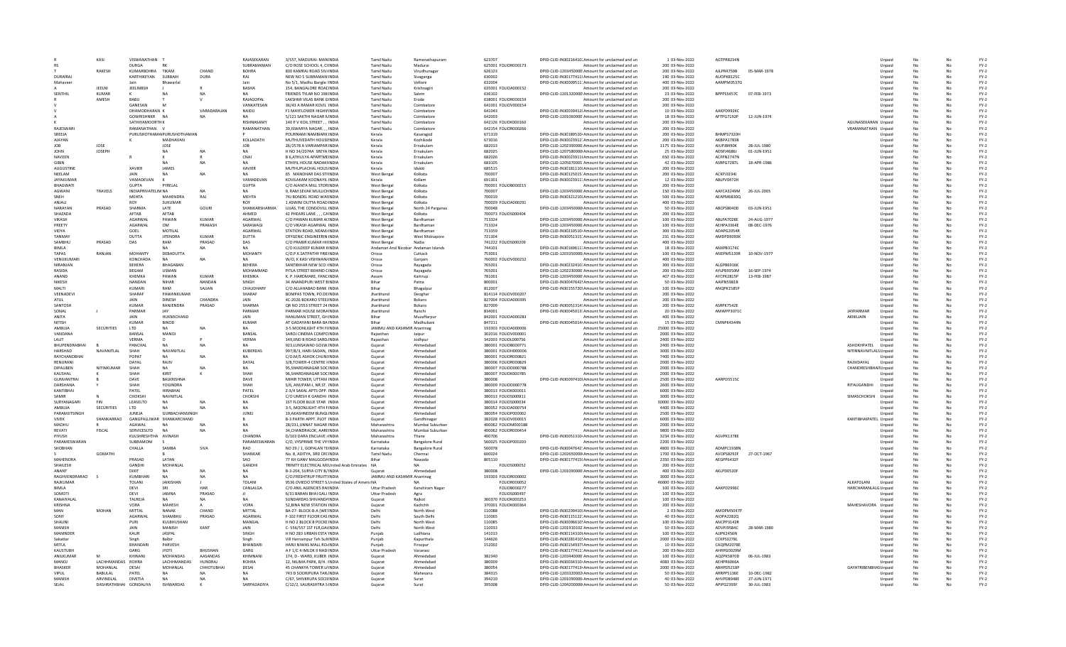| First Name | Middle Name | Last Name | Father/Husband First Name | Father/Husband Middle Name | Father/Husband Last Name | Address | Country | State | District | Pincode | Folio Number | Investment Type | Amount | Proposed Date | PAN | Date of Birth | Nominee | Status | | | FY |
|---|---|---|---|---|---|---|---|---|---|---|---|---|---|---|---|---|---|---|---|---|---|
| R | KASI | VISWANATHAN | T | | RAJASEKARAN | 3/557, MADURAI- MAN | INDIA | Tamil Nadu | Ramanathapuram | 623707 | DPID-CLID-IN302164101 | Amount for unclaimed and un | 1 | 03-Nov-2022 | AGTPR8234N | | | Unpaid | No | No | FY-2 |
| RS | | DURGA | RK | | SUBRAMANIAN | C/O ROSE SCHOOL 4, C | INDIA | Tamil Nadu | Madurai | 625001 | FOLIOR000173 | Amount for unclaimed and un | 200 | 03-Nov-2022 | | | | Unpaid | No | No | FY-2 |
| T | RAKESH | KUMARBOHRA | TIKAM | CHAND | BOHRA | 830 KAMRAJ ROAD SIV | INDIA | Tamil Nadu | Virudhunagar | 626123 | DPID-CLID-1203450000 | Amount for unclaimed and un | 200 | 03-Nov-2022 | AJLPR4759B | 05-MAR-1978 | | Unpaid | No | No | FY-2 |
| DURAIRAJ | | KARTHIKEYAN | SUBBAIH | DURA | RAJ | NEW NO 5 SUBRAMANI | INDIA | Tamil Nadu | Sivaganga | 630002 | DPID-CLID-IN301774110 | Amount for unclaimed and un | 190 | 03-Nov-2022 | AUOPK8125C | | | Unpaid | No | No | FY-2 |
| Mahaveer | | Jain | Bhawarlal | | Jain | No 5/1, Madhu Bangle | INDIA | Tamil Nadu | Vellore | 632004 | DPID-CLID-IN300095110 | Amount for unclaimed and un | 400 | 03-Nov-2022 | AAMPM0537G | | | Unpaid | No | No | FY-2 |
| A | JEELNI | JEELNIBSH | J | R | BASHA | 154, BANGALORE ROAD | INDIA | Tamil Nadu | Krishnagiri | 635001 | FOLIOJA000152 | Amount for unclaimed and un | 200 | 03-Nov-2022 | | | | Unpaid | No | No | FY-2 |
| SENTHIL | KUMAR | K | NA | NA | NA | FRIENDS TYLAR NO 198 | INDIA | Tamil Nadu | Salem | 636102 | DPID-CLID-1201320000 | Amount for unclaimed and un | 23 | 03-Nov-2022 | BPPPS5457C | 07-FEB-1973 | | Unpaid | No | No | FY-2 |
| R | AMESH | BABU | T | V | RAJAGOPAL | LAKSHMI VILAS BANK L | INDIA | Tamil Nadu | Erode | 638001 | FOLIOR000159 | Amount for unclaimed and un | 200 | 03-Nov-2022 | | | | Unpaid | No | No | FY-2 |
| V | | GANESAN | M | | VANKATESAN | 36/43 A RAMAR KOVIL | INDIA | Tamil Nadu | Coimbatore | 641001 | FOLIOV000154 | Amount for unclaimed and un | 200 | 03-Nov-2022 | | | | Unpaid | No | No | FY-2 |
| V | | DHAMODHARAN | K | VARADARAJAN | NAIDU | F1 MAYFLOWER HIGHV | INDIA | Tamil Nadu | Coimbatore | 641043 | DPID-CLID-IN300394120 | Amount for unclaimed and un | 10 | 03-Nov-2022 | AAKPD9924C | | | Unpaid | No | No | FY-2 |
| A | | GOWRISHNKER | NA | NA | NA | 5/121 SAKTHI NAGAR N | INDIA | Tamil Nadu | Coimbatore | 642003 | DPID-CLID-1201060000 | Amount for unclaimed and un | 18 | 03-Nov-2022 | AFTPG7192P | 12-JUN-1974 | | Unpaid | No | No | FY-2 |
| K | | SATHIYAMOORTHI | K | | RISHNASAMY | 140 P V KOIL STREET, , | INDIA | Tamil Nadu | Coimbatore | 642126 | FOLIOK000160 | Amount for unclaimed and un | 200 | 03-Nov-2022 | | | AGUNASEKARAN | Unpaid | No | No | FY-2 |
| RAJESWARI | | RAMANATHAN | V | | RAMANATHAN | 39,ISWARIYA NAGAR, , | INDIA | Tamil Nadu | Coimbatore | 642154 | FOLIOR000266 | Amount for unclaimed and un | 200 | 03-Nov-2022 | | | VRAMANATHAN | Unpaid | No | No | FY-2 |
| SREEJA | | PURUSHOTHAMAN | PURUSHOTHAMAN | | P | POURNAMI NAMBIARK | INDIA | Kerala | Kasaragod | 671319 | DPID-CLID-IN301895100 | Amount for unclaimed and un | 200 | 03-Nov-2022 | BHMPS7320H | | | Unpaid | No | No | FY-2 |
| AJAYAN | | K | MADHAVAN | | KOLLADATH | MUTHUVEDATH HOUSI | INDIA | Kerala | Kozhikode | 673016 | DPID-CLID-IN300239120 | Amount for unclaimed and un | 200 | 03-Nov-2022 | AKBPA1783B | | | Unpaid | No | No | FY-2 |
| JOB | JOSE | | JOSE | | JOB | 26/2578 A VARAMPAR | INDIA | Kerala | Ernakulam | 682013 | DPID-CLID-1202390000 | Amount for unclaimed and un | 1175 | 03-Nov-2022 | AKUPJ8490K | 28-JUL-1980 | | Unpaid | No | No | FY-2 |
| JOHN | JOSEPH | | NA | NA | NA | H NO 34/2074A SREYA | INDIA | Kerala | Ernakulam | 682025 | DPID-CLID-1207580000 | Amount for unclaimed and un | 25 | 03-Nov-2022 | ADSPJ4686J | 01-JUN-1951 | | Unpaid | No | No | FY-2 |
| NAVEEN | | R | K | R | CNAI | B 6,ATHULYA APARTME | INDIA | Kerala | Ernakulam | 682026 | DPID-CLID-IN300239110 | Amount for unclaimed and un | 650 | 03-Nov-2022 | ACFPN7747N | | | Unpaid | No | No | FY-2 |
| GIBIN | | | NA | NA | NA | ETHIYIL HOUSE NADAK | INDIA | Kerala | Ernakulam | 683105 | DPID-CLID-1205670000 | Amount for unclaimed and un | 42 | 03-Nov-2022 | ASRPG7287L | 18-APR-1986 | | Unpaid | No | No | FY-2 |
| AUGUSTINE | | XAVIER | JAMES | | XAVIER | MUTHUPLACHAL HOUS | INDIA | Kerala | Idukki | 685515 | DPID-CLID-IN301811100 | Amount for unclaimed and un | 200 | 03-Nov-2022 | | | | Unpaid | No | No | FY-2 |
| NEELAM | | JAIN | NA | NA | NA | 65 MANOHAR DAS STI | INDIA | West Bengal | Kolkata | 700007 | DPID-CLID-IN301250150 | Amount for unclaimed and un | 200 | 03-Nov-2022 | ACKPJ3194J | | | Unpaid | No | No | FY-2 |
| JAYAKUMAR | | VAMADEVAN | K | | VAMADEVAN | KOVILAKAM KODNAYIL | INDIA | Kerala | Kollam | 691301 | DPID-CLID-IN300239110 | Amount for unclaimed and un | 12 | 03-Nov-2022 | ABLPV0472H | | | Unpaid | No | No | FY-2 |
| BHAGWATI | | GUPTA | PYRELAL | | GUPTA | C/O AJANTA MILL STOR | INDIA | West Bengal | Kolkata | 700001 | FOLIOB000215 | Amount for unclaimed and un | 200 | 03-Nov-2022 | | | | Unpaid | No | No | FY-2 |
| AGWANI | TRAVELS | INDIAPRIVATELIM | NA | NA | NA | 9, RAM SEVAK MULLICI | INDIA | West Bengal | Kolkata | 700007 | DPID-CLID-1203450000 | Amount for unclaimed and un | 150 | 03-Nov-2022 | AAFCA3249M | 26-JUL-2005 | | Unpaid | No | No | FY-2 |
| SNEH | | MEHTA | MAHENDRA | RAI | MEHTA | 74J BONDEL ROAD W/ | INDIA | West Bengal | Kolkata | 700019 | DPID-CLID-IN300321210 | Amount for unclaimed and un | 500 | 03-Nov-2022 | ACAPM6830Q | | | Unpaid | No | No | FY-2 |
| ANJALI | | ROY | SUKUMAR | | ROY | 1 ASWINI DUTTA ROAD | INDIA | West Bengal | Kolkata | 700029 | FOLIOA000291 | Amount for unclaimed and un | 400 | 03-Nov-2022 | | | | Unpaid | No | No | FY-2 |
| NARAYAN | PRASAD | SHARMA | LATE | GOURI | SHANKARSHARMA | UJJAS, THE CONDOVILL | INDIA | West Bengal | North 24 Parganas | 700048 | DPID-CLID-1203450000 | Amount for unclaimed and un | 50 | 03-Nov-2022 | ABCPS8040D | 03-JUN-1951 | | Unpaid | No | No | FY-2 |
| SHAZADA | | AFTAB | AFTAB | | AHMED | 42 PHEARS LANE , , , C | INDIA | West Bengal | Kolkata | 700073 | FOLIOS000404 | Amount for unclaimed and un | 200 | 03-Nov-2022 | | | | Unpaid | No | No | FY-2 |
| VIKASH | | AGARWAL | PAWAN | KUMAR | AGARWAL | C/O PAWAN KUMAR AG | INDIA | West Bengal | Bardhaman | 713324 | DPID-CLID-1203450000 | Amount for unclaimed and un | 100 | 03-Nov-2022 | ABLPA7028E | 24-AUG-1977 | | Unpaid | No | No | FY-2 |
| PREETY | | AGARWAL | OM | PRAKASH | SARAWAGI | C/O VIKASH AGARWAL | INDIA | West Bengal | Bardhaman | 713324 | DPID-CLID-1203450000 | Amount for unclaimed and un | 100 | 03-Nov-2022 | AEHPA3364E | 08-DEC-1976 | | Unpaid | No | No | FY-2 |
| VIDYA | | GOEL | MOTILAL | | AGARWAL | STATION ROAD, NEAM | INDIA | West Bengal | Bardhaman | 713359 | DPID-CLID-IN302105100 | Amount for unclaimed and un | 300 | 03-Nov-2022 | ADAPG2054R | | | Unpaid | No | No | FY-2 |
| TANMAY | | DUTTA | JITENDRA | KUMAR | DUTTA | CRYGENIC ENGINEERIN | INDIA | West Bengal | West Midnapore | 721304 | DPID-CLID-IN300513150 | Amount for unclaimed and un | 231 | 03-Nov-2022 | AMDPD9093K | | | Unpaid | No | No | FY-2 |
| SAMBHU | PRASAD | DAS | RAM | PRASAD | DAS | C/O PRABIR KUMAR HI | INDIA | West Bengal | Nadia | 741222 | FOLIOS000209 | Amount for unclaimed and un | 400 | 03-Nov-2022 | | | | Unpaid | No | No | FY-2 |
| BIMLA | | NA | NA | NA | NA | C/O KULDEEP KUMAR | INDIA | Andaman And Nicobar | Andaman Islands | 744101 | DPID-CLID-IN301696110 | Amount for unclaimed and un | 18 | 03-Nov-2022 | ANXPB3174C | | | Unpaid | No | No | FY-2 |
| TAPAS | RANJAN | MOHANTY | DEBADUTTA | | MOHANTY | C/O.P.K.SATPATHY FRIE | INDIA | Orissa | Cuttack | 753001 | DPID-CLID-1203350000 | Amount for unclaimed and un | 100 | 03-Nov-2022 | ANEPM5139R | 10-NOV-1977 | | Unpaid | No | No | FY-2 |
| VENUKUMARI | | KONCHADA | NA | | NA | W/O, K KASI VISHWAN | INDIA | Orissa | Ganjam | 760002 | FOLIOV000232 | Amount for unclaimed and un | 400 | 03-Nov-2022 | | | | Unpaid | No | No | FY-2 |
| NIRANJAN | | BEHERA | BHAGABAN | | BEHERA | SANTIBIHAR NEW SCO | INDIA | Orissa | Rayagada | 765001 | DPID-CLID-IN302324100 | Amount for unclaimed and un | 300 | 03-Nov-2022 | ALGPB6916K | | | Unpaid | No | No | FY-2 |
| RASIDA | | BEGAM | USMAN | | MOHAMMAD | PITLA STREET BEHIND C | INDIA | Orissa | Rayagada | 765001 | DPID-CLID-1202230000 | Amount for unclaimed and un | 200 | 03-Nov-2022 | AYLPB9350M | 16-SEP-1974 | | Unpaid | No | No | FY-2 |
| ANAND | | KHEMKA | PAWAN | KUMAR | KHEMKA | K. P. HARDWARE, FANC | INDIA | Assam | Kamrup | 781001 | DPID-CLID-1203450000 | Amount for unclaimed and un | 407 | 03-Nov-2022 | AYCPK2815P | 13-FEB-1987 | | Unpaid | No | No | FY-2 |
| NIKESH | | NANDAN | NIHAR | NANDAN | SINGH | 34 ANANDPURI WEST B | INDIA | Bihar | Patna | 800001 | DPID-CLID-IN300476420 | Amount for unclaimed and un | 50 | 03-Nov-2022 | AAIPN5981B | | | Unpaid | No | No | FY-2 |
| MALTI | | KUMARI | RAM | SAJJAN | CHAUDHARY | C/O ALLAHABAD BANK | INDIA | Bihar | Bhagalpur | 812007 | DPID-CLID-IN301557200 | Amount for unclaimed and un | 100 | 03-Nov-2022 | ANQPK1585P | | | Unpaid | No | No | FY-2 |
| VEENADEVI | | SHARAF | PAWANKUMAR | | SHARAF | BOMPAS TOWN, PO,DE | INDIA | Jharkhand | Deoghar | 814114 | FOLIOV000207 | Amount for unclaimed and un | 200 | 03-Nov-2022 | | | | Unpaid | No | No | FY-2 |
| ATUL | | JAIN | DINESH | CHANDRA | JAIN | 4C-2026 BOKARO STEE | INDIA | Jharkhand | Bokaro | 827004 | FOLIOA000395 | Amount for unclaimed and un | 200 | 03-Nov-2022 | | | | Unpaid | No | No | FY-2 |
| SANTOSH | | KUMAR | RANJENDRA | PRASAD | SHARMA | QR NO 2553 STREET 24 | INDIA | Jharkhand | Bokaro | 827009 | DPID-CLID-IN300513140 | Amount for unclaimed and un | 200 | 03-Nov-2022 | ASRPK7542E | | | Unpaid | No | No | FY-2 |
| SONAL | J | PARMAR | JAY | | PARMAR | PARMAR HOUSE MORA | INDIA | Jharkhand | Ranchi | 834001 | DPID-CLID-IN300450130 | Amount for unclaimed and un | 20 | 03-Nov-2022 | AMWPP3071C | | JAYPARMAR | Unpaid | No | No | FY-2 |
| ANITA | | JAIN | HUKMICHAND | | JAIN | HANUMAN STREET, GH | INDIA | Bihar | Muzaffarpur | 842001 | FOLIOA000283 | Amount for unclaimed and un | 400 | 03-Nov-2022 | | | AKNILJAIN | Unpaid | No | No | FY-2 |
| NITISH | | KUMAR | BINOD | | KUMAR | AT GADAYANI BARA BA | INDIA | Bihar | Madhubani | 847211 | DPID-CLID-IN300450140 | Amount for unclaimed and un | 15 | 03-Nov-2022 | CMNPK4544N | | | Unpaid | No | No | FY-2 |
| AMBUJA | SECURITIES | LTD | NA | NA | NA | 3-5 MOONLIGHT 4TH FI | INDIA | JAMMU AND KASHMIR | Anantnag | 193303 | FOLIOA000006 | Amount for unclaimed and un | 25000 | 03-Nov-2022 | | | | Unpaid | No | No | FY-2 |
| VANDANA | | BANSAL | MANOJ | | BANSAL | SAROJ CINEMA COMPO | INDIA | Rajasthan | Jaipur | 302016 | FOLIOV000001 | Amount for unclaimed and un | 2000 | 03-Nov-2022 | | | | Unpaid | No | No | FY-2 |
| LALIT | | VERMA | O | P | VERMA | 149,BND B ROAD SARD | INDIA | Rajasthan | Jodhpur | 342003 | FOLIOL000756 | Amount for unclaimed and un | 2400 | 03-Nov-2022 | | | | Unpaid | No | No | FY-2 |
| BHUPENDRABHAI | B | PANCHAL | NA | NA | NA | 923,LUNSAWAD GOLW | INDIA | Gujarat | Ahmedabad | 380001 | FOLIOB000771 | Amount for unclaimed and un | 2400 | 03-Nov-2022 | | | ASHOKHPATEL | Unpaid | No | No | FY-2 |
| HARSHAD | NAVANITLAL | SHAH | NAVANITLAL | | KUBERDAS | 997/8/3, HARI-SADAN, | INDIA | Gujarat | Ahmedabad | 380001 | FOLIOH000006 | Amount for unclaimed and un | 3000 | 03-Nov-2022 | | | NITINNAVNITLALS | Unpaid | No | No | FY-2 |
| RAYCHANDBHAI | | POPAT | NA | NA | NA | C/O.M/S ASHOK CHUN | INDIA | Gujarat | Ahmedabad | 380001 | FOLIOR000821 | Amount for unclaimed and un | 7400 | 03-Nov-2022 | | | | Unpaid | No | No | FY-2 |
| RENURANI | | DAYAL | RAJIV | | DAYAL | 3/B,TOWER-4 CENTRE | INDIA | Gujarat | Ahmedabad | 380006 | FOLIOR000829 | Amount for unclaimed and un | 2000 | 03-Nov-2022 | | | RAJIVDAYAL | Unpaid | No | No | FY-2 |
| DIPALIBEN | NITINKUMAR | SHAH | NA | NA | NA | 95,SHARDANAGAR SOC | INDIA | Gujarat | Ahmedabad | 380007 | FOLIOD000788 | Amount for unclaimed and un | 2000 | 03-Nov-2022 | | | CHANDRESHBHAIP | Unpaid | No | No | FY-2 |
| KAUSHAL | | SHAH | KIRIT | K | SHAH | 96,SHARDANAGAR SOC | INDIA | Gujarat | Ahmedabad | 380007 | FOLIOK000785 | Amount for unclaimed and un | 2000 | 03-Nov-2022 | | | | Unpaid | No | No | FY-2 |
| GUNVANTRAI | B | DAVE | BALKRISHNA | | DAVE | MIHIR TOWER, UTTAM | INDIA | Gujarat | Ahmedabad | 380008 | DPID-CLID-IN300974100 | Amount for unclaimed and un | 2500 | 03-Nov-2022 | AARPD5515C | | | Unpaid | No | No | FY-2 |
| DARSHANA | Y | SHAH | YOGINDRA | | SHAH | S/6, ANUPAM-I, NR.ST. | INDIA | Gujarat | Ahmedabad | 380009 | FOLIOD000778 | Amount for unclaimed and un | 2600 | 03-Nov-2022 | | | RITAUGANDHI | Unpaid | No | No | FY-2 |
| KANTIBHAI | | PATEL | HIRABHAI | | PATEL | Z-3/4 SAKAL APTS OPP. | INDIA | Gujarat | Ahmedabad | 380013 | FOLIOK000011 | Amount for unclaimed and un | 6000 | 03-Nov-2022 | | | | Unpaid | No | No | FY-2 |
| SAMIR | N | CHOKSHI | NAVNITLAL | | CHOKSHI | C/O UMESH K GANDHI | INDIA | Gujarat | Ahmedabad | 380013 | FOLIOS000811 | Amount for unclaimed and un | 2000 | 03-Nov-2022 | | | SIMASCHOKSHI | Unpaid | No | No | FY-2 |
| SURYANAGARI | FIN | LEASELTD | NA | NA | NA | 1ST FLOOR BLUE STAR | INDIA | Gujarat | Ahmedabad | 380014 | FOLIOS000034 | Amount for unclaimed and un | 30000 | 03-Nov-2022 | | | | Unpaid | No | No | FY-2 |
| AMBUJA | SECURITIES | LTD | NA | NA | NA | 3-5, MOONLIGHT 4TH F | INDIA | Gujarat | Ahmedabad | 380052 | FOLIOA000754 | Amount for unclaimed and un | 4400 | 03-Nov-2022 | | | | Unpaid | No | No | FY-2 |
| PARAMJITSINGH | | JUNEJA | GURBACHANSINGH | | JUNEJ | 19,AKASHNEEM BUNGL | INDIA | Gujarat | Ahmedabad | 380054 | FOLIOP000002 | Amount for unclaimed and un | 2500 | 03-Nov-2022 | | | | Unpaid | No | No | FY-2 |
| VIVEK | SHANKARRAO | GANGPALLIWAR | SHANKARCHAND | | | B-3 PARTH APPT. PLOT | INDIA | Gujarat | Gandhinagar | 382028 | FOLIOV000015 | Amount for unclaimed and un | 6000 | 03-Nov-2022 | | | KANTIBHAIPATEL | Unpaid | No | No | FY-2 |
| MADHU | R | AGAWAL | NA | NA | NA | 28/231,UNNAT NAGAR | INDIA | Maharashtra | Mumbai Suburban | 400062 | FOLIOM000188 | Amount for unclaimed and un | 2000 | 03-Nov-2022 | | | | Unpaid | No | No | FY-2 |
| REVATI | FISCAL | SERVICESLTD | NA | NA | NA | 34,CHANDRALOK, AARE | INDIA | Maharashtra | Mumbai Suburban | 400062 | FOLIOR000454 | Amount for unclaimed and un | 9800 | 03-Nov-2022 | | | | Unpaid | No | No | FY-2 |
| PIYUSH | | KULSHRESHTHA | AVINASH | | CHANDRA | D/103 DARA ENCLAVE, | INDIA | Maharashtra | Thane | 400706 | DPID-CLID-IN300513100 | Amount for unclaimed and un | 3234 | 03-Nov-2022 | AGVPK1378E | | | Unpaid | No | No | FY-2 |
| PARAMESWARAN | | SUBRAMONI | S | | PARAMESWARAN | C/O, VYSPRIME THE VY | INDIA | Karnataka | Bangalore Rural | 560025 | FOLIOP000203 | Amount for unclaimed and un | 2200 | 03-Nov-2022 | | | | Unpaid | No | No | FY-2 |
| SHOBHAN | | CHALLA | SAMBA | SIVA | RAO | NO 29 / 1, GOPALAN TE | INDIA | Karnataka | Bangalore Rural | 560078 | DPID-CLID-IN300476420 | Amount for unclaimed and un | 4800 | 03-Nov-2022 | ADMPC1938N | | | Unpaid | No | No | FY-2 |
| S | GOMATHI | | B | | SHANKAR | No. 8, ADITYA, 3RD CR | INDIA | Tamil Nadu | Chennai | 600024 | DPID-CLID-1202650000 | Amount for unclaimed and un | 1700 | 03-Nov-2022 | AVOPS8292F | 27-OCT-1967 | | Unpaid | No | No | FY-2 |
| MAHENDRA | | PRASAD | LATAN | | SAO | 77 KH GANV MALGODA | INDIA | Bihar | Nawada | 805110 | DPID-CLID-IN301774150 | Amount for unclaimed and un | 2350 | 03-Nov-2022 | AEGPP6432F | | | Unpaid | No | No | FY-2 |
| SHAILESH | | GANDHI | MOHANLAL | | GANDHI | TRINITY ELECTRICAL MI | United Arab Emirates | NA | NA | | FOLIOS000052 | Amount for unclaimed and un | 200 | 03-Nov-2022 | | | | Unpaid | No | No | FY-2 |
| ANANT | | DIXIT | NA | NA | NA | B-3-204, SURYA CITY B/ | INDIA | Gujarat | Ahmedabad | 380008 | DPID-CLID-1201090000 | Amount for unclaimed and un | 400 | 03-Nov-2022 | AKLPD0520F | | | Unpaid | No | No | FY-2 |
| RAGHVENDRARAO | S | KUMBHARI | NA | NA | NA | C/O.FRESHTRUP FRUIT | INDIA | JAMMU AND KASHMIR | Anantnag | 193303 | FOLIOR000002 | Amount for unclaimed and un | 3000 | 03-Nov-2022 | | | | Unpaid | No | No | FY-2 |
| RAJKUMAR | | TOLANI | JAIKISHAN | J | TOLANI | 9536 OVIEDO STREET S. | United States of America | NA | NA | | FOLIOR000052 | Amount for unclaimed and un | 46000 | 03-Nov-2022 | | | ALKATOLANI | Unpaid | No | No | FY-2 |
| BIMLA | | DEVI | SRI | HAR | CANLALGA | C/O ANIL AGENCIES RAI | INDIA | Uttar Pradesh | Kanshiram Nagar | | FOLIOB000277 | Amount for unclaimed and un | 100 | 03-Nov-2022 | AAKPD2996C | | HARCHARANLALG | Unpaid | No | No | FY-2 |
| SOMOTI | | DEVI | JAMNA | PRASAD | JI | 6/31 BARAN BHAI GALI | INDIA | Uttar Pradesh | Agra | | FOLIOS000497 | Amount for unclaimed and un | 100 | 03-Nov-2022 | | | | Unpaid | No | No | FY-2 |
| KANAIYALAL | | TALREJA | NA | NA | NA | SUNDARDAS SHIVAND | INDIA | Gujarat | Rajkot | 360370 | FOLIOK000253 | Amount for unclaimed and un | 100 | 03-Nov-2022 | | | | Unpaid | No | No | FY-2 |
| KRISHNA | | VORA | MAHESH | A | VORA | 52,BINA NEW STATION | INDIA | Gujarat | Kachchh | 370001 | FOLIOK000364 | Amount for unclaimed and un | 200 | 03-Nov-2022 | | | MAHESHAVORA | Unpaid | No | No | FY-2 |
| MAN | MOHAN | MITTAL | NANAK | CHAND | MITTAL | BA-27- BLOCK-B-A (WE | INDIA | Delhi | North West | 110088 | DPID-CLID-IN302994100 | Amount for unclaimed and un | 2 | 03-Nov-2022 | AMOPM5047P | | | Unpaid | No | No | FY-2 |
| SONY | | AGARWAL | SHAMBHU | PRASAD | AGARWAL | F-102 FIRST FLOOR EAS | INDIA | Delhi | South Delhi | 110065 | DPID-CLID-IN301151220 | Amount for unclaimed and un | 40 | 03-Nov-2022 | AIOPA2282Q | | | Unpaid | No | No | FY-2 |
| SHALINI | | PURI | KULBHUSHAN | | MANGAL | H NO 2 BLOCK B POCKE | INDIA | Delhi | North West | 110085 | DPID-CLID-IN300966100 | Amount for unclaimed and un | 100 | 03-Nov-2022 | ANCPP3142R | | | Unpaid | No | No | FY-2 |
| MANISH | | JAIN | MANISH | KANT | JAIN | C-556/557 1ST FLR,GAI | INDIA | Delhi | North West | 110033 | DPID-CLID-1201910100 | Amount for unclaimed and un | 50 | 03-Nov-2022 | ADVPJ9584C | 28-MAR-1980 | | Unpaid | No | No | FY-2 |
| MANINDER | | KAUR | JASPAL | | SINGH | H NO 283 URBAN ESTA | INDIA | Punjab | Ludhiana | 141013 | DPID-CLID-IN301143100 | Amount for unclaimed and un | 100 | 03-Nov-2022 | AJIPK2450N | | | Unpaid | No | No | FY-2 |
| Sakattar | | Singh | Balbir | | Singh | Vill Harnampur Teh Sul | INDIA | Punjab | Kapurthala | 144626 | DPID-CLID-IN302814100 | Amount for unclaimed and un | 2000 | 03-Nov-2022 | CEXPS3278L | | | Unpaid | No | No | FY-2 |
| MITUL | | BHANDARI | PARVESH | | BHANDARI | HANS NIWAS MALL RO | INDIA | Punjab | Firozpur | 152002 | DPID-CLID-IN301549370 | Amount for unclaimed and un | 10 | 03-Nov-2022 | AXQPM2078E | | | Unpaid | No | No | FY-2 |
| KAUSTUBH | | GARG | JYOTI | BHUSHAN | GARG | A F 1/C 4 IMLOK II NADI | INDIA | Uttar Pradesh | Varanasi | | DPID-CLID-IN301774110 | Amount for unclaimed and un | 200 | 03-Nov-2022 | AHRPG0029M | | | Unpaid | No | No | FY-2 |
| ANILKUMAR | M | KHIMANI | MOHANDAS | AASANDAS | KHIMNANI | 174, D - WARD, KUBER | INDIA | Gujarat | Ahmedabad | 382340 | DPID-CLID-1203440000 | Amount for unclaimed and un | 100 | 03-Nov-2022 | AQZPK5870D | 06-JUL-1983 | | Unpaid | No | No | FY-2 |
| MANOJ | LACHHMANDAS | ROHRA | LACHHMANDAS | HUNDRAJ | ROHRA | 12, NILIMA PARK, B/H. | INDIA | Gujarat | Ahmedabad | 380009 | DPID-CLID-IN300343100 | Amount for unclaimed and un | 4083 | 03-Nov-2022 | AEHPR6066A | | | Unpaid | No | No | FY-2 |
| BHASKER | MOHANLAL | DESAI | MOHANLAL | CHHOTUBHAI | DESAI | 45 CHANKYA TOWER LI | INDIA | Gujarat | Ahmedabad | 380054 | DPID-CLID-IN301774130 | Amount for unclaimed and un | 2000 | 03-Nov-2022 | ABHPD5218F | | GAYATRIBENBHAI | Unpaid | No | No | FY-2 |
| VIPUL | BABULAL | PATEL | NA | NA | NA | 743 D SOCKPURA TAR | INDIA | Gujarat | Mahesana | 384315 | DPID-CLID-1203320000 | Amount for unclaimed and un | 50 | 03-Nov-2022 | ABRPP5136E | 10-DEC-1982 | | Unpaid | No | No | FY-2 |
| MANISH | ARVINDLAL | DIVETIA | NA | NA | NA | C/67, SHIVKRUPA SOCI | INDIA | Gujarat | Surat | 394210 | DPID-CLID-1201090000 | Amount for unclaimed and un | 40 | 03-Nov-2022 | AHVPD8048E | 27-JUN-1971 | | Unpaid | No | No | FY-2 |
| SEJAL | DASHRATHBHAI | GONDALIYA | ISHWARDAS | | SARPADADIYA | C/12/2, SAURASHTRA S | INDIA | Gujarat | Surat | 395008 | DPID-CLID-1204200000 | Amount for unclaimed and un | 50 | 03-Nov-2022 | APIPG2393F | 30-JUL-1983 | | Unpaid | No | No | FY-2 |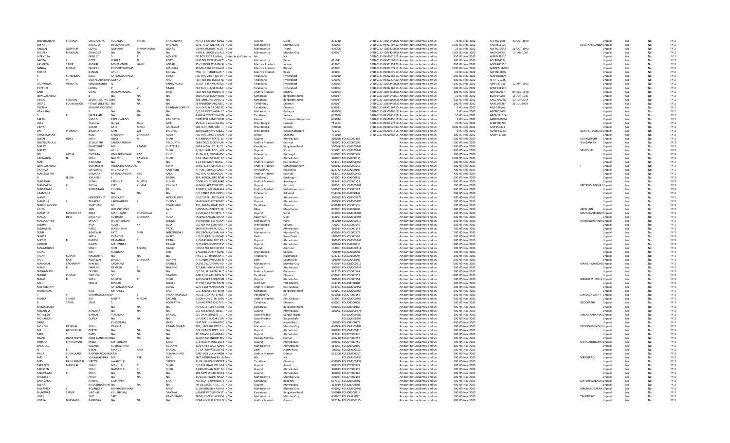| | | | | | | | | | | | | | | | | | | | | |
|---|---|---|---|---|---|---|---|---|---|---|---|---|---|---|---|---|---|---|---|---|
| SHIVSHANKAR | SUDAMA | CHAURASIYA | SUDAMA | PALTU | CHAURASIYA | NO 17 1 AMBICA MAGAINDIA | Gujarat | Surat | 394230 | DPID-CLID-13041400006 | Amount for unclaimed and un | 75 | 03-Nov-2022 | AFVPC2198F | 30-OCT-1979 | | Unpaid | No | No | FY-2 |
| BEENA | | BAGADIA | DEVKINANDAN | | BAGADIA | 62-B, JOLLY MEKAR-1 0 INDIA | Maharashtra | Mumbai City | 400005 | DPID-CLID-IN3016041 | Amount for unclaimed and un | 1500 | 03-Nov-2022 | AACPB1110G | | DEVKINANDANBA | Unpaid | No | No | FY-2 |
| RAMLAL | GOPIRAM | GOYAL | GOPIRAM | SHIVDAYAMAL | GOYAL | VISHRAMDHAM. PLOT INDIA | Maharashtra | Thane | 400706 | DPID-CLID-12028300000 | Amount for unclaimed and un | 25 | 03-Nov-2022 | AKEPG7654A | 21-OCT-1942 | | Unpaid | No | No | FY-2 |
| BHUPEN | BHOGILAL | CHHADVA | NA | NA | NA | R.NO.8, VINOD VILLA, SINDIA | Maharashtra | Mumbai City | 400057 | DPID-CLID-12069200000 | Amount for unclaimed and un | 1265 | 03-Nov-2022 | AACPC0723E | 10-JAN-1967 | | Unpaid | No | No | FY-2 |
| HITENDRA | | MOLLETI | S | R | MOLLETI | PO BOX 2367 AJMAN , , United Arab Emirates | NA | NA | | DPID-CLID-IN30051317 | Amount for unclaimed and un | 850 | 03-Nov-2022 | ASFPM2831C | | | Unpaid | No | No | FY-2 |
| SAVITA | I | ROTTI | IRAPPA | N | ROTTI | FLAT NO 39 TEJAS APTSINDIA | Maharashtra | Pune | 411041 | DPID-CLID-IN30109810 | Amount for unclaimed and un | 100 | 03-Nov-2022 | ACYPR9427J | | | Unpaid | No | No | FY-2 |
| YASMEEN | SAGIR | ANSARI | MOHAMMED | HANIF | ANSARI | 45 / 3 DOULAT GANJ KINDIA | Madhya Pradesh | Indore | 452001 | DPID-CLID-IN30115122 | Amount for unclaimed and un | 150 | 03-Nov-2022 | AGEPA0515E | | | Unpaid | No | No | FY-2 |
| SANJAY | KUMAR | MALPANI | PURSOTTAMDASS | | MALPANI | 19 MALPANI BHWAN G INDIA | Madhya Pradesh | Bhopal | 462001 | DPID-CLID-IN30307710 | Amount for unclaimed and un | 1000 | 03-Nov-2022 | AMQPM1869H | | | Unpaid | No | No | FY-2 |
| MEENA | | BANSAL | ARUN | | BANSAL | MIG - 3, HEDGEWAR NINDIA | Madhya Pradesh | Rewa | 486001 | DPID-CLID-IN30007910 | Amount for unclaimed and un | 10 | 03-Nov-2022 | ADFPB1005N | | | Unpaid | No | No | FY-2 |
| K | SURENDRA | BABU | SATYANARAYANA | | KOTA | PLOT NO 235 H NO 15-INDIA | Telangana | Hyderabad | 500019 | DPID-CLID-IN30286310 | Amount for unclaimed and un | 260 | 03-Nov-2022 | ALSPB6096N | | | Unpaid | No | No | FY-2 |
| T | V | SSAYANARAYANA GOPALA | | | RAO | FLAT NO 103 BLOCK NCINDIA | Telangana | Hyderabad | 500072 | DPID-CLID-IN30273410 | Amount for unclaimed and un | 100 | 03-Nov-2022 | AFAPT9172K | | | Unpaid | No | No | FY-2 |
| GAJAWADA | VENKATA | NAGALAKSHMI | G | | SRINIVASULU | 417/A S R NAIK NAGAINDIA | Telangana | Hyderabad | 500055 | DPID-CLID-12043400000 | Amount for unclaimed and un | 200 | 03-Nov-2022 | AJRPG3793L | 12-APR-1963 | | Unpaid | No | No | FY-2 |
| POTTURI | | LATHA | P | | V | PLOT NO 1-4/58 DABA INDIA | Telangana | Hyderabad | 500062 | DPID-CLID-IN30286310 | Amount for unclaimed and un | 500 | 03-Nov-2022 | APNPP4134Q | | | Unpaid | No | No | FY-2 |
| BAID | | VIKAS | HANUMANMAL | | BAID | FLAT NO 441 INDIRA TCINDIA | Andhra Pradesh | Krishna | 520003 | DPID-CLID-12032300000 | Amount for unclaimed and un | 100 | 03-Nov-2022 | ABIPV6796P | 04-DEC-1970 | | Unpaid | No | No | FY-2 |
| SRINIVASARAO | | B | NA | NA | NA | 3RD CROSS BODA REDCINDIA | Karnataka | Bangalore Rural | 560037 | DPID-CLID-13041400001 | Amount for unclaimed and un | 10 | 03-Nov-2022 | BDAPS4025F | 15-JUN-1981 | | Unpaid | No | No | FY-2 |
| TRADE | STATION | SECURITIESPVTLTDNA | | NA | NA | 401, MUKUND APTS, P/INDIA | Karnataka | Bangalore Rural | 560047 | DPID-CLID-12035000000 | Amount for unclaimed and un | 535 | 03-Nov-2022 | AACCT0928K | 13-JUN-2004 | | Unpaid | No | No | FY-2 |
| UTSAV | FOUNDATION | PRIVATELIMITED NA | | NA | NA | F6 RAINBOW ARCADE 2INDIA | Tamil Nadu | Chennai | 600017 | DPID-CLID-12039400000 | Amount for unclaimed and un | 100 | 03-Nov-2022 | AAACB4548F | 21-JUL-1994 | | Unpaid | No | No | FY-2 |
| GEETHA | | KRISHNAMOORTHS | | | KRISHNAMOORTHY | NO 104/2 B B ROAD PEINDIA | Tamil Nadu | Chennai | 600011 | DPID-CLID-IN30136410 | Amount for unclaimed and un | 1 | 03-Nov-2022 | AIPPG3456L | | | Unpaid | No | No | FY-2 |
| HANNIBAL | | B | NA | NA | NA | C/O DR VIJAY KAGALE 1INDIA | Maharashtra | Kolhapur | 416008 | DPID-CLID-IN30018311 | Amount for unclaimed and un | 2 | 03-Nov-2022 | ABZPH7643E | | | Unpaid | No | No | FY-2 |
| S | R | NATARAJAN | NA | NA | NA | 4 ANNA STREET PAVEN INDIA | Tamil Nadu | Vellore | 632009 | DPID-CLID-IN30021412 | Amount for unclaimed and un | 50 | 03-Nov-2022 | AAQHS7101A | | | Unpaid | No | No | FY-2 |
| EAPEN | | VARGIS | EAPENVARGIS | | KANDATHIL | DIRECTOR RANK CORPLINDIA | Kerala | Thiruvananthapuram | 695034 | DPID-CLID-IN30045013 | Amount for unclaimed and un | 6 | 03-Nov-2022 | AABPE9193M | | | Unpaid | No | No | FY-2 |
| Usha | | Chandak | Ganga | Dasji | Mall | 15/1/A, Ganpat Rai KheINDIA | West Bengal | Howrah | 711204 | DPID-CLID-IN30297810 | Amount for unclaimed and un | 20 | 03-Nov-2022 | AHBPC0070C | | | Unpaid | No | No | FY-2 |
| VIDYA | | SAGAR | LATE | MALIK | ARJANDAS | 503 JODHPUR PARK , , INDIA | West Bengal | Kolkata | 700068 | DPID-CLID-IN30002060 | Amount for unclaimed and un | 4000 | 03-Nov-2022 | AJVPS5039B | | | Unpaid | No | No | FY-2 |
| OM | PRAKASH | BAJORIA | SHRI | LAL | BAJORIA | TANTIGERIA P O MIDNAINDIA | West Bengal | West Midnapore | 721101 | DPID-CLID-IN30021414 | Amount for unclaimed and un | 9 | 03-Nov-2022 | ADWPB1223F | | ROHITKUMARBAJO | Unpaid | No | No | FY-2 |
| AMULYADHAN | | ROUT | KRUSHNA | CHANDRA | ROUT | PLOT NO 3499/2 PALASINDIA | Orissa | Khordha | 751010 | DPID-CLID-IN30048414 | Amount for unclaimed and un | 100 | 03-Nov-2022 | AANPR1788B | | | Unpaid | No | No | FY-2 |
| SONAL | UDAY | SHAH | UDAY | M | SHAH | A/3,RIDHAM FLATS, 12 INDIA | Gujarat | Ahmedabad | 380058 | FOLIOS0000499 | Amount for unclaimed and un | 200 | 05-Nov-2023 | | | UDAYMSHAH | Unpaid | No | No | FY-3 |
| SREENIVASULU | | VELDURTHY | SANKARANNAN | | VELDURTHY | SUB-ENGG 220KN SUB-INDIA | Andhra Pradesh | Kurnool | 516002 | FOLIOS0000506 | Amount for unclaimed and un | 200 | 05-Nov-2023 | | | SIVASANKAR. | Unpaid | No | No | FY-3 |
| MALAY | | CHATTERJEE | MR | PRADIP | CHATTERJE | BATA INDIA LTD. PLOT INDIA | Karnataka | Bangalore Rural | 560058 | FOLIOM0000248 | Amount for unclaimed and un | 400 | 05-Nov-2023 | | | | Unpaid | No | No | FY-3 |
| MALAY | | SHAH | ARUN | | SHAH | A/18,SUSHMA SO., NEAINDIA | Gujarat | Surat | 395001 | FOLIOM0000249 | Amount for unclaimed and un | 400 | 05-Nov-2023 | | | SAHILSHAH | Unpaid | No | No | FY-3 |
| SRI | LATHA | CHIDARA | OMKAREESHWAR | RAO | CHID | 11-24-167, POCHAMMAINDIA | Telangana | Warangal | 506002 | FOLIOS0000509 | Amount for unclaimed and un | 100 | 05-Nov-2023 | | | | Unpaid | No | No | FY-3 |
| ARUNABEN | N | SHAH | NARESH | RASIKLAL | SHAH | B-51, MAIHAR FLAT, B/INDIA | Gujarat | Ahmedabad | 380007 | FOLIOA0000015 | Amount for unclaimed and un | 1000 | 05-Nov-2023 | | | | Unpaid | No | No | FY-3 |
| MALI | | RAJARAM | NA | NA | NA | 8-24-103,MAIN ROAD, INDIA | Andhra Pradesh | East Godavari | 533101 | FOLIOM0000250 | Amount for unclaimed and un | 200 | 05-Nov-2023 | | | | Unpaid | No | No | FY-3 |
| SRINIVASARAO | | KOPPISETTI | VENKATESWARARAO | | KOPP | Q.NO. 328-F SECTOR-2,INDIA | Andhra Pradesh | Vishakhapatnam | 530032 | FOLIOS0000516 | Amount for unclaimed and un | 200 | 05-Nov-2023 | | | I | Unpaid | No | No | FY-3 |
| ANANDA | | SURVASHE | RAGHUNATH | | SARVASHE | AT POST SHINDE GALLI INDIA | JHARKHAND | PALAMAU | 822122 | FOLIOA0000103 | Amount for unclaimed and un | 400 | 05-Nov-2023 | | | | Unpaid | No | No | FY-3 |
| MALLESWARI | | SAKARAY | RAMACHANDRA | RAO | SAKA | PLOT NO 44,RAMALA EINDIA | Andhra Pradesh | Kurnool | 518301 | FOLIOM0000252 | Amount for unclaimed and un | 400 | 05-Nov-2023 | | | | Unpaid | No | No | FY-3 |
| A | JEELNI | JEELNIBSH | J | R | BASHA | 154, BANGALORE ROADINDIA | Tamil Nadu | Krishnagiri | 635001 | FOLIOA0000152 | Amount for unclaimed and un | 200 | 05-Nov-2023 | | | | Unpaid | No | No | FY-3 |
| SUBBAIAH | | SUNKU | KRISHNA | MURTHI | SUNKU | DOOR NO:11-307,MAININDIA | Andhra Pradesh | Anantapur | 515411 | FOLIOS0000521 | Amount for unclaimed and un | 400 | 05-Nov-2023 | | | | Unpaid | No | No | FY-3 |
| MANDAKINI | K | SHULA | KIRTI | KUMAR | LSHUKLA | KUNJAN APARTMENTS INDIA | Gujarat | Kachchh | 370201 | FOLIOM0000267 | Amount for unclaimed and un | 200 | 05-Nov-2023 | | | KIRTIKUMARLSHU | Unpaid | No | No | FY-3 |
| SUBBARAJU | | RUDRARAJU | CHVSSN | | RAJU | A-BLOCK, F/8, RAMALA INDIA | Andhra Pradesh | Vishakhapatnam | 530017 | FOLIOS0000523 | Amount for unclaimed and un | 400 | 05-Nov-2023 | | | | Unpaid | No | No | FY-3 |
| ARAMANA | | | NA | NA | NA | C/O VENKATSAI CONSULINDIA | Telangana | Adilabad | 504106 | FOLIOA0000166 | Amount for unclaimed and un | 200 | 05-Nov-2023 | | | | Unpaid | No | No | FY-3 |
| MANISH | | HINGORANEY | INDRAJEET | | HINGORANEY | B-102 SATELLITE PLAZA INDIA | Gujarat | Ahmedabad | 380015 | FOLIOM0000279 | Amount for unclaimed and un | 400 | 05-Nov-2023 | | | | Unpaid | No | No | FY-3 |
| MANISHA | L | THAKKAR | LABSHANKAR | J | THAKKA | MANISHA ELECTRONICSINDIA | Gujarat | Ahmedabad | 380006 | FOLIOM0000286 | Amount for unclaimed and un | 200 | 05-Nov-2023 | | | | Unpaid | No | No | FY-3 |
| SUBBULAKSHMI | | SIVATHANU | M | | SIVATHANU | 136, BABANAGAR, SIXTINDIA | Tamil Nadu | Chennai | 600049 | FOLIOS0000526 | Amount for unclaimed and un | 200 | 05-Nov-2023 | | | | Unpaid | No | No | FY-3 |
| ANITA | | JAIN | HUKMICHAND | | JAIN | HANUMAN STREET, GHINDIA | Bihar | Muzaffarpur | 842001 | FOLIOA0000283 | Amount for unclaimed and un | 400 | 05-Nov-2023 | | | AKNILJAIN | Unpaid | No | No | FY-3 |
| MANISHA | MANJUKANT | ZOTA | MANJUKANT | CHANDULAL | Z | B-2,APSARA SOCIETY, NINDIA | Gujarat | Surat | 395003 | FOLIOM0000287 | Amount for unclaimed and un | 200 | 05-Nov-2023 | | | MANJUKANTCHAN | Unpaid | No | No | FY-3 |
| MANJU | DEVI | SUGANDH | SUBHASH | CHANDRA | SUGA | MADAN SADAN, MAHA INDIA | Rajasthan | Sikar | 332001 | FOLIOM0000295 | Amount for unclaimed and un | 200 | 05-Nov-2023 | | | | Unpaid | No | No | FY-3 |
| MANJUSHREE | | DHOOT | RAJESHKUMAR | | DHOOT | JIVANWANTI 653 NARAINDIA | Maharashtra | Pune | 411030 | FOLIOM0000310 | Amount for unclaimed and un | 200 | 05-Nov-2023 | | | RAJESHKUMARDH | Unpaid | No | No | FY-3 |
| SUDHA | | RVIA | SUSHIL | KR | RVIA | C/O NO TAX CORPORATIINDIA | West Bengal | Kolkata | 700007 | FOLIOS0000540 | Amount for unclaimed and un | 200 | 05-Nov-2023 | | | | Unpaid | No | No | FY-3 |
| SUDHABEN | | PATEL | DINESHBHAI | | PATEL | 40,RANJAN PARK SOC., INDIA | Gujarat | Ahmedabad | 380013 | FOLIOS0000542 | Amount for unclaimed and un | 700 | 05-Nov-2023 | | | | Unpaid | No | No | FY-3 |
| SUNIL | | AGARWAL | LATE | SHRI | NURSINGDAS | 203,DRONA,VISHAL NAINDIA | Maharashtra | Mumbai City | 400064 | FOLIOS0000577 | Amount for unclaimed and un | 200 | 05-Nov-2023 | | | | Unpaid | No | No | FY-3 |
| VIDYA | | JAITLY | CHANDER | | JAITLY | J-11/114,RAJOURI GARIINDIA | Delhi | West Delhi | 110027 | FOLIOS0000598 | Amount for unclaimed and un | 200 | 05-Nov-2023 | | | | Unpaid | No | No | FY-3 |
| MAYUR | R | PARIKH | RAMANLAL | S | PARIKH | 1, PARASKUNJ SOC. PAIINDIA | Gujarat | Ahmedabad | 380015 | FOLIOM0000343 | Amount for unclaimed and un | 800 | 05-Nov-2023 | | | | Unpaid | No | No | FY-3 |
| AMRISH | | RAWAL | MAHENDRA | | RAWAL | C/27,TAPAN SOCIETY OINDIA | Gujarat | Ahmedabad | 380054 | FOLIOA0000813 | Amount for unclaimed and un | 400 | 05-Nov-2023 | | | | Unpaid | No | No | FY-3 |
| MANMOHAN | | SINGH | SHRI | KISHAN | SINGH | HOUSE NO.38 NEW ROINDIA | Punjab | Amritsar | 143001 | FOLIOM0000311 | Amount for unclaimed and un | 200 | 05-Nov-2023 | | | | Unpaid | No | No | FY-3 |
| ANJALI | | ROY | SUKUMAR | | ROY | 1 ASWINI DUTTA ROADINDIA | West Bengal | Kolkata | 700029 | FOLIOA0000291 | Amount for unclaimed and un | 400 | 05-Nov-2023 | | | | Unpaid | No | No | FY-3 |
| ANJAN | KUMAR | NAUBOTHU | NA | NA | NA | HNO 1-11-30 BHANAT SINDIA | Telangana | Nizamabad | 503111 | FOLIOA0000294 | Amount for unclaimed and un | 200 | 05-Nov-2023 | | | | Unpaid | No | No | FY-3 |
| ANJU | RANI | AGRAWAL | DINESH | CHANDRA | AGRAW | N-4, ANDREWSGUNJ EXINDIA | Delhi | South Delhi | 110049 | FOLIOA0000303 | Amount for unclaimed and un | 200 | 05-Nov-2023 | | | | Unpaid | No | No | FY-3 |
| MANOHAR | SAKHARAM | KAMBLE | SAKHARM | | KAMBLE | OLD B.D.D. CHAWL NO.INDIA | Maharashtra | Mumbai City | 400018 | FOLIOM0000315 | Amount for unclaimed and un | 600 | 05-Nov-2023 | | | MANISHMANOHU | Unpaid | No | No | FY-3 |
| MANSI | R | NARANG | RAMESH | S | NARANG | A/5,BAPUKRIPA SOCIETYINDIA | Gujarat | Ahmedabad | 380052 | FOLIOM0000324 | Amount for unclaimed and un | 200 | 05-Nov-2023 | | | | Unpaid | No | No | FY-3 |
| SUDHAMANI | | DEVAKI | NA | NA | NA | C/O.56, SRI LAXMI AUTOINDIA | Andhra Pradesh | Prakasam | 523155 | FOLIOS0000544 | Amount for unclaimed and un | 100 | 05-Nov-2023 | | | | Unpaid | No | No | FY-3 |
| SUDHIR | KUMAR | SINGHVI | SC | | SINGHVI | MEENU FLATS NEW NAINDIA | Tamil Nadu | Chennai | 600011 | FOLIOS0000551 | Amount for unclaimed and un | 400 | 05-Nov-2023 | | | | Unpaid | No | No | FY-3 |
| SUHAS | R | SHAH | MUKESH | R | SHAH | 4/B SANKET APPARTMEINDIA | Gujarat | Ahmedabad | 380013 | FOLIOS0000554 | Amount for unclaimed and un | 200 | 05-Nov-2023 | | | MRMUKESHRSHA | Unpaid | No | No | FY-3 |
| BALU | | DHIKLE | DINKAR | | DHIKLE | AT POST SAYYED PIMPRINDIA | GUJARAT | THE DANGS | 394715 | FOLIOB0000108 | Amount for unclaimed and un | 400 | 05-Nov-2023 | | | | Unpaid | No | No | FY-3 |
| MEERABHAYI | | | SATYANARAYANA | | JAKKA | W/O J.SATYANARAYAN,INDIA | Andhra Pradesh | East Godavari | 533103 | FOLIOM0000358 | Amount for unclaimed and un | 200 | 05-Nov-2023 | | | | Unpaid | No | No | FY-3 |
| MEHENDRA | | RAO | MAHADEV | | RAO | C/O, BALAJEE ENTERPRINDIA | Karnataka | Bangalore Rural | 560001 | FOLIOM0000364 | Amount for unclaimed and un | 200 | 05-Nov-2023 | | | | Unpaid | No | No | FY-3 |
| T | P | SANTHASEELANKP | | T | PALANIRAJAUDA | NO.22, UDAYAR STREETINDIA | Pondicherry | NA | 605008 | FOLIOT0000356 | Amount for unclaimed and un | 200 | 05-Nov-2023 | | | STHLAGAVATHY | Unpaid | No | No | FY-3 |
| MEHTA | SHANTI | BAI | MEHTA | MADAN | LALJAIN | DOOR NO.5-3-38, LATC INDIA | Andhra Pradesh | East Godavari | 533001 | FOLIOM0000366 | Amount for unclaimed and un | 200 | 05-Nov-2023 | | | | Unpaid | No | No | FY-3 |
| B | TAMIL | SELVI | S | | BOOPATHY | 5, KANDAPPA CHILTY SINDIA | Tamil Nadu | Chennai | 600001 | FOLIOB0000156 | Amount for unclaimed and un | 200 | 05-Nov-2023 | | | SBOOPATHY | Unpaid | No | No | FY-3 |
| BHIMACHALA | | | NA | NA | NA | NO-65,1ST MAIN LOWEINDIA | Karnataka | Bangalore Rural | 560003 | FOLIOB0000164 | Amount for unclaimed and un | 400 | 05-Nov-2023 | | | | Unpaid | No | No | FY-3 |
| MINADEVI | | KANODIA | NA | NA | NA | C/O M.L.ENTERPRISES, INDIA | Gujarat | Ahmedabad | 380002 | FOLIOM0000378 | Amount for unclaimed and un | 200 | 05-Nov-2023 | | | | Unpaid | No | No | FY-3 |
| MITHLESH | | BANSAL | VIRENDRA | | BANSAL | C/O DR.V. BANSAL........INDIA | Uttar Pradesh | Kanpur Nagar | | FOLIOM0000389 | Amount for unclaimed and un | 100 | 05-Nov-2023 | | | VIRENDRABANSAL | Unpaid | No | No | FY-3 |
| MOHANLAL | | GUPTA | NA | NA | NA | U.P.STATE SUGAR CORIINDIA | Uttar Pradesh | Bulandshahr | | FOLIOM0000399 | Amount for unclaimed and un | 100 | 05-Nov-2023 | | | | Unpaid | No | No | FY-3 |
| BABLI | | | PURSOTAM | | DASS | FLAT NO: H-5 SHANTI CINDIA | Delhi | North West | 110085 | FOLIOB0000173 | Amount for unclaimed and un | 400 | 05-Nov-2023 | | | | Unpaid | No | No | FY-3 |
| MONISH | RASIKLAL | SHAH | RASIKLAL | | KARAMCHAND | 202, URVASHI, PETIT H INDIA | Maharashtra | Mumbai City | 400006 | FOLIOM0000409 | Amount for unclaimed and un | 100 | 05-Nov-2023 | | | DEEPIKAMONISHS | Unpaid | No | No | FY-3 |
| MR | BACHUBHAI | PPATEL | NA | NA | NA | D/9, KRANTI APPT., BHIINDIA | Gujarat | Ahmedabad | 380013 | FOLIOM0000416 | Amount for unclaimed and un | 200 | 05-Nov-2023 | | | | Unpaid | No | No | FY-3 |
| TARA | S | PATEL | NA | NA | NA | 42, SWAMI AKHANDANINDIA | Gujarat | Ahmedabad | 382481 | FOLIOT0000170 | Amount for unclaimed and un | 200 | 05-Nov-2023 | | | | Unpaid | No | No | FY-3 |
| TRANS | INVESTMENT | ANDFINANCIALLTNA | | NA | NA | 23,BHARAT INDUSTRIAIINDIA | Daman And Diu | Daman | 396210 | FOLIOT0000755 | Amount for unclaimed and un | 200 | 05-Nov-2023 | | | | Unpaid | No | No | FY-3 |
| TRUSHA | KIRTIKUMAR | MODI | KIRTIKUMAR | | MODI | D/3, RADHAKUNJ SOCIEINDIA | Gujarat | Ahmedabad | 380052 | FOLIOT0000759 | Amount for unclaimed and un | 400 | 05-Nov-2023 | | | SHITALKIRTIKUMA | Unpaid | No | No | FY-3 |
| BANSILAL | | SOLANKI | SOBHACHAND | | SOLANKI | 33/9,KHIST GALI, MAHAINDIA | Maharashtra | AhmedNagar | 414001 | FOLIOB0000197 | Amount for unclaimed and un | 100 | 05-Nov-2023 | | | | Unpaid | No | No | FY-3 |
| N | K | BASAL | MANGE | RAM | BANSAL | E-7 SATYAWATI COL AS INDIA | Delhi | North West | 110052 | FOLION0000153 | Amount for unclaimed and un | 200 | 05-Nov-2023 | | | | Unpaid | No | No | FY-3 |
| NAGA | SUDHAKARA | RAOSRIKAKOLANI KASI | | | VISANADHAM | CARE SASI VIJUA NADHINDIA | Andhra Pradesh | Guntur | 522308 | FOLION0000167 | Amount for unclaimed and un | 200 | 05-Nov-2023 | | | | Unpaid | No | No | FY-3 |
| MRS | R | VIJAYALAKSHMI MR | | PSR | RAO | SMT.SUNDERAWALLI N Peru | NA | NA | | FOLIOM0000436 | Amount for unclaimed and un | 200 | 05-Nov-2023 | | | MRPSRRAO | Unpaid | No | No | FY-3 |
| MRS | RAJULKUMARI | SIROYA | JAYANTILAL | | SIROYA | 21,PALLIAPPAN STREETINDIA | Tamil Nadu | Chennai | 600079 | FOLIOM0000437 | Amount for unclaimed and un | 100 | 05-Nov-2023 | | | | Unpaid | No | No | FY-3 |
| TARABEN | MANULAL | SHAH | MANULAL | S | SHAH | C/O B.B.SHAH, PO:-SARINDIA | Gujarat | Anand | 388365 | FOLIOT0000173 | Amount for unclaimed and un | 200 | 05-Nov-2023 | | | | Unpaid | No | No | FY-3 |
| TARUBEN | | SHAH | NATVERLAL | C | SHAH | 7,VARUAVAN FLAT, M INDIA | Gujarat | Ahmedabad | 380013 | FOLIOT0000179 | Amount for unclaimed and un | 200 | 05-Nov-2023 | | | | Unpaid | No | No | FY-3 |
| TARUNLATA | P | SHAH | NA | NA | NA | 198,NEW CLOTH MARKINDIA | Gujarat | Ahmedabad | 380002 | FOLIOT0000186 | Amount for unclaimed and un | 200 | 05-Nov-2023 | | | | Unpaid | No | No | FY-3 |
| THOMAS | | PHILIP | NA | NA | NA | 14/23,SAHYADRI NAGAINDIA | Maharashtra | Mumbai City | 400067 | FOLIOT0000193 | Amount for unclaimed and un | 100 | 05-Nov-2023 | | | | Unpaid | No | No | FY-3 |
| BASAVARAJ | | KANJHL | KIDIYAPPA | | KANJHT | ADVOCATE NIKHILEXTE INDIA | Karnataka | Bagalkot | 587101 | FOLIOB0000202 | Amount for unclaimed and un | 400 | 05-Nov-2023 | | | SMTSHEELABASAV | Unpaid | No | No | FY-3 |
| BEENA | | KAILASHNATHAN NA | | NA | NA | KH-18, SECTOR-19, , , GINDIA | Gujarat | Ahmedabad | 382019 | FOLIOB0000205 | Amount for unclaimed and un | 400 | 05-Nov-2023 | | | | Unpaid | No | No | FY-3 |
| MSKAVITA | C | REVANKAR | MRCHANDRAKANT | | BREV | B/104,SUMER NAGAR,CINDIA | Maharashtra | Mumbai City | 400092 | FOLIOM0000446 | Amount for unclaimed and un | 200 | 05-Nov-2023 | | | MRCHANDRAKAN | Unpaid | No | No | FY-3 |
| BHAGWAT | SARUP | SINGHAL | KHUSHIRAM | | SINGHAL | VASANT PROVISION STINDIA | Karnataka | Bangalore Rural | 560040 | FOLIOB0000214 | Amount for unclaimed and un | 200 | 05-Nov-2023 | | | | Unpaid | No | No | FY-3 |
| UDAY | | SAIT | SAIT | | PANDURANG | 3RD FLR SEERUAI BLDG INDIA | Maharashtra | Mumbai City | 400007 | FOLIOU0000001 | Amount for unclaimed and un | 500 | 05-Nov-2023 | | | TRUPTISAIT | Unpaid | No | No | FY-3 |
| UDAYA | BHASKARA | RAOJINKA | NA | NA | NA | NEAR A.S.M.G.J.COLLEGINDIA | Andhra Pradesh | Guntur | 522124 | FOLIOU0000155 | Amount for unclaimed and un | 400 | 05-Nov-2023 | | | | Unpaid | No | No | FY-3 |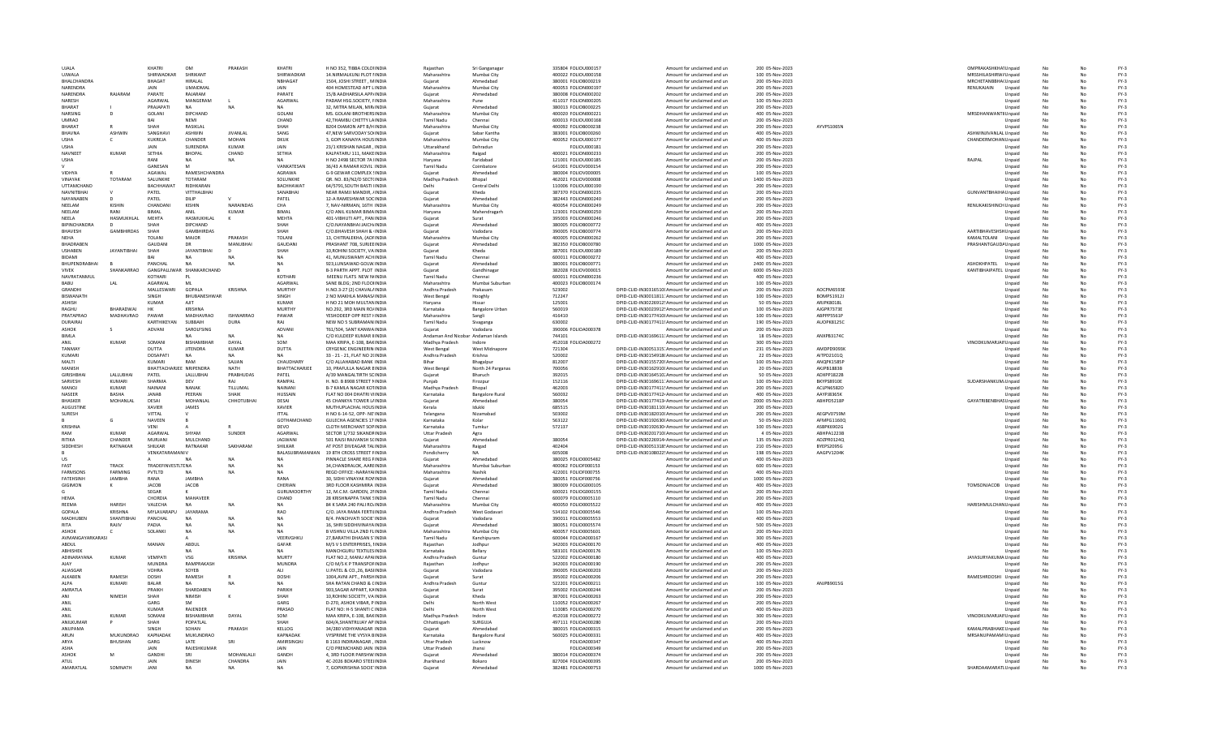| | | | | | | | | | | | | | | | | | | | |
|---|---|---|---|---|---|---|---|---|---|---|---|---|---|---|---|---|---|---|---|
| UJALA | | KHATRI | OM | PRAKASH | KHATRI | H NO 352, TIBBA COLO INDIA | Rajasthan | Sri Ganganagar | 335804 | FOLIOU000157 | Amount for unclaimed and un | 200 | 05-Nov-2023 | | OMPRAKASHKHATI | Unpaid | No | No | FY-3 |
| UJWALA | | SHIRWADKAR | SHRIKANT | | SHIRWADKAR | 14,NIRMALKUNJ PLOT I INDIA | Maharashtra | Mumbai City | 400022 | FOLIOU000158 | Amount for unclaimed and un | 100 | 05-Nov-2023 | | MRSSHILASHIRWA | Unpaid | No | No | FY-3 |
| BHALCHANDRA | | BHAGAT | HIRALAL | | NBHAGAT | 1504, JOSHI STREET , M INDIA | Gujarat | Ahmedabad | 380001 | FOLIOB000219 | Amount for unclaimed and un | 200 | 05-Nov-2023 | | MRCHETANBBHAG | Unpaid | No | No | FY-3 |
| NARENDRA | | JAIN | UMADMAL | | JAIN | 404 HOMESTEAD APT L INDIA | Maharashtra | Mumbai City | 400053 | FOLION000197 | Amount for unclaimed and un | 200 | 05-Nov-2023 | | RENUKAJAIN | Unpaid | No | No | FY-3 |
| NARENDRA | RAJARAM | PARATE | RAJARAM | | PARATE | 15/B AADHARSILA APP INDIA | Gujarat | Ahmedabad | 380008 | FOLION000202 | Amount for unclaimed and un | 200 | 05-Nov-2023 | | | Unpaid | No | No | FY-3 |
| NARESH | | AGARWAL | MANGERAM | L | AGARWAL | PADAM HSG.SOCIETY, F INDIA | Maharashtra | Pune | 411017 | FOLION000205 | Amount for unclaimed and un | 100 | 05-Nov-2023 | | | Unpaid | No | No | FY-3 |
| BHARAT | I | PRAJAPATI | NA | NA | NA | 32, MITRA MILAN, MIR INDIA | Gujarat | Ahmedabad | 380013 | FOLIOB000225 | Amount for unclaimed and un | 200 | 05-Nov-2023 | | | Unpaid | No | No | FY-3 |
| NARSING | D | GOLANI | DIPCHAND | | GOLANI | MS. GOLANI BROTHERS INDIA | Maharashtra | Mumbai City | 400020 | FOLION000221 | Amount for unclaimed and un | 400 | 05-Nov-2023 | | MRSDHANWANTRI | Unpaid | No | No | FY-3 |
| UMRAO | | BAI | NEMI | | CHAND | 42,THAMBU CHETTY LA INDIA | Tamil Nadu | Chennai | 600013 | FOLIOU000368 | Amount for unclaimed and un | 200 | 05-Nov-2023 | | | Unpaid | No | No | FY-3 |
| BHARAT | R | SHAH | RASIKLAL | | SHAH | B204 DIAMON APT B/H INDIA | Maharashtra | Mumbai City | 400092 | FOLIOB000238 | Amount for unclaimed and un | 200 | 05-Nov-2023 | AYVPS1065N | | Unpaid | No | No | FY-3 |
| BHAVNA | ASHWIN | SANGHAVI | ASHWIN | JIVANLAL | SANG | 47,NEW SARVODAY SOC INDIA | Gujarat | Sabar Kantha | 383001 | FOLIOB000260 | Amount for unclaimed and un | 400 | 05-Nov-2023 | | ASHWINJIVANLAL | Unpaid | No | No | FY-3 |
| USHA | C | KUKREJA | CHANDER | MOHAN | DKUK | 3, GOPI KANAIYA HOUS INDIA | Maharashtra | Mumbai City | 400052 | FOLIOU000177 | Amount for unclaimed and un | 400 | 05-Nov-2023 | | CHANDERMOHAN | Unpaid | No | No | FY-3 |
| USHA | | JAIN | SURENDRA | KUMAR | JAIN | 23/1 KRISHAN NAGAR , INDIA | Uttarakhand | Dehradun | | FOLIOU000181 | Amount for unclaimed and un | 200 | 05-Nov-2023 | | | Unpaid | No | No | FY-3 |
| NAVNEET | KUMAR | SETHIA | BHOPAL | CHAND | SETHIA | KALPATARU 111, MAKE INDIA | Maharashtra | Raigad | 400021 | FOLION000233 | Amount for unclaimed and un | 200 | 05-Nov-2023 | | | Unpaid | No | No | FY-3 |
| USHA | | RANI | NA | NA | NA | H NO 2498 SECTOR 7A INDIA | Haryana | Faridabad | 121001 | FOLIOU000185 | Amount for unclaimed and un | 200 | 05-Nov-2023 | | RAJPAL | Unpaid | No | No | FY-3 |
| V | | GANESAN | M | | VANKATESAN | 36/43 A RAMAR KOVIL INDIA | Tamil Nadu | Coimbatore | 641001 | FOLIOV000054 | Amount for unclaimed and un | 200 | 05-Nov-2023 | | | Unpaid | No | No | FY-3 |
| VIDHYA | R | AGAWAL | RAMESHCHANDRA | | AGRAWA | G-9 GEWAR COMPLEX INDIA | Gujarat | Ahmedabad | 380004 | FOLIOV000005 | Amount for unclaimed and un | 100 | 05-Nov-2023 | | | Unpaid | No | No | FY-3 |
| VINAYAK | TOTARAM | SALUNKHE | TOTARAM | | SOLUNKHE | QR. NO. 83/N2/D SECT INDIA | Madhya Pradesh | Bhopal | 462023 | FOLIOV000008 | Amount for unclaimed and un | 1400 | 05-Nov-2023 | | | Unpaid | No | No | FY-3 |
| UTTAMCHAND | | BACHHAWAT | RIDHKARAN | | BACHHAWAT | 64/5791,SOUTH BASTI INDIA | Delhi | Central Delhi | 110006 | FOLIOU000190 | Amount for unclaimed and un | 200 | 05-Nov-2023 | | | Unpaid | No | No | FY-3 |
| NAVNITBHAI | V | PATEL | VITTHALBHAI | | SANABHAI | NEAR RAMJI MANDIR, INDIA | Gujarat | Kheda | 387370 | FOLION000235 | Amount for unclaimed and un | 200 | 05-Nov-2023 | | GUNVANTBHAIHA | Unpaid | No | No | FY-3 |
| NAYANABEN | D | PATEL | DILIP | V | PATEL | 12-A RAMESHWAR SOC INDIA | Gujarat | Ahmedabad | 382443 | FOLION000240 | Amount for unclaimed and un | 200 | 05-Nov-2023 | | | Unpaid | No | No | FY-3 |
| NEELAM | KISHIN | CHANDANI | KISHIN | NARAINDAS | CHA | 7, NAV-NIRMAN, 16TH INDIA | Maharashtra | Mumbai City | 400054 | FOLION000249 | Amount for unclaimed and un | 200 | 05-Nov-2023 | | RENUKAKISHINCH | Unpaid | No | No | FY-3 |
| NEELAM | RANI | BIMAL | ANIL | KUMAR | BIMAL | C/O ANIL KUMAR BIMA INDIA | Haryana | Mahendragarh | 123001 | FOLION000250 | Amount for unclaimed and un | 200 | 05-Nov-2023 | | | Unpaid | No | No | FY-3 |
| NEELA | HASMUKHLAL | MEHTA | HASMUKHLAL | K | MEHTA | 401-VIBHUTI APT., PAN INDIA | Gujarat | Surat | 395003 | FOLION000246 | Amount for unclaimed and un | 200 | 05-Nov-2023 | | | Unpaid | No | No | FY-3 |
| BIPINCHANDRA | D | SHAH | DIPCHAND | | SHAH | C/O.HAYANBHAI JAICH INDIA | Gujarat | Ahmedabad | 380005 | FOLIOB000772 | Amount for unclaimed and un | 400 | 05-Nov-2023 | | | Unpaid | No | No | FY-3 |
| BHAVESH | GAMBHIRDAS | SHAH | GAMBHIRDAS | | SHAH | C/O.BHAVESH SHAH & INDIA | Gujarat | Vadodara | 390005 | FOLIOB000774 | Amount for unclaimed and un | 200 | 05-Nov-2023 | | AARTIBHAVESHSH | Unpaid | No | No | FY-3 |
| NEHA | | TOLANI | MAJOR | PRAKASH | TOLANI | 11, CHITRALEKHA, JAO INDIA | Maharashtra | Mumbai City | 400050 | FOLION000262 | Amount for unclaimed and un | 200 | 05-Nov-2023 | | KAMALTOLANI | Unpaid | No | No | FY-3 |
| BHADRABEN | | GAUDANI | DR | MANUBHAI | GAUDANI | PRASHANT 708, SURJE INDIA | Gujarat | Ahmedabad | 382350 | FOLIOB000780 | Amount for unclaimed and un | 1000 | 05-Nov-2023 | | PRASHANTGAUDA | Unpaid | No | No | FY-3 |
| USHABEN | JAYANTIBHAI | SHAH | JAYANTIBHAI | D | SHAH | 10,ROHINI SOCIETY, VA INDIA | Gujarat | Kheda | 387001 | FOLIOU000189 | Amount for unclaimed and un | 200 | 05-Nov-2023 | | | Unpaid | No | No | FY-3 |
| BIDAMI | | BAI | NA | NA | NA | 41, MUNUSWAMY ACH INDIA | Tamil Nadu | Chennai | 600011 | FOLIOB000272 | Amount for unclaimed and un | 400 | 05-Nov-2023 | | | Unpaid | No | No | FY-3 |
| BHUPENDRABHAI | B | PANCHAL | NA | NA | NA | 923,LUNSAWAD GOLW INDIA | Gujarat | Ahmedabad | 380001 | FOLIOB000771 | Amount for unclaimed and un | 2400 | 05-Nov-2023 | | ASHOKHPATEL | Unpaid | No | No | FY-3 |
| VIVEK | SHANKARRAO | GANGPALLIWAR | SHANKARCHAND | | B | B-3 PARTH APPT. PLOT INDIA | Gujarat | Gandhinagar | 382010 | FOLIOV000015 | Amount for unclaimed and un | 6000 | 05-Nov-2023 | | KANTIBHAIPATEL | Unpaid | No | No | FY-3 |
| NAVRATANMUL | | KOTHARI | PL | | KOTHARI | MEENU FLATS NEW N INDIA | Tamil Nadu | Chennai | 600011 | FOLION000236 | Amount for unclaimed and un | 400 | 05-Nov-2023 | | | Unpaid | No | No | FY-3 |
| BABU | LAL | AGARWAL | ML | | AGARWAL | SANE BLDG; 2ND FLOO INDIA | Maharashtra | Mumbai Suburban | 400023 | FOLIOB000174 | Amount for unclaimed and un | 400 | 05-Nov-2023 | | | Unpaid | No | No | FY-3 |
| GRANDHI | | MALLESWARI | GOPALA | KRISHNA | MURTHY | H.NO.3-27 (2) CHAVAL INDIA | Andhra Pradesh | Prakasam | 523002 | DPID-CLID-IN30316510 | Amount for unclaimed and un | 200 | 05-Nov-2023 | AOCPM6593E | | Unpaid | No | No | FY-3 |
| BISWANATH | | SINGH | BHUBANESHWAR | | SINGH | 2 NO MAKHLA MANAS INDIA | West Bengal | Hooghly | 712247 | DPID-CLID-IN30011811 | Amount for unclaimed and un | 100 | 05-Nov-2023 | BOMPS1912J | | Unpaid | No | No | FY-3 |
| ASHISH | | KUMAR | AJIT | | KUMAR | H NO 21 MOH MULTAN INDIA | Haryana | Hissar | 125001 | DPID-CLID-IN30226912 | Amount for unclaimed and un | 50 | 05-Nov-2023 | ARIPK8018L | | Unpaid | No | No | FY-3 |
| RAGHU | BHARADWAJ | HK | KRISHNA | | MURTHY | NO.392, 3RD MAIN RO INDIA | Karnataka | Bangalore Urban | 560019 | DPID-CLID-IN30023912 | Amount for unclaimed and un | 100 | 05-Nov-2023 | AJGPR7373E | | Unpaid | No | No | FY-3 |
| PRATAPRAO | MADHAVRAO | PAWAR | MADHAVRAO | ISHWARRAO | PAWAR | YESHODEEP OPP REST INDIA | Maharashtra | Sangli | 416410 | DPID-CLID-IN30177410 | Amount for unclaimed and un | 100 | 05-Nov-2023 | ABPPP5561P | | Unpaid | No | No | FY-3 |
| DURAIRAJ | | KARTHIKEYAN | SUBBAIH | DURA | RAJ | NEW NO 5 SUBRAMAN INDIA | Tamil Nadu | Sivaganga | 630002 | DPID-CLID-IN30177411 | Amount for unclaimed and un | 190 | 05-Nov-2023 | AUOPK8125C | | Unpaid | No | No | FY-3 |
| ASHOK | S | ADVANI | SAROOPSING | | ADVANI | 701/504, SANT KANWA INDIA | Gujarat | Vadodara | 390006 | FOLIOA000378 | Amount for unclaimed and un | 200 | 05-Nov-2023 | | | Unpaid | No | No | FY-3 |
| BIMLA | | NA | NA | NA | NA | C/O KULDEEP KUMAR B INDIA | Andaman And Nicobar | Andaman Islands | 744101 | DPID-CLID-IN30169611 | Amount for unclaimed and un | 18 | 05-Nov-2023 | ANXPB3174C | | Unpaid | No | No | FY-3 |
| ANIL | KUMAR | SOMANI | BISHAMBHAR | DAYAL | SOMI | MAA KRIPA, E-108, BAK INDIA | Madhya Pradesh | Indore | 452018 | FOLIOA000272 | Amount for unclaimed and un | 300 | 05-Nov-2023 | | VINODKUMARJAI | Unpaid | No | No | FY-3 |
| TANMAY | | DUTTA | JITENDRA | KUMAR | DUTTA | OXYGENIC ENGINEERIN INDIA | West Bengal | West Midnapore | 721304 | DPID-CLID-IN30051315 | Amount for unclaimed and un | 231 | 05-Nov-2023 | AMDPD9093K | | Unpaid | No | No | FY-3 |
| KUMARI | | DOSAPATI | NA | | NA | 33 - 21 - 21, FLAT NO 2 INDIA | Andhra Pradesh | Krishna | 520002 | DPID-CLID-IN30154918 | Amount for unclaimed and un | 22 | 05-Nov-2023 | AITPD2101Q | | Unpaid | No | No | FY-3 |
| MALTI | | KUMARI | RAM | SAJJAN | CHAUDHARY | C/O ALLAHABAD BANK INDIA | Bihar | Bhagalpur | 812007 | DPID-CLID-IN30155720 | Amount for unclaimed and un | 200 | 05-Nov-2023 | ANQPK1585P | | Unpaid | No | No | FY-3 |
| MANISH | | BHATTACHARJEE | NRIPENDRA | NATH | BHATTACHARJEE | 10, PRAFULLA NAGAR INDIA | West Bengal | North 24 Parganas | 700056 | DPID-CLID-IN30162910 | Amount for unclaimed and un | 20 | 05-Nov-2023 | AKJPB1883B | | Unpaid | No | No | FY-3 |
| GIRISHBHAI | LALLUBHAI | PATEL | LALLUBHAI | PRABHUDAS | PATEL | A/39 MANGALTIRTH SC INDIA | Gujarat | Bharuch | 392015 | DPID-CLID-IN30164510 | Amount for unclaimed and un | 50 | 05-Nov-2023 | ADXPP1622B | | Unpaid | No | No | FY-3 |
| SARVESH | KUMARI | SHARMA | DEV | RAJ | RAMPAL | H. NO. B 8908 STREET N INDIA | Punjab | Firozpur | 152116 | DPID-CLID-IN30169611 | Amount for unclaimed and un | 100 | 05-Nov-2023 | BKYPS8910E | SUDARSHANKUMA | Unpaid | No | No | FY-3 |
| MANOJ | KUMAR | NAINANI | NANAK | TILLUMAL | NAINANI | B-7 KAMLA NAGAR KOT INDIA | Madhya Pradesh | Bhopal | 462003 | DPID-CLID-IN30177411 | Amount for unclaimed and un | 200 | 05-Nov-2023 | ACLPN6582D | | Unpaid | No | No | FY-3 |
| NASEER | BASHA | JANAB | PEERAN | SHAIK | HUSSAIN | FLAT NO 004 DHATRI VI INDIA | Karnataka | Bangalore Rural | 560032 | DPID-CLID-IN30177412 | Amount for unclaimed and un | 400 | 05-Nov-2023 | AAYPJ8365K | | Unpaid | No | No | FY-3 |
| BHASKER | MOHANLAL | DESAI | MOHANLAL | CHHOTUBHAI | DESAI | 45 CHANEYA TOWER L/ INDIA | Gujarat | Ahmedabad | 380054 | DPID-CLID-IN30177413 | Amount for unclaimed and un | 2000 | 05-Nov-2023 | ABHPD5218P | GAYATRIBENBHAS | Unpaid | No | No | FY-3 |
| AUGUSTINE | | XAVIER | JAMES | | XAVIER | MUTHUPLACHAL HOUS INDIA | Kerala | Idukki | 685515 | DPID-CLID-IN30181110 | Amount for unclaimed and un | 200 | 05-Nov-2023 | | | Unpaid | No | No | FY-3 |
| SURESH | | VITTAL | V | | ITTAL | H NO 6-14-52, OPP- NE INDIA | Telangana | Nizamabad | 503002 | DPID-CLID-IN30182030 | Amount for unclaimed and un | 200 | 05-Nov-2023 | AEGPV0759M | | Unpaid | No | No | FY-3 |
| B | G | NAVEEN | B | | GOTHAMCHAND | GULECHA AGENCIES 17 INDIA | Karnataka | Kolar | 563122 | DPID-CLID-IN30192630 | Amount for unclaimed and un | 50 | 05-Nov-2023 | AFMPG1160Q | | Unpaid | No | No | FY-3 |
| KRISHNA | | VENI | A | R | DEVO | CLOTH MERCHANT SOPI INDIA | Karnataka | Tumkur | 572137 | DPID-CLID-IN30192630 | Amount for unclaimed and un | 100 | 05-Nov-2023 | ASBPK6902G | | Unpaid | No | No | FY-3 |
| RAM | KUMAR | AGARWAL | SHYAM | SUNDER | AGARWAL | SECTOR 1/732 SIKANDI INDIA | Uttar Pradesh | Agra | | DPID-CLID-IN30201710 | Amount for unclaimed and un | 4 | 05-Nov-2023 | ABHPA1223B | | Unpaid | No | No | FY-3 |
| RITIKA | CHANDER | MURJANI | MULCHAND | | JAGWANI | 501 RASI RAVVANSH SC INDIA | Maharashtra | Ahmedabad | 380054 | DPID-CLID-IN30226914 | Amount for unclaimed and un | 135 | 05-Nov-2023 | ADZPR0124L | | Unpaid | No | No | FY-3 |
| SIDDHESH | RATNAKAR | SHILKAR | RATNAKAR | SAKHARAM | SHILKAR | AT POST DIVEAGAR TAL INDIA | Maharashtra | Raigad | 402404 | DPID-CLID-IN30051318 | Amount for unclaimed and un | 210 | 05-Nov-2023 | BYEPS2095G | | Unpaid | No | No | FY-3 |
| B | | VENKATARAMANI | V | | BALASUBRAMANIAN | 19 8TH CROSS STREET F INDIA | Pondicherry | NA | 605008 | DPID-CLID-IN30108022 | Amount for unclaimed and un | 198 | 05-Nov-2023 | AAGPV3204K | | Unpaid | No | No | FY-3 |
| US | | A | NA | NA | NA | PINNACLE SHARE REG F INDIA | Gujarat | Ahmedabad | 380025 | FOLIOD0005482 | Amount for unclaimed and un | 600 | 05-Nov-2023 | | | Unpaid | No | No | FY-3 |
| FAST | TRACK | TRADEFINVESTLTD | NA | NA | NA | 34,CHANDRALOK, AARE INDIA | Maharashtra | Mumbai Suburban | 400062 | FOLIOF000153 | Amount for unclaimed and un | 600 | 05-Nov-2023 | | | Unpaid | No | No | FY-3 |
| FARMSONS | FARMING | PVTLTD | NA | NA | NA | REGD OFFICE:-NARAYA INDIA | Maharashtra | Nashik | 422001 | FOLIOF000755 | Amount for unclaimed and un | 400 | 05-Nov-2023 | | | Unpaid | No | No | FY-3 |
| FATEHSINH | JAMBHA | RANA | JAMBHA | | RANA | 30, SIDHI VINAYAK ROV INDIA | Gujarat | Ahmedabad | 380054 | FOLIOF000756 | Amount for unclaimed and un | 1000 | 05-Nov-2023 | | | Unpaid | No | No | FY-3 |
| GIGIMON | K | JACOB | JACOB | | CHERIAN | 3RD FLOOR KASHMIRA INDIA | Gujarat | Ahmedabad | 380009 | FOLIOG000105 | Amount for unclaimed and un | 400 | 05-Nov-2023 | | TOMSONJACOB | Unpaid | No | No | FY-3 |
| G | | SEGAR | K | | GURUMOORTHY | 12, M.C.M. GARDEN, 2 INDIA | Tamil Nadu | Chennai | 600021 | FOLIOG000155 | Amount for unclaimed and un | 200 | 05-Nov-2023 | | | Unpaid | No | No | FY-3 |
| HEMA | | CHORDIA | MAHAVEER | | CHAND | 28 KRISHNAPPA TANK S INDIA | Tamil Nadu | Chennai | 600079 | FOLIOH000110 | Amount for unclaimed and un | 200 | 05-Nov-2023 | | | Unpaid | No | No | FY-3 |
| REEMA | HARISH | VALECHA | NA | NA | NA | 84 K SARA 240 PALI RO INDIA | Maharashtra | Mumbai City | 400050 | FOLIOD0005522 | Amount for unclaimed and un | 400 | 05-Nov-2023 | | HARISHMULCHAN | Unpaid | No | No | FY-3 |
| GOPALA | KRISHNA | MYLAVARAPU | JAYARAMA | | RAO | C/O. JAYA RAMA FERTII INDIA | Andhra Pradesh | West Godavari | 534102 | FOLIOD0005546 | Amount for unclaimed and un | 100 | 05-Nov-2023 | | | Unpaid | No | No | FY-3 |
| MADHUBEN | SHANTIBHAI | PANCHAL | NA | NA | NA | B/4. PANCHVATI SOCIE INDIA | Gujarat | Vadodara | 390011 | FOLIOD0005553 | Amount for unclaimed and un | 400 | 05-Nov-2023 | | | Unpaid | No | No | FY-3 |
| RITA | RAJIV | PADIA | NA | NA | NA | 16, SHRI SIDDHIVINAYA INDIA | Gujarat | Ahmedabad | 380051 | FOLIOD0005574 | Amount for unclaimed and un | 500 | 05-Nov-2023 | | | Unpaid | No | No | FY-3 |
| ASHOK | C | SOLANKI | NA | NA | NA | B VISHNU VILLA 2ND FL INDIA | Maharashtra | Mumbai City | 400057 | FOLIOD0005601 | Amount for unclaimed and un | 200 | 05-Nov-2023 | | | Unpaid | No | No | FY-3 |
| AVMANGAYARKARASI | | | A | | VEERVGHKU | 27,BARATHI DHASAN S' INDIA | Tamil Nadu | Kanchipuram | 600044 | FOLIOA000167 | Amount for unclaimed and un | 300 | 05-Nov-2023 | | | Unpaid | No | No | FY-3 |
| ABDUL | | MANAN | ABDUL | | GAFAR | M/S V.S ENTERPRISES, INDIA | Rajasthan | Jodhpur | 342003 | FOLIOA000170 | Amount for unclaimed and un | 400 | 05-Nov-2023 | | | Unpaid | No | No | FY-3 |
| ABHISHEK | | | NA | NA | NA | MANCHGURU TEXTILES INDIA | Karnataka | Bellary | 583101 | FOLIOA000176 | Amount for unclaimed and un | 100 | 05-Nov-2023 | | | Unpaid | No | No | FY-3 |
| ADINARAYANA | KUMAR | VEMPATI | VSG | KRISHNA | MURTY | FLAT NO.2, MANU APAI INDIA | Andhra Pradesh | Guntur | 522002 | FOLIOA000180 | Amount for unclaimed and un | 400 | 05-Nov-2023 | | JAYASURYAKUMA | Unpaid | No | No | FY-3 |
| AJAY | | MUNDRA | RAMPRAKASH | | MUNDRA | C/O M/S K P TRANSPOR INDIA | Rajasthan | Jodhpur | 342003 | FOLIOA000190 | Amount for unclaimed and un | 200 | 05-Nov-2023 | | | Unpaid | No | No | FY-3 |
| ALIASGAR | | VOHRA | SOYEB | | ALI | U.PATEL & CO.,26, BASI INDIA | Gujarat | Vadodara | 390005 | FOLIOA000203 | Amount for unclaimed and un | 200 | 05-Nov-2023 | | | Unpaid | No | No | FY-3 |
| ALKABEN | RAMESH | DOSHI | RAMESH | R | DOSHI | 1004,AVNI APT., PARSH INDIA | Gujarat | Surat | 395002 | FOLIOA000206 | Amount for unclaimed and un | 200 | 05-Nov-2023 | | RAMESHRDOSHI | Unpaid | No | No | FY-3 |
| ALPA | KUMARI | BALAR | NA | NA | NA | SHA RATAN CHAND & C INDIA | Andhra Pradesh | Guntur | 522201 | FOLIOA000211 | Amount for unclaimed and un | 100 | 05-Nov-2023 | ANIPB9015G | | Unpaid | No | No | FY-3 |
| AMRATLA | | PRAIKH | SHARDABEN | | PARIKH | 903,SAGAR APPART, KA INDIA | Gujarat | Surat | 395002 | FOLIOA000244 | Amount for unclaimed and un | 200 | 05-Nov-2023 | | | Unpaid | No | No | FY-3 |
| ANI | NIMESH | SHAH | NIMISH | K | SHAH | 10,ROHINI SOCIETY, VA INDIA | Gujarat | Kheda | 387001 | FOLIOA000263 | Amount for unclaimed and un | 400 | 05-Nov-2023 | | | Unpaid | No | No | FY-3 |
| ANIL | | GARG | SM | | GARG | D-270, ASHOK VIBAR, F INDIA | Delhi | North West | 110052 | FOLIOA000267 | Amount for unclaimed and un | 200 | 05-Nov-2023 | | | Unpaid | No | No | FY-3 |
| ANIL | | KUMAR | RAJENDER | | PRASAD | FLAT NO: H-5 SHANTI C INDIA | Delhi | North West | 110085 | FOLIOA000270 | Amount for unclaimed and un | 200 | 05-Nov-2023 | | | Unpaid | No | No | FY-3 |
| ANIL | KUMAR | SOMANI | BISHAMBHAR | DAYAL | SOMI | MAA KRIPA, E-108, BAK INDIA | Madhya Pradesh | Indore | 452018 | FOLIOA000272 | Amount for unclaimed and un | 300 | 05-Nov-2023 | | VINODKUMARJAI | Unpaid | No | No | FY-3 |
| ANILKUMAR | P | SHAH | POPATLAL | | SHAH | 604/A,SHANTIKUNJ AP INDIA | Chhattisgarh | SURGUJA | 497111 | FOLIOA000280 | Amount for unclaimed and un | 200 | 05-Nov-2023 | | | Unpaid | No | No | FY-3 |
| ANUPAMA | | SINGH | SOHAN | PRAKASH | KELLOG | 34/280 VIDHYANAGAR INDIA | Gujarat | Ahmedabad | 380015 | FOLIOA000315 | Amount for unclaimed and un | 200 | 05-Nov-2023 | | KAMALPRABHAKE | Unpaid | No | No | FY-3 |
| ARUN | MUKUNDRAO | KAPKADAK | MUKUNDRAO | | KAPKADAK | VYSPRIME THE VYSYA B INDIA | Karnataka | Bangalore Rural | 560025 | FOLIOA000331 | Amount for unclaimed and un | 400 | 05-Nov-2023 | | MRSANUPAMAMU | Unpaid | No | No | FY-3 |
| ARYA | BHUSHAN | GARG | LATE | SRI | AMBIKSINGH | B 1163 INDIRANAGAR , INDIA | Uttar Pradesh | Lucknow | | FOLIOA000347 | Amount for unclaimed and un | 400 | 05-Nov-2023 | | | Unpaid | No | No | FY-3 |
| ASHA | | JAIN | RAJESHKUMAR | | JAIN | C/O PREMCHAND JAIN INDIA | Uttar Pradesh | Jhansi | | FOLIOA000349 | Amount for unclaimed and un | 200 | 05-Nov-2023 | | | Unpaid | No | No | FY-3 |
| ASHOK | M | GANDHI | SRI | MOHANLALJI | GANDH | 4, 3RD FLOOR PARSHW INDIA | Gujarat | Ahmedabad | 380014 | FOLIOA000374 | Amount for unclaimed and un | 200 | 05-Nov-2023 | | | Unpaid | No | No | FY-3 |
| ATUL | | JAIN | DINESH | CHANDRA | JAIN | 4C-2026 BOKARO STEEL INDIA | Jharkhand | Bokaro | 827004 | FOLIOA000395 | Amount for unclaimed and un | 200 | 05-Nov-2023 | | | Unpaid | No | No | FY-3 |
| AMARATLAL | SOMNATH | JANI | NA | NA | NA | 7, GOPIKRISHNA SOCIE INDIA | Gujarat | Ahmedabad | 382481 | FOLIOA000753 | Amount for unclaimed and un | 1000 | 05-Nov-2023 | | SHARDAAMARATL | Unpaid | No | No | FY-3 |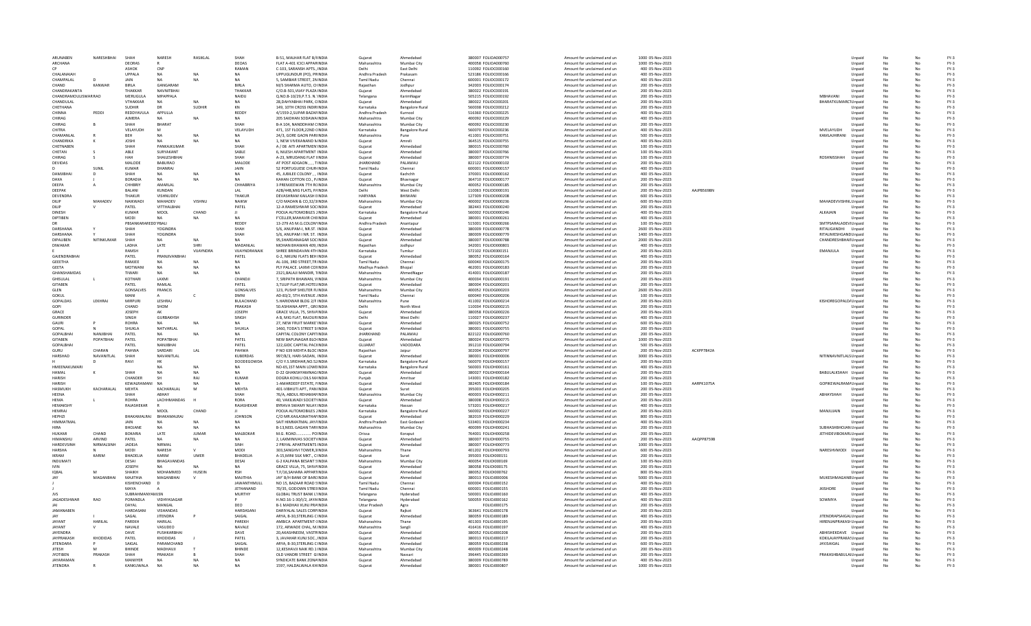| | | | | | | | | | | | | | | | | | | | | |
|---|---|---|---|---|---|---|---|---|---|---|---|---|---|---|---|---|---|---|---|---|
| ARUNABEN | NARESHBHAI | SHAH | NARESH | RASIKLAL | SHAH | B-51, MALHAR FLAT B/INDIA | Gujarat | Ahmedabad | 380007 FOLIOA000757 | Amount for unclaimed and un | 1000 05-Nov-2023 | | | | Unpaid | No | No | FY-3 |
| ARCHANA | | DEORAS | R | | DEDAS | FLAT A-401 ICICI APPAINDIA | Maharashtra | Mumbai City | 400058 FOLIOA000760 | Amount for unclaimed and un | 200 05-Nov-2023 | | | | Unpaid | No | No | FY-3 |
| CP | | ASHOK | CNP | | RAMAN | C-103, SARANSH APTS.,INDIA | Delhi | East Delhi | 110092 FOLIOC000160 | Amount for unclaimed and un | 400 05-Nov-2023 | | | | Unpaid | No | No | FY-3 |
| CHALANAIAH | | UPPALA | NA | NA | NA | UPPUGUNDUR (PO), PRINDIA | Andhra Pradesh | Prakasam | 523186 FOLIOC000166 | Amount for unclaimed and un | 400 05-Nov-2023 | | | | Unpaid | No | No | FY-3 |
| CHAMPALAL | D | JAIN | NA | NA | NA | 5, SAMBIAR STREET, 2NINDIA | Tamil Nadu | Chennai | 600001 FOLIOC000172 | Amount for unclaimed and un | 400 05-Nov-2023 | | | | Unpaid | No | No | FY-3 |
| CHAND | KANWAR | BIRLA | GANGARAM | | BIRLA | M/S SHARMA AUTO, OINDIA | Rajasthan | Jodhpur | 342003 FOLIOC000174 | Amount for unclaimed and un | 200 05-Nov-2023 | | | | Unpaid | No | No | FY-3 |
| CHANDRAKANTA | | THAKKAR | NAVNITBHAI | | THAKKAR | C/O.B-501,VIJAY PLAZA INDIA | Gujarat | Ahmedabad | 380022 FOLIOC000191 | Amount for unclaimed and un | 200 05-Nov-2023 | | | | Unpaid | No | No | FY-3 |
| CHANDRAMOULISWAR RAO | | MERUGULA | MPAPPALA | | NAIDU | Q.NO.B-10/29,P.T.S. N INDIA | Telangana | KarimNagar | 505215 FOLIOC000192 | Amount for unclaimed and un | 200 05-Nov-2023 | | MBHAVANI | | Unpaid | No | No | FY-3 |
| CHANDULAL | | VTHAKKAR | NA | NA | NA | 28,DAHYABHAI PARK, GINDIA | Gujarat | Ahmedabad | 380022 FOLIOC000201 | Amount for unclaimed and un | 200 05-Nov-2023 | | BHARATKUMARCTUnpaid | | | No | No | FY-3 |
| CHETHANA | | SUDHIR | DR | SUDHIR | KN | 149, 10TH CROSS INDIR INDIA | Karnataka | Bangalore Rural | 560038 FOLIOC000212 | Amount for unclaimed and un | 200 05-Nov-2023 | | | | Unpaid | No | No | FY-3 |
| CHINNA | PEDDI | REDDYAVULA | APPULLA | | REDDY | 4/1559-2,SUPAR BAZAR INDIA | Andhra Pradesh | Kurnool | 518360 FOLIOC000225 | Amount for unclaimed and un | 400 05-Nov-2023 | | | | Unpaid | No | No | FY-3 |
| CHIRAG | | AJMERA | NA | NA | NA | 205 SAIDHAN SODAWA INDIA | Maharashtra | Mumbai City | 400092 FOLIOC000229 | Amount for unclaimed and un | 200 05-Nov-2023 | | | | Unpaid | No | No | FY-3 |
| CHIRAG | B | SHAH | BHARAT | | SHAH | B-A 104, NANDDHAM CINDIA | Maharashtra | Mumbai City | 400092 FOLIOC000230 | Amount for unclaimed and un | 200 05-Nov-2023 | | | | Unpaid | No | No | FY-3 |
| CHITRA | | VELAYUDH | M | | VELAYUDH | 471, 1ST FLOOR,22ND CINDIA | Karnataka | Bangalore Rural | 560070 FOLIOC000236 | Amount for unclaimed and un | 400 05-Nov-2023 | | MVELAYUDH | | Unpaid | No | No | FY-3 |
| CHAMANLAL | R | BEH | NA | NA | NA | 24/3, GORE GAON PARINDIA | Maharashtra | Pune | 411001 FOLIOC000751 | Amount for unclaimed and un | 500 05-Nov-2023 | | KAMLAJHIRANI | | Unpaid | No | No | FY-3 |
| CHANDRIKA | K | JOSHI | NA | NA | NA | 1, NEW VIVEKANAND N INDIA | Gujarat | Amreli | 364515 FOLIOC000755 | Amount for unclaimed and un | 400 05-Nov-2023 | | | | Unpaid | No | No | FY-3 |
| CHETNABEN | | SHAH | PANKAJKUMAR | | SHAH | A / 08 AITI APARTMEN INDIA | Gujarat | Ahmedabad | 380015 FOLIOC000760 | Amount for unclaimed and un | 100 05-Nov-2023 | | | | Unpaid | No | No | FY-3 |
| CHETAN | S | ABLE | SURYAKANT | | SABLE | 6, NILESH APARTMENT INDIA | Gujarat | Ahmedabad | 380007 FOLIOC000766 | Amount for unclaimed and un | 100 05-Nov-2023 | | | | Unpaid | No | No | FY-3 |
| CHIRAG | S | HAH | SHAILESHBHAI | | SHAH | A-23, MRUDANG FLAT IINDIA | Gujarat | Ahmedabad | 380007 FOLIOC000774 | Amount for unclaimed and un | 100 05-Nov-2023 | | ROSHNISSHAH | | Unpaid | No | No | FY-3 |
| DEVIDAS | | MALODE | BABURAO | | MALODE | AT POST ADGAON , , , TINDIA | JHARKHAND | PALAMAU | 822122 FOLIOD000102 | Amount for unclaimed and un | 200 05-Nov-2023 | | | | Unpaid | No | No | FY-3 |
| D | SUNIL | KUMAR | DHANRAJ | | JAIN | 52 PORTUGUESE CHUR INDIA | Tamil Nadu | Chennai | 600001 FOLIOD000157 | Amount for unclaimed and un | 400 05-Nov-2023 | | | | Unpaid | No | No | FY-3 |
| DAMJIBHAI | D | SHAH | NA | NA | NA | 45, JUBILEE COLONY, , INDIA | Gujarat | Kachchh | 370001 FOLIOD000162 | Amount for unclaimed and un | 400 05-Nov-2023 | | | | Unpaid | No | No | FY-3 |
| DAXA | J | BORADIA | NA | NA | NA | KAHAN COTTON CO., N INDIA | Gujarat | Bhavnagar | 364710 FOLIOD000177 | Amount for unclaimed and un | 200 05-Nov-2023 | | | | Unpaid | No | No | FY-3 |
| DEEPA | A | CHHBRIY | AMARLAL | | CHHABRIYA | 3 PREMJEEWAN 7TH R(INDIA | Maharashtra | Mumbai City | 400052 FOLIOD000185 | Amount for unclaimed and un | 200 05-Nov-2023 | | | | Unpaid | No | No | FY-3 |
| DEEPAK | | BALANI | KUNDAN | | LAL | A28/448,MIG FLATS, PAINDIA | Delhi | West Delhi | 110063 FOLIOD000191 | Amount for unclaimed and un | 200 05-Nov-2023 | AAJPB5698N | | | Unpaid | No | No | FY-3 |
| DEVENDRA | | THAKUR | VISHNUDEV | | THAKUR | DEVASHRAM KAILASH INDIA | HARYANA | BHIWANI | 127309 FOLIOD000208 | Amount for unclaimed and un | 600 05-Nov-2023 | | | | Unpaid | No | No | FY-3 |
| DILIP | MAHADEV | NAIKWADI | MAHADEV | VISHNU | NAIKW | C/O MADAN & CO.32/3 INDIA | Maharashtra | Mumbai City | 400002 FOLIOD000236 | Amount for unclaimed and un | 600 05-Nov-2023 | | MAHADEVVISHN Unpaid | | | No | No | FY-3 |
| DILIP | V | PATEL | VITTHALBHAI | | PATEL | 12-A RAMESHWAR SOCINDIA | Gujarat | Ahmedabad | 382443 FOLIOD000240 | Amount for unclaimed and un | 200 05-Nov-2023 | | | | Unpaid | No | No | FY-3 |
| DINESH | | KUMAR | MOOL | CHAND | JI | POOJA AUTOMOBILES J INDIA | Karnataka | Bangalore Rural | 560002 FOLIOD000246 | Amount for unclaimed and un | 400 05-Nov-2023 | | ALKAJAIN | | Unpaid | No | No | FY-3 |
| DIPTIBEN | | MODI | NA | NA | NA | F'CELLER,MAHAVIR CHIINDIA | Gujarat | Ahmedabad | 380007 FOLIOD000261 | Amount for unclaimed and un | 400 05-Nov-2023 | | | | Unpaid | No | No | FY-3 |
| DR | | PBSANKARAREDD PBALI | | | REDDY | 13-279 AS M.G.COLONY INDIA | Andhra Pradesh | Anantapur | 515001 FOLIOD000266 | Amount for unclaimed and un | 100 05-Nov-2023 | | SMTPSARALADEVI Unpaid | | | No | No | FY-3 |
| DARSHANA | Y | SHAH | YOGINDRA | | SHAH | S/6, ANUPAM-I, NR.ST. INDIA | Gujarat | Ahmedabad | 380009 FOLIOD000778 | Amount for unclaimed and un | 2600 05-Nov-2023 | | RITAUGANDHI | | Unpaid | No | No | FY-3 |
| DARSHANA | Y | SHAH | YOGINDRA | | SHAH | S/6, ANUPAM I NR. ST. INDIA | Gujarat | Ahmedabad | 380009 FOLIOD000779 | Amount for unclaimed and un | 1400 05-Nov-2023 | | RITAUMESHGANDI Unpaid | | | No | No | FY-3 |
| DIPALIBEN | NITINKUMAR | SHAH | NA | NA | NA | 95,SHARDANAGAR SOC INDIA | Gujarat | Ahmedabad | 380007 FOLIOD000788 | Amount for unclaimed and un | 2000 05-Nov-2023 | | CHANDRESHBHAI Unpaid | | | No | No | FY-3 |
| DIWAKAR | | LADHA | LATE | SHRI | MADANLAL | MOHAN BHAWAN 409, INDIA | Rajasthan | Jodhpur | 342001 FOLIOD000801 | Amount for unclaimed and un | 400 05-Nov-2023 | | | | Unpaid | No | No | FY-3 |
| E | | RAMSH | E | VIJAYINDRA | VIJAYINDRANAIK | SHREE BRINDAVAN 4TH INDIA | Karnataka | Tumkur | 572102 FOLIOE000151 | Amount for unclaimed and un | 200 05-Nov-2023 | | EMANJULA | | Unpaid | No | No | FY-3 |
| GAJENDRABHAI | | PATEL | PRANJIVANBHAI | | PATEL | G-2, NIKUNJ FLATS BEH INDIA | Gujarat | Ahmedabad | 380052 FOLIOG000164 | Amount for unclaimed and un | 400 05-Nov-2023 | | | | Unpaid | No | No | FY-3 |
| GEEETHA | | RAMJEE | NA | NA | NA | AL-106, 3RD STREET,TR INDIA | Tamil Nadu | Chennai | 600040 FOLIOG000175 | Amount for unclaimed and un | 200 05-Nov-2023 | | | | Unpaid | No | No | FY-3 |
| GEETA | | MOTWANI | NA | NA | NA | PLY PALACE. LAXMI COI INDIA | Madhya Pradesh | Bhopal | 462001 FOLIOG000183 | Amount for unclaimed and un | 200 05-Nov-2023 | | | | Unpaid | No | No | FY-3 |
| GHANSHAMDAS | | TIWARI | NA | NA | NA | 2321,BALAJI MANDIR, TINDIA | Maharashtra | AhmedNagar | 414001 FOLIOG000187 | Amount for unclaimed and un | 200 05-Nov-2023 | | | | Unpaid | No | No | FY-3 |
| GHISULAL | L | KOTHARI | LAXMI | | CHANDJI | 7, SRIPATH BHAWAN, 'INDIA | Maharashtra | Mumbai City | 400034 FOLIOG000191 | Amount for unclaimed and un | 200 05-Nov-2023 | | | | Unpaid | No | No | FY-3 |
| GITABEN | | PATEL | RAMLAL | | PATEL | 3,TULIP FLAT,NR.HOTEL INDIA | Gujarat | Ahmedabad | 380004 FOLIOG000201 | Amount for unclaimed and un | 200 05-Nov-2023 | | | | Unpaid | No | No | FY-3 |
| GLEN | | GONSALVES | FRANCIS | | GONSALVES | 123, PUSHP SHELTER FLINDIA | Maharashtra | Mumbai City | 400052 FOLIOG000203 | Amount for unclaimed and un | 2600 05-Nov-2023 | | | | Unpaid | No | No | FY-3 |
| GOKUL | | MANI | A | C | DMNI | 40-83/2, 5TH AVENUE , INDIA | Tamil Nadu | Chennai | 600090 FOLIOG000206 | Amount for unclaimed and un | 100 05-Nov-2023 | | | | Unpaid | No | No | FY-3 |
| GOPALDAS | LEKHRAJ | MIRPURI | LESHRAJ | | BULACHAND | 5.HARIDWAR BLDG 2/F INDIA | Maharashtra | Pune | 411002 FOLIOG000214 | Amount for unclaimed and un | 200 05-Nov-2023 | | KISHOREGOPALD Unpaid | | | No | No | FY-3 |
| GOPI | | CHAND | SHOM | | PRAKASH | 50-ASHIANA APPT., GRINDIA | Delhi | North West | 110034 FOLIOG000215 | Amount for unclaimed and un | 200 05-Nov-2023 | | | | Unpaid | No | No | FY-3 |
| GRACE | | JOSEPH | AK | | JOSEPH | GRACE VILLA, 75, SHIV INDIA | Gujarat | Ahmedabad | 380058 FOLIOG000226 | Amount for unclaimed and un | 200 05-Nov-2023 | | | | Unpaid | No | No | FY-3 |
| GURINDER | | SINGH | GURBAKHSH | | SINGH | A 8, MIG FLAT, RAJOURI INDIA | Delhi | West Delhi | 110027 FOLIOG000237 | Amount for unclaimed and un | 400 05-Nov-2023 | | | | Unpaid | No | No | FY-3 |
| GAURI | P | ROHRA | NA | NA | NA | 27, NEW FRUIT MARKET INDIA | Gujarat | Ahmedabad | 380025 FOLIOG000752 | Amount for unclaimed and un | 600 05-Nov-2023 | | | | Unpaid | No | No | FY-3 |
| GOPAL | N | SHUKLA | NATVARLAL | | SHUKLA | 1460, TODA'S STREET SINDIA | Gujarat | Ahmedabad | 380001 FOLIOG000755 | Amount for unclaimed and un | 200 05-Nov-2023 | | | | Unpaid | No | No | FY-3 |
| GOPALBHAI | NANJIBHAI | PATEL | NA | NA | NA | CAPITAL COLONY CAPIT INDIA | JHARKHAND | PALAMAU | 822122 FOLIOG000760 | Amount for unclaimed and un | 200 05-Nov-2023 | | | | Unpaid | No | No | FY-3 |
| GITABEN | POPATBHAI | PATEL | POPATBHAI | | PATEL | NEW BAPUNAGAR BLO INDIA | Gujarat | Ahmedabad | 380024 FOLIOG000775 | Amount for unclaimed and un | 1000 05-Nov-2023 | | | | Unpaid | No | No | FY-3 |
| GOPALBHAI | | PATEL | NANJIBHAI | | PATEL | 122,GIDC CAPITAL PACH INDIA | GUJARAT | VADODARA | 391210 FOLIOG000794 | Amount for unclaimed and un | 500 05-Nov-2023 | | | | Unpaid | No | No | FY-3 |
| GURU | CHARAN | PAHWA | SARDARI | LAL | PAHWA | P NO 639 MEHTA BLOC INDIA | Rajasthan | Jaipur | 302004 FOLIOG000797 | Amount for unclaimed and un | 200 05-Nov-2023 | ACXPP7842A | | | Unpaid | No | No | FY-3 |
| HARSHAD | NAVANITLAL | SHAH | NAVANITLAL | | KUBERDAS | 997/B/1, HARI-SADAN, INDIA | Gujarat | Ahmedabad | 380001 FOLIOH000006 | Amount for unclaimed and un | 3000 05-Nov-2023 | | NITINNAVNITLALS Unpaid | | | No | No | FY-3 |
| H | D | RAVI | HK | | DODDEGOWDA | C/O Y.S.SRIDHAR,NO.5 INDIA | Karnataka | Bangalore Rural | 560070 FOLIOH000157 | Amount for unclaimed and un | 200 05-Nov-2023 | | | | Unpaid | No | No | FY-3 |
| HMEENAKUMARI | | | NA | NA | NA | NO-65,1ST MAIN LOWE INDIA | Karnataka | Bangalore Rural | 560003 FOLIOH000161 | Amount for unclaimed and un | 400 05-Nov-2023 | | | | Unpaid | No | No | FY-3 |
| HAMAL | K | SHAH | NA | NA | NA | D-22 GHANSHYAMNAG INDIA | Gujarat | Ahmedabad | 380007 FOLIOH000164 | Amount for unclaimed and un | 200 05-Nov-2023 | | BABULALKSHAH | | Unpaid | No | No | FY-3 |
| HARISH | | CHANDER | SH | RAI | KUMAR | DOGRA KOHLU OILS MI INDIA | Punjab | Amritsar | 143001 FOLIOH000182 | Amount for unclaimed and un | 200 05-Nov-2023 | | | | Unpaid | No | No | FY-3 |
| HARISH | | KEWALRAMANI | NA | NA | NA | 1-AMARDEEP ESTATE, FINDIA | Gujarat | Ahmedabad | 382405 FOLIOH000184 | Amount for unclaimed and un | 100 05-Nov-2023 | AARPK1075A | GOPIKEWALRAMA Unpaid | | | No | No | FY-3 |
| HASMUKH | KACHARALAL | MEHTA | KACHARALAL | M | MEHTA | 401-VIBHUTI APT., PAN INDIA | Gujarat | Surat | 395003 FOLIOH000205 | Amount for unclaimed and un | 200 05-Nov-2023 | | | | Unpaid | No | No | FY-3 |
| HEENA | | SHAH | ABHAY | | SHAH | 76/A, ABDUL REHAMAN INDIA | Maharashtra | Mumbai City | 400003 FOLIOH000211 | Amount for unclaimed and un | 200 05-Nov-2023 | | ABHAYSHAH | | Unpaid | No | No | FY-3 |
| HEMA | L | ROHRA | LACHHMANDAS | H | RORA | 40, VAKILWADI SOCIETY INDIA | Gujarat | Ahmedabad | 380008 FOLIOH000215 | Amount for unclaimed and un | 200 05-Nov-2023 | | | | Unpaid | No | No | FY-3 |
| HEMAKSHY | | RAJASHEKAR | R | | RAJASHEKAR | BYRAVA SWAMY NILAY INDIA | Karnataka | Hassan | 573201 FOLIOH000217 | Amount for unclaimed and un | 400 05-Nov-2023 | | | | Unpaid | No | No | FY-3 |
| HEMRAJ | | | MOOL | CHAND | JI | POOJA AUTOMOBILES J INDIA | Karnataka | Bangalore Rural | 560002 FOLIOH000227 | Amount for unclaimed and un | 200 05-Nov-2023 | | MANJUJAIN | | Unpaid | No | No | FY-3 |
| HEPHZI | | BHAKAMALRAJ | BHAKAMALRAJ | | JOHNSON | C/O MR.KAILASNATHA INDIA | Gujarat | Ahmedabad | 382019 FOLIOH000229 | Amount for unclaimed and un | 800 05-Nov-2023 | | | | Unpaid | No | No | FY-3 |
| HIMMATMAL | | JAIN | NA | NA | NA | SAIT HIMMATMAL JAY INDIA | Andhra Pradesh | East Godavari | 533401 FOLIOH000234 | Amount for unclaimed and un | 400 05-Nov-2023 | | | | Unpaid | No | No | FY-3 |
| HIRA | | BHOJANE | NA | NA | NA | B-13,NEEL GAGAN TAR INDIA | Maharashtra | Mumbai City | 400099 FOLIOH000241 | Amount for unclaimed and un | 200 05-Nov-2023 | | SUBHASHBHOJAN Unpaid | | | No | No | FY-3 |
| HUKAMI | CHAND | BOKARIA | LATE | JUMAR | MALBOKAR | M.G. ROAD,............. PO INDIA | Orissa | Koraput | 764001 FOLIOH000258 | Amount for unclaimed and un | 200 05-Nov-2023 | | JETHDEVIBOKARI Unpaid | | | No | No | FY-3 |
| HIMANSHU | ARVIND | PATEL | NA | NA | NA | 2, LAXMINIVAS SOCIETY INDIA | Gujarat | Ahmedabad | 380007 FOLIOH000755 | Amount for unclaimed and un | 200 05-Nov-2023 | AAQPP8759B | | | Unpaid | No | No | FY-3 |
| HARDEVSINH | NIRMALSINH | JADEJA | NIRMAL | | SINH | 2 PRIYAL APARTMENTS INDIA | Gujarat | Ahmedabad | 380007 FOLIOH000773 | Amount for unclaimed and un | 1000 05-Nov-2023 | | | | Unpaid | No | No | FY-3 |
| HARSHA | N | MODI | NARESH | V | MODI | 303,SANGHVI TOWER,3 INDIA | Maharashtra | Thane | 401202 FOLIOH000793 | Amount for unclaimed and un | 600 05-Nov-2023 | | NARESHVMODI | | Unpaid | No | No | FY-3 |
| IKRAM | KARIM | BHADELIA | KARIM | UMER | BHADELIA | A-15,MINI SILK MKT., C INDIA | Gujarat | Surat | 395003 FOLIOI000151 | Amount for unclaimed and un | 200 05-Nov-2023 | | | | Unpaid | No | No | FY-3 |
| INDUMATI | | DESAI | BHAGAVANDAS | | DESAI | G-2 KALPANA BESANT INDIA | Maharashtra | Mumbai City | 400054 FOLIOI000169 | Amount for unclaimed and un | 100 05-Nov-2023 | | | | Unpaid | No | No | FY-3 |
| IVIN | | JOSEPH | NA | NA | NA | GRACE VILLA, 75, SHIV INDIA | Gujarat | Ahmedabad | 380058 FOLIOI000175 | Amount for unclaimed and un | 200 05-Nov-2023 | | | | Unpaid | No | No | FY-3 |
| IQBAL | M | SHAIKH | MOHAMMED | HUSEIN | RSH | T.F/16,SAHARA APPART INDIA | Gujarat | Ahmedabad | 380052 FOLIOI000762 | Amount for unclaimed and un | 800 05-Nov-2023 | | | | Unpaid | No | No | FY-3 |
| JAY | MAGANBHAI | MAJITHIA | MAGANBHAI | V | MAJITHIA | JAY' B/H.BANK OF BAR( INDIA | Gujarat | Ahmedabad | 380013 FOLIOJ000006 | Amount for unclaimed and un | 5000 05-Nov-2023 | | MUKESHMAGANB Unpaid | | | No | No | FY-3 |
| J | | KISHENCHAND | D | | JAWANTHMULL | NO 15, BAZAAR ROAD SINDIA | Tamil Nadu | Chennai | 600004 FOLIOJ000152 | Amount for unclaimed and un | 400 05-Nov-2023 | | | | Unpaid | No | No | FY-3 |
| J | | MAYA | A | | JETHANAND | 70/35, GODOWN STRE INDIA | Tamil Nadu | Chennai | 600001 FOLIOJ000155 | Amount for unclaimed and un | 200 05-Nov-2023 | | JKISHORE | | Unpaid | No | No | FY-3 |
| JVS | | SUBRAHMANYAMSN | | | MURTHY | GLOBAL TRUST BANK LTINDIA | Telangana | Hyderabad | 500001 FOLIOJ000160 | Amount for unclaimed and un | 400 05-Nov-2023 | | | | Unpaid | No | No | FY-3 |
| JAGADESHWAR | RAO | PORANDLA | VIDHYASAGAR | | P | H.NO.16-1-30/1/2, JAYA INDIA | Telangana | Hyderabad | 500059 FOLIOJ000162 | Amount for unclaimed and un | 400 05-Nov-2023 | | SOWMYA | | Unpaid | No | No | FY-3 |
| JAI | | DAYAL | MANGAL | | DEO | B-1 MADHAV KUNJ PRA INDIA | Uttar Pradesh | Agra | FOLIOJ000175 | Amount for unclaimed and un | 200 05-Nov-2023 | | | | Unpaid | No | No | FY-3 |
| JAMANABEN | | HARDASANI | VISHANDAS | | HARDASANI | DARIYALAL SALES CORP INDIA | Gujarat | Rajkot | 363641 FOLIOJ000178 | Amount for unclaimed and un | 200 05-Nov-2023 | | | | Unpaid | No | No | FY-3 |
| JAY | I | SAIGAL | JITENDRA | P | SAIGAL | ARYA, B-10,STERLING C INDIA | Gujarat | Ahmedabad | 380059 FOLIOJ000189 | Amount for unclaimed and un | 400 05-Nov-2023 | | JITENDRAPSAIGAL Unpaid | | | No | No | FY-3 |
| JAYANT | HARILAL | PAREKH | HARILAL | | PAREKH | AMBICA APARTMENT L INDIA | Maharashtra | Thane | 401303 FOLIOJ000195 | Amount for unclaimed and un | 200 05-Nov-2023 | | HIRENJAYPRAKASH Unpaid | | | No | No | FY-3 |
| JAYANT | V | NAVALE | VASUDEO | | NAVALE | 172, ARWADE CHAL, M INDIA | Maharashtra | Sangli | 414103 FOLIOJ000197 | Amount for unclaimed and un | 400 05-Nov-2023 | | | | Unpaid | No | No | FY-3 |
| JAYENDRA | | DAVE | PUSHKARBHAI | | DAVE | 20,AKASHNEEM, VASTR INDIA | Gujarat | Ahmedabad | 380052 FOLIOJ000208 | Amount for unclaimed and un | 200 05-Nov-2023 | | ABHISHEKDAVE | | Unpaid | No | No | FY-3 |
| JAYPRAKASH | KHODIDAS | PATEL | KHODIDAS | J | PATEL | 3, JAVAHAR KUNJ SOC., INDIA | Gujarat | Ahmedabad | 380013 FOLIOJ000217 | Amount for unclaimed and un | 200 05-Nov-2023 | | KOKILAJAYPRAKAS Unpaid | | | No | No | FY-3 |
| JITENDARA | P | SAIGAL | PARAMCHAND | | SAIGAL | ARYA, B-10,STERLING C INDIA | Gujarat | Ahmedabad | 380059 FOLIOJ000238 | Amount for unclaimed and un | 600 05-Nov-2023 | | JAYISAIGAL | | Unpaid | No | No | FY-3 |
| JITESH | M | BHINDE | MADHAVJI | T | BHINDE | 12,KESHAVJI NAIK RD.1 INDIA | Maharashtra | Mumbai City | 400009 FOLIOJ000248 | Amount for unclaimed and un | 200 05-Nov-2023 | | | | Unpaid | No | No | FY-3 |
| JYOTIBEN | PRAKASH | SHAH | PRAKASH | B | SHAH | OLD VANDRI STREET GI INDIA | Gujarat | Navsari | 396445 FOLIOJ000269 | Amount for unclaimed and un | 200 05-Nov-2023 | | PRAKASHBABULAI Unpaid | | | No | No | FY-3 |
| JAYARAMAN | | MANIIYER | NA | NA | NA | SYNDICATE BANK ZONA INDIA | Gujarat | Ahmedabad | 380009 FOLIOJ000789 | Amount for unclaimed and un | 400 05-Nov-2023 | | | | Unpaid | No | No | FY-3 |
| JITENDRA | R | KANKUWALA | NA | NA | NA | 1597, HALDALWALA KH INDIA | Gujarat | Ahmedabad | 380001 FOLIOJ000807 | Amount for unclaimed and un | 1000 05-Nov-2023 | | | | Unpaid | No | No | FY-3 |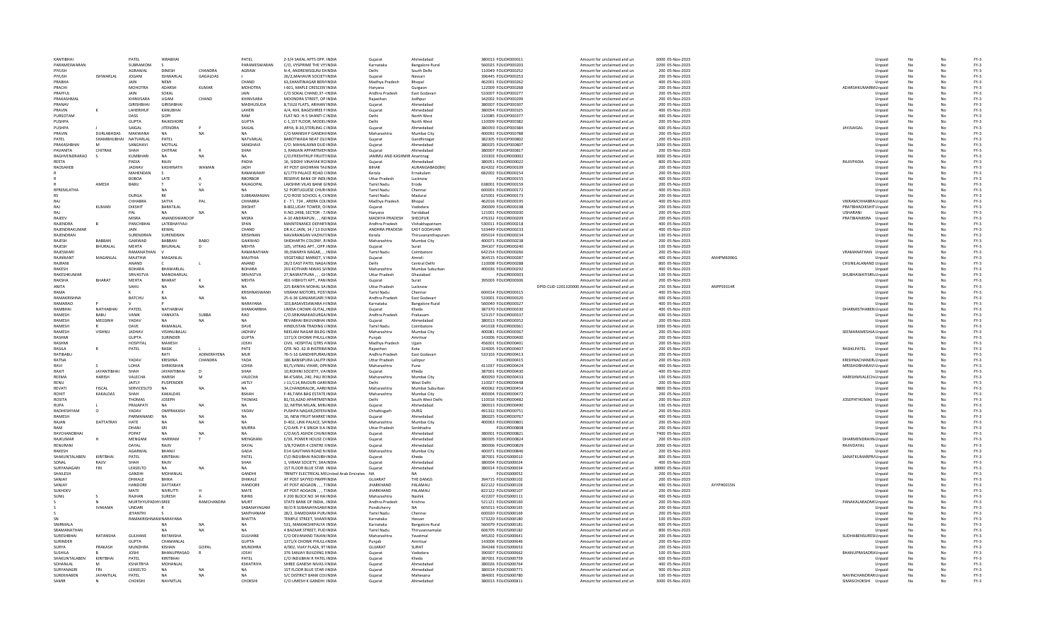| KANTIBHAI | | PATEL | HIRABHAI | | PATEL | Z-3/4 SAKAL APTS OPP. INDIA | Gujarat | Ahmedabad | 380013 | FOLIOK000011 | | Amount for unclaimed and un | 6000 | 05-Nov-2023 | | | | Unpaid | No | No | FY-3 |
|---|---|---|---|---|---|---|---|---|---|---|---|---|---|---|---|---|---|---|---|---|---|
| PARAMESWARAN | | SUBRAMONI | S | | PARAMESWARAN | C/O, VYSPRIME THE VYINDIA | Karnataka | Bangalore Rural | 560025 | FOLIOP000203 | | Amount for unclaimed and un | 2200 | 05-Nov-2023 | | | | Unpaid | No | No | FY-3 |
| PIYUSH | | AGRAWAL | DINESH | CHANDRA | AGRAW | N-4, ANDREWSGUNJ EXINDIA | Delhi | South Delhi | 110049 | FOLIOP000252 | | Amount for unclaimed and un | 200 | 05-Nov-2023 | | | | Unpaid | No | No | FY-3 |
| PIYUSH | ISHWARLAL | JOGANI | ISHWARLAL | GAGALDAS | J | 26/2,MAHAVIR SOCIETYINDIA | Gujarat | Navsari | 396445 | FOLIOP000253 | | Amount for unclaimed and un | 200 | 05-Nov-2023 | | | | Unpaid | No | No | FY-3 |
| PRABHA | | JAIN | NEMI | | CHAND | 63,SHANTINAGAR BERAINDIA | Madhya Pradesh | Bhopal | 462001 | FOLIOP000262 | | Amount for unclaimed and un | 400 | 05-Nov-2023 | | | | Unpaid | No | No | FY-3 |
| PRACHI | | MOHOTRA | ADARSH | KUMAR | MOHOTRA | I-401, MAPLE CRESCEN INDIA | Haryana | Gurgaon | 122009 | FOLIOP000268 | | Amount for unclaimed and un | 200 | 05-Nov-2023 | | | ADARSHKUMARMGUnpaid | | No | No | FY-3 |
| PRAFFUL | | JAIN | SOKAL | | JAIN | C/O SOKAL CHAND,37-HINDIA | Andhra Pradesh | East Godavari | 533007 | FOLIOP000277 | | Amount for unclaimed and un | 200 | 05-Nov-2023 | | | | Unpaid | No | No | FY-3 |
| PRAKASHMAL | | KHINVSARA | UGAM | CHAND | KHINVSARA | MOONDRA STREET, OP INDIA | Rajasthan | Jodhpur | 342002 | FOLIOP000299 | | Amount for unclaimed and un | 200 | 05-Nov-2023 | | | | Unpaid | No | No | FY-3 |
| PRANAV | | GIRISHBHAI | GIRISHBHAI | | MADHUSUDA | 8,TULSI FLATS, ARIHANTINDIA | Gujarat | Ahmedabad | 380007 | FOLIOP000307 | | Amount for unclaimed and un | 200 | 05-Nov-2023 | | | | Unpaid | No | No | FY-3 |
| PRAVIN | K | LAHERIHUF | KANUBHAI | | LAHERI | A/4, 404, BAGESHREE FINDIA | Gujarat | Ahmedabad | 380054 | FOLIOP000325 | | Amount for unclaimed and un | 400 | 05-Nov-2023 | | | | Unpaid | No | No | FY-3 |
| PURSOTAM | | DASS | GOPI | | RAM | FLAT NO. H-5 SHANTI C INDIA | Delhi | North West | 110085 | FOLIOP000377 | | Amount for unclaimed and un | 400 | 05-Nov-2023 | | | | Unpaid | No | No | FY-3 |
| PUSHPA | | GUPTA | RAJKISHORE | | GUPTA | C-1,1ST FLOOR, MODEL INDIA | Delhi | North West | 110009 | FOLIOP000382 | | Amount for unclaimed and un | 200 | 05-Nov-2023 | | | | Unpaid | No | No | FY-3 |
| PUSHPA | J | SAIGAL | JITENDRA | P | SAIGAL | ARYA, B-30,STERLING CINDIA | Gujarat | Ahmedabad | 380059 | FOLIOP000384 | | Amount for unclaimed and un | 600 | 05-Nov-2023 | | | JAYJSAIGAL | Unpaid | No | No | FY-3 |
| PRAVIN | DURLABHDAS | MAKWANA | NA | NA | NA | C/O MANISH P GANDHIINDIA | Maharashtra | Mumbai City | 400092 | FOLIOP000788 | | Amount for unclaimed and un | 200 | 05-Nov-2023 | | | | Unpaid | No | No | FY-3 |
| PATEL | SHAMBHUBHAI | NATVARLAL | PATEL | | NATVARLAL | BAROTWADA NEAR OLDINDIA | Gujarat | Gandhinagar | 382305 | FOLIOP000802 | | Amount for unclaimed and un | 200 | 05-Nov-2023 | | | | Unpaid | No | No | FY-3 |
| PRAKASHBHAI | M | SANGHAVI | MOTILAL | | SANGHAVI | C/O. MAHALAXMI DUD INDIA | Gujarat | Ahmedabad | 380025 | FOLIOP000807 | | Amount for unclaimed and un | 1000 | 05-Nov-2023 | | | | Unpaid | No | No | FY-3 |
| PAVANITA | CHITRAK | SHAH | CHITRAK | R | SHAH | 3, RANJAN APPARTMENINDIA | Gujarat | Ahmedabad | 380007 | FOLIOP000817 | | Amount for unclaimed and un | 200 | 05-Nov-2023 | | | | Unpaid | No | No | FY-3 |
| RAGHWENDRARAO | S | KUMBHARI | NA | NA | NA | C/O,FRESHTRUP FRUITSINDIA | JAMMU AND KASHMIR | Anantnag | 193303 | FOLIOR000002 | | Amount for unclaimed and un | 3000 | 05-Nov-2023 | | | | Unpaid | No | No | FY-3 |
| REETA | | PADIA | RAJIV | | PADIA | 16, SIDDHI VINAYAK RO INDIA | Gujarat | Ahmedabad | 380051 | FOLIOR000022 | | Amount for unclaimed and un | 800 | 05-Nov-2023 | | | RAJIVPADIA | Unpaid | No | No | FY-3 |
| RAOSAHEB | | JADHAV | KASHINATH | WAMAN | JADH | AT POST GHOHRAN TALINDIA | BIHAR | AURANGABAD(BH) | 824202 | FOLIOR000109 | | Amount for unclaimed and un | 200 | 05-Nov-2023 | | | | Unpaid | No | No | FY-3 |
| R | | MAHENDAN | S | | RAMAWAMY | 6/1779 PALACE ROAD CINDIA | Kerala | Ernakulam | 682002 | FOLIOR000154 | | Amount for unclaimed and un | 200 | 05-Nov-2023 | | | | Unpaid | No | No | FY-3 |
| R | | BOBOA | LATE | A | RBORBOR | RESERVE BANK OF INDI INDIA | Uttar Pradesh | Lucknow | | FOLIOR000155 | | Amount for unclaimed and un | 400 | 05-Nov-2023 | | | | Unpaid | No | No | FY-3 |
| R | AMESH | BABU | T | V | RAJAGOPAL | LAKSHMI VILAS BANK LIINDIA | Tamil Nadu | Erode | 638001 | FOLIOR000159 | | Amount for unclaimed and un | 200 | 05-Nov-2023 | | | | Unpaid | No | No | FY-3 |
| RPREMLATHA | | | NA | NA | NA | 52 PORTUGUESE CHURCINDIA | Tamil Nadu | Chennai | 600001 | FOLIOR000172 | | Amount for unclaimed and un | 400 | 05-Nov-2023 | | | | Unpaid | No | No | FY-3 |
| RS | | DURGA | RK | | SUBRAMANIAN | C/O ROSE SCHOOL 4, CINDIA | Tamil Nadu | Madurai | 625001 | FOLIOR000173 | | Amount for unclaimed and un | 200 | 05-Nov-2023 | | | | Unpaid | No | No | FY-3 |
| RAJ | | CHHABRA | SATYA | PAL | CHHABRA | E - 7 \ 724 , ARERA COLINDIA | Madhya Pradesh | Bhopal | 462016 | FOLIOR000195 | | Amount for unclaimed and un | 400 | 05-Nov-2023 | | | VIKRAMCHHABRAUnpaid | | No | No | FY-3 |
| RAJ | KUMARI | DIKSHIT | BARATILAL | | DIKSHIT | B-802,UDAY TOWER, OINDIA | Gujarat | Vadodara | 390009 | FOLIOR000198 | | Amount for unclaimed and un | 200 | 05-Nov-2023 | | | PRATIBHADIKSHIT Unpaid | | No | No | FY-3 |
| RAJ | | PAL | NA | NA | NA | H.NO.2498, SECTOR - 7,INDIA | Haryana | Faridabad | 121001 | FOLIOR000200 | | Amount for unclaimed and un | 200 | 05-Nov-2023 | | | USHARANI | Unpaid | No | No | FY-3 |
| RAJEEV | | MISRA | ANANDSWAROOP | | MISRA | A-10 ANDRAPURI, , , NEINDIA | MADHYA PRADESH | SHEOPUR | 476332 | FOLIOR000209 | | Amount for unclaimed and un | 200 | 05-Nov-2023 | | | PRATIBAMISRA | Unpaid | No | No | FY-3 |
| RAJENDRA | B | PANCHBHAI | LATEBHAYYAJI | | SPAN | MAINTENANCE DEPARTINDIA | Andhra Pradesh | Vishakhapatnam | 530011 | FOLIOR000218 | | Amount for unclaimed and un | 400 | 05-Nov-2023 | | | | Unpaid | No | No | FY-3 |
| RAJENDRAKUMAR | | JAIN | KEWAL | | CHAND | DR.K.C.JAIN, 14 / 13 DUINDIA | ANDHRA PRADESH | EAST GODAVARI | 533449 | FOLIOR000233 | | Amount for unclaimed and un | 400 | 05-Nov-2023 | | | | Unpaid | No | No | FY-3 |
| RAJENDRAN | | SURENDRAN | SURENDRAN | | KRISHNAN | NAVARANGAN VAZHUTINDIA | Kerala | Thiruvananthapuram | 695014 | FOLIOR000234 | | Amount for unclaimed and un | 100 | 05-Nov-2023 | | | | Unpaid | No | No | FY-3 |
| RAJESH | BABBAN | GAIKWAD | BABBAN | BABO | GAIKWAD | SHIDHARTH COLONY, RINDIA | Maharashtra | Mumbai City | 400071 | FOLIOR000238 | | Amount for unclaimed and un | 200 | 05-Nov-2023 | | | | Unpaid | No | No | FY-3 |
| RAJESH | BHURALAL | MEHTA | BHURALAL | D | MEHTA | 305, VITRAG APT., OPP.INDIA | Gujarat | Surat | 394210 | FOLIOR000240 | | Amount for unclaimed and un | 100 | 05-Nov-2023 | | | | Unpaid | No | No | FY-3 |
| RAJESWARI | | RAMANATHAN | V | | RAMANATHAN | 39,ISWARYA NAGAR, , , INDIA | Tamil Nadu | Coimbatore | 642154 | FOLIOR000266 | | Amount for unclaimed and un | 200 | 05-Nov-2023 | | | VRAMANATHAN | Unpaid | No | No | FY-3 |
| RAJNIKANT | MAGANLAL | MAJITHIA | MAGANLAL | | MAJITHIA | VEGETABLE MARKET, VINDIA | Gujarat | Amreli | 364515 | FOLIOR000287 | | Amount for unclaimed and un | 400 | 05-Nov-2023 | ANHPM6006G | | | Unpaid | No | No | FY-3 |
| RAJRANI | | ANAND | C | L | ANAND | 26/2 EAST PATEL NAGA INDIA | Delhi | Central Delhi | 110008 | FOLIOR000288 | | Amount for unclaimed and un | 800 | 05-Nov-2023 | | | CHUNILALANAND Unpaid | | No | No | FY-3 |
| RAKESH | | BOHARA | BHAWARLAL | | BOHARA | 203 KOTHARI NIWAS SVINDIA | Maharashtra | Mumbai Suburban | 400036 | FOLIOR000292 | | Amount for unclaimed and un | 400 | 05-Nov-2023 | | | | Unpaid | No | No | FY-3 |
| RAKESHKUMAR | | SRIVASTVA | MANOHARLAL | | SRIVASTVA | 27,NASRATPURA , , , GHINDIA | Uttar Pradesh | Ghaziabad | | FOLIOR000303 | | Amount for unclaimed and un | 100 | 05-Nov-2023 | | | SHUBHAWATSRIVUnpaid | | No | No | FY-3 |
| RAKSHA | BHARAT | MEHTA | BHARAT | K | MEHTA | 401-VIBHUTI APT., PANIINDIA | Gujarat | Surat | 395003 | FOLIOR000306 | | Amount for unclaimed and un | 200 | 05-Nov-2023 | | | | Unpaid | No | No | FY-3 |
| ANITA | | SAHU | NA | NA | NA | 225 BANIYA MOHAL SAINDIA | Uttar Pradesh | Lucknow | | | DPID-CLID-1201320000 | Amount for unclaimed and un | 250 | 05-Nov-2023 | ANIPS9314R | | | Unpaid | No | No | FY-3 |
| RAMA | | K | K | | KRISHNASWAMI | VISRAM MOTORS, POSTINDIA | Tamil Nadu | Chennai | 600014 | FOLIOR000315 | | Amount for unclaimed and un | 400 | 05-Nov-2023 | | | | Unpaid | No | No | FY-3 |
| RAMAKRISHNA | | BATCHU | NA | NA | NA | 25-6-36 GANJAMVARI SINDIA | Andhra Pradesh | East Godavari | 533001 | FOLIOR000320 | | Amount for unclaimed and un | 600 | 05-Nov-2023 | | | | Unpaid | No | No | FY-3 |
| RAMARAO | P | V | P | | NARAYANA | 103,BASAVESAWARA H INDIA | Karnataka | Bangalore Rural | 560040 | FOLIOR000327 | | Amount for unclaimed and un | 400 | 05-Nov-2023 | | | | Unpaid | No | No | FY-3 |
| RAMBHAI | NATHABHAI | PATEEL | NATHABHAI | | SHANKARBHA | LIMDA CHOWK-GUTAL,INDIA | Gujarat | Kheda | 387370 | FOLIOR000330 | | Amount for unclaimed and un | 400 | 05-Nov-2023 | | | DHARMISTHABEN Unpaid | | No | No | FY-3 |
| RAMESH | BABU | VANIK | VANKATA | SUBBA | RAO | C/O.SRIKANAKADURGA INDIA | Andhra Pradesh | Prakasam | 523157 | FOLIOR000337 | | Amount for unclaimed and un | 600 | 05-Nov-2023 | | | | Unpaid | No | No | FY-3 |
| RAMESH | MEGSINH | YADAV | NA | NA | NA | REVABHAI BHUVABHAI INDIA | Gujarat | Ahmedabad | 380013 | FOLIOR000352 | | Amount for unclaimed and un | 200 | 05-Nov-2023 | | | | Unpaid | No | No | FY-3 |
| RAMESH | R | DAVE | RAMANLAL | | DAVE | HINDUSTAN TRADING CINDIA | Tamil Nadu | Coimbatore | 641018 | FOLIOR000361 | | Amount for unclaimed and un | 1000 | 05-Nov-2023 | | | | Unpaid | No | No | FY-3 |
| RAMESH | VISHNU | JADHAV | VISHNUBALAJ | | JADHAV | NEELAM NAGAR BLDG INDIA | Maharashtra | Mumbai City | 400081 | FOLIOR000367 | | Amount for unclaimed and un | 200 | 05-Nov-2023 | | | SEEMARAMESHJA Unpaid | | No | No | FY-3 |
| RASHMI | | GUPTA | SURINDER | | GUPTA | 1371/X CHOWK PHULLIINDIA | Punjab | Amritsar | 143006 | FOLIOR000400 | | Amount for unclaimed and un | 200 | 05-Nov-2023 | | | | Unpaid | No | No | FY-3 |
| RASHMI | | HOSPITAL | MAHESH | | JOSHI | CIVIL HOSPITAL QTRS AINDIA | Madhya Pradesh | Ujjain | 456001 | FOLIOR000401 | | Amount for unclaimed and un | 200 | 05-Nov-2023 | | | | Unpaid | No | No | FY-3 |
| RASILA | R | PATEL | RASIK | L | PATE | QTR. NO. 62-B INSTRUMINDIA | Rajasthan | Kota | 324005 | FOLIOR000407 | | Amount for unclaimed and un | 200 | 05-Nov-2023 | | | RASIKLPATEL | Unpaid | No | No | FY-3 |
| RATIBABU | | | RATI | ADINERAYENA | MUR | 76-5-16 GANDHIPURAMINDIA | Andhra Pradesh | East Godavari | 533103 | FOLIOR000413 | | Amount for unclaimed and un | 200 | 05-Nov-2023 | | | | Unpaid | No | No | FY-3 |
| RATNA | | YADAV | KRISHNA | CHANDRA | YADA | 186 BANSIPURA LALITP INDIA | Uttar Pradesh | Lalitpur | | FOLIOR000415 | | Amount for unclaimed and un | 200 | 05-Nov-2023 | | | KRISHNACHANDRUnpaid | | No | No | FY-3 |
| RAVI | S | LOHIA | SHRIKISHAN | | LOHIA | B1/5,VIMAL VIHAR, OPP INDIA | Maharashtra | Pune | 411037 | FOLIOR000424 | | Amount for unclaimed and un | 400 | 05-Nov-2023 | | | MRSSHOBHARAVIUnpaid | | No | No | FY-3 |
| RAXIT | JAYANTIBHAI | SHAH | JAYANTIBHAI | D | SHAH | 10,ROHINI SOCIETY, VAINDIA | Gujarat | Kheda | 387001 | FOLIOR000430 | | Amount for unclaimed and un | 400 | 05-Nov-2023 | | | | Unpaid | No | No | FY-3 |
| REEMA | HARISH | VALECHA | HARISH | M | VALECHA | 84-K'SARA, 240, PALI R INDIA | Maharashtra | Mumbai City | 400050 | FOLIOR000433 | | Amount for unclaimed and un | 100 | 05-Nov-2023 | | | HARISHMVALECHAUnpaid | | No | No | FY-3 |
| RENU | | JAITLY | PUSPENDER | | JAITLY | J-11/114,RAJOURI GARIINDIA | Delhi | West Delhi | 110027 | FOLIOR000448 | | Amount for unclaimed and un | 200 | 05-Nov-2023 | | | | Unpaid | No | No | FY-3 |
| REVATI | FISCAL | SERVICESLTD | NA | NA | NA | 34,CHANDRALOK, AAREINDIA | Maharashtra | Mumbai Suburban | 400062 | FOLIOR000454 | | Amount for unclaimed and un | 9800 | 05-Nov-2023 | | | | Unpaid | No | No | FY-3 |
| ROHIT | KAKALDAS | SHAH | KAKALDAS | | BSHAH | F-46,TARA BAG ESTATE INDIA | Maharashtra | Mumbai City | 400004 | FOLIOR000472 | | Amount for unclaimed and un | 200 | 05-Nov-2023 | | | | Unpaid | No | No | FY-3 |
| ROSITA | | THOMAS | JOSEPH | | THOMAS | B1/33,AZAD APARTMENINDIA | Delhi | South West Delhi | 110016 | FOLIOR000482 | | Amount for unclaimed and un | 200 | 05-Nov-2023 | | | JOSEPHTHOMAS | Unpaid | No | No | FY-3 |
| RUPA | L | PRAJAPATI | NA | NA | NA | 32, MITRA MILAN, MIRAINDIA | Gujarat | Ahmedabad | 380013 | FOLIOR000490 | | Amount for unclaimed and un | 100 | 05-Nov-2023 | | | | Unpaid | No | No | FY-3 |
| RADHESHYAM | O | YADAV | OMPRAKASH | | YADAV | PUSHPA NAGAR,DEFENINDIA | Chhattisgarh | DURG | 491332 | FOLIOR000751 | | Amount for unclaimed and un | 200 | 05-Nov-2023 | | | | Unpaid | No | No | FY-3 |
| RAMESH | | PARMANAND | NA | NA | NA | 16, NEW FRUIT MARKETINDIA | Gujarat | Ahmedabad | 380025 | FOLIOR000767 | | Amount for unclaimed and un | 400 | 05-Nov-2023 | | | | Unpaid | No | No | FY-3 |
| RAJAN | DATTATRAY | HATE | NA | NA | NA | D-402, LINK PALACE, SAINDIA | Maharashtra | Mumbai City | 400063 | FOLIOR000801 | | Amount for unclaimed and un | 200 | 05-Nov-2023 | | | | Unpaid | No | No | FY-3 |
| RAM | | DHANI | SRI | | MURRA | C/O.MR. P K SINGH 9.A INDIA | Uttar Pradesh | Sonbhadra | | FOLIOR000808 | | Amount for unclaimed and un | 200 | 05-Nov-2023 | | | | Unpaid | No | No | FY-3 |
| RAYCHANDBHAI | | POPAT | NA | NA | NA | C/O.M/S ASHOK CHUNIINDIA | Gujarat | Ahmedabad | 380001 | FOLIOR000821 | | Amount for unclaimed and un | 7400 | 05-Nov-2023 | | | | Unpaid | No | No | FY-3 |
| RAJKUMAR | H | MENGANI | HARIRAM | T | MENGHANI | E/39, POWER HOUSE CINDIA | Gujarat | Ahmedabad | 380005 | FOLIOR000824 | | Amount for unclaimed and un | 200 | 05-Nov-2023 | | | DHARMENDRAHMUnpaid | | No | No | FY-3 |
| RENURANI | | DAYAL | RAJIV | | DAYAL | 3/B,TOWER-4 CENTRE PINDIA | Gujarat | Ahmedabad | 380006 | FOLIOR000829 | | Amount for unclaimed and un | 2000 | 05-Nov-2023 | | | RAJIVDAYAL | Unpaid | No | No | FY-3 |
| RAKESH | | AGARWAL | BHANUJ | | GADA | D14 GAUTHAM ROAD NINDIA | Maharashtra | Mumbai City | 400071 | FOLIOR000846 | | Amount for unclaimed and un | 200 | 05-Nov-2023 | | | | Unpaid | No | No | FY-3 |
| SHAKUNTALABEN | KIRITBHAI | PATEL | KIRITBHAI | | PATEL | C\O INDUBHAI RAOJIBHINDIA | Gujarat | Kheda | 387001 | FOLIOS000013 | | Amount for unclaimed and un | 800 | 05-Nov-2023 | | | SANATKUMARPRAUnpaid | | No | No | FY-3 |
| SONAL | RAJIV | SHAH | RAJIV | | SHAH | 1, VIRAM SOCIETY, SHAINDIA | Gujarat | Ahmedabad | 380004 | FOLIOS000024 | | Amount for unclaimed and un | 400 | 05-Nov-2023 | | | | Unpaid | No | No | FY-3 |
| SURYANAGARI | FIN | LEASELTD | NA | NA | NA | 1ST FLOOR BLUE STAR INDIA | Gujarat | Ahmedabad | 380014 | FOLIOS000034 | | Amount for unclaimed and un | 30000 | 05-Nov-2023 | | | | Unpaid | No | No | FY-3 |
| SHAILESH | | GANDHI | MOHANLAL | | GANDHI | TRINITY ELECTRICAL MUnited Arab Emirates | NA | NA | | FOLIOS000052 | | Amount for unclaimed and un | 200 | 05-Nov-2023 | | | | Unpaid | No | No | FY-3 |
| SANJAY | | DHIKALE | BHIKA | | DHIKALE | AT POST SAYYED PIMPRINDIA | GUJARAT | THE DANGS | 394715 | FOLIOS000102 | | Amount for unclaimed and un | 200 | 05-Nov-2023 | | | | Unpaid | No | No | FY-3 |
| SANJAY | | HANDORE | DATTARAY | | HANDORE | AT POST ADGAON , , , TINDIA | JHARKHAND | PALAMAU | 822122 | FOLIOS000103 | | Amount for unclaimed and un | 400 | 05-Nov-2023 | AYYPH0015N | | | Unpaid | No | No | FY-3 |
| SUKHDEV | | MATE | NIVRUTTI | H | MATE | AT POST ADGAON , , , TINDIA | JHARKHAND | PALAMAU | 822122 | FOLIOS000107 | | Amount for unclaimed and un | 200 | 05-Nov-2023 | | | | Unpaid | No | No | FY-3 |
| SUNIL | S | RAJHAN | SURESH | A | RJHNS | II 200 BLOCK NO 34 HA INDIA | Maharashtra | Nashik | 422207 | FOLIOS000111 | | Amount for unclaimed and un | 400 | 05-Nov-2023 | | | | Unpaid | No | No | FY-3 |
| S | N | MURTHYUPADHYASREE | | RAMCHANDRA | MURT | STATE BANK OF INDIA , INDIA | Andhra Pradesh | Krishna | 521121 | FOLIOS000160 | | Amount for unclaimed and un | 200 | 05-Nov-2023 | | | PANAKALARAOMUUnpaid | | No | No | FY-3 |
| S | IVAKAMA | UNDARI | R | | SABANAYAGAM | W/O R SUBANAYAGAMINDIA | Pondicherry | NA | 605013 | FOLIOS000165 | | Amount for unclaimed and un | 200 | 05-Nov-2023 | | | | Unpaid | No | No | FY-3 |
| S | | JEYANTHI | S | | SANTHANAM | 28/2, DAMODARA PURINDIA | Tamil Nadu | Chennai | 600020 | FOLIOS000169 | | Amount for unclaimed and un | 200 | 05-Nov-2023 | | | | Unpaid | No | No | FY-3 |
| SN | | RAMAKRISHNAMNARAYANA | | | BHATTA | TEMPLE STREET, SHANTINDIA | Karnataka | Hassan | 573220 | FOLIOS000180 | | Amount for unclaimed and un | 100 | 05-Nov-2023 | | | | Unpaid | No | No | FY-3 |
| SNIRMALA | | | NA | NA | NA | 531, MAMAKSHIPALYA INDIA | Karnataka | Bangalore Rural | 560079 | FOLIOS000181 | | Amount for unclaimed and un | 600 | 05-Nov-2023 | | | | Unpaid | No | No | FY-3 |
| SRAMANATHAN | | | NA | NA | NA | 4 BAZAAR STREET, PUDINDIA | Tamil Nadu | Thiruvannamalai | 606705 | FOLIOS000182 | | Amount for unclaimed and un | 800 | 05-Nov-2023 | | | | Unpaid | No | No | FY-3 |
| SURESHBHAI | RATANSHA | GULHANE | RATANSHA | | GULHANE | C/O DEVANAND TAJANINDIA | Maharashtra | Yavatmal | 445202 | FOLIOS000641 | | Amount for unclaimed and un | 200 | 05-Nov-2023 | | | SUDHABENSURESUnpaid | | No | No | FY-3 |
| SURINDER | | GUPTA | CHAMANLAL | | GUPTA | 1371/X CHOWK PHULLIINDIA | Punjab | Amritsar | 143006 | FOLIOS000646 | | Amount for unclaimed and un | 200 | 05-Nov-2023 | | | | Unpaid | No | No | FY-3 |
| SURYA | PRAKASH | MUNDHRA | KISHAN | GOPAL | MUNDHRA | A/902, VIJAY PLAZA, 9T INDIA | GUJARAT | SURAT | 394248 | FOLIOS000653 | | Amount for unclaimed and un | 200 | 05-Nov-2023 | | | | Unpaid | No | No | FY-3 |
| SUSHILA | B | JOSHI | BHANUPRASAD | R | JOSHI | 376 SANJAY BUILDING EINDIA | Gujarat | Vadodara | 390007 | FOLIOS000662 | | Amount for unclaimed and un | 100 | 05-Nov-2023 | | | BHANUPRASADRJ Unpaid | | No | No | FY-3 |
| SHAKUNTALABEN | KIRITBHAI | PATEL | KIRITBHAI | | PATEL | C/O INDUBHAI R PATEL INDIA | Gujarat | Kheda | 387001 | FOLIOS000759 | | Amount for unclaimed and un | 600 | 05-Nov-2023 | | | | Unpaid | No | No | FY-3 |
| SOHANLAL | M | KSHATRIYA | MOHANLAL | | KSHATRIYA | SHREE GANESH NIVAS HINDIA | Gujarat | Ahmedabad | 380026 | FOLIOS000764 | | Amount for unclaimed and un | 400 | 05-Nov-2023 | | | | Unpaid | No | No | FY-3 |
| SURYANAGRI | FIN | LEASELTD | NA | NA | NA | 1ST FLOOR BLUE STAR HINDIA | Gujarat | Ahmedabad | 380014 | FOLIOS000771 | | Amount for unclaimed and un | 900 | 05-Nov-2023 | | | | Unpaid | No | No | FY-3 |
| SUREKHABEN | JAYANTILAL | PATEL | NA | NA | NA | 5/C DISTRICT BANK COLINDIA | Gujarat | Mahesana | 384001 | FOLIOS000780 | | Amount for unclaimed and un | 100 | 05-Nov-2023 | | | NAVINCHANDRAPUnpaid | | No | No | FY-3 |
| SAMIR | N | CHOKSHI | NAVNITLAL | | CHOKSHI | C/O UMESH K GANDHI INDIA | Gujarat | Ahmedabad | 380013 | FOLIOS000811 | | Amount for unclaimed and un | 3000 | 05-Nov-2023 | | | SIMASCHOKSHI | Unpaid | No | No | FY-3 |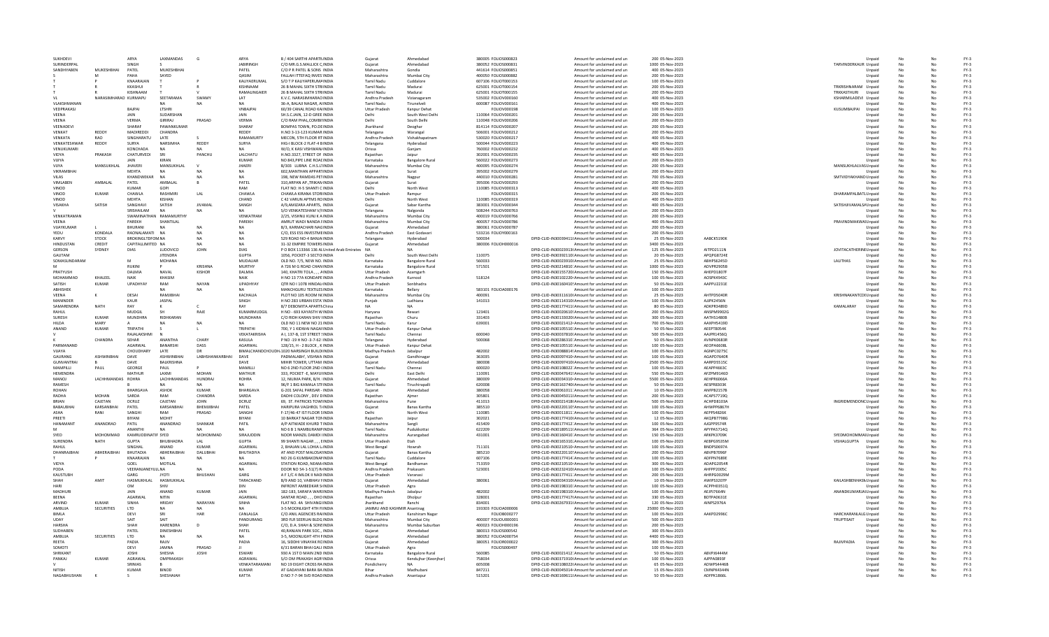| | | | | | | | | | | | | | | | | | | | | |
|---|---|---|---|---|---|---|---|---|---|---|---|---|---|---|---|---|---|---|---|---|
| SUKHDEVI | | ARYA | LAXMANDAS | G | ARYA | B / 404 SARTHI APARTN | INDIA | Gujarat | Ahmedabad | 380005 | FOLIOS000823 | Amount for unclaimed and un | 200 | 05-Nov-2023 | | | Unpaid | No | No | FY-3 |
| SURINDERPAL | | SINGH | S | | JABIRINGH | C/O MR.G.S.MALLICK C/ | INDIA | Gujarat | Ahmedabad | 380052 | FOLIOS000831 | Amount for unclaimed and un | 1000 | 05-Nov-2023 | | TARVINDERKAUR | Unpaid | No | No | FY-3 |
| SANDHYABEN | MUKESHBHAI | PATEL | MUKESHBHAI | | PATEL | C/O P R PATEL & SONS | INDIA | Maharashtra | Gondia | 441614 | FOLIOS000851 | Amount for unclaimed and un | 400 | 05-Nov-2023 | | | Unpaid | No | No | FY-3 |
| S | M | PAHA | SAYED | | QASIM | FALLAH ITTEFAQ INVES | INDIA | Maharashtra | Mumbai City | 400050 | FOLIOS000882 | Amount for unclaimed and un | 200 | 05-Nov-2023 | | | Unpaid | No | No | FY-3 |
| T | P | KNAARAJAN | T | P | KALIYAPERUMAL | S/O T P KALIYAPERUMA | INDIA | Tamil Nadu | Cuddalore | 607106 | FOLIOT000153 | Amount for unclaimed and un | 100 | 05-Nov-2023 | | | Unpaid | No | No | FY-3 |
| T | R | KKASHUI | T | R | KISHNAAM | 26 B MAHAL SIXTH STR | INDIA | Tamil Nadu | Madurai | 625001 | FOLIOT000154 | Amount for unclaimed and un | 200 | 05-Nov-2023 | | TRKRISHNARAM | Unpaid | No | No | FY-3 |
| T | R | KISHNAAM | T | V | RAMALINGAIER | 26 B MAHAL SIXTH STR | INDIA | Tamil Nadu | Madurai | 625001 | FOLIOT000155 | Amount for unclaimed and un | 200 | 05-Nov-2023 | | TRKKASTHURI | Unpaid | No | No | FY-3 |
| VL | NARASIMHARAO | KURMAPU | SEETARAMA | SWAMY | LAT | K.V.C. NARASIMHARAO | INDIA | Andhra Pradesh | Vizianagaram | 535002 | FOLIOV000160 | Amount for unclaimed and un | 400 | 05-Nov-2023 | | KSHARMILADEVI | Unpaid | No | No | FY-3 |
| VLAKSHMANAN | | | NA | NA | NA | 36-A, BALAJI NAGAR, A | INDIA | Tamil Nadu | Tirunelveli | 600087 | FOLIOV000161 | Amount for unclaimed and un | 400 | 05-Nov-2023 | | | Unpaid | No | No | FY-3 |
| VEDPRAKASI | | BAJPAI | LTSHRI | | VNBAJPAI | 60/39 CANAL ROAD KAI | INDIA | Uttar Pradesh | Kanpur Dehat | | FOLIOV000198 | Amount for unclaimed and un | 100 | 05-Nov-2023 | | KUSUMBAJPAI | Unpaid | No | No | FY-3 |
| VEENA | | JAIN | SUDARSHAN | | JAIN | SH.S.C.JAIN, 12-D GREE | INDIA | Delhi | South West Delhi | 110064 | FOLIOV000201 | Amount for unclaimed and un | 200 | 05-Nov-2023 | | | Unpaid | No | No | FY-3 |
| VEENA | | VERMA | GIRIRAJ | PRASAD | VERMA | C/O RAM PHAL, COMBI | INDIA | Delhi | South Delhi | 110048 | FOLIOV000206 | Amount for unclaimed and un | 200 | 05-Nov-2023 | | | Unpaid | No | No | FY-3 |
| VEENADEVI | | SHARAF | PAWANKUMAR | | SHARAF | BOMPAS TOWN, PO.DE | INDIA | Jharkhand | Deoghar | 814114 | FOLIOV000207 | Amount for unclaimed and un | 200 | 05-Nov-2023 | | | Unpaid | No | No | FY-3 |
| VENKAT | REDDY | MADIREDDI | CHANDRA | | REDDY | H.NO 3-13-123 KUMAR | INDIA | Telangana | Warangal | 506001 | FOLIOV000212 | Amount for unclaimed and un | 200 | 05-Nov-2023 | | | Unpaid | No | No | FY-3 |
| VENKATA | RAO | SINGHARATU | LATE | S | RAMAMURTY | MECON, 5TH FLOOR RT | INDIA | Andhra Pradesh | Vishakhapatnam | 530020 | FOLIOV000217 | Amount for unclaimed and un | 400 | 05-Nov-2023 | | | Unpaid | No | No | FY-3 |
| VENKATESHWAR | REDDY | SURYA | NARSIMHA | REDDY | SURYA | HIG-I BLOCK-2 FLAT-4 | INDIA | Telangana | Hyderabad | 500044 | FOLIOV000223 | Amount for unclaimed and un | 400 | 05-Nov-2023 | | | Unpaid | No | No | FY-3 |
| VENUKUMARI | | KONCHADA | NA | NA | NA | W/O, K KASI VISHWAN | INDIA | Orissa | Ganjam | 760002 | FOLIOV000232 | Amount for unclaimed and un | 400 | 05-Nov-2023 | | | Unpaid | No | No | FY-3 |
| VIDYA | PRAKASH | CHATURVEDI | SRI | PANCHU | LALCHATU | H.NO.3327, STREET OF | INDIA | Rajasthan | Jaipur | 302001 | FOLIOV000235 | Amount for unclaimed and un | 400 | 05-Nov-2023 | | | Unpaid | No | No | FY-3 |
| VIJAYA | | JAIN | KIRAN | | KUMAR | NO.843,PIPE LINE ROAD | INDIA | Karnataka | Bangalore Rural | 560022 | FOLIOV000273 | Amount for unclaimed and un | 200 | 05-Nov-2023 | | | Unpaid | No | No | FY-3 |
| VIJYA | MANSUKHLAL | JHAVERI | MANSUKHLAL | V | JHAERI | B/305 LUBNA C.H.S.LT | INDIA | Maharashtra | Mumbai City | 400095 | FOLIOV000274 | Amount for unclaimed and un | 200 | 05-Nov-2023 | | MANSUKHLALVAS | Unpaid | No | No | FY-3 |
| VIKRAMBHAI | | MEHTA | NA | NA | NA | 602,MANTHAN APPART | INDIA | Gujarat | Surat | 395002 | FOLIOV000279 | Amount for unclaimed and un | 200 | 05-Nov-2023 | | | Unpaid | No | No | FY-3 |
| VILAS | | KHANDWEKAR | NA | NA | NA | 198, NEW RAMDAS PET | INDIA | Maharashtra | Nagpur | 440010 | FOLIOV000281 | Amount for unclaimed and un | 700 | 05-Nov-2023 | | SMTVIDYAKHAND | Unpaid | No | No | FY-3 |
| VIMLABEN | AMBALAL | PATEL | AMBALAL | B | PATEL | 310,ARPAN AP.,TRIKAM | INDIA | Gujarat | Surat | 395006 | FOLIOV000293 | Amount for unclaimed and un | 200 | 05-Nov-2023 | | | Unpaid | No | No | FY-3 |
| VINOD | | KUMAR | GOPI | | RAM | FLAT NO: H-5 SHANTI C | INDIA | Delhi | North West | 110085 | FOLIOV000313 | Amount for unclaimed and un | 400 | 05-Nov-2023 | | | Unpaid | No | No | FY-3 |
| VINOD | KUMAR | CHAWLA | RASHMIRI | LAL | CHAWLA | CHAWLA KIRANA STOR | INDIA | Uttar Pradesh | Rampur | | FOLIOV000315 | Amount for unclaimed and un | 200 | 05-Nov-2023 | | DHARAMPALBATL | Unpaid | No | No | FY-3 |
| VINOD | | MEHTA | KISHAN | | CHAND | C 42 VARUN APTMS RO | INDIA | Delhi | North West | 110085 | FOLIOV000319 | Amount for unclaimed and un | 400 | 05-Nov-2023 | | | Unpaid | No | No | FY-3 |
| VISAKHA | SATISH | SANGHAVI | SATISH | JIVAMAL | SANGH | A/9,AMIDARA APARTS, | INDIA | Gujarat | Sabar Kantha | 383001 | FOLIOV000344 | Amount for unclaimed and un | 400 | 05-Nov-2023 | | SATISHJIVAMALS | Unpaid | No | No | FY-3 |
| V | | SRISHAILAM | NA | NA | NA | S/O VENKATESHAM V/ | INDIA | Telangana | Nalgonda | 508244 | FOLIOV000763 | Amount for unclaimed and un | 200 | 05-Nov-2023 | | | Unpaid | No | No | FY-3 |
| VENKATRAMAN | | SWAMINATHAN | RAMAMURTHY | | VENKATRAM | 2/25, VISHNU KUNJ K A | INDIA | Maharashtra | Mumbai City | 400019 | FOLIOV000766 | Amount for unclaimed and un | 200 | 05-Nov-2023 | | | Unpaid | No | No | FY-3 |
| VEENA | | PAREKH | SHANTILAL | | PAREKH | AMRUT WADI NANDA F | INDIA | Maharashtra | Mumbai City | 400057 | FOLIOV000786 | Amount for unclaimed and un | 400 | 05-Nov-2023 | | PRAVINDMAKWAI | Unpaid | No | No | FY-3 |
| VIJAYKUMAR | L | BHURANI | NA | NA | NA | B/3, KARMACHARI NAG | INDIA | Gujarat | Ahmedabad | 380061 | FOLIOV000787 | Amount for unclaimed and un | 200 | 05-Nov-2023 | | | Unpaid | No | No | FY-3 |
| YEDU | KONDALA | RAONALAMATI | NA | NA | NA | C/O, ESS ESS INVESTME | INDIA | Andhra Pradesh | East Godavari | 533216 | FOLIOY000163 | Amount for unclaimed and un | 200 | 05-Nov-2023 | | | Unpaid | No | No | FY-3 |
| KARVY | STOCK | BROKINGLTDFOM | NA | NA | NA | 529 ROAD NO-4 BANJA | INDIA | Telangana | Hyderabad | 500034 | DPID-CLID-IN30039411 | Amount for unclaimed and un | 25 | 05-Nov-2023 | AABCK5190K | | Unpaid | No | No | FY-3 |
| HINDUSTAN | CREDIT | CAPITALLIMITED | NA | NA | NA | 31-32 EMPIRE TOWERS | INDIA | Gujarat | Ahmedabad | 380006 | FOLIOH000016 | Amount for unclaimed and un | 3400 | 05-Nov-2023 | | | Unpaid | No | No | FY-3 |
| GERSON | SYDNEY | DIAS | LUDOVICO | JOHN | DIAS | P O BOX 113366 136 Al | United Arab Emirates | NA | NA | | DPID-CLID-IN30023913 | Amount for unclaimed and un | 125 | 05-Nov-2023 | AITPD2111N | JOVITACATHERINE | Unpaid | No | No | FY-3 |
| GAUTAM | | | JITENDRA | | GUPTA | 1056, POCKET-3 SECTO | INDIA | Delhi | South West Delhi | 110075 | DPID-CLID-IN30392110 | Amount for unclaimed and un | 20 | 05-Nov-2023 | APQPG8724E | | Unpaid | No | No | FY-3 |
| SOMASUNDARAM | | M | MOHANA | | MUDALIAR | OLD NO. 7/5, NEW NO. | INDIA | Karnataka | Bangalore Rural | 560033 | DPID-CLID-IN30023910 | Amount for unclaimed and un | 25 | 05-Nov-2023 | ABHPS6245D | LALITHAS | Unpaid | No | No | FY-3 |
| M | | RUKINI | P | KRISHNA | MURTHY | A 726 M G ROAD CHAN | INDIA | Karnataka | Bangalore Rural | 571501 | DPID-CLID-IN30214810 | Amount for unclaimed and un | 1000 | 05-Nov-2023 | ADVPR2905B | | Unpaid | No | No | FY-3 |
| PRATYUSH | | DALMIA | NAVAL | KISHOR | DALMIA | 140, KHATRI TOLA , , , | INDIA | Uttar Pradesh | Azamgarh | | DPID-CLID-IN30155720 | Amount for unclaimed and un | 150 | 05-Nov-2023 | AHEPD1807F | | Unpaid | No | No | FY-3 |
| MOHAMMAD | KHALEEL | NAIK | KHASIM | | NAIK | H NO 13 77A KONDAPE | INDIA | Andhra Pradesh | Kurnool | 518124 | DPID-CLID-IN30102220 | Amount for unclaimed and un | 100 | 05-Nov-2023 | AOSPK4943C | | Unpaid | No | No | FY-3 |
| SATISH | KUMAR | UPADHYAY | RAM | NAYAN | UPADHYAY | QTR NO I 1078 HINDAL | INDIA | Uttar Pradesh | Sonbhadra | | DPID-CLID-IN30160410 | Amount for unclaimed and un | 50 | 05-Nov-2023 | AAPPU2231E | | Unpaid | No | No | FY-3 |
| ABHISHEK | | | NA | NA | NA | MANCHIGURU TEXTILES | INDIA | Karnataka | Bellary | 583101 | FOLIOA000176 | Amount for unclaimed and un | 100 | 05-Nov-2023 | | | Unpaid | No | No | FY-3 |
| VEENA | K | DESAI | RAMJIBHAI | | KACHALIA | PLOT NO 105 ROOM N | INDIA | Maharashtra | Mumbai City | 400091 | DPID-CLID-IN30311610 | Amount for unclaimed and un | 25 | 05-Nov-2023 | AHTPD5040R | KRISHNAKANTCDE | Unpaid | No | No | FY-3 |
| MAHINDER | | KAUR | JASPAL | | SINGH | H NO 283 URBAN ESTA | INDIA | Punjab | Ludhiana | 141013 | DPID-CLID-IN30114310 | Amount for unclaimed and un | 100 | 05-Nov-2023 | AJJPK2456N | | Unpaid | No | No | FY-3 |
| SAMARENDRA | NATH | RAY | K | C | RAY | B/7 DEBOMITA APARTN | China | NA | NA | | DPID-CLID-IN30177411 | Amount for unclaimed and un | 80 | 05-Nov-2023 | ADKPR3480D | KAMALARAY | Unpaid | No | No | FY-3 |
| RAHUL | | MUDGIL | SH | RAJE | KUMARMUDGIL | H NO - 693 KAYASTH W | INDIA | Haryana | Rewari | 123401 | DPID-CLID-IN30020610 | Amount for unclaimed and un | 200 | 05-Nov-2023 | AKSPM5902G | | Unpaid | No | No | FY-3 |
| SURESH | KUMAR | MUNDHRA | RIDHKARAN | | MUNDHARA | C/O RIDH KARAN SHIV | INDIA | Rajasthan | Churu | 331403 | DPID-CLID-IN30133020 | Amount for unclaimed and un | 300 | 05-Nov-2023 | AATHS1480B | | Unpaid | No | No | FY-3 |
| HILDA | MARY | A | NA | NA | NA | OLD NO 11 NEW NO 21 | INDIA | Tamil Nadu | Karur | 639001 | DPID-CLID-IN30021412 | Amount for unclaimed and un | 700 | 05-Nov-2023 | AAXPH5419D | | Unpaid | No | No | FY-3 |
| ANAND | KUMAR | TRIPATHI | S | L | TRIPATHI | 700, Y 1 KIDWAI NAGAR | INDIA | Uttar Pradesh | Kanpur Dehat | | DPID-CLID-IN30105510 | Amount for unclaimed and un | 50 | 05-Nov-2023 | AEEPT8054K | | Unpaid | No | No | FY-3 |
| V | | RAJALAKSHMI | N | | VEKATAKRISHA | A 1, 137-B, 1ST STREET | INDIA | Tamil Nadu | Chennai | 600040 | DPID-CLID-IN30037810 | Amount for unclaimed and un | 500 | 05-Nov-2023 | AAJPR1456Q | | Unpaid | No | No | FY-3 |
| K | CHANDRA | SEHAR | ANANTHA | CHARY | KASULA | P NO -19 H NO -3-7-62 | INDIA | Telangana | Hyderabad | 500068 | DPID-CLID-IN30286310 | Amount for unclaimed and un | 50 | 05-Nov-2023 | AVNPK0683R | | Unpaid | No | No | FY-3 |
| PARMANAND | | AGARWAL | BANARSHI | DASS | AGARWAL | 128/15, H - 2 BLOCK , K | INDIA | Uttar Pradesh | Kanpur Dehat | | DPID-CLID-IN30105510 | Amount for unclaimed and un | 100 | 05-Nov-2023 | AEOPA6608L | | Unpaid | No | No | FY-3 |
| VIJAYA | | CHOUDHARY | LATE | DR | BIMALCHANDCHOU | 1020 NARSINGH BUILD | INDIA | Madhya Pradesh | Jabalpur | 482002 | DPID-CLID-IN30088814 | Amount for unclaimed and un | 100 | 05-Nov-2023 | AGNPC0275C | | Unpaid | No | No | FY-3 |
| GAURANG | ASHWINBHAI | DAVE | ASHWINBHAI | LABHSHANKARBHAI | DAVE | PADMALABH', VISHWA | INDIA | Gujarat | Gandhinagar | 363035 | DPID-CLID-IN30097410 | Amount for unclaimed and un | 100 | 05-Nov-2023 | AGAPD7640R | | Unpaid | No | No | FY-3 |
| GUNVANTRAI | B | DAVE | BALKRISHNA | | DAVE | MIHIR TOWER, UTTAM | INDIA | Gujarat | Ahmedabad | 380008 | DPID-CLID-IN30097410 | Amount for unclaimed and un | 2500 | 05-Nov-2023 | AARPD5515C | | Unpaid | No | No | FY-3 |
| MAMPILLI | PAUL | GEORGE | PAUL | P | MAMILLI | NO 6 2ND FLOOR 2ND | INDIA | Tamil Nadu | Chennai | 600020 | DPID-CLID-IN30108022 | Amount for unclaimed and un | 100 | 05-Nov-2023 | AEAPP4663C | | Unpaid | No | No | FY-3 |
| HEMENDRA | | MATHUR | LAXMI | MOHAN | MATHUR | 333, POCKET -E, MAYU | INDIA | Delhi | East Delhi | 110091 | DPID-CLID-IN30047641 | Amount for unclaimed and un | 550 | 05-Nov-2023 | AFZPM9146D | | Unpaid | No | No | FY-3 |
| MANOJ | LACHHMANDAS | ROHRA | LACHHMANDAS | HUNDRAJ | ROHRA | 12, NILIMA PARK, B/H. I | INDIA | Gujarat | Ahmedabad | 380009 | DPID-CLID-IN30034310 | Amount for unclaimed and un | 5500 | 05-Nov-2023 | AEHPR6066A | | Unpaid | No | No | FY-3 |
| RAMESH | | B | NA | NA | NA | 96/F 1 BIG KAMALA ST | INDIA | Tamil Nadu | Tiruchirapalli | 620008 | DPID-CLID-IN30163740 | Amount for unclaimed and un | 50 | 05-Nov-2023 | AESPR8003K | | Unpaid | No | No | FY-3 |
| ROHAN | | BHARGAVA | ASHOK | KUMAR | BHARGAVA | G-201 SAFAL PARISAR | INDIA | Gujarat | Ahmedabad | 380058 | DPID-CLID-IN30061011 | Amount for unclaimed and un | 10 | 05-Nov-2023 | AWIPB2157B | | Unpaid | No | No | FY-3 |
| RADHA | MOHAN | SARDA | RAM | CHANDRA | SARDA | DADHI COLONY , DEV | INDIA | Rajasthan | Ajmer | 305801 | DPID-CLID-IN30045011 | Amount for unclaimed and un | 200 | 05-Nov-2023 | ACAPS7719Q | | Unpaid | No | No | FY-3 |
| BRIAN | CAJETAN | DCRUZ | CAJETAN | JOHN | DCRUZ | 66, ST. PATRICKS TOWN | INDIA | Maharashtra | Pune | 411013 | DPID-CLID-IN30021418 | Amount for unclaimed and un | 500 | 05-Nov-2023 | ACHPD8103A | INGRIDMENDONC | Unpaid | No | No | FY-3 |
| BABAUBHAI | KARSANBHAI | PATEL | KARSANBHAI | BHEMJIBHAI | PATEL | HARIPURA VAGHROL T | INDIA | Gujarat | Banas Kantha | 385510 | DPID-CLID-IN30127630 | Amount for unclaimed and un | 100 | 05-Nov-2023 | AHWPP6867H | | Unpaid | No | No | FY-3 |
| ASHA | RANI | SANGHI | RAM | PRASAD | SANGHI | F-37/46-47 IST FLOOR | INDIA | Delhi | North West | 110085 | DPID-CLID-IN30011811 | Amount for unclaimed and un | 100 | 05-Nov-2023 | AEPPS4826K | | Unpaid | No | No | FY-3 |
| PREETI | | BIYANI | MOHIT | | BIYANI | 10 BARKAT NAGAR TO | INDIA | Rajasthan | Jaipur | 302021 | DPID-CLID-IN30177410 | Amount for unclaimed and un | 12 | 05-Nov-2023 | AKQPB7798G | | Unpaid | No | No | FY-3 |
| HANAMANT | ANANDRAO | PATIL | ANANDRAO | SHANKAR | PATIL | A/P AITWADE KHURD T | INDIA | Maharashtra | Sangli | 415409 | DPID-CLID-IN30177412 | Amount for unclaimed and un | 100 | 05-Nov-2023 | AJGPP9574R | | Unpaid | No | No | FY-3 |
| M | | ANANTHI | NA | NA | NA | NO 6 B 1 NAMBURAN | INDIA | Tamil Nadu | Pudukkottai | 622209 | DPID-CLID-IN30189511 | Amount for unclaimed and un | 364 | 05-Nov-2023 | APYPA5714Q | | Unpaid | No | No | FY-3 |
| SYED | MOHOMMAD | KAMRUDDINATIF | SYED | MOHOMMAD | SIRAJUDDIN | NOOR MANZIL DAMDI | INDIA | Maharashtra | Aurangabad | 431001 | DPID-CLID-IN30160410 | Amount for unclaimed and un | 150 | 05-Nov-2023 | ARKPK3709K | SYEDMOHOMMAD | Unpaid | No | No | FY-3 |
| SURENDRA | NATH | GUPTA | BHUBHADRA | LAL | GUPTA | 99 SHANTI NAGAR , , , | INDIA | Uttar Pradesh | Etah | | DPID-CLID-IN30165310 | Amount for unclaimed and un | 100 | 05-Nov-2023 | AEBPG9535M | VISHALGUPTA | Unpaid | No | No | FY-3 |
| RAHUL | | SINGHAL | ANAND | KUMAR | AGARWAL | 2, BHAJAN LAL LOHIA L | INDIA | West Bengal | Howrah | 711101 | DPID-CLID-IN30210510 | Amount for unclaimed and un | 100 | 05-Nov-2023 | BNDPS0697A | | Unpaid | No | No | FY-3 |
| DHANRAJBHAI | ABHERAJBHAI | BHUTADIA | ABHERAJBHAI | DALUBHAI | BHUTADIYA | AT AND POST MALOSA | INDIA | Gujarat | Banas Kantha | 385210 | DPID-CLID-IN30220110 | Amount for unclaimed and un | 200 | 05-Nov-2023 | ABVPB7090F | | Unpaid | No | No | FY-3 |
| T | P | KNAARAJAN | NA | NA | NA | NO 26 G KUMBAKONAM | INDIA | Tamil Nadu | Cuddalore | 607106 | DPID-CLID-IN30177414 | Amount for unclaimed and un | 100 | 05-Nov-2023 | ADFPN7688K | | Unpaid | No | No | FY-3 |
| VIDYA | | GOEL | MOTILAL | | AGARWAL | STATION ROAD, NEAM | INDIA | West Bengal | Bardhaman | 713359 | DPID-CLID-IN30210510 | Amount for unclaimed and un | 300 | 05-Nov-2023 | ADAPG2054R | | Unpaid | No | No | FY-3 |
| PODA | | VEERANJANEYULU | NA | NA | NA | DOOR NO 54-1-51(7) RI | INDIA | Andhra Pradesh | Prakasam | 523001 | DPID-CLID-IN30232410 | Amount for unclaimed and un | 100 | 05-Nov-2023 | AHFPP2005C | | Unpaid | No | No | FY-3 |
| KAUSTUBH | | GARG | JYOTI | BHUSHAN | GARG | A F 1/C 4 IMLOK II NAG | INDIA | Uttar Pradesh | Varanasi | | DPID-CLID-IN30177411 | Amount for unclaimed and un | 200 | 05-Nov-2023 | AHRPG0029M | | Unpaid | No | No | FY-3 |
| SHAH | AMIT | HASMUKHLAL | HASMUKHLAL | | TARACHAND | B/9 AND 10, VAIBHAV F | INDIA | Gujarat | Ahmedabad | 380061 | DPID-CLID-IN30034310 | Amount for unclaimed and un | 10 | 05-Nov-2023 | AWIPS3207P | KAILASHBENHASM | Unpaid | No | No | FY-3 |
| HARI | | OM | SHIV | | DIN | INFRONT AMBEDKAR SH | INDIA | Uttar Pradesh | Agra | | DPID-CLID-IN30198310 | Amount for unclaimed and un | 100 | 05-Nov-2023 | ACPPH0351Q | | Unpaid | No | No | FY-3 |
| MADHURI | | JAIN | ANAND | KUMAR | JAIN | 182-183, SARAFA WAR | INDIA | Madhya Pradesh | Jabalpur | 482002 | DPID-CLID-IN30198310 | Amount for unclaimed and un | 100 | 05-Nov-2023 | AEJPJ7664N | ANANDKUMARJAI | Unpaid | No | No | FY-3 |
| BEENA | | AGARWAL | NITIN | | AGARWAL | SANTAR ROAD , , , DHO | INDIA | Rajasthan | Dholpur | 328001 | DPID-CLID-IN30177417 | Amount for unclaimed and un | 330 | 05-Nov-2023 | BDTPA0631E | | Unpaid | No | No | FY-3 |
| ARVIND | KUMAR | SINHA | HRIDAY | NARAYAN | SINHA | FLAT NO. 4A SHIVANG | INDIA | Jharkhand | Ranchi | 834001 | DPID-CLID-IN30267931 | Amount for unclaimed and un | 120 | 05-Nov-2023 | AINPS2976A | | Unpaid | No | No | FY-3 |
| AMBUJA | SECURITIES | LTD | NA | NA | NA | 3-5 MOONLIGHT 4TH F | INDIA | JAMMU AND KASHMIR | Anantnag | 193303 | FOLIOA000006 | Amount for unclaimed and un | 25000 | 05-Nov-2023 | | | Unpaid | No | No | FY-3 |
| BIMLA | | DEVI | SRI | HAR | CANLALGA | C/O ANIL AGENCIES RA | INDIA | Uttar Pradesh | Kanshiram Nagar | | FOLIOB000277 | Amount for unclaimed and un | 100 | 05-Nov-2023 | AAKPD2996C | HARICHARANLALG | Unpaid | No | No | FY-3 |
| UDAY | | SAIT | SAIT | | PANDURANG | 3RD FLR SEERUAI BLDG | INDIA | Maharashtra | Mumbai City | 400007 | FOLIOU000001 | Amount for unclaimed and un | 500 | 05-Nov-2023 | | TRUPTISAIT | Unpaid | No | No | FY-3 |
| HARSHA | | SHAH | HARENDRA | D | SHAH | C/O, D.A. SHAH & SON | INDIA | Maharashtra | Mumbai Suburban | 400023 | FOLIOH000196 | Amount for unclaimed and un | 200 | 05-Nov-2023 | | | Unpaid | No | No | FY-3 |
| SUDHABEN | | PATEL | DINESHBHAI | | PATEL | 40,RANJAN PARK SOC., | INDIA | Gujarat | Ahmedabad | 380013 | FOLIOS000542 | Amount for unclaimed and un | 300 | 05-Nov-2023 | | | Unpaid | No | No | FY-3 |
| AMBUJA | SECURITIES | LTD | NA | NA | NA | 3-5, MOONLIGHT 4TH F | INDIA | Gujarat | Ahmedabad | 380052 | FOLIOA000754 | Amount for unclaimed and un | 4400 | 05-Nov-2023 | | | Unpaid | No | No | FY-3 |
| REETA | | PADIA | RAJIV | | PADIA | 16, SIDDHI VINAYAK RO | INDIA | Gujarat | Ahmedabad | 380051 | FOLIOR000022 | Amount for unclaimed and un | 300 | 05-Nov-2023 | | RAJIVPADIA | Unpaid | No | No | FY-3 |
| SOMOTI | | DEVI | JAMNA | PRASAD | JI | 6/31 BARAN BHAI GALI | INDIA | Uttar Pradesh | Agra | | FOLIOS000497 | Amount for unclaimed and un | 100 | 05-Nov-2023 | | | Unpaid | No | No | FY-3 |
| SHRIKANT | | JOSHI | SHESHA | JOSHI | ESWARI | 930 A 1ST D MAIN 2ND | INDIA | Karnataka | Bangalore Rural | 560085 | DPID-CLID-IN30214121 | Amount for unclaimed and un | 50 | 05-Nov-2023 | ABVPJ6444M | | Unpaid | No | No | FY-3 |
| PANKAJ | KUMAR | AGRAWAL | OMPRAKASH | | AGRAWAL | S/O OM PRAKASH AGR | INDIA | Orissa | Kendujhar (Keonjhar) | 758034 | DPID-CLID-IN30371910 | Amount for unclaimed and un | 100 | 05-Nov-2023 | AJPPA0893F | | Unpaid | No | No | FY-3 |
| V | | SRINIAS | B | | VENKATARAMANI | NO 19 EIGHT CROSS RA | INDIA | Pondicherry | NA | 605008 | DPID-CLID-IN30108022 | Amount for unclaimed and un | 65 | 05-Nov-2023 | ADWPS4446B | | Unpaid | No | No | FY-3 |
| NITISH | | KUMAR | BINOD | | KUMAR | AT GADAYANI BARA BA | INDIA | Bihar | Madhubani | 847211 | DPID-CLID-IN30045014 | Amount for unclaimed and un | 15 | 05-Nov-2023 | CMNPK6344N | | Unpaid | No | No | FY-3 |
| NAGABHUSHAN | K | S | SHESHAIAH | | KATTA | D NO 7-7-94 SVD ROAD | INDIA | Andhra Pradesh | Anantapur | 515201 | DPID-CLID-IN30169611 | Amount for unclaimed and un | 50 | 05-Nov-2023 | ADFPK1866L | | Unpaid | No | No | FY-3 |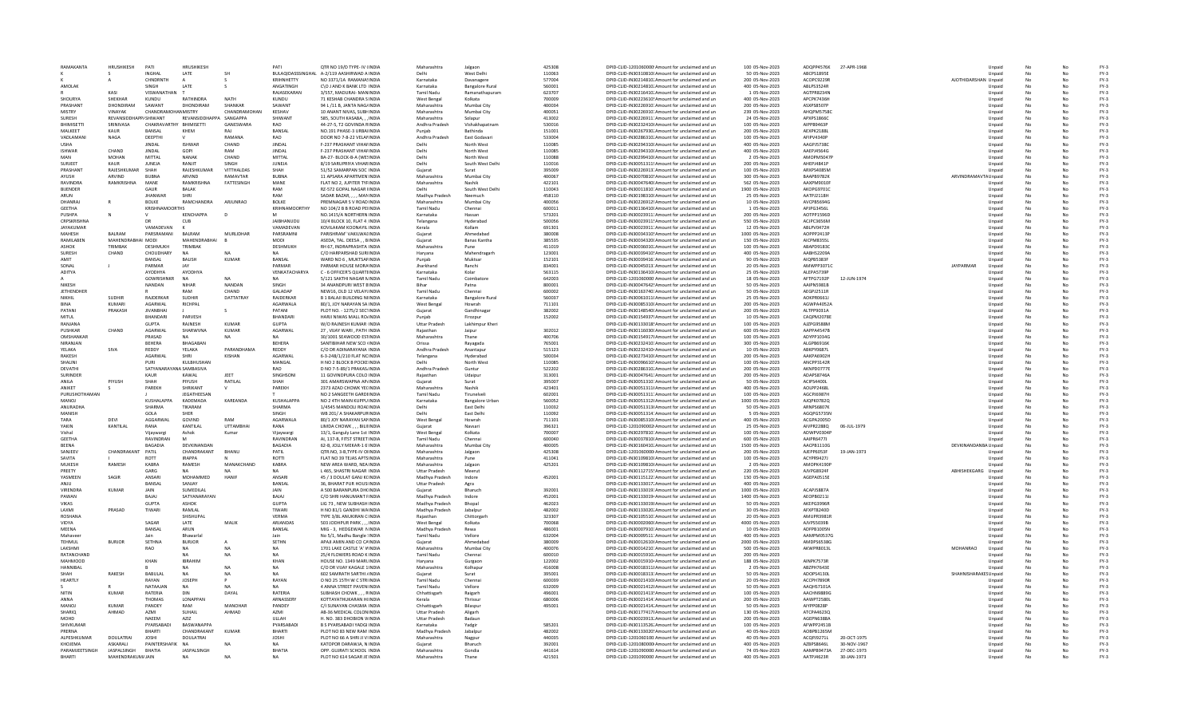| | | | | | | | | | | | | | | | | | | | | | |
|---|---|---|---|---|---|---|---|---|---|---|---|---|---|---|---|---|---|---|---|---|---|
| RAMAKANTA | HRUSHIKESH | PATI | HRUSHIKESH | | PATI | QTR NO 15/D TYPE- IV | INDIA | Maharashtra | Jalgaon | 425308 | DPID-CLID-1201060000 | Amount for unclaimed and un | 100 | 05-Nov-2023 | ADQPP4576K | 27-APR-1968 | | Unpaid | No | No | FY-3 |
| K | S | INGHAL | LATE | SH | BULAQIDASSSINGHAL | A-2/119 AASHIRWAD A | INDIA | Delhi | West Delhi | 110063 | DPID-CLID-IN30310810 | Amount for unclaimed and un | 50 | 05-Nov-2023 | ABCPS1895E | | | Unpaid | No | No | FY-3 |
| K | A | CHNDRNTH | A | S | KRIHNHETTY | NO 3371/1A RAMANA | INDIA | Karnataka | Davanagere | 577004 | DPID-CLID-IN30214810 | Amount for unclaimed and un | 200 | 05-Nov-2023 | ACDPC9229R | | AJOTHIDARSHAN | Unpaid | No | No | FY-3 |
| AMOLAK | | SINGH | LATE | S | ANGATSINGH | C\O J AND K BANK LTD | INDIA | Karnataka | Bangalore Rural | 560001 | DPID-CLID-IN30214810 | Amount for unclaimed and un | 400 | 05-Nov-2023 | ABLPS3524R | | | Unpaid | No | No | FY-3 |
| R | KASI | VISWANATHAN | T | | RAJASEKARAN | 3/557, MADURAI- MAN | INDIA | Tamil Nadu | Ramanathapuram | 623707 | DPID-CLID-IN30216410 | Amount for unclaimed and un | 1 | 05-Nov-2023 | AGTPR8234N | | | Unpaid | No | No | FY-3 |
| SHOURYA | SHEKHAR | KUNDU | RATHINDRA | NATH | KUNDU | 71 KESHAB CHANDRA S | INDIA | West Bengal | Kolkata | 700009 | DPID-CLID-IN30223610 | Amount for unclaimed and un | 25 | 05-Nov-2023 | APCPK7436H | | | Unpaid | No | No | FY-3 |
| PRASHANT | DHONDIRAM | SAWANT | DHONDIRAM | SHANKAR | SAWANT | 94 L / 11 B, JANTA NAGA | INDIA | Maharashtra | Mumbai City | 400034 | DPID-CLID-IN30226910 | Amount for unclaimed and un | 200 | 05-Nov-2023 | ASXPS8507P | | | Unpaid | No | No | FY-3 |
| MISTRY | VINAYAK | CHANDRAMOHAN | MISTRY | CHANDRAMOHAN | KESHAV | 10 ANANT NIVAS, SUBH | INDIA | Maharashtra | Mumbai City | 400051 | DPID-CLID-IN30226910 | Amount for unclaimed and un | 239 | 05-Nov-2023 | AHQPM5758C | | | Unpaid | No | No | FY-3 |
| SURESH | REVANSIDDHAPPA | SHIWANT | REVANSIDDHAPPA | SANGAPPA | SHIWANT | 585, SOUTH KASABA, , , | INDIA | Maharashtra | Solapur | 413002 | DPID-CLID-IN30226911 | Amount for unclaimed and un | 24 | 05-Nov-2023 | AXOPS1869C | | | Unpaid | No | No | FY-3 |
| BHIMISETTI | SRINIVASA | CHAKRAVARTHY | BHIMISETTI | GANESWARA | RAO | 44-27-5, T2 GOVINDA R | INDIA | Andhra Pradesh | Vishakhapatnam | 530016 | DPID-CLID-IN30232410 | Amount for unclaimed and un | 100 | 05-Nov-2023 | AIPPB8463P | | | Unpaid | No | No | FY-3 |
| MALKEET | KAUR | BANSAL | KHEM | RAJ | BANSAL | NO.191 PHASE-3 URBA | INDIA | Punjab | Bathinda | 151001 | DPID-CLID-IN30267930 | Amount for unclaimed and un | 200 | 05-Nov-2023 | ACKPK2188L | | | Unpaid | No | No | FY-3 |
| VADLAMANI | NAGA | DEEPTHI | V | RAMANA | RAO | DOOR NO 7-8-22 VELAP | INDIA | Andhra Pradesh | East Godavari | 533004 | DPID-CLID-IN30286310 | Amount for unclaimed and un | 100 | 05-Nov-2023 | AFIPV4340P | | | Unpaid | No | No | FY-3 |
| USHA | | JINDAL | ISHWAR | CHAND | JINDAL | F-237 PRASHANT VIHAR | INDIA | Delhi | North West | 110085 | DPID-CLID-IN30294310 | Amount for unclaimed and un | 400 | 05-Nov-2023 | AAGPJ5738C | | | Unpaid | No | No | FY-3 |
| ISHWAR | CHAND | JINDAL | GOPI | RAM | JINDAL | F-237 PRASHANT VIHAR | INDIA | Delhi | North West | 110085 | DPID-CLID-IN30294310 | Amount for unclaimed and un | 400 | 05-Nov-2023 | AAEPJ4564G | | | Unpaid | No | No | FY-3 |
| MAN | MOHAN | MITTAL | NANAK | CHAND | MITTAL | BA-27- BLOCK-B-A (WE | INDIA | Delhi | North West | 110088 | DPID-CLID-IN30299410 | Amount for unclaimed and un | 2 | 05-Nov-2023 | AMDPM5047P | | | Unpaid | No | No | FY-3 |
| SURJEET | KAUR | JUNEJA | RANJIT | SINGH | JUNEJA | B/19 SARUPRIYA VIHAR | INDIA | Delhi | South West Delhi | 110016 | DPID-CLID-IN30051311 | Amount for unclaimed and un | 200 | 05-Nov-2023 | AHEPJ4841P | | | Unpaid | No | No | FY-3 |
| PRASHANT | RAJESHKUMAR | SHAH | RAJESHKUMAR | VITTHALDAS | SHAH | 51/52 SAMARPAN SOC | INDIA | Gujarat | Surat | 395009 | DPID-CLID-IN30226913 | Amount for unclaimed and un | 100 | 05-Nov-2023 | ARXPS4085M | | | Unpaid | No | No | FY-3 |
| AYUSH | ARVIND | BUBNA | ARVIND | RAMAVTAR | BUBNA | 11 APSARA APARTMEN | INDIA | Maharashtra | Mumbai City | 400067 | DPID-CLID-IN30070810 | Amount for unclaimed and un | 300 | 05-Nov-2023 | BAAPB9782K | | ARVINDRAMAVTA | Unpaid | No | No | FY-3 |
| RAVINDRA | RAMKRISHNA | MANE | RAMKRISHNA | FATTESINGH | MANE | FLAT NO 2, JUPITER TV | INDIA | Maharashtra | Nashik | 422101 | DPID-CLID-IN30047640 | Amount for unclaimed and un | 562 | 05-Nov-2023 | AAXPM9010F | | | Unpaid | No | No | FY-3 |
| BIJENDER | | GAUR | BALAK | | RAM | RZ-572 GOPAL NAGAR | INDIA | Delhi | South West Delhi | 110043 | DPID-CLID-IN30011810 | Amount for unclaimed and un | 1900 | 05-Nov-2023 | AKOPG0701C | | | Unpaid | No | No | FY-3 |
| ARUN | | JHANWAR | SHRI | | RAM | SADAR BAZAR, , , , MA | INDIA | Madhya Pradesh | Neemuch | 458110 | DPID-CLID-IN30198310 | Amount for unclaimed and un | 25 | 05-Nov-2023 | AATPJ2118H | | | Unpaid | No | No | FY-3 |
| DHANRAJ | R | BOLKE | RAMCHANDRA | ARJUNRAO | BOLKE | PREMNAGAR S V ROAD | INDIA | Maharashtra | Mumbai City | 400056 | DPID-CLID-IN30226912 | Amount for unclaimed and un | 10 | 05-Nov-2023 | AVCPB5694G | | | Unpaid | No | No | FY-3 |
| GEETHA | | KRISHNAMOORTHY | S | | KRISHNAMOORTHY | NO 104/2 B B ROAD PEI | INDIA | Tamil Nadu | Chennai | 600011 | DPID-CLID-IN30136410 | Amount for unclaimed and un | 1 | 05-Nov-2023 | APIPG3456L | | | Unpaid | No | No | FY-3 |
| PUSHPA | N | | KENCHAPPA | D | M | NO.1415/A NORTHERN | INDIA | Karnataka | Hassan | 573201 | DPID-CLID-IN30023911 | Amount for unclaimed and un | 200 | 05-Nov-2023 | AOTPP1596D | | | Unpaid | No | No | FY-3 |
| CRPSKRISHNA | | DR | CUB | | JAIBHANUDU | 10/4 BLOCK 10, FLAT 4 | INDIA | Telangana | Hyderabad | 500056 | DPID-CLID-IN30023911 | Amount for unclaimed and un | 550 | 05-Nov-2023 | ACIPC3656M | | | Unpaid | No | No | FY-3 |
| JAYAKUMAR | | VAMADEVAN | K | | VAMADEVAN | KOVILAKAM KOONAYIL | INDIA | Kerala | Kollam | 691301 | DPID-CLID-IN30023911 | Amount for unclaimed and un | 12 | 05-Nov-2023 | ABLPV0472H | | | Unpaid | No | No | FY-3 |
| MAHESH | BALRAM | PARSRAMANI | BALRAM | MURLIDHAR | PARSRAMNI | PARSHRAM' VAKILWADI | INDIA | Gujarat | Ahmedabad | 380008 | DPID-CLID-IN30034310 | Amount for unclaimed and un | 1000 | 05-Nov-2023 | AOPPP2413P | | | Unpaid | No | No | FY-3 |
| RAMILABEN | MAHENDRABHAI | MODI | MAHENDRABHAI | B | MODI | ASEDA, TAL. DEESA , , B | INDIA | Gujarat | Banas Kantha | 385535 | DPID-CLID-IN30343200 | Amount for unclaimed and un | 150 | 05-Nov-2023 | AICPM8355L | | | Unpaid | No | No | FY-3 |
| ASHOK | TRIMBAK | DESHMUKH | TRIMBAK | | DESHMUKH | RH 67, INDRAPRASHTA | INDIA | Maharashtra | Pune | 411019 | DPID-CLID-IN30036010 | Amount for unclaimed and un | 10 | 05-Nov-2023 | ABAPD9183C | | | Unpaid | No | No | FY-3 |
| SURESH | CHAND | CHOUDHARY | NA | NA | NA | C/O HARPARSHAD SUR | INDIA | Haryana | Mahendragarh | 123001 | DPID-CLID-IN30039410 | Amount for unclaimed and un | 400 | 05-Nov-2023 | AABHS2209A | | | Unpaid | No | No | FY-3 |
| AMIT | | BANSAL | BALISH | KUMAR | BANSAL | WARD NO 6 , MUKTSAR | INDIA | Punjab | Muktsar | 152101 | DPID-CLID-IN30039416 | Amount for unclaimed and un | 90 | 05-Nov-2023 | AIQPB5383F | | | Unpaid | No | No | FY-3 |
| SONAL | J | PARMAR | JAY | | PARMAR | PARMAR HOUSE MORA | INDIA | Jharkhand | Ranchi | 834001 | DPID-CLID-IN30045013 | Amount for unclaimed and un | 20 | 05-Nov-2023 | AMWPP3071C | | JAYPARMAR | Unpaid | No | No | FY-3 |
| ADITYA | | AYODHYA | AYODHYA | | VENKATACHARYA | C - 6 OFFICER'S QUART | INDIA | Karnataka | Kolar | 563115 | DPID-CLID-IN30136410 | Amount for unclaimed and un | 25 | 05-Nov-2023 | ALEPA5739P | | | Unpaid | No | No | FY-3 |
| A | | GOWRISHNKR | NA | NA | NA | 5/121 SAKTHI NAGAR N | INDIA | Tamil Nadu | Coimbatore | 642003 | DPID-CLID-1201060000 | Amount for unclaimed and un | 18 | 05-Nov-2023 | AFTPG7192P | 12-JUN-1974 | | Unpaid | No | No | FY-3 |
| NIKESH | | NANDAN | NIHAR | NANDAN | SINGH | 34 ANANDPURI WEST B | INDIA | Bihar | Patna | 800001 | DPID-CLID-IN30047642 | Amount for unclaimed and un | 50 | 05-Nov-2023 | AAIPN5981B | | | Unpaid | No | No | FY-3 |
| JETHENDHER | | R | RAM | CHAND | GALADAP | NEW16, OLD 12 VELAYU | INDIA | Tamil Nadu | Chennai | 600002 | DPID-CLID-IN30163740 | Amount for unclaimed and un | 50 | 05-Nov-2023 | AEGPJ2511R | | | Unpaid | No | No | FY-3 |
| NIKHIL | SUDHIR | RAJDERKAR | SUDHIR | DATTATRAY | RAJDERKAR | B 1 BALAJI BUILDING NI | INDIA | Karnataka | Bangalore Rural | 560037 | DPID-CLID-IN30061011 | Amount for unclaimed and un | 25 | 05-Nov-2023 | AOKPR9061J | | | Unpaid | No | No | FY-3 |
| BINA | KUMARI | AGARWAL | RICHPAL | | AGARWALA | 80/1, JOY NARAYAN SA | INDIA | West Bengal | Howrah | 711101 | DPID-CLID-IN30085310 | Amount for unclaimed and un | 200 | 05-Nov-2023 | AGWPA4052A | | | Unpaid | No | No | FY-3 |
| PATANI | PRAKASH | JIVANBHAI | J | S | PATANI | PLOT NO. - 1275/2 SEC | INDIA | Gujarat | Gandhinagar | 382002 | DPID-CLID-IN30148540 | Amount for unclaimed and un | 200 | 05-Nov-2023 | ALTPP9031A | | | Unpaid | No | No | FY-3 |
| MITUL | | BHANDARI | PARVESH | | BHANDARI | HARIJ NIWAS MALL RO | INDIA | Punjab | Firozpur | 152002 | DPID-CLID-IN30154937 | Amount for unclaimed and un | 10 | 05-Nov-2023 | CAQPM2078E | | | Unpaid | No | No | FY-3 |
| RANJANA | | GUPTA | RAJNESH | KUMAR | GUPTA | W/O RAJNESH KUMAR | INDIA | Uttar Pradesh | Lakhimpur Kheri | | DPID-CLID-IN30133018 | Amount for unclaimed and un | 100 | 05-Nov-2023 | AJZPG9588N | | | Unpaid | No | No | FY-3 |
| PUSHKAR | CHAND | AGARWAL | SHARWVNA | KUMAR | AGARWAL | 27 , VIJAY WARI , PATH | INDIA | Rajasthan | Jaipur | 302012 | DPID-CLID-IN30116030 | Amount for unclaimed and un | 600 | 05-Nov-2023 | AAPPA4547B | | | Unpaid | No | No | FY-3 |
| OMSHANKAR | | PRASAD | NA | NA | NA | 30/1001 SEAWOOD EST | INDIA | Maharashtra | Thane | 400706 | DPID-CLID-IN30154917 | Amount for unclaimed and un | 100 | 05-Nov-2023 | ADYPP1034G | | | Unpaid | No | No | FY-3 |
| NIRANJAN | | BEHERA | BHAGABAN | | BEHERA | SANTIBIHAR NEW SCO | INDIA | Orissa | Rayagada | 765001 | DPID-CLID-IN30232410 | Amount for unclaimed and un | 300 | 05-Nov-2023 | ALGPB6916K | | | Unpaid | No | No | FY-3 |
| YELAKA | SIVA | REDDY | YELAKA | PARANDHAMA | REDDY | C/O DR ADINARAYANA | INDIA | Andhra Pradesh | Anantapur | 515123 | DPID-CLID-IN30232410 | Amount for unclaimed and un | 10 | 05-Nov-2023 | ABKPY0687L | | | Unpaid | No | No | FY-3 |
| RAKESH | | AGARWAL | SHRI | KISHAN | AGARWAL | 6-3-248/1/210 FLAT NC | INDIA | Telangana | Hyderabad | 500034 | DPID-CLID-IN30275410 | Amount for unclaimed and un | 200 | 05-Nov-2023 | AAKPA6902M | | | Unpaid | No | No | FY-3 |
| SHALINI | | PURI | KULBHUSHAN | | MANGAL | H NO 2 BLOCK B POCKE | INDIA | Delhi | North West | 110085 | DPID-CLID-IN30096610 | Amount for unclaimed and un | 100 | 05-Nov-2023 | ANCPP3142R | | | Unpaid | No | No | FY-3 |
| DEVATHI | | SATYANARAYANA | SAMBASIVA | | RAO | D NO 7-5-89/1 PRAKAS | INDIA | Andhra Pradesh | Guntur | 522202 | DPID-CLID-IN30286310 | Amount for unclaimed and un | 200 | 05-Nov-2023 | AKNPD0777E | | | Unpaid | No | No | FY-3 |
| SURINDER | | KAUR | KAWAL | JEET | SINGHSONI | 11 GOVINDPURA COLO | INDIA | Rajasthan | Udaipur | 313001 | DPID-CLID-IN30047641 | Amount for unclaimed and un | 200 | 05-Nov-2023 | ADAPS8746A | | | Unpaid | No | No | FY-3 |
| ANILA | PIYUSH | SHAH | PIYUSH | RATILAL | SHAH | 301 AMARSWAPNA AP | INDIA | Gujarat | Surat | 395007 | DPID-CLID-IN30051310 | Amount for unclaimed and un | 50 | 05-Nov-2023 | ACIPS4400L | | | Unpaid | No | No | FY-3 |
| ANIKET | S | PAREKH | SHRIKANT | V | PAREKH | 2373 AZAD CHOWK YE | INDIA | Maharashtra | Nashik | 423401 | DPID-CLID-IN30051311 | Amount for unclaimed and un | 400 | 05-Nov-2023 | AOLPP2468L | | | Unpaid | No | No | FY-3 |
| PURUSHOTHAMAN | | J | JEGATHEESAN | | T | NO 2 SANGEETH GARD | INDIA | Tamil Nadu | Tirunelveli | 602001 | DPID-CLID-IN30051311 | Amount for unclaimed and un | 100 | 05-Nov-2023 | AGCPJ6987H | | | Unpaid | No | No | FY-3 |
| MANOJ | | KUSHALAPPA | KADEMADA | KAREANDA | KUSHALAPPA | NO 2 4TH MAIN KUPPU | INDIA | Karnataka | Bangalore Urban | 560052 | DPID-CLID-IN30051312 | Amount for unclaimed and un | 1000 | 05-Nov-2023 | AJQPK0782Q | | | Unpaid | No | No | FY-3 |
| ANURADHA | | SHARMA | TIKARAM | | SHARMA | 1/4545 MANDOLI ROA | INDIA | Delhi | East Delhi | 110032 | DPID-CLID-IN30051313 | Amount for unclaimed and un | 50 | 05-Nov-2023 | ARNPS6807K | | | Unpaid | No | No | FY-3 |
| MANISH | | GOLA | SHER | | SINGH | WB 201/ A SHAKARPUR | INDIA | Delhi | East Delhi | 110092 | DPID-CLID-IN30051314 | Amount for unclaimed and un | 5 | 05-Nov-2023 | AGQPG5735N | | | Unpaid | No | No | FY-3 |
| TARA | DEVI | AGGARWAL | GOVIND | RAM | AGARWALA | 80/1 JOY NARAYAN SA | INDIA | West Bengal | Howrah | 711101 | DPID-CLID-IN30085310 | Amount for unclaimed and un | 400 | 05-Nov-2023 | ACGPA2005D | | | Unpaid | No | No | FY-3 |
| YABIN | KANTILAL | RANA | KANTILAL | UTTAMBHAI | RANA | LIMDA CHOWK , , , BILI | INDIA | Gujarat | Navsari | 396321 | DPID-CLID-1201090000 | Amount for unclaimed and un | 25 | 05-Nov-2023 | AIVPR2288Q | 06-JUL-1979 | | Unpaid | No | No | FY-3 |
| Vishal | | Vijaywargi | Ashok | Kumar | Vijaywargi | 13/1, Ganguly Lane 1st | INDIA | West Bengal | Kolkata | 700007 | DPID-CLID-IN30297810 | Amount for unclaimed and un | 100 | 05-Nov-2023 | ADWPV0304P | | | Unpaid | No | No | FY-3 |
| GEETHA | | RAVINDRAN | M | | RAVINDRAN | AL 137-B, FIFST STREET | INDIA | Tamil Nadu | Chennai | 600040 | DPID-CLID-IN30037810 | Amount for unclaimed and un | 600 | 05-Nov-2023 | AAIPR6477J | | | Unpaid | No | No | FY-3 |
| BEENA | | BAGADIA | DEVKINANDAN | | BAGADIA | 62-B, JOLLY MEKAR-1 C | INDIA | Maharashtra | Mumbai City | 400005 | DPID-CLID-IN30160410 | Amount for unclaimed and un | 1500 | 05-Nov-2023 | AACPB1110G | | DEVKINANDANBA | Unpaid | No | No | FY-3 |
| SANJEEV | CHANDRAKANT | PATIL | CHANDRAKANT | BHANU | PATIL | QTR NO, 3-B,TYPE-IV O | INDIA | Maharashtra | Jalgaon | 425308 | DPID-CLID-1201060000 | Amount for unclaimed and un | 200 | 05-Nov-2023 | AJEPP6053F | 19-JAN-1973 | | Unpaid | No | No | FY-3 |
| SAVITA | | ROTTI | IRAPPA | N | ROTTI | FLAT NO 39 TEJAS APTS | INDIA | Maharashtra | Pune | 411041 | DPID-CLID-IN30109810 | Amount for unclaimed and un | 100 | 05-Nov-2023 | ACYPR9427J | | | Unpaid | No | No | FY-3 |
| MUKESH | RAMESH | KABRA | RAMESH | MANAKCHAND | KABRA | NEW AREA WARD, NEA | INDIA | Maharashtra | Jalgaon | 425201 | DPID-CLID-IN30109810 | Amount for unclaimed and un | 2 | 05-Nov-2023 | AMOPK4190P | | | Unpaid | No | No | FY-3 |
| PREETY | | GARG | NA | NA | NA | L 465, SHASTRI NAGAR | INDIA | Uttar Pradesh | Meerut | | DPID-CLID-IN30112715 | Amount for unclaimed and un | 220 | 05-Nov-2023 | AJVPG8924F | | ABHISHEKGARG | Unpaid | No | No | FY-3 |
| YASMEEN | SAGIR | ANSARI | MOHAMMED | HANIF | ANSARI | 45 / 3 DOULAT GANJ K | INDIA | Madhya Pradesh | Indore | 452001 | DPID-CLID-IN30115122 | Amount for unclaimed and un | 150 | 05-Nov-2023 | AGEPA0515E | | | Unpaid | No | No | FY-3 |
| ANJU | | BANSAL | SANJAY | | BANSAL | 36, BHARAT PUR HOUSI | INDIA | Uttar Pradesh | Agra | | DPID-CLID-IN30133017 | Amount for unclaimed and un | 400 | 05-Nov-2023 | | | | Unpaid | No | No | FY-3 |
| VIRENDRA | KUMAR | JAIN | SUMERLAL | | JAIN | A 500 BARANPURA DH | INDIA | Gujarat | Bharuch | 392001 | DPID-CLID-IN30133019 | Amount for unclaimed and un | 1000 | 05-Nov-2023 | ACAPJ5887A | | | Unpaid | No | No | FY-3 |
| PAWAN | | BAJAJ | SATYANARAYAN | | BAJAJ | C/O SHRI HANUMANT F | INDIA | Madhya Pradesh | Indore | 452001 | DPID-CLID-IN30133019 | Amount for unclaimed and un | 1400 | 05-Nov-2023 | AEOPB0221J | | | Unpaid | No | No | FY-3 |
| VIKAS | | GUPTA | ASHOK | | GUPTA | LIG 73 , NEW SUBHASH | INDIA | Madhya Pradesh | Bhopal | 462023 | DPID-CLID-IN30133019 | Amount for unclaimed and un | 50 | 05-Nov-2023 | AKEPG3996R | | | Unpaid | No | No | FY-3 |
| LAXMI | PRASAD | TIWARI | RAMLAL | | TIWARI | H NO 81/1 GANDHI WA | INDIA | Madhya Pradesh | Jabalpur | 482002 | DPID-CLID-IN30133020 | Amount for unclaimed and un | 30 | 05-Nov-2023 | AFXPT8240D | | | Unpaid | No | No | FY-3 |
| ROSHANA | | | SHISHUPAL | | VERMA | TYPE 3/8L ANUKIRAN C | INDIA | Rajasthan | Chittorgarh | 323307 | DPID-CLID-IN30105510 | Amount for unclaimed and un | 20 | 05-Nov-2023 | AMUPR3981R | | | Unpaid | No | No | FY-3 |
| VIDYA | | SAGAR | LATE | MALIK | ARJANDAS | 503 JODHPUR PARK , , , | INDIA | West Bengal | Kolkata | 700068 | DPID-CLID-IN30066610 | Amount for unclaimed and un | 4000 | 05-Nov-2023 | AJVPS5039B | | | Unpaid | No | No | FY-3 |
| MEENA | | BANSAL | ARUN | | BANSAL | MIG - 3 , HEDGEWAR N | INDIA | Madhya Pradesh | Rewa | 486001 | DPID-CLID-IN30007910 | Amount for unclaimed and un | 10 | 05-Nov-2023 | ADFPB1005N | | | Unpaid | No | No | FY-3 |
| Mahaveer | | Jain | Bhawarlal | | Jain | No 5/1, Madhu Bangle I | INDIA | Tamil Nadu | Vellore | 632004 | DPID-CLID-IN30009511 | Amount for unclaimed and un | 400 | 05-Nov-2023 | AAMPM0537G | | | Unpaid | No | No | FY-3 |
| TEHMUL | BURJOR | SETHNA | BURJOR | A | SETHN | APAJI AMIN AND CO C | INDIA | Gujarat | Ahmedabad | 380009 | DPID-CLID-IN30012610 | Amount for unclaimed and un | 2000 | 05-Nov-2023 | AMDPS6538G | | | Unpaid | No | No | FY-3 |
| LAKSHMI | | RAO | NA | NA | NA | 1701 LAKE CASTLE 'A' W | INDIA | Maharashtra | Mumbai City | 400076 | DPID-CLID-IN30014210 | Amount for unclaimed and un | 500 | 05-Nov-2023 | AKWPR8013L | | MOHANRAO | Unpaid | No | No | FY-3 |
| RATANCHAND | | | NA | NA | NA | 25/4 FLOWERS ROAD K | INDIA | Tamil Nadu | Chennai | 600010 | DPID-CLID-IN30015910 | Amount for unclaimed and un | 200 | 05-Nov-2023 | | | | Unpaid | No | No | FY-3 |
| MAHMOOD | | KHAN | IBRAHIM | | KHAN | HOUSE NO. 1349 MARI | INDIA | Haryana | Gurgaon | 122002 | DPID-CLID-IN30015910 | Amount for unclaimed and un | 188 | 05-Nov-2023 | AINPK7573R | | | Unpaid | No | No | FY-3 |
| HANNIBAL | | B | NA | NA | NA | C/O DR VIJAY KAGALE 1 | INDIA | Maharashtra | Kolhapur | 416008 | DPID-CLID-IN30018311 | Amount for unclaimed and un | 2 | 05-Nov-2023 | ABZPH7643E | | | Unpaid | No | No | FY-3 |
| SHAH | RAKESH | BABULAL | NA | NA | NA | 602 SAMRATH SARTHI A | INDIA | Gujarat | Surat | 395001 | DPID-CLID-IN30018313 | Amount for unclaimed and un | 50 | 05-Nov-2023 | ADOPS4130L | | SHAHNISHARAKESH | Unpaid | No | No | FY-3 |
| HEARTLY | | RAYAN | JOSEPH | P | RAYAN | O NO 25 15TH W C STR | INDIA | Tamil Nadu | Chennai | 600039 | DPID-CLID-IN30021410 | Amount for unclaimed and un | 20 | 05-Nov-2023 | ACCPH7890R | | | Unpaid | No | No | FY-3 |
| S | R | NATARAJAN | NA | NA | NA | 4 ANNA STREET PAVEN | INDIA | Tamil Nadu | Vellore | 632009 | DPID-CLID-IN30021412 | Amount for unclaimed and un | 50 | 05-Nov-2023 | AAQHS7101A | | | Unpaid | No | No | FY-3 |
| NITIN | KUMAR | RATERIA | DIN | DAYAL | RATERIA | SUBHASH CHOWK , , , B | INDIA | Chhattisgarh | Raigarh | 496001 | DPID-CLID-IN30021413 | Amount for unclaimed and un | 100 | 05-Nov-2023 | AACHN9889G | | | Unpaid | No | No | FY-3 |
| ANNA | | THOMAS | LONAPPAN | | ARNASSERY | KOTTAVATHUKKARAN H | INDIA | Kerala | Thrissur | 680006 | DPID-CLID-IN30021414 | Amount for unclaimed and un | 200 | 05-Nov-2023 | AAWPT2580L | | | Unpaid | No | No | FY-3 |
| MANOJ | KUMAR | PANDEY | RAM | MANOHAR | PANDEY | C/1 SUNAYAN CHASMA | INDIA | Chhattisgarh | Bilaspur | 495001 | DPID-CLID-IN30021414 | Amount for unclaimed and un | 50 | 05-Nov-2023 | AYPPP0828P | | | Unpaid | No | No | FY-3 |
| SHARIQ | AHMAD | AZMI | SUHAIL | AHMAD | AZMI | AB-36 MEDICAL COLONI | INDIA | Uttar Pradesh | Aligarh | | DPID-CLID-IN30177417 | Amount for unclaimed and un | 130 | 05-Nov-2023 | ATCPA4623G | | | Unpaid | No | No | FY-3 |
| MOHD | | NAEEM | AZIZ | | ULLAH | H. NO. 383 DHOBION W | INDIA | Uttar Pradesh | Badaun | | DPID-CLID-IN30023911 | Amount for unclaimed and un | 200 | 05-Nov-2023 | AGEPN6388K | | | Unpaid | No | No | FY-3 |
| SHIVKUMAR | | PYARSABADI | BASAWANAPPA | | PYARSABADI | B S PYARSABADI YADGI | INDIA | Karnataka | Yadgir | 585201 | DPID-CLID-IN30113526 | Amount for unclaimed and un | 100 | 05-Nov-2023 | AFWPP2451B | | | Unpaid | No | No | FY-3 |
| PRERNA | | BHARTI | CHANDRAKANT | KUMAR | BHARTI | PLOT NO 83 NEW RAM | INDIA | Madhya Pradesh | Jabalpur | 482002 | DPID-CLID-IN30133020 | Amount for unclaimed and un | 40 | 05-Nov-2023 | AOBPB1265M | | | Unpaid | No | No | FY-3 |
| ALPESHKUMAR | DOULATRAI | JOSHI | DOULATRAI | | JOSHI | PLOT NO 66 A SHRI JI V | INDIA | Maharashtra | Nagpur | 440035 | DPID-CLID-1201060000 | Amount for unclaimed and un | 40 | 05-Nov-2023 | ACQPJ9271L | 20-OCT-1975 | | Unpaid | No | No | FY-3 |
| KHOJEMA | ASKARALI | PAINTERSHAFIK | NA | | NA | KATOPOR DARAWAJA, N | INDIA | Gujarat | Bharuch | 392001 | DPID-CLID-1201080000 | Amount for unclaimed and un | 400 | 05-Nov-2023 | AZBPS8646L | 30-NOV-1967 | | Unpaid | No | No | FY-3 |
| PARAMJEETSINGH | JASPALSINGH | BHATIA | JASPALSINGH | | BHATIA | OPP. GUJRATI SCHOOL | INDIA | Maharashtra | Gondia | 441614 | DPID-CLID-1201090000 | Amount for unclaimed and un | 74 | 05-Nov-2023 | AANPB9473A | 27-DEC-1973 | | Unpaid | No | No | FY-3 |
| BHARTI | MAHENDRAKUMAR | JAIN | NA | NA | NA | PLOT NO 614 SAGAR JE | INDIA | Maharashtra | Thane | 421501 | DPID-CLID-1201090000 | Amount for unclaimed and un | 400 | 05-Nov-2023 | AATPJ4623R | 30-JAN-1973 | | Unpaid | No | No | FY-3 |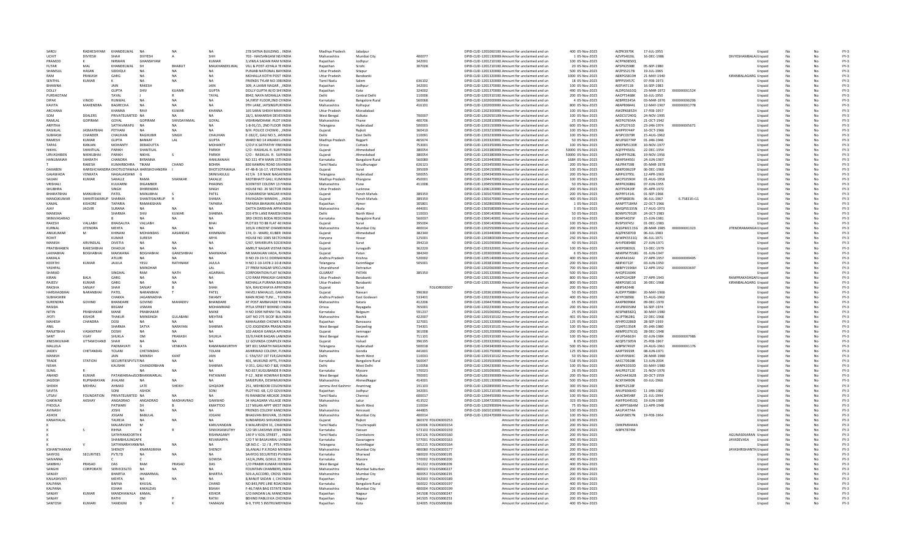| | | | | | | | | | | | | | | | | | | | | | | |
|---|---|---|---|---|---|---|---|---|---|---|---|---|---|---|---|---|---|---|---|---|---|---|
| SAROJ | RADHESHYAM | KHANDELWAL | NA | NA | NA | 278 SATNA BUILDING , INDIA | Madhya Pradesh | Jabalpur | | DPID-CLID-1201060100 | Amount for unclaimed and un | 400 | 05-Nov-2023 | AIZPK3979K | 17-JUL-1955 | | | | Unpaid | No | No | FY-3 |
| UCHIT | DIVYESH | SHAH | DIVYESH | A | SHH | 703 - NAVSANGAM NE INDIA | Maharashtra | Mumbai City | 400077 | DPID-CLID-1201130000 | Amount for unclaimed and un | 1 | 05-Nov-2023 | AZVPS4026L | 16-DEC-1986 | | | DIVYESHAMBALAL | Unpaid | No | No | FY-3 |
| PRAMOD | K | NIRWAN | GHANSHYAM | | KUMAR | 3,VIMLA SADAN RAM NINDIA | Rajasthan | Jodhpur | 342001 | DPID-CLID-1201210100 | Amount for unclaimed and un | 100 | 05-Nov-2023 | ACFPN0850Q | | | | | Unpaid | No | No | FY-3 |
| FUTAR | MAL | KHANDELWAL | SH | BHABUT | MALKHANDELWAL | VILL & POST-JOYALA TEINDIA | Rajasthan | Sirohi | 307028 | DPID-CLID-1201210100 | Amount for unclaimed and un | 20 | 05-Nov-2023 | AFSPK2598E | 05-SEP-1980 | | | | Unpaid | No | No | FY-3 |
| SHAMSUL | HASAN | SIDDIQUI | NA | NA | NA | PUNJAB NATIONAL BAINDIA | Uttar Pradesh | Sitapur | | DPID-CLID-1201320000 | Amount for unclaimed and un | 500 | 05-Nov-2023 | AFZPS5217B | 19-JUL-1965 | | | | Unpaid | No | No | FY-3 |
| RAM | PRAKASH | GARG | NA | NA | NA | MOHALLA KOTHI POST INDIA | Uttar Pradesh | Barabanki | | DPID-CLID-1201320000 | Amount for unclaimed and un | 1000 | 05-Nov-2023 | ABKPG5810H | 21-MAY-1940 | | | KIRANBALAGARG | Unpaid | No | No | FY-3 |
| SENTHIL | KUMAR | K | NA | NA | NA | FRIENDS TYLAR NO 198 INDIA | Tamil Nadu | Salem | 636102 | DPID-CLID-1201320000 | Amount for unclaimed and un | 18 | 05-Nov-2023 | BPFPS5457C | 07-FEB-1973 | | | | Unpaid | No | No | FY-3 |
| BHAWNA | | JAIN | RAKESH | | JAIN | 309, A LAXMI NAGAR , INDIA | Rajasthan | Jodhpur | 342001 | DPID-CLID-1201370000 | Amount for unclaimed and un | 100 | 05-Nov-2023 | AJEPJ4711B | 16-SEP-1983 | | | | Unpaid | No | No | FY-3 |
| DOLLY | | GUPTA | SHIV | KUAMR | GUPTA | DOLLY GUPTA W/O SHI INDIA | Rajasthan | Kota | 324002 | DPID-CLID-1201370000 | Amount for unclaimed and un | 490 | 05-Nov-2023 | ALDPG5610Q | 23-MAR-1972 | XXXXXXXX1524 | | | Unpaid | No | No | FY-3 |
| PURSHOTAM | | TAYAL | I | R | TAYAL | 8942, NAYA MOHALLA INDIA | Delhi | Central Delhi | 110006 | DPID-CLID-1201910100 | Amount for unclaimed and un | 200 | 05-Nov-2023 | AACPT5468K | 16-JUL-1950 | | | | Unpaid | No | No | FY-3 |
| DIPAK | VINOD | RUNWAL | NA | NA | NA | 34,FIRST FLOOR,2ND CINDIA | Karnataka | Bangalore Rural | 560068 | DPID-CLID-1202000000 | Amount for unclaimed and un | 4 | 05-Nov-2023 | ACBPR5345A | 03-MAR-1976 | XXXXXXXX6206 | | | Unpaid | No | No | FY-3 |
| KAVITA | MAHENDRA | BAGRECHA | NA | NA | NA | 9TH LANE, JAYSINGPUR INDIA | Maharashtra | Kolhapur | 416101 | DPID-CLID-1202000000 | Amount for unclaimed and un | 800 | 05-Nov-2023 | ABAPB9844L | 12-MAY-1987 | XXXXXXXX1778 | | | Unpaid | No | No | FY-3 |
| ARCHANA | | KHANNA | RAVI | KUMAR | KHANNA | 165 SARAI SHEKH MAHINDIA | Uttar Pradesh | Moradabad | | DPID-CLID-1202300000 | Amount for unclaimed and un | 100 | 05-Nov-2023 | AWZPK6852H | 17-FEB-1957 | | | | Unpaid | No | No | FY-3 |
| SOM | DEALERS | PRIVATELIMITED | NA | NA | NA | 18/1, MAHARSHI DEVEINDIA | West Bengal | Kolkata | 700007 | DPID-CLID-1202650100 | Amount for unclaimed and un | 100 | 05-Nov-2023 | AADCS7240Q | 24-NOV-1995 | | | | Unpaid | No | No | FY-3 |
| RAMLAL | GOPIRAM | GOYAL | GOPIRAM | SHIVDAYAMAL | GOYAL | VISHRAMDHAM. PLOT INDIA | Maharashtra | Thane | 400706 | DPID-CLID-1202810000 | Amount for unclaimed and un | 25 | 05-Nov-2023 | AKEPG7654A | 21-OCT-1942 | | | | Unpaid | No | No | FY-3 |
| ARPITHA | | SATYAVARAPU | NA | NA | NA | 1-8-91/15, 2ND FLOOR INDIA | Telangana | Hyderabad | 500003 | DPID-CLID-1202915000 | Amount for unclaimed and un | 600 | 05-Nov-2023 | ALCPS2761G | 23-JAN-1974 | XXXXXXXX5671 | | | Unpaid | No | No | FY-3 |
| RASIKLAL | JASMATBHAI | PETHANI | NA | NA | NA | B/H. POLICE CHOWKI , INDIA | Gujarat | Rajkot | 360410 | DPID-CLID-1203210000 | Amount for unclaimed and un | 100 | 05-Nov-2023 | AHIPP9744P | 16-OCT-1966 | | | | Unpaid | No | No | FY-3 |
| SUBHASH | CHANDER | CHAUHAN | RAGHUBIR | SINGH | CHAUHAN | E-182/C, GALI NO.5, JAINDIA | Delhi | East Delhi | 110091 | DPID-CLID-1203230000 | Amount for unclaimed and un | 100 | 05-Nov-2023 | AFSPC0379R | 15-AUG-1962 | | | | Unpaid | No | No | FY-3 |
| RAMESH | KUMAR | GUPTA | BANKAT | LAL | GUPTA | WARD NO 14 ANJANI LAINDIA | Madhya Pradesh | Rajgarh | 465674 | DPID-CLID-1203320001 | Amount for unclaimed and un | 50 | 05-Nov-2023 | AEUPG0774P | 01-JAN-1946 | | | | Unpaid | No | No | FY-3 |
| TAPAS | RANJAN | MOHANTY | DEBADUTTA | | MOHANTY | C/O.P.K.SATPATHY FREEINDIA | Orissa | Cuttack | 753001 | DPID-CLID-1203350000 | Amount for unclaimed and un | 100 | 05-Nov-2023 | ANEPM5139R | 19-NOV-1977 | | | | Unpaid | No | No | FY-3 |
| NIKHIL | SHANTILAL | PARIKH | SHANTILAL | | PARIKH | C/O : RASIKLAL R. SURTINDIA | Gujarat | Ahmedabad | 380054 | DPID-CLID-1203380000 | Amount for unclaimed and un | 50000 | 05-Nov-2023 | AQFPP4565L | 22-DEC-1954 | | | | Unpaid | No | No | FY-3 |
| URVASHIBEN | NIKHILBHAI | PARIKH | NIKHIL | S | PARIKH | C/O : RASIKLAL R. SURINDIA | Gujarat | Ahmedabad | 380054 | DPID-CLID-1203380000 | Amount for unclaimed and un | 50000 | 05-Nov-2023 | AQHPP7628L | 19-NOV-1956 | | | | Unpaid | No | No | FY-3 |
| HANUMAIAH | SHARATH | CHANDRA | BYRANNA | | HANUMAIAH | NO 321 4TH MAIN 15TH INDIA | Karnataka | Bangalore Rural | 560080 | DPID-CLID-1203440000 | Amount for unclaimed and un | 1684 | 05-Nov-2023 | ABHPS4450J | 24-JUN-1967 | | | | Unpaid | No | No | FY-3 |
| T | RAKESH | KUMARBOHRA | TIKAM | CHAND | BOHRA | 830 KAMRAJ ROAD SIVAINDIA | Tamil Nadu | Virudhunagar | 626123 | DPID-CLID-1203450000 | Amount for unclaimed and un | 200 | 05-Nov-2023 | AJLPR4759B | 05-MAR-1978 | | | | Unpaid | No | No | FY-3 |
| DAXABEN | HARISHCHANDRA | DHOTIJOTAWALA | HARISHCHANDRA | I | DHOTIJOTAWALA | 47-48-B-16-17, VESTANINDIA | Gujarat | Surat | 395009 | DPID-CLID-1204150000 | Amount for unclaimed and un | 100 | 05-Nov-2023 | ABKPD0623F | 06-DEC-1960 | | | | Unpaid | No | No | FY-3 |
| GAJAWADA | VENKATA | NAGALAKSHMI | G | | SRINIVASULU | 417/A S R NAIK NAGAR INDIA | Telangana | Hyderabad | 500055 | DPID-CLID-1204340000 | Amount for unclaimed and un | 200 | 05-Nov-2023 | AJRPG3795L | 12-APR-1963 | | | | Unpaid | No | No | FY-3 |
| SAJJAN | KUMAR | SAKALLE | RAMA | SHANKAR | SAKALLE | MOTIBHATI GALI, KUMBINDIA | Madhya Pradesh | Khargone | 450001 | DPID-CLID-1204470002 | Amount for unclaimed and un | 100 | 05-Nov-2023 | AKCPS0590H | 01-AUG-1958 | | | | Unpaid | No | No | FY-3 |
| VRISHALI | | KULKARNI | DIGAMBER | | PHADNIS | SCIENTIST COLONY 13 FINDIA | Maharashtra | Pune | 411008 | DPID-CLID-1204550000 | Amount for unclaimed and un | 50 | 05-Nov-2023 | ARFPK2688G | 07-JUN-1955 | | | | Unpaid | No | No | FY-3 |
| SHUBHRA | | SINGH | DHIRENDRA | | SINGH | HOUSE NO. 26 SECTOR INDIA | Uttar Pradesh | Lucknow | | DPID-CLID-1206120000 | Amount for unclaimed and un | 200 | 05-Nov-2023 | AOTPS0420F | 05-APR-1972 | | | | Unpaid | No | No | FY-3 |
| BHARATBHAI | MANUBHAI | PATEL | MANUBHAI | S | PATEL | 6 DWARKESH NAGAR BINDIA | Gujarat | Panch Mahals | 389350 | DPID-CLID-1301670000 | Amount for unclaimed and un | 200 | 05-Nov-2023 | AKPPP1414L | 01-SEP-1968 | | | | Unpaid | No | No | FY-3 |
| MANOJKUMAR | SHANTISWARUP | SHARMA | SHANTISWARUP | R | SHARMA | PAVAGADH MANEHL , INDIA | Gujarat | Panch Mahals | 389350 | DPID-CLID-1301670000 | Amount for unclaimed and un | 400 | 05-Nov-2023 | AIPPS8683N | 06-JUL-1967 | 6.75831E+11 | | | Unpaid | No | No | FY-3 |
| KAMAL | KISHORE | TAPARIA | RAMAKISHAN | | TAPARIA | TAPARIA BHAWAN AJMINDIA | Rajasthan | Ajmer | 305801 | DPID-CLID-1302860000 | Amount for unclaimed and un | 1 | 05-Nov-2023 | AANPT7184M | 22-OCT-1966 | | | | Unpaid | No | No | FY-3 |
| AJAY | JAGVIR | SURANA | NA | NA | NA | DATTA DARSHAN APPAINDIA | Maharashtra | Akola | 444001 | DPID-CLID-1303580000 | Amount for unclaimed and un | 3 | 05-Nov-2023 | AMQPS5335N | 17-AUG-1973 | | | | Unpaid | No | No | FY-3 |
| MANISHA | | SHARMA | SHIV | KUMAR | SHARMA | 203 4TH LANE RAMESHINDIA | Delhi | North West | 110033 | DPID-CLID-1304140000 | Amount for unclaimed and un | 50 | 05-Nov-2023 | BDWPS7932R | 24-OCT-1983 | | | | Unpaid | No | No | FY-3 |
| SRINIVASARAO | | B | NA | NA | NA | 3RD CROSS BODA REDDINDIA | Karnataka | Bangalore Rural | 560037 | DPID-CLID-1304140001 | Amount for unclaimed and un | 10 | 05-Nov-2023 | BDAPS4025F | 15-JUN-1981 | | | | Unpaid | No | No | FY-3 |
| RAKESH | VALLABH | BHAISALIYA | VALLABH | | BHAI | PLOT 83 TO 88 FLAT 40 INDIA | Gujarat | Surat | 395004 | DPID-CLID-1304140009 | Amount for unclaimed and un | 200 | 05-Nov-2023 | BVSPS9745J | 01-DEC-1983 | | | | Unpaid | No | No | FY-3 |
| KURNAL | JITENDRA | MEHTA | NA | NA | NA | 165/A VINCENT CHAMBINDIA | Maharashtra | Mumbai City | 400014 | DPID-CLID-1302550000 | Amount for unclaimed and un | 200 | 05-Nov-2023 | AQGPM0115G | 28-MAR-1985 | XXXXXXXX1323 | | JITENDRARAMANGAI | Unpaid | No | No | FY-3 |
| ANILKUMAR | M | KHINANI | MOHANDAS | AASANDAS | KHIMNANI | 174, D - WARD, KUBER INDIA | Gujarat | Ahmedabad | 382340 | DPID-CLID-1203440000 | Amount for unclaimed and un | 100 | 05-Nov-2023 | AQZPK5870D | 06-JUL-1983 | | | | Unpaid | No | No | FY-3 |
| ROHIT | | KUMAR | SURESH | | ARYA | HOUSE NO 1085 SECTO INDIA | Haryana | Hissar | 125001 | DPID-CLID-1203800000 | Amount for unclaimed and un | 250 | 05-Nov-2023 | AEWPK5531Q | 06-JUL-1971 | | | | Unpaid | No | No | FY-3 |
| MANISH | ARVINDLAL | DIVETIA | NA | NA | NA | C/67, SHIVKRUPA SOCIINDIA | Gujarat | Surat | 394210 | DPID-CLID-1201090000 | Amount for unclaimed and un | 40 | 05-Nov-2023 | AHVPD8948E | 27-JUN-1971 | | | | Unpaid | No | No | FY-3 |
| PRATIBHABEN | RAKESHBHAI | DHADUK | NA | NA | NA | AMRUT NAGAR VISTAR INDIA | Gujarat | Junagadh | 362220 | DPID-CLID-1203320001 | Amount for unclaimed and un | 100 | 05-Nov-2023 | AHEPD8050L | 13-DEC-1979 | | | | Unpaid | No | No | FY-3 |
| LAKHABHAI | BOGHABHAI | MAKWANA | BOGHABHAI | GANESHBHAI | MAKWANA | NR.MAHAJAN VADA, PAINDIA | Gujarat | Patan | 384240 | DPID-CLID-1203000000 | Amount for unclaimed and un | 6 | 05-Nov-2023 | ABWPM7558G | 01-JUN-1947 | | | | Unpaid | No | No | FY-3 |
| KAMALA | | ATLURI | NA | NA | NA | D NO 29-19-51 DORNAINDIA | Andhra Pradesh | Krishna | 520002 | DPID-CLID-1205140000 | Amount for unclaimed and un | 400 | 05-Nov-2023 | AFAPA4164J | 27-APR-1957 | XXXXXXXX9495 | | | Unpaid | No | No | FY-3 |
| KEERTHI | KUMAR | JAJULA | YESU | RATHNAM | JAJULA | H NO 2-10-1478 2-10-8 INDIA | Telangana | Karimnagar | 505001 | DPID-CLID-1203810000 | Amount for unclaimed and un | 200 | 05-Nov-2023 | ABIPJ0712F | 03-JUN-1950 | | | | Unpaid | No | No | FY-3 |
| YASHPAL | | | MANOHAR | | LAL | 27 PREM NAGAR SPECI INDIA | Uttarakhand | Dehradun | | DPID-CLID-1202060000 | Amount for unclaimed and un | 700 | 05-Nov-2023 | ABBPY1596M | 12-APR-1952 | XXXXXXXX3697 | | | Unpaid | No | No | FY-3 |
| SHARAD | | SINGHAL | RAM | NATH | AGARWAL | CORPORATION FLAT NOINDIA | GUJARAT | PATAN | 385350 | DPID-CLID-1201320000 | Amount for unclaimed and un | 500 | 05-Nov-2023 | AHQPS1604K | | | | | Unpaid | No | No | FY-3 |
| KIRAN | BALA | GARG | NA | NA | NA | C/O RAM PRAKASH GAINDIA | Uttar Pradesh | Barabanki | | DPID-CLID-1201320000 | Amount for unclaimed and un | 800 | 05-Nov-2023 | AAZPG3428P | 27-APR-1943 | | | RAMPRAKASHGAF | Unpaid | No | No | FY-3 |
| RAJEEV | KUMAR | GARG | NA | NA | NA | MOHALLA PURANA BAIINDIA | Uttar Pradesh | Barabanki | | DPID-CLID-1201320000 | Amount for unclaimed and un | 800 | 05-Nov-2023 | ABKPG5811G | 26-DEC-1968 | | | KIRANBALAGARG | Unpaid | No | No | FY-3 |
| RAKSHA | SANJAY | SHAH | SANJAY | B | SHAH | 9/A, RAVICHHAYA APPINDIA | Gujarat | Surat | | FOLIOIR000307 | Amount for unclaimed and un | 200 | 05-Nov-2023 | ABIPS4244B | | | | | Unpaid | No | No | FY-3 |
| HARSHADBHAI | NARANBHAI | PATEL | NARANBHAI | T | PATEL | HAVELI MAHALLO, GAINDIA | Gujarat | Navsari | 396360 | DPID-CLID-1203610000 | Amount for unclaimed and un | 50 | 05-Nov-2023 | AUDPP7588H | 20-MAY-1966 | | | | Unpaid | No | No | FY-3 |
| SUBHASHINI | | CHAKKA | JAGANNADHA | | SWAMY | MAIN ROAD TUNI , TUINDIA | Andhra Pradesh | East Godavari | 533401 | DPID-CLID-1202230000 | Amount for unclaimed and un | 400 | 05-Nov-2023 | AEYPC8098J | 15-AUG-1962 | | | | Unpaid | No | No | FY-3 |
| SURENDRA | GOVIND | BHANDARE | GOVIND | MAHADEV | BHANDARE | AT POST AMBAVADE TAINDIA | Maharashtra | Satara | 412206 | DPID-CLID-1204470000 | Amount for unclaimed and un | 65 | 05-Nov-2023 | AAXPB0996K | 09-DEC-1970 | | | | Unpaid | No | No | FY-3 |
| RASIDA | | BEGAM | USMAN | | MOHAMMAD | PITLA STREET BEHIND CINDIA | Orissa | Rayagada | 765001 | DPID-CLID-1202320000 | Amount for unclaimed and un | 200 | 05-Nov-2023 | AYLPB9350M | 16-SEP-1974 | | | | Unpaid | No | No | FY-3 |
| NITIN | PRABHAKAR | MANE | PRABHAKAR | | MANE | H NO 3094 NIPANI TAL INDIA | Karnataka | Belgaum | 591237 | DPID-CLID-1201060002 | Amount for unclaimed and un | 25 | 05-Nov-2023 | AESPN8582Q | 30-MAY-1980 | | | | Unpaid | No | No | FY-3 |
| JYOTI | KISHOR | THAKUR | MANSINGH | GULABANI | MEHTAB | GAT NO 275 SECOF BUIINDIA | Maharashtra | Nashik | 422007 | DPID-CLID-1201910102 | Amount for unclaimed and un | 401 | 05-Nov-2023 | ACJPT9628G | 22-DEC-1968 | | | | Unpaid | No | No | FY-3 |
| MAHESH | CHANDRA | DOSI | NA | NA | NA | MAHALAXMI CHOWK NINDIA | Rajasthan | Banswara | 327001 | DPID-CLID-1201320000 | Amount for unclaimed and un | 125 | 05-Nov-2023 | AFHPD2286D | 28-SEP-1939 | | | | Unpaid | No | No | FY-3 |
| ANIL | | SHARMA | SATYA | NARAYAN | SHARMA | C/O JOGENDRA PRASAEINDIA | West Bengal | Darjeeling | 734301 | DPID-CLID-1201910101 | Amount for unclaimed and un | 100 | 05-Nov-2023 | CQAPS1356R | 05-JAN-1980 | | | | Unpaid | No | No | FY-3 |
| RANJITBHAI | VASANTRAY | DOSHI | NA | NA | NA | 102-AKASH GANGA APPINDIA | Gujarat | Jamnagar | 361008 | DPID-CLID-1201200000 | Amount for unclaimed and un | 200 | 05-Nov-2023 | ABMPD2761Q | 28-DEC-1948 | | | | Unpaid | No | No | FY-3 |
| SANT | VIJAY | SHUKLA | OM | PRAKASH | SHUKLA | 33/8,FAKIR BAGAN LANINDIA | West Bengal | Howrah | 711101 | DPID-CLID-1201910100 | Amount for unclaimed and un | 100 | 05-Nov-2023 | AYUPS4663H | 02-JUN-1984 | XXXXXXXX7986 | | | Unpaid | No | No | FY-3 |
| JINESHKUMAR | UTTAMCHAND | SHAH | NA | NA | NA | 12 GOVINDA COMPLEX INDIA | Gujarat | Valsad | 396195 | DPID-CLID-1203320002 | Amount for unclaimed and un | 8 | 05-Nov-2023 | AEQPS7305N | 25-FEB-1967 | | | | Unpaid | No | No | FY-3 |
| MALLELA | | PADMAVATI | G | VENKATA | RAMANAMURTHY | SRT 831 SANATH NAGAINDIA | Telangana | Hyderabad | 500018 | DPID-CLID-1204340000 | Amount for unclaimed and un | 500 | 05-Nov-2023 | AIBPM7492F | 24-AUG-1961 | XXXXXXXX1176 | | | Unpaid | No | No | FY-3 |
| JAIDEV | CHETANDAS | TOLANI | CHETANDAS | | TOLANI | ASHIRWAD COLONY, FUINDIA | Maharashtra | Gondia | 441601 | DPID-CLID-1201750000 | Amount for unclaimed and un | 125 | 05-Nov-2023 | AAIPT3919R | 08-JUN-1971 | | | | Unpaid | No | No | FY-3 |
| MANISH | | JAIN | MANISH | KANT | JAIN | C-556/557 1ST FLR,GALINDIA | Delhi | North West | 110033 | DPID-CLID-1201910102 | Amount for unclaimed and un | 50 | 05-Nov-2023 | ADVPJ9584C | 28-MAR-1980 | | | | Unpaid | No | No | FY-3 |
| TRADE | STATION | SECURITIESPVTLTD | NA | NA | NA | 401, MUKUND APTS, PAINDIA | Karnataka | Bangalore Rural | 560047 | DPID-CLID-1203500000 | Amount for unclaimed and un | 518 | 05-Nov-2023 | AACCT0928E | 13-JUN-2004 | | | | Unpaid | No | No | FY-3 |
| NISHA | | KAUSHIK | CHANDERBHAN | | SHARMA | V-351, GALI NO-7 &8, VINDIA | Delhi | West Delhi | 110058 | DPID-CLID-1204230000 | Amount for unclaimed and un | 100 | 05-Nov-2023 | ARAPK3010D | 03-MAY-1980 | | | | Unpaid | No | No | FY-3 |
| SUNIL | R | | NA | NA | NA | NO.657,KUGUBANDE R INDIA | Karnataka | Mysore | 570023 | DPID-CLID-1201090001 | Amount for unclaimed and un | 26 | 05-Nov-2023 | AHLPR2712E | 21-NOV-1976 | | | | Unpaid | No | No | FY-3 |
| ANAND | KUMAR | PATAWARIAndSOBHANWARLAL | | | PATAWARI | P-12 , NEW HOWRAH BINDIA | West Bengal | Kolkata | 700001 | DPID-CLID-1203390000 | Amount for unclaimed and un | 200 | 05-Nov-2023 | AACHA4362B | 20-OCT-1959 | | | | Unpaid | No | No | FY-3 |
| JAGDISH | RUPNARAYAN | JHALANI | NA | NA | NA | SARJEPURA, DESHMUKINDIA | Maharashtra | Ahmednagar | 414001 | DPID-CLID-1201130000 | Amount for unclaimed and un | 500 | 05-Nov-2023 | ACXPJ9490N | 03-JUL-1966 | | | | Unpaid | No | No | FY-3 |
| SHEIKH | MEHRAJ | AHMAD | LATE | SHEIKH | GHQADIR | 251, MEHBOOB COLONINDIA | Jammu And Kashmir | Anantnag | 191103 | DPID-CLID-1202890000 | Amount for unclaimed and un | 300 | 05-Nov-2023 | BHKPS2528F | | | | | Unpaid | No | No | FY-3 |
| SAVITA | | SONI | ASHOK | | SONI | PLOT NO. 68, C/O GOVIINDIA | Rajasthan | Jodhpur | 342001 | DPID-CLID-1201210100 | Amount for unclaimed and un | 600 | 05-Nov-2023 | ANUPS0664D | 11-JAN-1982 | | | | Unpaid | No | No | FY-3 |
| UTSAV | FOUNDATION | PRIVATELIMITED | NA | NA | NA | F6 RAINBOW ARCADE 2 INDIA | Tamil Nadu | Chennai | 600017 | DPID-CLID-1204450000 | Amount for unclaimed and un | 100 | 05-Nov-2023 | AAACB4548F | 21-JUL-1994 | | | | Unpaid | No | No | FY-3 |
| GAIKWAD | AKSHAY | ANGADRAO | ANGADRAO | MADHAVRAO | GAIKWAD | 34 HALAGARA VILLAGE INDIA | Maharashtra | Latur | 413522 | DPID-CLID-1204720003 | Amount for unclaimed and un | 325 | 05-Nov-2023 | AWFPG4453Q | 19-JUN-1989 | | | | Unpaid | No | No | FY-3 |
| PHOOLA | | PATWARI | SH | B | KMATTOO | 117 MILAN APPT WEST INDIA | Delhi | North West | 110034 | DPID-CLID-1202990004 | Amount for unclaimed and un | 75 | 05-Nov-2023 | ACWPP5664M | 13-APR-1948 | | | | Unpaid | No | No | FY-3 |
| AVINASH | | JOSHI | NA | NA | NA | FRIENDS COLONY KANCINDIA | Maharashtra | Amravati | 444805 | DPID-CLID-1601010000 | Amount for unclaimed and un | 100 | 05-Nov-2023 | AAUPJ4774A | | | | | Unpaid | No | No | FY-3 |
| ASHOK | | JOGANI | BABULAL | | JOGANI | BHAGYAN BHUVAN, 15 INDIA | Maharashtra | Mumbai City | 400014 | DPID-CLID-1202470000 | Amount for unclaimed and un | 100 | 05-Nov-2023 | AAGPJ9057N | 19-FEB-1964 | | | | Unpaid | No | No | FY-3 |
| KANAIYALAL | | TALREJA | NA | NA | NA | SUNDARDAS SHIVANDAINDIA | Gujarat | Rajkot | 360370 | FOLIOK0000253 | Amount for unclaimed and un | 100 | 05-Nov-2023 | | | | | | Unpaid | No | No | FY-3 |
| K | | MALARVIZHI | M | | KARUVANDAN | K MALARVIZHI 31, CHAINDIA | Tamil Nadu | Tiruchirapalli | 620006 | FOLIOK0000154 | Amount for unclaimed and un | 200 | 05-Nov-2023 | CMKPM9444A | | | | | Unpaid | No | No | FY-3 |
| K | S | RIHNA | K | R | SINIVASAMUTHY | C/O SRI LAKSHMI JEWEINDIA | Karnataka | Hassan | 573103 | FOLIOK0000159 | Amount for unclaimed and un | 200 | 05-Nov-2023 | AIBPK7874M | | | | | Unpaid | No | No | FY-3 |
| K | | SATHIYAMOORTHY | K | | RISHNASAMY | 140 P V KOIL STREET , , INDIA | Tamil Nadu | Coimbatore | 642126 | FOLIOK0000160 | Amount for unclaimed and un | 200 | 05-Nov-2023 | | | | | AGUNASEKARAN | Unpaid | No | No | FY-3 |
| K | | SHAMBHULINGAPPA | K | | REVANAPPA | C/O T M BASAVARAJ UINDIA | Karnataka | Davanagere | 577001 | FOLIOK0000163 | Amount for unclaimed and un | 400 | 05-Nov-2023 | | | | | JAYADEVASA | Unpaid | No | No | FY-3 |
| K | V | SATYANARAYANA | NA | | NA | QR.NO.C - 12 / 8 , PTS NINDIA | Telangana | Karimnagar | 505215 | FOLIOK0000164 | Amount for unclaimed and un | 200 | 05-Nov-2023 | | | | | | Unpaid | No | No | FY-3 |
| KSHANTHARAM | | SHENOY | KNARASIMHA | | SHENOY | 16,ANJALI P.K.ROAD MINDIA | Maharashtra | Mumbai City | 400080 | FOLIOK0000177 | Amount for unclaimed and un | 200 | 05-Nov-2023 | | | | | JAYASHRISHANTH | Unpaid | No | No | FY-3 |
| SAHYOG | SECURITIES | PVTLTD | NA | NA | NA | SAHYOG SECURITIES PVINDIA | Karnataka | Dharwad | 580020 | FOLIOS000195 | Amount for unclaimed and un | 200 | 05-Nov-2023 | | | | | | Unpaid | No | No | FY-3 |
| SAVVANNA | | C | C | | GOWDA | 142/A,2MN, GOKUL 25INDIA | Karnataka | Mysore | 570002 | FOLIOS000200 | Amount for unclaimed and un | 400 | 05-Nov-2023 | | | | | | Unpaid | No | No | FY-3 |
| SAMBHU | PRASAD | DAS | RAM | PRASAD | DAS | C/O PRABIR KUMAR HIINDIA | West Bengal | Nadia | 741222 | FOLIOS000209 | Amount for unclaimed and un | 200 | 05-Nov-2023 | | | | | | Unpaid | No | No | FY-3 |
| SANGHI | CORPORATE | SERVICESLTD | NA | NA | NA | FOUNTAIN CHAMBERS INDIA | Maharashtra | Mumbai Suburban | 400023 | FOLIOS000227 | Amount for unclaimed and un | 200 | 05-Nov-2023 | | | | | | Unpaid | No | No | FY-3 |
| SANJAY | | BHARTIA | JHABARMAL | | BHARTIA | 503-A,ACCORD, CROSS INDIA | Maharashtra | Mumbai City | 400053 | FOLIOS000235 | Amount for unclaimed and un | 200 | 05-Nov-2023 | | | | | | Unpaid | No | No | FY-3 |
| KAILASHVATI | | MEHTA | NA | NA | NA | 8,RANJIT SADAN -I, CHINDIA | Rajasthan | Jodhpur | 342003 | FOLIOS000189 | Amount for unclaimed and un | 200 | 05-Nov-2023 | | | | | | Unpaid | No | No | FY-3 |
| KALPANA | | BAFNA | KHUSAL | | CHAND | NO.843,PIPE LINE ROADINDIA | Karnataka | Bangalore Rural | 560022 | FOLIOS000197 | Amount for unclaimed and un | 200 | 05-Nov-2023 | | | | | | Unpaid | No | No | FY-3 |
| KALPANA | | KSHAH | KAKALDAS | | BSHAH | F-46,TARA BAG ESTATEINDIA | Maharashtra | Mumbai City | 400004 | FOLIOK0000199 | Amount for unclaimed and un | 200 | 05-Nov-2023 | | | | | | Unpaid | No | No | FY-3 |
| SANJAY | KUMAR | MANDHAWALA | KAMAL | | KISHOR | C/O MADAN LAL MANDINDIA | Rajasthan | Nagaur | 341505 | FOLIOS000247 | Amount for unclaimed and un | 200 | 05-Nov-2023 | | | | | | Unpaid | No | No | FY-3 |
| SANJAY | | RATHI | OM | P | RATHI | BEHIND PABUJI KA CHOINDIA | Rajasthan | Nagaur | 341505 | FOLIOS000253 | Amount for unclaimed and un | 200 | 05-Nov-2023 | | | | | | Unpaid | No | No | FY-3 |
| SANTOSH | KUMARI | YAMDGNI | D | K | YAMAGNI | B-9, TYPE 5 INSTRUMENINDIA | Rajasthan | Kota | 324005 | FOLIOS000266 | Amount for unclaimed and un | 400 | 05-Nov-2023 | | | | | | Unpaid | No | No | FY-3 |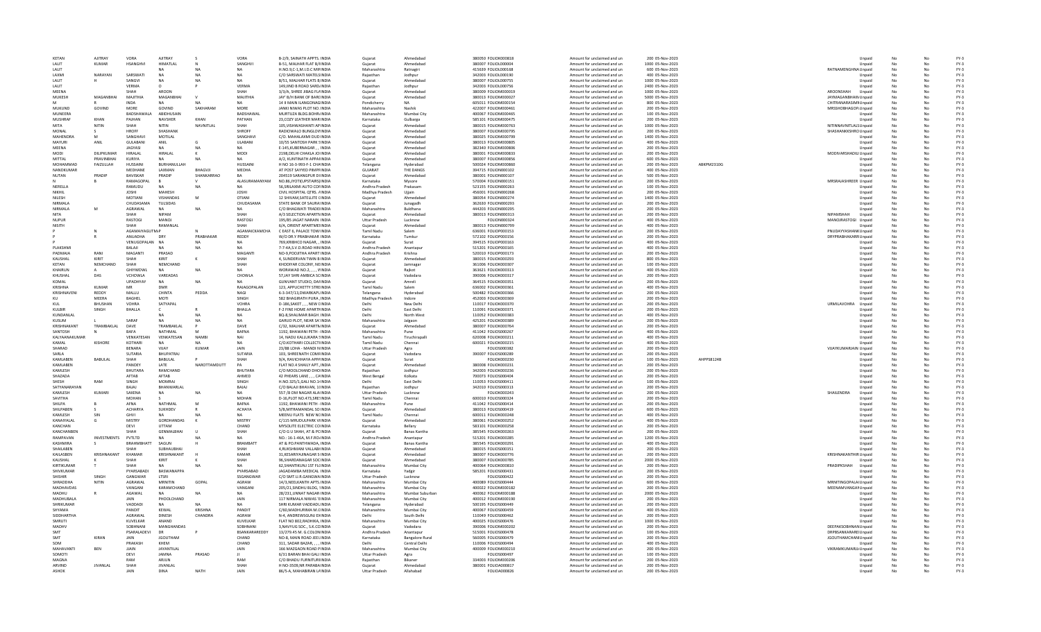| | | | | | | | | | | | | | | | | | | | |
|---|---|---|---|---|---|---|---|---|---|---|---|---|---|---|---|---|---|---|---|
| KETAN | AJITRAY | VORA | AJITRAY | S | VORA | B-2/9, SAINATH APPTS. INDIA | Gujarat | Ahmedabad | 380050 | FOLIOK000818 | Amount for unclaimed and un | 200 | 05-Nov-2023 | | | Unpaid | No | No | FY-3 |
| LALIT | KUMAR | HSANGHVI | HIMATLAL | N | SANGHVI | B-51, MALHAR FLAT B/INDIA | Gujarat | Ahmedabad | 380007 | FOLIOL000004 | Amount for unclaimed and un | 1000 | 05-Nov-2023 | | | Unpaid | No | No | FY-3 |
| LALIT | | | NA | NA | NA | H.NO.9,C-1,M.I.D.C MIFINDIA | Maharashtra | Ratnagiri | 415639 | FOLIOL000168 | Amount for unclaimed and un | 600 | 05-Nov-2023 | | RATNAMENGHNA | Unpaid | No | No | FY-3 |
| LAXMI | NARAYAN | SARSWATI | NA | NA | NA | C/O SARSWATI MATELSINDIA | Rajasthan | Jodhpur | 342003 | FOLIOL000190 | Amount for unclaimed and un | 400 | 05-Nov-2023 | | | Unpaid | No | No | FY-3 |
| LALIT | H | SANGVI | NA | NA | NA | B/51, MALHAR FLATS B/INDIA | Gujarat | Ahmedabad | 380007 | FOLIOL000755 | Amount for unclaimed and un | 1000 | 05-Nov-2023 | | | Unpaid | No | No | FY-3 |
| LALIT | | VERMA | O | P | VERMA | 149,IIND B ROAD SARDINDIA | Rajasthan | Jodhpur | 342003 | FOLIOL000756 | Amount for unclaimed and un | 2400 | 05-Nov-2023 | | | Unpaid | No | No | FY-3 |
| MEENA | | SHAH | AROON | | SHAH | 3/3/A, SHREE JIBAG FLAINDIA | Gujarat | Ahmedabad | 380009 | FOLIOM000019 | Amount for unclaimed and un | 1000 | 05-Nov-2023 | | AROONSHAH | Unpaid | No | No | FY-3 |
| MUKESH | MAGANBHAI | MAJITHIA | MAGANBHAI | V | MAJITHIA | JAY B/H BANK OF BAROINDIA | Gujarat | Ahmedabad | 380013 | FOLIOM000027 | Amount for unclaimed and un | 5000 | 05-Nov-2023 | | JAYMAGANBHAIRU | Unpaid | No | No | FY-3 |
| M | R | INDIA | NA | NA | NA | 14 II MAIN ILANGONAGINDIA | Pondicherry | NA | 605011 | FOLIOM000154 | Amount for unclaimed and un | 800 | 05-Nov-2023 | | CHITRANARASIMH | Unpaid | No | No | FY-3 |
| MUKUND | GOVIND | MORE | GOVIND | SAKHARAM | MORE | JANKI NIWAS PLOT NO. INDIA | Maharashtra | Nashik | 422007 | FOLIOM000461 | Amount for unclaimed and un | 200 | 05-Nov-2023 | | MRSSHOBHAGOPA | Unpaid | No | No | FY-3 |
| MUNEERA | | BADSHAWALA | ABIDHUSAIN | | BADSHAWAL | MURTUZA BLDG.BOHRAINDIA | Maharashtra | Mumbai City | 400067 | FOLIOM000465 | Amount for unclaimed and un | 100 | 05-Nov-2023 | | | Unpaid | No | No | FY-3 |
| MUSHRAF | KHAN | PAJHAN | NAVSHER | KHAN | PATHAN | 23,COZY LEATHER MARINDIA | Karnataka | Gulbarga | 585101 | FOLIOM000475 | Amount for unclaimed and un | 200 | 05-Nov-2023 | | | Unpaid | No | No | FY-3 |
| MITA | NITIN | SHAH | NITIN | NAVNITLAL | SHAH | 105,VISHWASHANTI APINDIA | Gujarat | Ahmedabad | 380015 | FOLIOM000763 | Amount for unclaimed and un | 1000 | 05-Nov-2023 | | NITINNAVNITLALS | Unpaid | No | No | FY-3 |
| MONAL | S | HROFF | SHASHANK | | SHROFF | RADIOWALO BUNGLOWINDIA | Gujarat | Ahmedabad | 380007 | FOLIOM000795 | Amount for unclaimed and un | 200 | 05-Nov-2023 | | SHASHANKSHROU | Unpaid | No | No | FY-3 |
| MAHENDRA | M | SANGHAVI | MOTILAL | | SANGHAVI | C/O. MAHALAXMI DUD INDIA | Gujarat | Ahmedabad | 380025 | FOLIOM000799 | Amount for unclaimed and un | 1400 | 05-Nov-2023 | | | Unpaid | No | No | FY-3 |
| MAYURI | ANIL | GULABANI | ANIL | G | ULABANI | 10/55 SANTOSH PARK SINDIA | Gujarat | Ahmedabad | 380013 | FOLIOM000805 | Amount for unclaimed and un | 400 | 05-Nov-2023 | | | Unpaid | No | No | FY-3 |
| MEENA | | JAGYASI | NA | NA | NA | E-145,KUBERNAGAR, , INDIA | Gujarat | Ahmedabad | 382340 | FOLIOM000806 | Amount for unclaimed and un | 200 | 05-Nov-2023 | | | Unpaid | No | No | FY-3 |
| MODI | DILIPKUMAR | HIRALAL | HIRALAL | K | MODI | 2198,DELHI CHAKLA ,KHINDIA | Gujarat | Ahmedabad | 380001 | FOLIOM000833 | Amount for unclaimed and un | 200 | 05-Nov-2023 | | MODIVARSHADILI | Unpaid | No | No | FY-3 |
| MITTAL | PRAVINBHAI | KURIYA | NA | NA | NA | A/2, KUNTINATH APPAINDIA | Gujarat | Ahmedabad | 380001 | FOLIOM000856 | Amount for unclaimed and un | 600 | 05-Nov-2023 | | | Unpaid | No | No | FY-3 |
| MOHAMMAD | FAIZULLAH | HUSSAINI | BURHANULLAH | | HUSSAINI | H NO 16-3-903-F-1 CHAINDIA | Telangana | Hyderabad | 500024 | FOLIOM000860 | Amount for unclaimed and un | 200 | 05-Nov-2023 | | | Unpaid | No | No | FY-3 |
| NANDKUMAR | | MEDHANE | LAXMAN | BHAGVJI | MEDHA | AT POST SAYEED PIMPRINDIA | GUJARAT | THE DANGS | 394715 | FOLION000102 | Amount for unclaimed and un | 400 | 05-Nov-2023 | ABKPM2310G | | Unpaid | No | No | FY-3 |
| NUTAN | PRADIP | BAVISKAR | PRADIP | SHANKARRAO | BA | 204519 SARANGPUR DIINDIA | Gujarat | Ahmedabad | 380001 | FOLION000107 | Amount for unclaimed and un | 500 | 05-Nov-2023 | | | Unpaid | No | No | FY-3 |
| N | B | RAMAGOPAL | B | V | ALASURAMANYAM | NO.86,JYOTIKUPSTAIRSINDIA | Karnataka | Mysore | 570004 | FOLION000151 | Amount for unclaimed and un | 200 | 05-Nov-2023 | | MRSRAJASHREER | Unpaid | No | No | FY-3 |
| NERELLA | | RAMUDU | NA | NA | NA | 56,SRILAXMI AUTO COFINDIA | Andhra Pradesh | Prakasam | 523155 | FOLION000263 | Amount for unclaimed and un | 100 | 05-Nov-2023 | | | Unpaid | No | No | FY-3 |
| NIKHIL | | JOSHI | MAHESH | | JOSHI | CIVIL HOSPITAL QTRS. INDIA | Madhya Pradesh | Ujjain | 456001 | FOLION000268 | Amount for unclaimed and un | 200 | 05-Nov-2023 | | | Unpaid | No | No | FY-3 |
| NILESH | | MOTIANI | VISHANDAS | M | OTIANI | 12 SHIVAM,SATELLITE CINDIA | Gujarat | Ahmedabad | 380054 | FOLION000274 | Amount for unclaimed and un | 1400 | 05-Nov-2023 | | | Unpaid | No | No | FY-3 |
| NIRMALA | | CHUDASAMA | TULSIDAS | | CHUDASAMA | STATE BANK OF SAURAINDIA | Gujarat | Junagadh | 362630 | FOLION000293 | Amount for unclaimed and un | 200 | 05-Nov-2023 | | | Unpaid | No | No | FY-3 |
| NIRMALA | M | AGRAWAL | NA | NA | NA | C/O BHAGWATI TRADEIINDIA | Maharashtra | Buldhana | 444203 | FOLION000295 | Amount for unclaimed and un | 200 | 05-Nov-2023 | | | Unpaid | No | No | FY-3 |
| NITA | | SHAH | NIPAM | | SHAH | A/3 SELECTION APARTNINDIA | Gujarat | Ahmedabad | 380013 | FOLION000313 | Amount for unclaimed and un | 200 | 05-Nov-2023 | | NIPAMSHAH | Unpaid | No | No | FY-3 |
| NUPUR | | RASTOGI | MANOJ | | RASTOGI | 195/85 JAGAT NARAIN INDIA | Uttar Pradesh | Lucknow | | FOLION000324 | Amount for unclaimed and un | 400 | 05-Nov-2023 | | MANOJRASTOGI | Unpaid | No | No | FY-3 |
| NISITH | | SHAH | RAMANLAL | | SHAH | 6/A, ORIENT APARTMEINDIA | Gujarat | Ahmedabad | 380013 | FOLION000799 | Amount for unclaimed and un | 400 | 05-Nov-2023 | | | Unpaid | No | No | FY-3 |
| P | N | AGAMAIYAGUTMAP | N | | AGAMAICKAMCHA | C EAST 8, PALACE TOWINDIA | Tamil Nadu | Salem | 636001 | FOLIOP000153 | Amount for unclaimed and un | 200 | 05-Nov-2023 | | PNUDAYYASHANK | Unpaid | No | No | FY-3 |
| P | R | ANUADHA | DRY | PRABHAKAR | REDDY | W/O DR.Y PRABHAKAR INDIA | Karnataka | Tumkur | 572102 | FOLIOP000156 | Amount for unclaimed and un | 200 | 05-Nov-2023 | | DRYPRABHAKARR | Unpaid | No | No | FY-3 |
| P | | VENUGOPALAN | NA | NA | NA | 769,KRIBHCO NAGAR, , INDIA | Gujarat | Surat | 394515 | FOLIOP000163 | Amount for unclaimed and un | 400 | 05-Nov-2023 | | | Unpaid | No | No | FY-3 |
| PLAKSHMI | | BALAJI | NA | NA | NA | 7-7-4A,S.V.D.ROAD HININDIA | Andhra Pradesh | Anantapur | 515201 | FOLIOP000165 | Amount for unclaimed and un | 400 | 05-Nov-2023 | | | Unpaid | No | No | FY-3 |
| PADMAJA | RANI | MAGANTI | PRASAD | | MAGANTI | NO-9,POOJITHA APARTINDIA | Andhra Pradesh | Krishna | 520010 | FOLIOP000173 | Amount for unclaimed and un | 200 | 05-Nov-2023 | | | Unpaid | No | No | FY-3 |
| KAUSHAL | KIRIT | SHAH | KIRIT | K | SHAH | 4, SUNDERVAN TWIN BINDIA | Gujarat | Ahmedabad | 380015 | FOLIOK000293 | Amount for unclaimed and un | 800 | 05-Nov-2023 | | | Unpaid | No | No | FY-3 |
| KETAN | NEMCHAND | SHAH | NEMCHAND | | SHAH | KHODIYAR COLONY, NEINDIA | Gujarat | Jamnagar | 361006 | FOLIOK000307 | Amount for unclaimed and un | 100 | 05-Nov-2023 | | | Unpaid | No | No | FY-3 |
| KHAIRUN | A | GHIYWDWL | NA | NA | NA | WORAWAD NO.2, , , , VINDIA | Gujarat | Rajkot | 363621 | FOLIOK000313 | Amount for unclaimed and un | 400 | 05-Nov-2023 | | | Unpaid | No | No | FY-3 |
| KHUSHAL | DAS | VCHOWLA | VAREADAS | | CHOWLA | 57,JAY SHRI AMBICA SCINDIA | Gujarat | Vadodara | 390006 | FOLIOK000317 | Amount for unclaimed and un | 200 | 05-Nov-2023 | | | Unpaid | No | No | FY-3 |
| KOMAL | | UPADHYAY | NA | NA | NA | GUNVANT STUDIO, DAFINDIA | Gujarat | Amreli | 364515 | FOLIOK000351 | Amount for unclaimed and un | 200 | 05-Nov-2023 | | | Unpaid | No | No | FY-3 |
| KRISHNA | KUMAR | MR | DMR | | RAJAGOPALAN | 123, APPUCHETTY STREINDIA | Tamil Nadu | Salem | 636002 | FOLIOK000361 | Amount for unclaimed and un | 400 | 05-Nov-2023 | | | Unpaid | No | No | FY-3 |
| KRISHNAVENI | REDDY | MALLU | CHINTA | PEDDA | NAGI | 6-3-347/13,DWARKAPUINDIA | Telangana | Hyderabad | 500482 | FOLIOK000366 | Amount for unclaimed and un | 200 | 05-Nov-2023 | | | Unpaid | No | No | FY-3 |
| KU | MEERA | BAGHEL | MOTI | | SINGH | 582 BHAGIRATH PURA ,INDIA | Madhya Pradesh | Indore | 452003 | FOLIOK000369 | Amount for unclaimed and un | 200 | 05-Nov-2023 | | | Unpaid | No | No | FY-3 |
| KUL | BHUSHAN | VOHRA | SATYAPAL | | VOHRA | D-186,SAKET , , , NEW DINDIA | Delhi | New Delhi | 110017 | FOLIOK000370 | Amount for unclaimed and un | 200 | 05-Nov-2023 | | URMILAVOHRA | Unpaid | No | No | FY-3 |
| KULBIR | SINGH | BHALLA | C | R | BHALLA | F-2 FINE HOME APARTMINDIA | Delhi | East Delhi | 110091 | FOLIOK000371 | Amount for unclaimed and un | 200 | 05-Nov-2023 | | | Unpaid | No | No | FY-3 |
| KUNDANLAL | | | NA | NA | NA | BQ-8,SHALIMAR BAGH INDIA | Delhi | North West | 110052 | FOLIOK000383 | Amount for unclaimed and un | 400 | 05-Nov-2023 | | | Unpaid | No | No | FY-3 |
| KUSUM | L | SARAF | NA | NA | NA | GARUD PLOT, NEAR SA INDIA | Maharashtra | Jalgaon | 425201 | FOLIOK000389 | Amount for unclaimed and un | 200 | 05-Nov-2023 | | | Unpaid | No | No | FY-3 |
| KRISHNAKANT | TRAMBAKLAL | DAVE | TRAMBAKLAL | P | DAVE | C/32, MALHAR APARTMINDIA | Gujarat | Ahmedabad | 380007 | FOLIOK000764 | Amount for unclaimed and un | 200 | 05-Nov-2023 | | | Unpaid | No | No | FY-3 |
| SANTOSH | N | BAFNA | NATHMAL | M | BAFNA | 1192, BHAWANI PETH , INDIA | Maharashtra | Pune | 411042 | FOLIOS000267 | Amount for unclaimed and un | 400 | 05-Nov-2023 | | | Unpaid | No | No | FY-3 |
| KALYAANAKUMAR | | VENKATESAN | VENKATESAN | NAMBI | NAI | 14, NAIDU KALLUKARA SINDIA | Tamil Nadu | Tiruchirapalli | 620008 | FOLIOK000211 | Amount for unclaimed and un | 400 | 05-Nov-2023 | | | Unpaid | No | No | FY-3 |
| KAMAL | KISHORE | KOTHARI | NA | NA | NA | C/O.KOTHARI COLLECTINDIA | Tamil Nadu | Chennai | 600021 | FOLIOK000215 | Amount for unclaimed and un | 400 | 05-Nov-2023 | | | Unpaid | No | No | FY-3 |
| SHARAD | | BENARA | VIJAY | KUMAR | JAIN | 23/88 LOHA - MANDI NINDIA | Uttar Pradesh | Agra | | FOLIOS000382 | Amount for unclaimed and un | 200 | 05-Nov-2023 | | VIJAYKUMARJAIN | Unpaid | No | No | FY-3 |
| SARLA | | SUTARIA | BHUPATRAJ | | SUTARIA | 103, SHREENATH COMPINDIA | Gujarat | Vadodara | 390007 | FOLIOS000289 | Amount for unclaimed and un | 200 | 05-Nov-2023 | | | Unpaid | No | No | FY-3 |
| KAMLABEN | BABULAL | SHAH | BABULAL | P | SHAH | 9/A, RAVICHHAYA APPAINDIA | Gujarat | Surat | | FOLIOK000230 | Amount for unclaimed and un | 100 | 05-Nov-2023 | AHPPS8124B | | Unpaid | No | No | FY-3 |
| KAMLABEN | | PANDEY | LATE | NAROTTAMDUTT | PA | FLAT NO.4 SHAILY APT.,INDIA | Gujarat | Ahmedabad | 380008 | FOLIOK000231 | Amount for unclaimed and un | 200 | 05-Nov-2023 | | | Unpaid | No | No | FY-3 |
| KAMLESH | | BHUTARA | RAMCHAND | | BHUTARA | C/O MOOLCHAND DHOINDIA | Rajasthan | Jodhpur | 342003 | FOLIOK000236 | Amount for unclaimed and un | 200 | 05-Nov-2023 | | | Unpaid | No | No | FY-3 |
| SHAZADA | | AFTAB | AFTAB | | AHMED | 42 PHEARS LANE , , , CAINDIA | West Bengal | Kolkata | 700073 | FOLIOS000404 | Amount for unclaimed and un | 200 | 05-Nov-2023 | | | Unpaid | No | No | FY-3 |
| SHESH | RAM | SINGH | MOMRAJ | | SINGH | H.NO.325/1,GALI NO.3 INDIA | Delhi | East Delhi | 110053 | FOLIOS000411 | Amount for unclaimed and un | 100 | 05-Nov-2023 | | | Unpaid | No | No | FY-3 |
| SATYANARAYAN | | BAJAJ | BHANWARLAL | | BAJAJ | C/O BALAJI BHAVAN, 1 INDIA | Rajasthan | Jodhpur | 342010 | FOLIOS000313 | Amount for unclaimed and un | 200 | 05-Nov-2023 | | | Unpaid | No | No | FY-3 |
| KAMLESH | KUMARI | SAXENA | NA | NA | NA | 557 /8 OM NAGAR ALAINDIA | Uttar Pradesh | Lucknow | | FOLIOK000243 | Amount for unclaimed and un | 200 | 05-Nov-2023 | | SHAILENDRA | Unpaid | No | No | FY-3 |
| SAVITHA | | MOHAN | S | | MOHAN | D-16,PLOT NO.475,SREINDIA | Tamil Nadu | Chennai | 600010 | FOLIOS000324 | Amount for unclaimed and un | 200 | 05-Nov-2023 | | | Unpaid | No | No | FY-3 |
| SHILPA | B | AFNA | NATHMAL | M | BAFNA | 1192, BHAWANI PETH - INDIA | Maharashtra | Pune | 411042 | FOLIOS000414 | Amount for unclaimed and un | 200 | 05-Nov-2023 | | | Unpaid | No | No | FY-3 |
| SHILPABEN | S | ACHARYA | SUKHDEV | R | ACHARYA | 5/B,MITRANANDAL SO INDIA | Gujarat | Ahmedabad | 380013 | FOLIOS000419 | Amount for unclaimed and un | 600 | 05-Nov-2023 | | | Unpaid | No | No | FY-3 |
| KAMLESH | SIN | GHVI | NA | NA | NA | MEENU FLATS NEW NOINDIA | Tamil Nadu | Chennai | 600041 | FOLIOK000248 | Amount for unclaimed and un | 400 | 05-Nov-2023 | | | Unpaid | No | No | FY-3 |
| KANAIYALAL | G | MISTRY | GORDHANDAS | K | MISTRY | C/115 MRUDULPARK VINDIA | Gujarat | Ahmedabad | 380061 | FOLIOK000252 | Amount for unclaimed and un | 400 | 05-Nov-2023 | | | Unpaid | No | No | FY-3 |
| KANCHAN | | DEVI | UTTAM | | CHAND | MYSOLITE ELECTRIC COINDIA | Karnataka | Bellary | 583101 | FOLIOK000258 | Amount for unclaimed and un | 200 | 05-Nov-2023 | | | Unpaid | No | No | FY-3 |
| KANCHANBEN | | SHAH | GEMMALBHAI | U | SHAH | C/O G U SHAH, AT & POINDIA | Gujarat | Banas Kantha | 385545 | FOLIOK000263 | Amount for unclaimed and un | 200 | 05-Nov-2023 | | | Unpaid | No | No | FY-3 |
| RAMPAVAN | INVESTMENTS | PVTLTD | NA | NA | NA | NO.: 16-1-46A, M.F.RD.INDIA | Andhra Pradesh | Anantapur | 515201 | FOLIOR000285 | Amount for unclaimed and un | 1200 | 05-Nov-2023 | | | Unpaid | No | No | FY-3 |
| KASHMIRA | S | BRAHMBHATT | SAGUN | | BRAMBATT | AT & PO.PANTHWADA, INDIA | Gujarat | Banas Kantha | 385545 | FOLIOK000291 | Amount for unclaimed and un | 400 | 05-Nov-2023 | | | Unpaid | No | No | FY-3 |
| SHAILABEN | | SHAH | SUBHAUBHAI | | SHAH | 4,RUKSHMANI VALLABHINDIA | Gujarat | Ahmedabad | 380015 | FOLIOS000351 | Amount for unclaimed and un | 200 | 05-Nov-2023 | | | Unpaid | No | No | FY-3 |
| KAILASBEN | KRISHNAKANT | KHAMAR | KRISHNAKANT | H | KAMAR | 31,KESARIYAJINAGAR S INDIA | Gujarat | Ahmedabad | 380007 | FOLIOK000776 | Amount for unclaimed and un | 200 | 05-Nov-2023 | | KRISHNAKANTHR | Unpaid | No | No | FY-3 |
| KAUSHAL | | SHAH | KIRIT | K | SHAH | 96,SHARDANAGAR SOCINDIA | Gujarat | Ahmedabad | 380007 | FOLIOK000785 | Amount for unclaimed and un | 2000 | 05-Nov-2023 | | | Unpaid | No | No | FY-3 |
| KIRTIKUMAR | T | SHAH | NA | NA | NA | 62,SHANTIKUNJ 1ST FLINDIA | Maharashtra | Mumbai City | 400064 | FOLIOK000810 | Amount for unclaimed and un | 200 | 05-Nov-2023 | | PRADIPKSHAH | Unpaid | No | No | FY-3 |
| SHIVKUMAR | | PYARSABADI | BASWANAPPA | | PYARSABAD | JAGADAMBA MEDICAL INDIA | Karnataka | Yadgir | 585201 | FOLIOS000431 | Amount for unclaimed and un | 200 | 05-Nov-2023 | | | Unpaid | No | No | FY-3 |
| SHISHIR | SINGH | GANGWAR | LTSRI | | SSGANGWAR | C/O SMT.U.R.GANGWAINDIA | Uttar Pradesh | Lucknow | | FOLIOS000422 | Amount for unclaimed and un | 200 | 05-Nov-2023 | | | Unpaid | No | No | FY-3 |
| SHRADDHA | NITIN | AGRAWAL | MRNITIN | GOPAL | AGRAW | 14/3,NEELKANTH APTS.INDIA | Maharashtra | Mumbai City | 400089 | FOLIOS000444 | Amount for unclaimed and un | 600 | 05-Nov-2023 | | MRNITINGOPALAI | Unpaid | No | No | FY-3 |
| MADHAVDAS | | VANGANI | KARAMCHAND | | VANGANI | 205/21,SINDHU BLDG, INDIA | Maharashtra | Mumbai City | 400022 | FOLIOM000182 | Amount for unclaimed and un | 200 | 05-Nov-2023 | | MEENAMVANGAN | Unpaid | No | No | FY-3 |
| MADHU | R | AGAWAL | NA | NA | NA | 28/231,UNNAT NAGAR INDIA | Maharashtra | Mumbai Suburban | 400062 | FOLIOM000188 | Amount for unclaimed and un | 2000 | 05-Nov-2023 | | | Unpaid | No | No | FY-3 |
| MADHUBALA | | JAIN | PHOOLCHAND | | JAIN | 117 NIRMALA NIWAS 'EINDIA | Maharashtra | Mumbai City | 400012 | FOLIOM000190 | Amount for unclaimed and un | 200 | 05-Nov-2023 | | | Unpaid | No | No | FY-3 |
| SHRIKUMAR | | VADDADI | NA | NA | NA | SHRI KUMAR VADDADI,INDIA | Telangana | Hyderabad | 500195 | FOLIOS000449 | Amount for unclaimed and un | 200 | 05-Nov-2023 | | | Unpaid | No | No | FY-3 |
| SHYAMA | | PANDIT | KEWAL | KRISHNA | PANDIT | C/60,MADHURIMA M.CINDIA | Maharashtra | Mumbai City | 400067 | FOLIOS000459 | Amount for unclaimed and un | 400 | 05-Nov-2023 | | | Unpaid | No | No | FY-3 |
| SIDDHARTHA | | AGRAWAL | DINESH | CHANDRA | AGRAW | N-4, ANDREWSGUNJ EINDIA | Delhi | South Delhi | 110049 | FOLIOS000462 | Amount for unclaimed and un | 200 | 05-Nov-2023 | | | Unpaid | No | No | FY-3 |
| SMRUTI | | KUVELKAR | ANAND | | KUVELKAR | FLAT NO B02,RADHIKA, INDIA | Maharashtra | Mumbai City | 400025 | FOLIOS000476 | Amount for unclaimed and un | 1000 | 05-Nov-2023 | | | Unpaid | No | No | FY-3 |
| MADHV | | SOBHNANI | MANGHANDAS | | SOBHNANI | 3,NAVYUG SOC., S.K.COINDIA | Gujarat | Vadodara | 390006 | FOLIOM000202 | Amount for unclaimed and un | 200 | 05-Nov-2023 | | DEEPAKSOBHNAN | Unpaid | No | No | FY-3 |
| SMT | | PSARALADEVI | DR | P | BSANKARAREDDY | 13/279,45 M. G.COLONINDIA | Andhra Pradesh | Anantapur | 515001 | FOLIOS000478 | Amount for unclaimed and un | 100 | 05-Nov-2023 | | DRPBSANKARARE | Unpaid | No | No | FY-3 |
| SMT | KIRAN | JAIN | JGOUTHAM | | CHAND | NO-8, MAIN ROAD JEEVINDIA | Karnataka | Bangalore Rural | 560005 | FOLIOS000479 | Amount for unclaimed and un | 200 | 05-Nov-2023 | | JGOUTHAMCHANI | Unpaid | No | No | FY-3 |
| SOM | | PRAKASH | KHEM | | CHAND | 311, SADAR BAZAR, , , INDIA | Delhi | Central Delhi | 110006 | FOLIOS000494 | Amount for unclaimed and un | 400 | 05-Nov-2023 | | | Unpaid | No | No | FY-3 |
| MAHAVANTI | BEN | JAIN | JAYANTILAL | | JAIN | 166 MAZGAON ROAD PINDIA | Maharashtra | Mumbai City | 400009 | FOLIOM000210 | Amount for unclaimed and un | 200 | 05-Nov-2023 | | VIKRAMKUMARJ | Unpaid | No | No | FY-3 |
| SOMOTI | | DEVI | JAMNA | PRASAD | JI | 6/31 BARAN BHAI GALI INDIA | Uttar Pradesh | Agra | | FOLIOS000497 | Amount for unclaimed and un | 100 | 05-Nov-2023 | | | Unpaid | No | No | FY-3 |
| MAGNA | | RAM | ARJUN | | RAM | C/O BHADU FURNITURIINDIA | Rajasthan | Bikaner | 334003 | FOLIOM000206 | Amount for unclaimed and un | 200 | 05-Nov-2023 | | | Unpaid | No | No | FY-3 |
| ARVIND | JIVANLAL | SHAH | JIVANLAL | | SHAH | H NO-3509,NR PARABAINDIA | Gujarat | Ahmedabad | 380001 | FOLIOA000817 | Amount for unclaimed and un | 200 | 05-Nov-2023 | | | Unpaid | No | No | FY-3 |
| ASHOK | | JAIN | DINA | NATH | JAIN | 86/5-A, MAHABIRAN LAINDIA | Uttar Pradesh | Allahabad | | FOLIOA000826 | Amount for unclaimed and un | 200 | 05-Nov-2023 | | | Unpaid | No | No | FY-3 |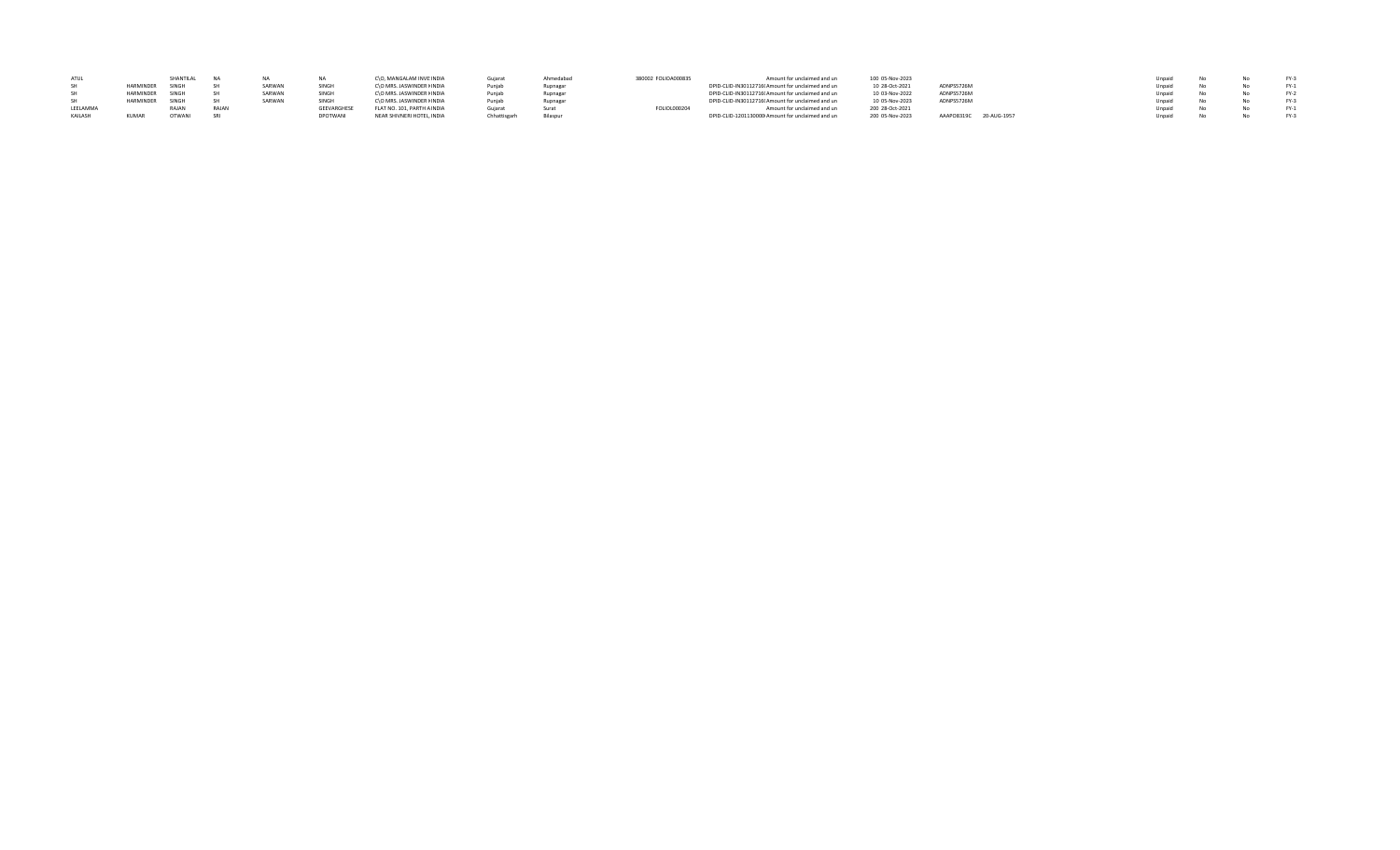| | | | | | | | | | | | | | | | | | | | | | | | |
|---|---|---|---|---|---|---|---|---|---|---|---|---|---|---|---|---|---|---|---|---|---|---|---|
| ATUL | | SHANTILAL | NA | NA | NA | C\O, MANGALAM INVE INDIA | Gujarat | Ahmedabad | 380002 | FOLIOA000835 | | Amount for unclaimed and un | 100 | 05-Nov-2023 | | | | | | Unpaid | No | No | FY-3 |
| SH | HARMINDER | SINGH | SH | SARWAN | SINGH | C\O MRS. JASWINDER KINDIA | Punjab | Rupnagar | | | DPID-CLID-IN30112716( | Amount for unclaimed and un | 10 | 28-Oct-2021 | ADNPS5726M | | | | | Unpaid | No | No | FY-1 |
| SH | HARMINDER | SINGH | SH | SARWAN | SINGH | C\O MRS. JASWINDER KINDIA | Punjab | Rupnagar | | | DPID-CLID-IN30112716( | Amount for unclaimed and un | 10 | 03-Nov-2022 | ADNPS5726M | | | | | Unpaid | No | No | FY-2 |
| SH | HARMINDER | SINGH | SH | SARWAN | SINGH | C\O MRS. JASWINDER KINDIA | Punjab | Rupnagar | | | DPID-CLID-IN30112716( | Amount for unclaimed and un | 10 | 05-Nov-2023 | ADNPS5726M | | | | | Unpaid | No | No | FY-3 |
| LEELAMMA | | RAJAN | RAJAN | | GEEVARGHESE | FLAT NO. 101, PARTH AINDIA | Gujarat | Surat | | FOLIOL000204 | | Amount for unclaimed and un | 200 | 28-Oct-2021 | | | | | | Unpaid | No | No | FY-1 |
| KAILASH | KUMAR | OTWANI | SRI | | DPOTWANI | NEAR SHIVNERI HOTEL, INDIA | Chhattisgarh | Bilaspur | | | DPID-CLID-1201130000 | Amount for unclaimed and un | 200 | 05-Nov-2023 | AAAPO8319C | 20-AUG-1957 | | | | Unpaid | No | No | FY-3 |